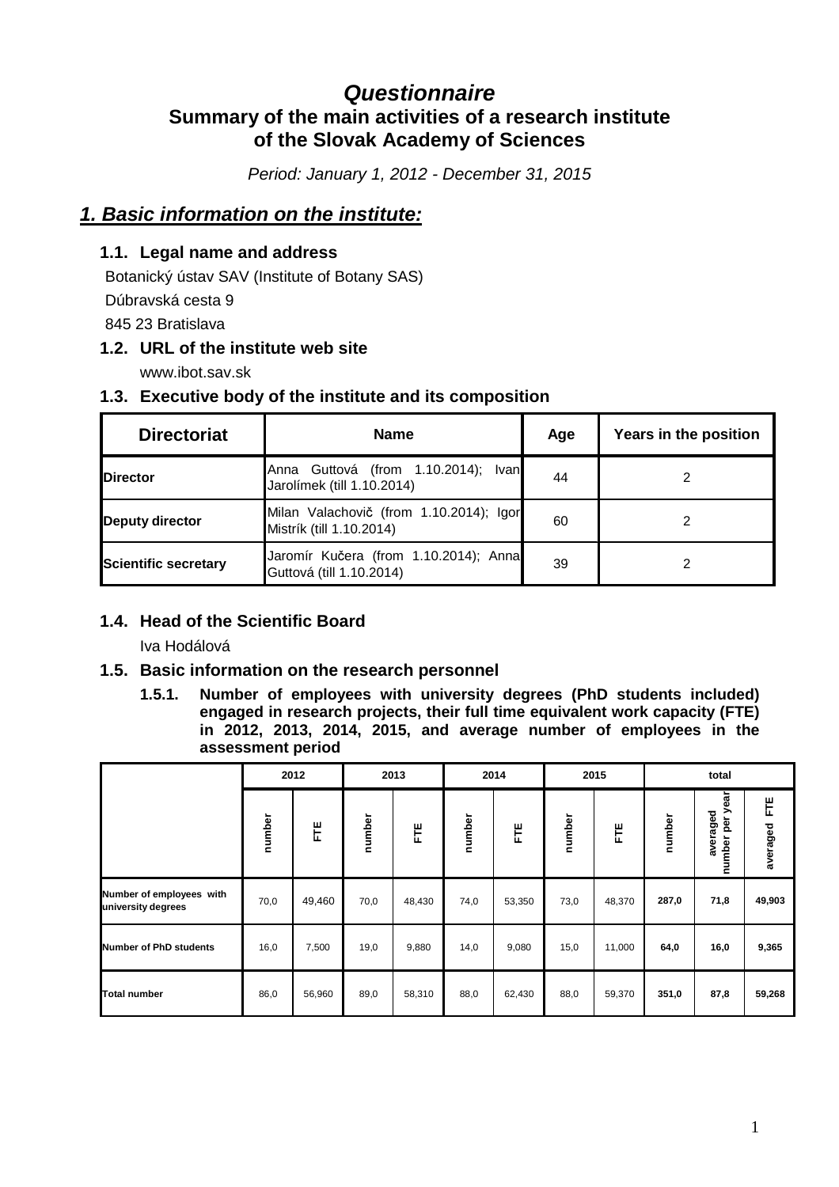# *Questionnaire*
## Summary of the main activities of a research institute of the Slovak Academy of Sciences

*Period: January 1, 2012 - December 31, 2015*

## *1. Basic information on the institute:*

### 1.1. Legal name and address

Botanický ústav SAV (Institute of Botany SAS)

Dúbravská cesta 9

845 23 Bratislava

### 1.2. URL of the institute web site

www.ibot.sav.sk

### 1.3. Executive body of the institute and its composition

| Directoriat | Name | Age | Years in the position |
|---|---|---|---|
| **Director** | Anna Guttová (from 1.10.2014); Ivan Jarolímek (till 1.10.2014) | 44 | 2 |
| **Deputy director** | Milan Valachovič (from 1.10.2014); Igor Mistrík (till 1.10.2014) | 60 | 2 |
| **Scientific secretary** | Jaromír Kučera (from 1.10.2014); Anna Guttová (till 1.10.2014) | 39 | 2 |

### 1.4. Head of the Scientific Board

Iva Hodálová

### 1.5. Basic information on the research personnel

**1.5.1. Number of employees with university degrees (PhD students included) engaged in research projects, their full time equivalent work capacity (FTE) in 2012, 2013, 2014, 2015, and average number of employees in the assessment period**

| | 2012 | | 2013 | | 2014 | | 2015 | | total | | |
|---|---|---|---|---|---|---|---|---|---|---|---|
| | number | FTE | number | FTE | number | FTE | number | FTE | number | averaged number per year | averaged FTE |
| **Number of employees with university degrees** | 70,0 | 49,460 | 70,0 | 48,430 | 74,0 | 53,350 | 73,0 | 48,370 | **287,0** | **71,8** | **49,903** |
| **Number of PhD students** | 16,0 | 7,500 | 19,0 | 9,880 | 14,0 | 9,080 | 15,0 | 11,000 | **64,0** | **16,0** | **9,365** |
| **Total number** | 86,0 | 56,960 | 89,0 | 58,310 | 88,0 | 62,430 | 88,0 | 59,370 | **351,0** | **87,8** | **59,268** |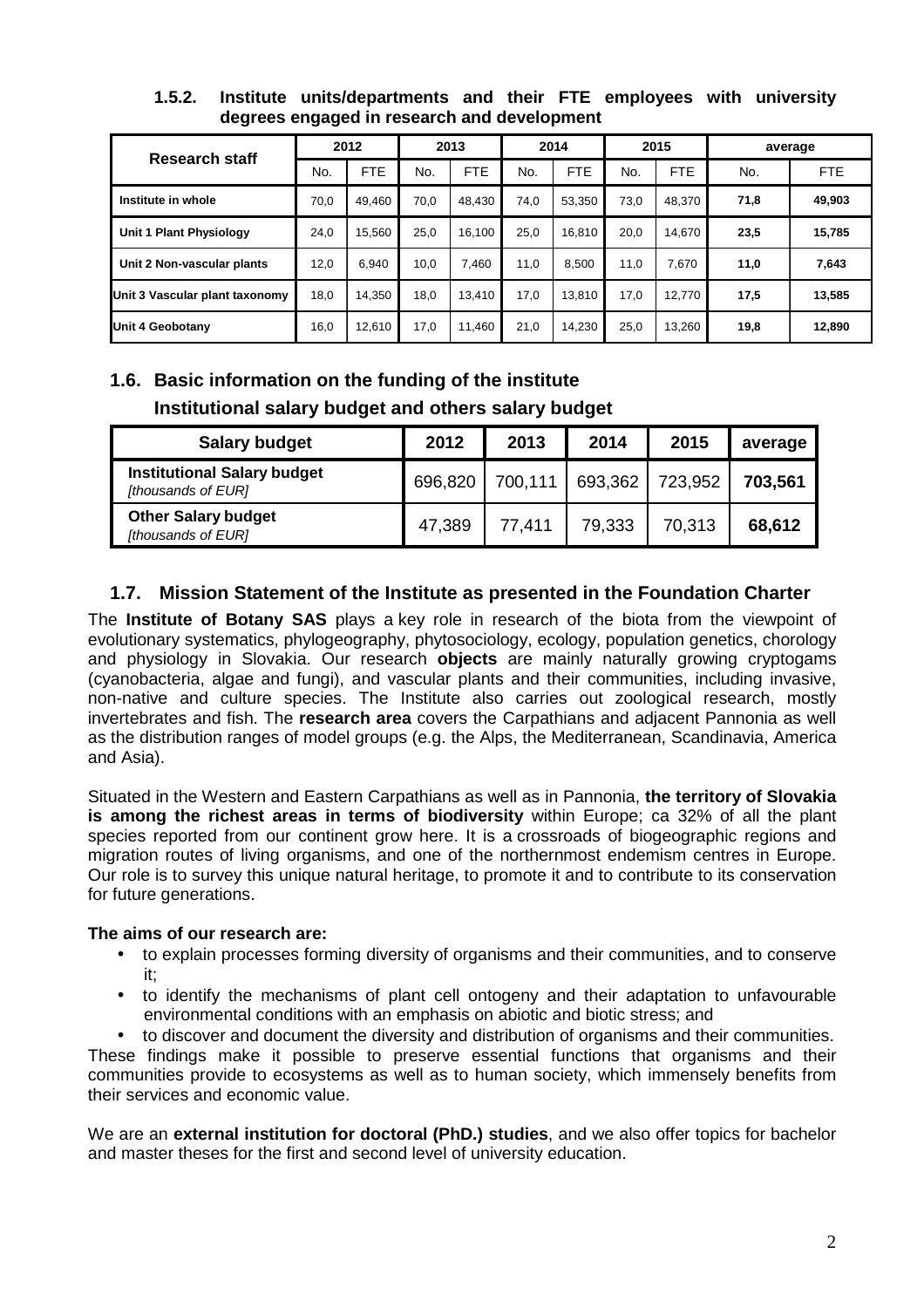### 1.5.2. Institute units/departments and their FTE employees with university degrees engaged in research and development

| Research staff | 2012 | | 2013 | | 2014 | | 2015 | | average | |
|---|---|---|---|---|---|---|---|---|---|---|
| | No. | FTE | No. | FTE | No. | FTE | No. | FTE | No. | FTE |
| **Institute in whole** | 70,0 | 49,460 | 70,0 | 48,430 | 74,0 | 53,350 | 73,0 | 48,370 | **71,8** | **49,903** |
| **Unit 1 Plant Physiology** | 24,0 | 15,560 | 25,0 | 16,100 | 25,0 | 16,810 | 20,0 | 14,670 | **23,5** | **15,785** |
| **Unit 2 Non-vascular plants** | 12,0 | 6,940 | 10,0 | 7,460 | 11,0 | 8,500 | 11,0 | 7,670 | **11,0** | **7,643** |
| **Unit 3 Vascular plant taxonomy** | 18,0 | 14,350 | 18,0 | 13,410 | 17,0 | 13,810 | 17,0 | 12,770 | **17,5** | **13,585** |
| **Unit 4 Geobotany** | 16,0 | 12,610 | 17,0 | 11,460 | 21,0 | 14,230 | 25,0 | 13,260 | **19,8** | **12,890** |

## 1.6. Basic information on the funding of the institute

### Institutional salary budget and others salary budget

| Salary budget | 2012 | 2013 | 2014 | 2015 | average |
|---|---|---|---|---|---|
| **Institutional Salary budget** *[thousands of EUR]* | 696,820 | 700,111 | 693,362 | 723,952 | **703,561** |
| **Other Salary budget** *[thousands of EUR]* | 47,389 | 77,411 | 79,333 | 70,313 | **68,612** |

## 1.7. Mission Statement of the Institute as presented in the Foundation Charter

The **Institute of Botany SAS** plays a key role in research of the biota from the viewpoint of evolutionary systematics, phylogeography, phytosociology, ecology, population genetics, chorology and physiology in Slovakia. Our research **objects** are mainly naturally growing cryptogams (cyanobacteria, algae and fungi), and vascular plants and their communities, including invasive, non-native and culture species. The Institute also carries out zoological research, mostly invertebrates and fish. The **research area** covers the Carpathians and adjacent Pannonia as well as the distribution ranges of model groups (e.g. the Alps, the Mediterranean, Scandinavia, America and Asia).

Situated in the Western and Eastern Carpathians as well as in Pannonia, **the territory of Slovakia is among the richest areas in terms of biodiversity** within Europe; ca 32% of all the plant species reported from our continent grow here. It is a crossroads of biogeographic regions and migration routes of living organisms, and one of the northernmost endemism centres in Europe. Our role is to survey this unique natural heritage, to promote it and to contribute to its conservation for future generations.

**The aims of our research are:**

- to explain processes forming diversity of organisms and their communities, and to conserve it;
- to identify the mechanisms of plant cell ontogeny and their adaptation to unfavourable environmental conditions with an emphasis on abiotic and biotic stress; and
- to discover and document the diversity and distribution of organisms and their communities.

These findings make it possible to preserve essential functions that organisms and their communities provide to ecosystems as well as to human society, which immensely benefits from their services and economic value.

We are an **external institution for doctoral (PhD.) studies**, and we also offer topics for bachelor and master theses for the first and second level of university education.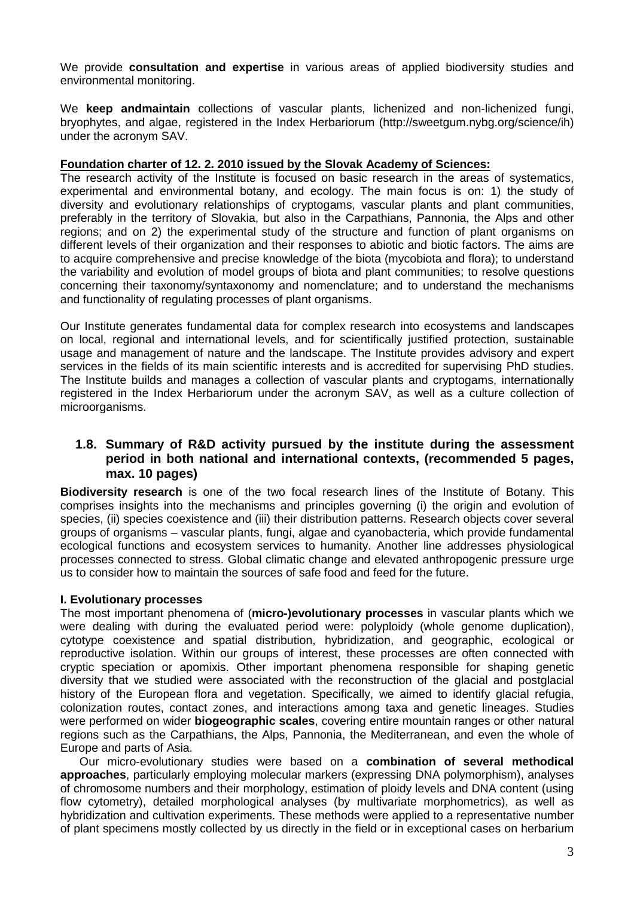We provide **consultation and expertise** in various areas of applied biodiversity studies and environmental monitoring.

We **keep andmaintain** collections of vascular plants, lichenized and non-lichenized fungi, bryophytes, and algae, registered in the Index Herbariorum (http://sweetgum.nybg.org/science/ih) under the acronym SAV.

**Foundation charter of 12. 2. 2010 issued by the Slovak Academy of Sciences:**

The research activity of the Institute is focused on basic research in the areas of systematics, experimental and environmental botany, and ecology. The main focus is on: 1) the study of diversity and evolutionary relationships of cryptogams, vascular plants and plant communities, preferably in the territory of Slovakia, but also in the Carpathians, Pannonia, the Alps and other regions; and on 2) the experimental study of the structure and function of plant organisms on different levels of their organization and their responses to abiotic and biotic factors. The aims are to acquire comprehensive and precise knowledge of the biota (mycobiota and flora); to understand the variability and evolution of model groups of biota and plant communities; to resolve questions concerning their taxonomy/syntaxonomy and nomenclature; and to understand the mechanisms and functionality of regulating processes of plant organisms.

Our Institute generates fundamental data for complex research into ecosystems and landscapes on local, regional and international levels, and for scientifically justified protection, sustainable usage and management of nature and the landscape. The Institute provides advisory and expert services in the fields of its main scientific interests and is accredited for supervising PhD studies. The Institute builds and manages a collection of vascular plants and cryptogams, internationally registered in the Index Herbariorum under the acronym SAV, as well as a culture collection of microorganisms.

### 1.8. Summary of R&D activity pursued by the institute during the assessment period in both national and international contexts, (recommended 5 pages, max. 10 pages)

**Biodiversity research** is one of the two focal research lines of the Institute of Botany. This comprises insights into the mechanisms and principles governing (i) the origin and evolution of species, (ii) species coexistence and (iii) their distribution patterns. Research objects cover several groups of organisms – vascular plants, fungi, algae and cyanobacteria, which provide fundamental ecological functions and ecosystem services to humanity. Another line addresses physiological processes connected to stress. Global climatic change and elevated anthropogenic pressure urge us to consider how to maintain the sources of safe food and feed for the future.

**I. Evolutionary processes**

The most important phenomena of (**micro-)evolutionary processes** in vascular plants which we were dealing with during the evaluated period were: polyploidy (whole genome duplication), cytotype coexistence and spatial distribution, hybridization, and geographic, ecological or reproductive isolation. Within our groups of interest, these processes are often connected with cryptic speciation or apomixis. Other important phenomena responsible for shaping genetic diversity that we studied were associated with the reconstruction of the glacial and postglacial history of the European flora and vegetation. Specifically, we aimed to identify glacial refugia, colonization routes, contact zones, and interactions among taxa and genetic lineages. Studies were performed on wider **biogeographic scales**, covering entire mountain ranges or other natural regions such as the Carpathians, the Alps, Pannonia, the Mediterranean, and even the whole of Europe and parts of Asia.

Our micro-evolutionary studies were based on a **combination of several methodical approaches**, particularly employing molecular markers (expressing DNA polymorphism), analyses of chromosome numbers and their morphology, estimation of ploidy levels and DNA content (using flow cytometry), detailed morphological analyses (by multivariate morphometrics), as well as hybridization and cultivation experiments. These methods were applied to a representative number of plant specimens mostly collected by us directly in the field or in exceptional cases on herbarium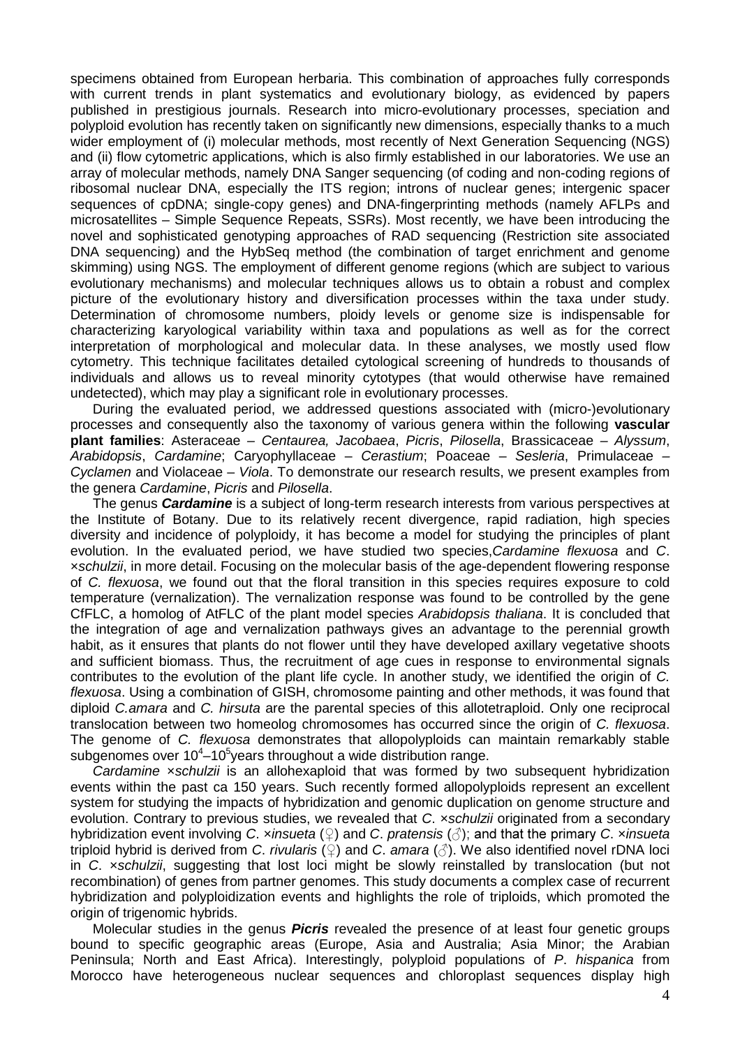specimens obtained from European herbaria. This combination of approaches fully corresponds with current trends in plant systematics and evolutionary biology, as evidenced by papers published in prestigious journals. Research into micro-evolutionary processes, speciation and polyploid evolution has recently taken on significantly new dimensions, especially thanks to a much wider employment of (i) molecular methods, most recently of Next Generation Sequencing (NGS) and (ii) flow cytometric applications, which is also firmly established in our laboratories. We use an array of molecular methods, namely DNA Sanger sequencing (of coding and non-coding regions of ribosomal nuclear DNA, especially the ITS region; introns of nuclear genes; intergenic spacer sequences of cpDNA; single-copy genes) and DNA-fingerprinting methods (namely AFLPs and microsatellites – Simple Sequence Repeats, SSRs). Most recently, we have been introducing the novel and sophisticated genotyping approaches of RAD sequencing (Restriction site associated DNA sequencing) and the HybSeq method (the combination of target enrichment and genome skimming) using NGS. The employment of different genome regions (which are subject to various evolutionary mechanisms) and molecular techniques allows us to obtain a robust and complex picture of the evolutionary history and diversification processes within the taxa under study. Determination of chromosome numbers, ploidy levels or genome size is indispensable for characterizing karyological variability within taxa and populations as well as for the correct interpretation of morphological and molecular data. In these analyses, we mostly used flow cytometry. This technique facilitates detailed cytological screening of hundreds to thousands of individuals and allows us to reveal minority cytotypes (that would otherwise have remained undetected), which may play a significant role in evolutionary processes.

During the evaluated period, we addressed questions associated with (micro-)evolutionary processes and consequently also the taxonomy of various genera within the following **vascular plant families**: Asteraceae – *Centaurea, Jacobaea*, *Picris*, *Pilosella*, Brassicaceae – *Alyssum*, *Arabidopsis*, *Cardamine*; Caryophyllaceae – *Cerastium*; Poaceae – *Sesleria*, Primulaceae – *Cyclamen* and Violaceae – *Viola*. To demonstrate our research results, we present examples from the genera *Cardamine*, *Picris* and *Pilosella*.

The genus ***Cardamine*** is a subject of long-term research interests from various perspectives at the Institute of Botany. Due to its relatively recent divergence, rapid radiation, high species diversity and incidence of polyploidy, it has become a model for studying the principles of plant evolution. In the evaluated period, we have studied two species,*Cardamine flexuosa* and *C*. ×*schulzii*, in more detail. Focusing on the molecular basis of the age-dependent flowering response of *C. flexuosa*, we found out that the floral transition in this species requires exposure to cold temperature (vernalization). The vernalization response was found to be controlled by the gene CfFLC, a homolog of AtFLC of the plant model species *Arabidopsis thaliana*. It is concluded that the integration of age and vernalization pathways gives an advantage to the perennial growth habit, as it ensures that plants do not flower until they have developed axillary vegetative shoots and sufficient biomass. Thus, the recruitment of age cues in response to environmental signals contributes to the evolution of the plant life cycle. In another study, we identified the origin of *C. flexuosa*. Using a combination of GISH, chromosome painting and other methods, it was found that diploid *C.amara* and *C. hirsuta* are the parental species of this allotetraploid. Only one reciprocal translocation between two homeolog chromosomes has occurred since the origin of *C. flexuosa*. The genome of *C. flexuosa* demonstrates that allopolyploids can maintain remarkably stable subgenomes over $10^4$–$10^5$years throughout a wide distribution range.

*Cardamine* ×*schulzii* is an allohexaploid that was formed by two subsequent hybridization events within the past ca 150 years. Such recently formed allopolyploids represent an excellent system for studying the impacts of hybridization and genomic duplication on genome structure and evolution. Contrary to previous studies, we revealed that *C*. ×*schulzii* originated from a secondary hybridization event involving *C*. ×*insueta* (♀) and *C*. *pratensis* (♂); and that the primary *C*. ×*insueta* triploid hybrid is derived from *C*. *rivularis* (♀) and *C*. *amara* (♂). We also identified novel rDNA loci in *C*. ×*schulzii*, suggesting that lost loci might be slowly reinstalled by translocation (but not recombination) of genes from partner genomes. This study documents a complex case of recurrent hybridization and polyploidization events and highlights the role of triploids, which promoted the origin of trigenomic hybrids.

Molecular studies in the genus ***Picris*** revealed the presence of at least four genetic groups bound to specific geographic areas (Europe, Asia and Australia; Asia Minor; the Arabian Peninsula; North and East Africa). Interestingly, polyploid populations of *P*. *hispanica* from Morocco have heterogeneous nuclear sequences and chloroplast sequences display high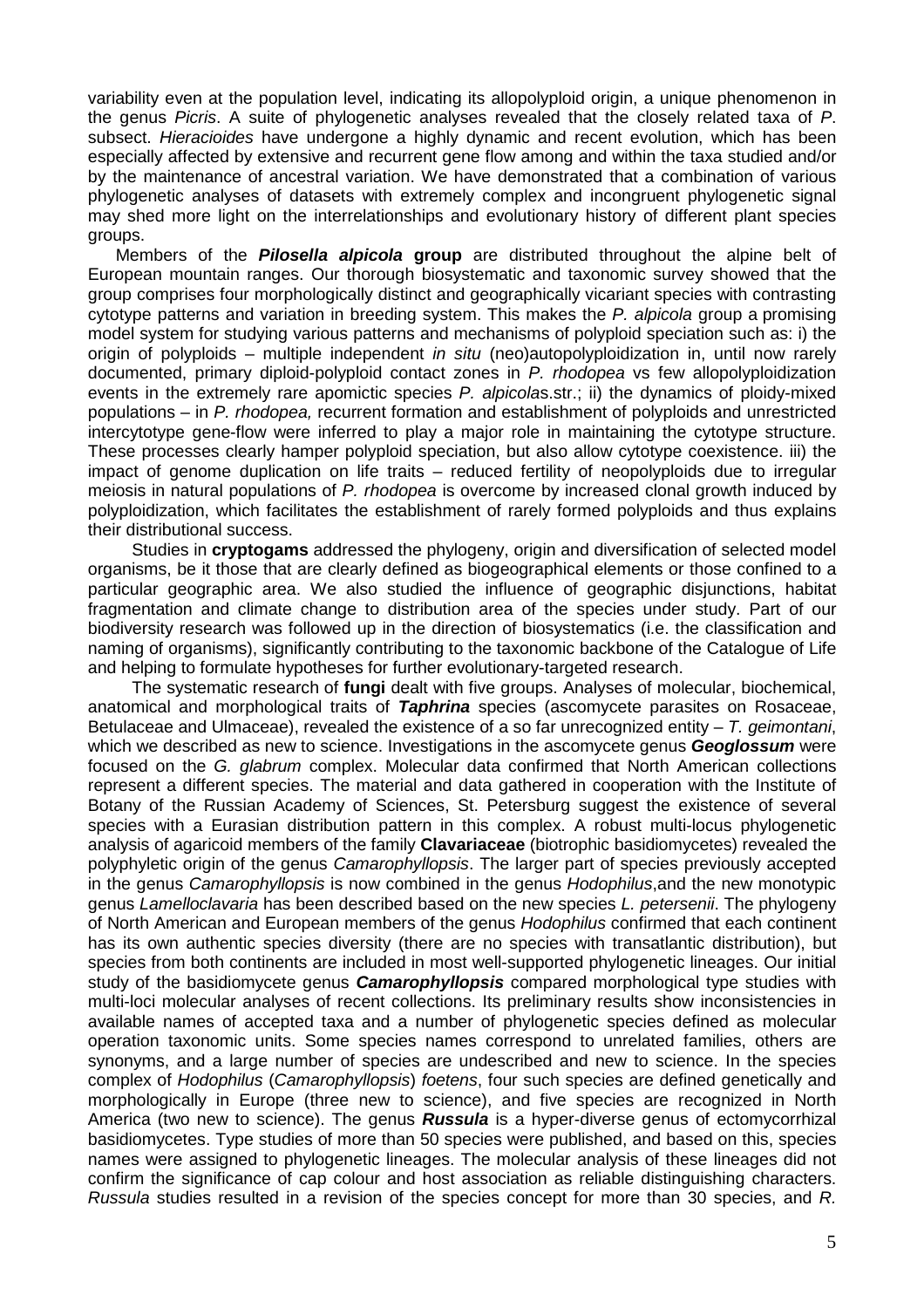variability even at the population level, indicating its allopolyploid origin, a unique phenomenon in the genus *Picris*. A suite of phylogenetic analyses revealed that the closely related taxa of *P.* subsect. *Hieracioides* have undergone a highly dynamic and recent evolution, which has been especially affected by extensive and recurrent gene flow among and within the taxa studied and/or by the maintenance of ancestral variation. We have demonstrated that a combination of various phylogenetic analyses of datasets with extremely complex and incongruent phylogenetic signal may shed more light on the interrelationships and evolutionary history of different plant species groups.

Members of the ***Pilosella alpicola*** **group** are distributed throughout the alpine belt of European mountain ranges. Our thorough biosystematic and taxonomic survey showed that the group comprises four morphologically distinct and geographically vicariant species with contrasting cytotype patterns and variation in breeding system. This makes the *P. alpicola* group a promising model system for studying various patterns and mechanisms of polyploid speciation such as: i) the origin of polyploids – multiple independent *in situ* (neo)autopolyploidization in, until now rarely documented, primary diploid-polyploid contact zones in *P. rhodopea* vs few allopolyploidization events in the extremely rare apomictic species *P. alpicola*s.str.; ii) the dynamics of ploidy-mixed populations – in *P. rhodopea,* recurrent formation and establishment of polyploids and unrestricted intercytotype gene-flow were inferred to play a major role in maintaining the cytotype structure. These processes clearly hamper polyploid speciation, but also allow cytotype coexistence. iii) the impact of genome duplication on life traits – reduced fertility of neopolyploids due to irregular meiosis in natural populations of *P. rhodopea* is overcome by increased clonal growth induced by polyploidization, which facilitates the establishment of rarely formed polyploids and thus explains their distributional success.

Studies in **cryptogams** addressed the phylogeny, origin and diversification of selected model organisms, be it those that are clearly defined as biogeographical elements or those confined to a particular geographic area. We also studied the influence of geographic disjunctions, habitat fragmentation and climate change to distribution area of the species under study. Part of our biodiversity research was followed up in the direction of biosystematics (i.e. the classification and naming of organisms), significantly contributing to the taxonomic backbone of the Catalogue of Life and helping to formulate hypotheses for further evolutionary-targeted research.

The systematic research of **fungi** dealt with five groups. Analyses of molecular, biochemical, anatomical and morphological traits of ***Taphrina*** species (ascomycete parasites on Rosaceae, Betulaceae and Ulmaceae), revealed the existence of a so far unrecognized entity – *T. geimontani*, which we described as new to science. Investigations in the ascomycete genus ***Geoglossum*** were focused on the *G. glabrum* complex. Molecular data confirmed that North American collections represent a different species. The material and data gathered in cooperation with the Institute of Botany of the Russian Academy of Sciences, St. Petersburg suggest the existence of several species with a Eurasian distribution pattern in this complex. A robust multi-locus phylogenetic analysis of agaricoid members of the family **Clavariaceae** (biotrophic basidiomycetes) revealed the polyphyletic origin of the genus *Camarophyllopsis*. The larger part of species previously accepted in the genus *Camarophyllopsis* is now combined in the genus *Hodophilus*,and the new monotypic genus *Lamelloclavaria* has been described based on the new species *L. petersenii*. The phylogeny of North American and European members of the genus *Hodophilus* confirmed that each continent has its own authentic species diversity (there are no species with transatlantic distribution), but species from both continents are included in most well-supported phylogenetic lineages. Our initial study of the basidiomycete genus ***Camarophyllopsis*** compared morphological type studies with multi-loci molecular analyses of recent collections. Its preliminary results show inconsistencies in available names of accepted taxa and a number of phylogenetic species defined as molecular operation taxonomic units. Some species names correspond to unrelated families, others are synonyms, and a large number of species are undescribed and new to science. In the species complex of *Hodophilus* (*Camarophyllopsis*) *foetens*, four such species are defined genetically and morphologically in Europe (three new to science), and five species are recognized in North America (two new to science). The genus ***Russula*** is a hyper-diverse genus of ectomycorrhizal basidiomycetes. Type studies of more than 50 species were published, and based on this, species names were assigned to phylogenetic lineages. The molecular analysis of these lineages did not confirm the significance of cap colour and host association as reliable distinguishing characters. *Russula* studies resulted in a revision of the species concept for more than 30 species, and *R.*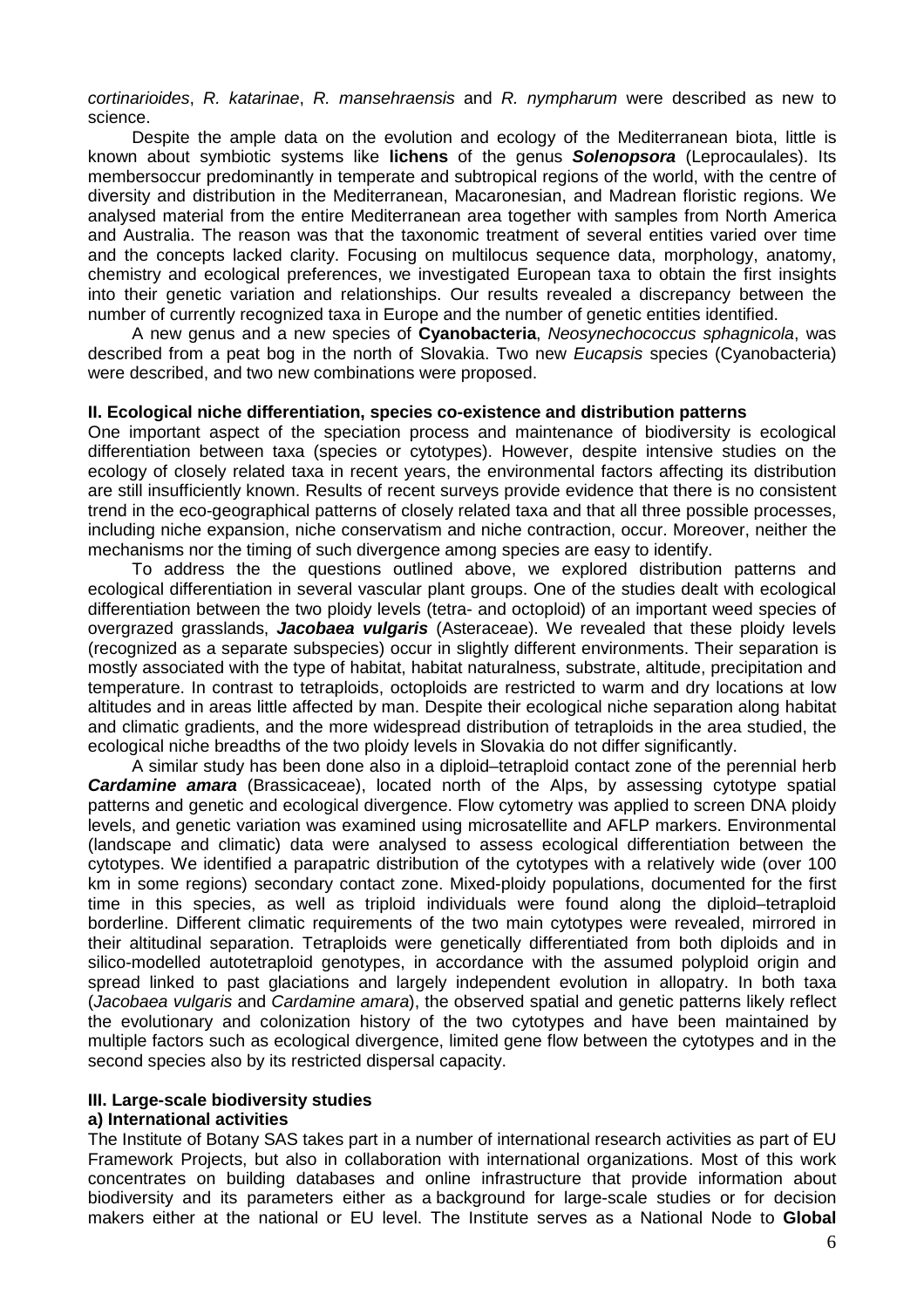*cortinarioides*, *R. katarinae*, *R. mansehraensis* and *R. nympharum* were described as new to science.

Despite the ample data on the evolution and ecology of the Mediterranean biota, little is known about symbiotic systems like **lichens** of the genus ***Solenopsora*** (Leprocaulales). Its membersoccur predominantly in temperate and subtropical regions of the world, with the centre of diversity and distribution in the Mediterranean, Macaronesian, and Madrean floristic regions. We analysed material from the entire Mediterranean area together with samples from North America and Australia. The reason was that the taxonomic treatment of several entities varied over time and the concepts lacked clarity. Focusing on multilocus sequence data, morphology, anatomy, chemistry and ecological preferences, we investigated European taxa to obtain the first insights into their genetic variation and relationships. Our results revealed a discrepancy between the number of currently recognized taxa in Europe and the number of genetic entities identified.

A new genus and a new species of **Cyanobacteria**, *Neosynechococcus sphagnicola*, was described from a peat bog in the north of Slovakia. Two new *Eucapsis* species (Cyanobacteria) were described, and two new combinations were proposed.

### II. Ecological niche differentiation, species co-existence and distribution patterns

One important aspect of the speciation process and maintenance of biodiversity is ecological differentiation between taxa (species or cytotypes). However, despite intensive studies on the ecology of closely related taxa in recent years, the environmental factors affecting its distribution are still insufficiently known. Results of recent surveys provide evidence that there is no consistent trend in the eco-geographical patterns of closely related taxa and that all three possible processes, including niche expansion, niche conservatism and niche contraction, occur. Moreover, neither the mechanisms nor the timing of such divergence among species are easy to identify.

To address the the questions outlined above, we explored distribution patterns and ecological differentiation in several vascular plant groups. One of the studies dealt with ecological differentiation between the two ploidy levels (tetra- and octoploid) of an important weed species of overgrazed grasslands, ***Jacobaea vulgaris*** (Asteraceae). We revealed that these ploidy levels (recognized as a separate subspecies) occur in slightly different environments. Their separation is mostly associated with the type of habitat, habitat naturalness, substrate, altitude, precipitation and temperature. In contrast to tetraploids, octoploids are restricted to warm and dry locations at low altitudes and in areas little affected by man. Despite their ecological niche separation along habitat and climatic gradients, and the more widespread distribution of tetraploids in the area studied, the ecological niche breadths of the two ploidy levels in Slovakia do not differ significantly.

A similar study has been done also in a diploid–tetraploid contact zone of the perennial herb ***Cardamine amara*** (Brassicaceae), located north of the Alps, by assessing cytotype spatial patterns and genetic and ecological divergence. Flow cytometry was applied to screen DNA ploidy levels, and genetic variation was examined using microsatellite and AFLP markers. Environmental (landscape and climatic) data were analysed to assess ecological differentiation between the cytotypes. We identified a parapatric distribution of the cytotypes with a relatively wide (over 100 km in some regions) secondary contact zone. Mixed-ploidy populations, documented for the first time in this species, as well as triploid individuals were found along the diploid–tetraploid borderline. Different climatic requirements of the two main cytotypes were revealed, mirrored in their altitudinal separation. Tetraploids were genetically differentiated from both diploids and in silico-modelled autotetraploid genotypes, in accordance with the assumed polyploid origin and spread linked to past glaciations and largely independent evolution in allopatry. In both taxa (*Jacobaea vulgaris* and *Cardamine amara*), the observed spatial and genetic patterns likely reflect the evolutionary and colonization history of the two cytotypes and have been maintained by multiple factors such as ecological divergence, limited gene flow between the cytotypes and in the second species also by its restricted dispersal capacity.

### III. Large-scale biodiversity studies

#### a) International activities

The Institute of Botany SAS takes part in a number of international research activities as part of EU Framework Projects, but also in collaboration with international organizations. Most of this work concentrates on building databases and online infrastructure that provide information about biodiversity and its parameters either as a background for large-scale studies or for decision makers either at the national or EU level. The Institute serves as a National Node to **Global**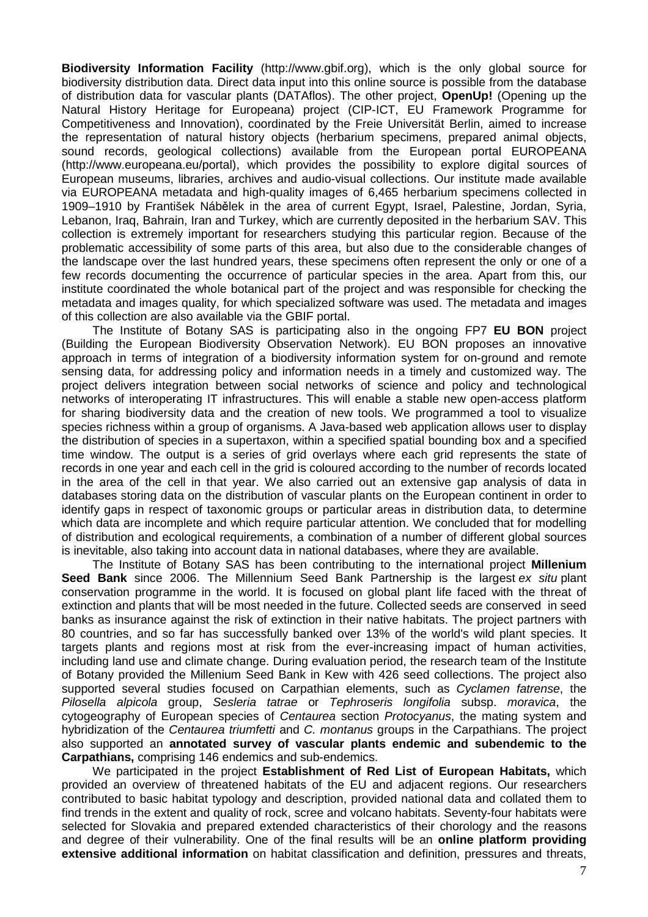**Biodiversity Information Facility** (http://www.gbif.org), which is the only global source for biodiversity distribution data. Direct data input into this online source is possible from the database of distribution data for vascular plants (DATAflos). The other project, **OpenUp!** (Opening up the Natural History Heritage for Europeana) project (CIP-ICT, EU Framework Programme for Competitiveness and Innovation), coordinated by the Freie Universität Berlin, aimed to increase the representation of natural history objects (herbarium specimens, prepared animal objects, sound records, geological collections) available from the European portal EUROPEANA (http://www.europeana.eu/portal), which provides the possibility to explore digital sources of European museums, libraries, archives and audio-visual collections. Our institute made available via EUROPEANA metadata and high-quality images of 6,465 herbarium specimens collected in 1909–1910 by František Nábělek in the area of current Egypt, Israel, Palestine, Jordan, Syria, Lebanon, Iraq, Bahrain, Iran and Turkey, which are currently deposited in the herbarium SAV. This collection is extremely important for researchers studying this particular region. Because of the problematic accessibility of some parts of this area, but also due to the considerable changes of the landscape over the last hundred years, these specimens often represent the only or one of a few records documenting the occurrence of particular species in the area. Apart from this, our institute coordinated the whole botanical part of the project and was responsible for checking the metadata and images quality, for which specialized software was used. The metadata and images of this collection are also available via the GBIF portal.

The Institute of Botany SAS is participating also in the ongoing FP7 **EU BON** project (Building the European Biodiversity Observation Network). EU BON proposes an innovative approach in terms of integration of a biodiversity information system for on-ground and remote sensing data, for addressing policy and information needs in a timely and customized way. The project delivers integration between social networks of science and policy and technological networks of interoperating IT infrastructures. This will enable a stable new open-access platform for sharing biodiversity data and the creation of new tools. We programmed a tool to visualize species richness within a group of organisms. A Java-based web application allows user to display the distribution of species in a supertaxon, within a specified spatial bounding box and a specified time window. The output is a series of grid overlays where each grid represents the state of records in one year and each cell in the grid is coloured according to the number of records located in the area of the cell in that year. We also carried out an extensive gap analysis of data in databases storing data on the distribution of vascular plants on the European continent in order to identify gaps in respect of taxonomic groups or particular areas in distribution data, to determine which data are incomplete and which require particular attention. We concluded that for modelling of distribution and ecological requirements, a combination of a number of different global sources is inevitable, also taking into account data in national databases, where they are available.

The Institute of Botany SAS has been contributing to the international project **Millenium Seed Bank** since 2006. The Millennium Seed Bank Partnership is the largest *ex situ* plant conservation programme in the world. It is focused on global plant life faced with the threat of extinction and plants that will be most needed in the future. Collected seeds are conserved in seed banks as insurance against the risk of extinction in their native habitats. The project partners with 80 countries, and so far has successfully banked over 13% of the world's wild plant species. It targets plants and regions most at risk from the ever-increasing impact of human activities, including land use and climate change. During evaluation period, the research team of the Institute of Botany provided the Millenium Seed Bank in Kew with 426 seed collections. The project also supported several studies focused on Carpathian elements, such as *Cyclamen fatrense*, the *Pilosella alpicola* group, *Sesleria tatrae* or *Tephroseris longifolia* subsp. *moravica*, the cytogeography of European species of *Centaurea* section *Protocyanus*, the mating system and hybridization of the *Centaurea triumfetti* and *C. montanus* groups in the Carpathians. The project also supported an **annotated survey of vascular plants endemic and subendemic to the Carpathians,** comprising 146 endemics and sub-endemics.

We participated in the project **Establishment of Red List of European Habitats,** which provided an overview of threatened habitats of the EU and adjacent regions. Our researchers contributed to basic habitat typology and description, provided national data and collated them to find trends in the extent and quality of rock, scree and volcano habitats. Seventy-four habitats were selected for Slovakia and prepared extended characteristics of their chorology and the reasons and degree of their vulnerability. One of the final results will be an **online platform providing extensive additional information** on habitat classification and definition, pressures and threats,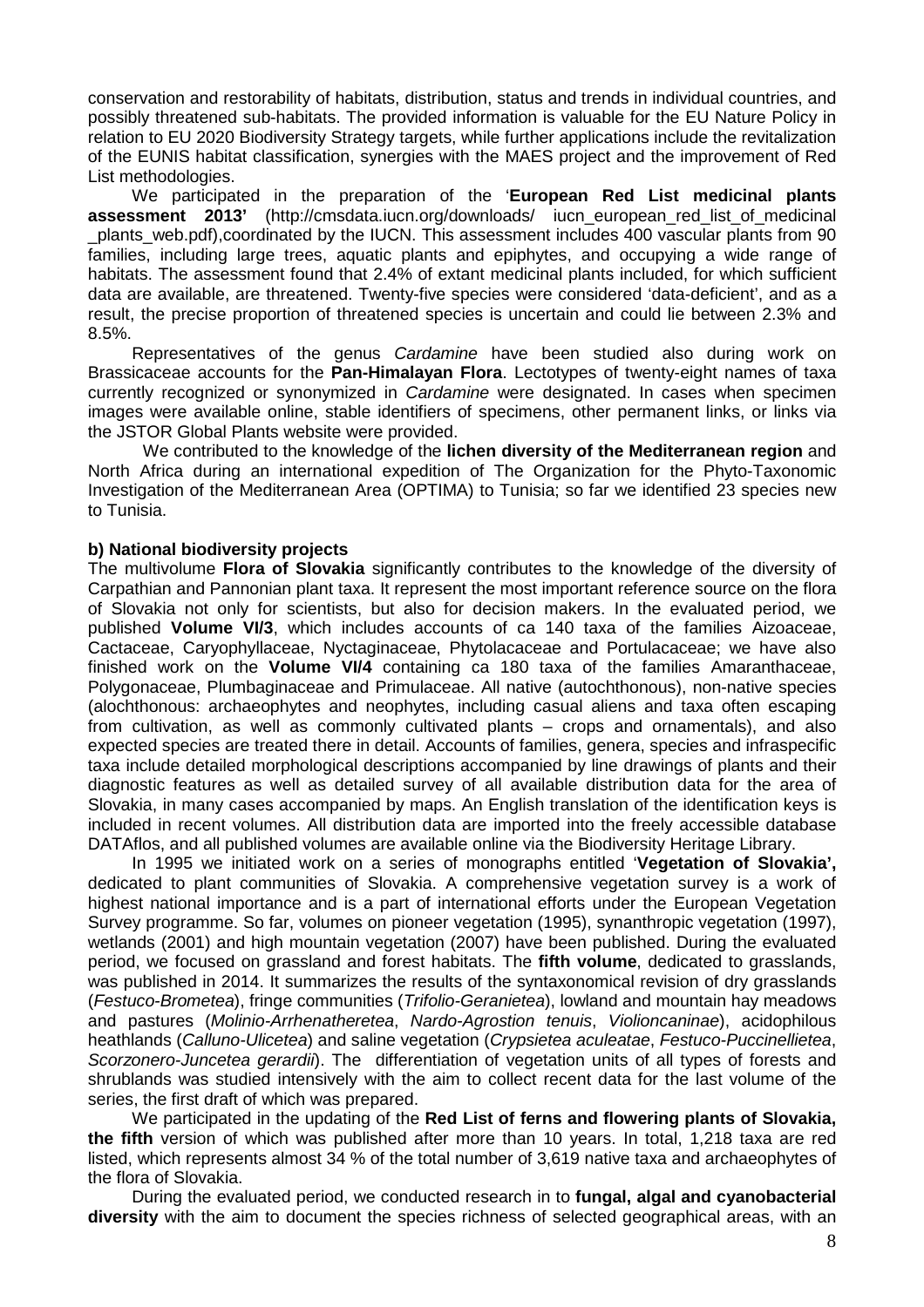conservation and restorability of habitats, distribution, status and trends in individual countries, and possibly threatened sub-habitats. The provided information is valuable for the EU Nature Policy in relation to EU 2020 Biodiversity Strategy targets, while further applications include the revitalization of the EUNIS habitat classification, synergies with the MAES project and the improvement of Red List methodologies.

We participated in the preparation of the '**European Red List medicinal plants assessment 2013'** (http://cmsdata.iucn.org/downloads/ iucn_european_red_list_of_medicinal _plants_web.pdf),coordinated by the IUCN. This assessment includes 400 vascular plants from 90 families, including large trees, aquatic plants and epiphytes, and occupying a wide range of habitats. The assessment found that 2.4% of extant medicinal plants included, for which sufficient data are available, are threatened. Twenty-five species were considered 'data-deficient', and as a result, the precise proportion of threatened species is uncertain and could lie between 2.3% and 8.5%.

Representatives of the genus *Cardamine* have been studied also during work on Brassicaceae accounts for the **Pan-Himalayan Flora**. Lectotypes of twenty-eight names of taxa currently recognized or synonymized in *Cardamine* were designated. In cases when specimen images were available online, stable identifiers of specimens, other permanent links, or links via the JSTOR Global Plants website were provided.

We contributed to the knowledge of the **lichen diversity of the Mediterranean region** and North Africa during an international expedition of The Organization for the Phyto-Taxonomic Investigation of the Mediterranean Area (OPTIMA) to Tunisia; so far we identified 23 species new to Tunisia.

**b) National biodiversity projects**

The multivolume **Flora of Slovakia** significantly contributes to the knowledge of the diversity of Carpathian and Pannonian plant taxa. It represent the most important reference source on the flora of Slovakia not only for scientists, but also for decision makers. In the evaluated period, we published **Volume VI/3**, which includes accounts of ca 140 taxa of the families Aizoaceae, Cactaceae, Caryophyllaceae, Nyctaginaceae, Phytolacaceae and Portulacaceae; we have also finished work on the **Volume VI/4** containing ca 180 taxa of the families Amaranthaceae, Polygonaceae, Plumbaginaceae and Primulaceae. All native (autochthonous), non-native species (alochthonous: archaeophytes and neophytes, including casual aliens and taxa often escaping from cultivation, as well as commonly cultivated plants – crops and ornamentals), and also expected species are treated there in detail. Accounts of families, genera, species and infraspecific taxa include detailed morphological descriptions accompanied by line drawings of plants and their diagnostic features as well as detailed survey of all available distribution data for the area of Slovakia, in many cases accompanied by maps. An English translation of the identification keys is included in recent volumes. All distribution data are imported into the freely accessible database DATAflos, and all published volumes are available online via the Biodiversity Heritage Library.

In 1995 we initiated work on a series of monographs entitled '**Vegetation of Slovakia',** dedicated to plant communities of Slovakia. A comprehensive vegetation survey is a work of highest national importance and is a part of international efforts under the European Vegetation Survey programme. So far, volumes on pioneer vegetation (1995), synanthropic vegetation (1997), wetlands (2001) and high mountain vegetation (2007) have been published. During the evaluated period, we focused on grassland and forest habitats. The **fifth volume**, dedicated to grasslands, was published in 2014. It summarizes the results of the syntaxonomical revision of dry grasslands (*Festuco-Brometea*), fringe communities (*Trifolio-Geranietea*), lowland and mountain hay meadows and pastures (*Molinio-Arrhenatheretea*, *Nardo-Agrostion tenuis*, *Violioncaninae*), acidophilous heathlands (*Calluno-Ulicetea*) and saline vegetation (*Crypsietea aculeatae*, *Festuco-Puccinellietea*, *Scorzonero-Juncetea gerardii*). The differentiation of vegetation units of all types of forests and shrublands was studied intensively with the aim to collect recent data for the last volume of the series, the first draft of which was prepared.

We participated in the updating of the **Red List of ferns and flowering plants of Slovakia, the fifth** version of which was published after more than 10 years. In total, 1,218 taxa are red listed, which represents almost 34 % of the total number of 3,619 native taxa and archaeophytes of the flora of Slovakia.

During the evaluated period, we conducted research in to **fungal, algal and cyanobacterial diversity** with the aim to document the species richness of selected geographical areas, with an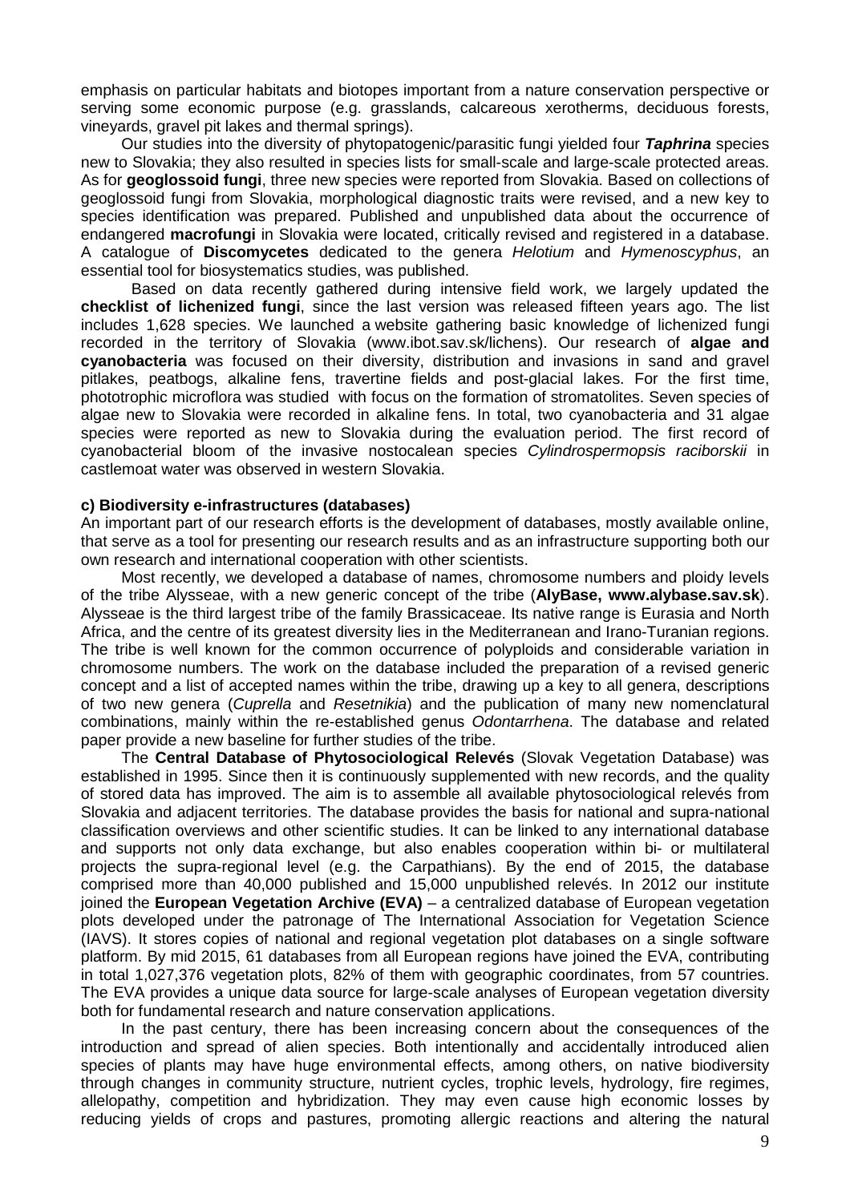emphasis on particular habitats and biotopes important from a nature conservation perspective or serving some economic purpose (e.g. grasslands, calcareous xerotherms, deciduous forests, vineyards, gravel pit lakes and thermal springs).

Our studies into the diversity of phytopatogenic/parasitic fungi yielded four ***Taphrina*** species new to Slovakia; they also resulted in species lists for small-scale and large-scale protected areas. As for **geoglossoid fungi**, three new species were reported from Slovakia. Based on collections of geoglossoid fungi from Slovakia, morphological diagnostic traits were revised, and a new key to species identification was prepared. Published and unpublished data about the occurrence of endangered **macrofungi** in Slovakia were located, critically revised and registered in a database. A catalogue of **Discomycetes** dedicated to the genera *Helotium* and *Hymenoscyphus*, an essential tool for biosystematics studies, was published.

Based on data recently gathered during intensive field work, we largely updated the **checklist of lichenized fungi**, since the last version was released fifteen years ago. The list includes 1,628 species. We launched a website gathering basic knowledge of lichenized fungi recorded in the territory of Slovakia (www.ibot.sav.sk/lichens). Our research of **algae and cyanobacteria** was focused on their diversity, distribution and invasions in sand and gravel pitlakes, peatbogs, alkaline fens, travertine fields and post-glacial lakes. For the first time, phototrophic microflora was studied with focus on the formation of stromatolites. Seven species of algae new to Slovakia were recorded in alkaline fens. In total, two cyanobacteria and 31 algae species were reported as new to Slovakia during the evaluation period. The first record of cyanobacterial bloom of the invasive nostocalean species *Cylindrospermopsis raciborskii* in castlemoat water was observed in western Slovakia.

**c) Biodiversity e-infrastructures (databases)**

An important part of our research efforts is the development of databases, mostly available online, that serve as a tool for presenting our research results and as an infrastructure supporting both our own research and international cooperation with other scientists.

Most recently, we developed a database of names, chromosome numbers and ploidy levels of the tribe Alysseae, with a new generic concept of the tribe (**AlyBase, www.alybase.sav.sk**). Alysseae is the third largest tribe of the family Brassicaceae. Its native range is Eurasia and North Africa, and the centre of its greatest diversity lies in the Mediterranean and Irano-Turanian regions. The tribe is well known for the common occurrence of polyploids and considerable variation in chromosome numbers. The work on the database included the preparation of a revised generic concept and a list of accepted names within the tribe, drawing up a key to all genera, descriptions of two new genera (*Cuprella* and *Resetnikia*) and the publication of many new nomenclatural combinations, mainly within the re-established genus *Odontarrhena*. The database and related paper provide a new baseline for further studies of the tribe.

The **Central Database of Phytosociological Relevés** (Slovak Vegetation Database) was established in 1995. Since then it is continuously supplemented with new records, and the quality of stored data has improved. The aim is to assemble all available phytosociological relevés from Slovakia and adjacent territories. The database provides the basis for national and supra-national classification overviews and other scientific studies. It can be linked to any international database and supports not only data exchange, but also enables cooperation within bi- or multilateral projects the supra-regional level (e.g. the Carpathians). By the end of 2015, the database comprised more than 40,000 published and 15,000 unpublished relevés. In 2012 our institute joined the **European Vegetation Archive (EVA)** – a centralized database of European vegetation plots developed under the patronage of The International Association for Vegetation Science (IAVS). It stores copies of national and regional vegetation plot databases on a single software platform. By mid 2015, 61 databases from all European regions have joined the EVA, contributing in total 1,027,376 vegetation plots, 82% of them with geographic coordinates, from 57 countries. The EVA provides a unique data source for large-scale analyses of European vegetation diversity both for fundamental research and nature conservation applications.

In the past century, there has been increasing concern about the consequences of the introduction and spread of alien species. Both intentionally and accidentally introduced alien species of plants may have huge environmental effects, among others, on native biodiversity through changes in community structure, nutrient cycles, trophic levels, hydrology, fire regimes, allelopathy, competition and hybridization. They may even cause high economic losses by reducing yields of crops and pastures, promoting allergic reactions and altering the natural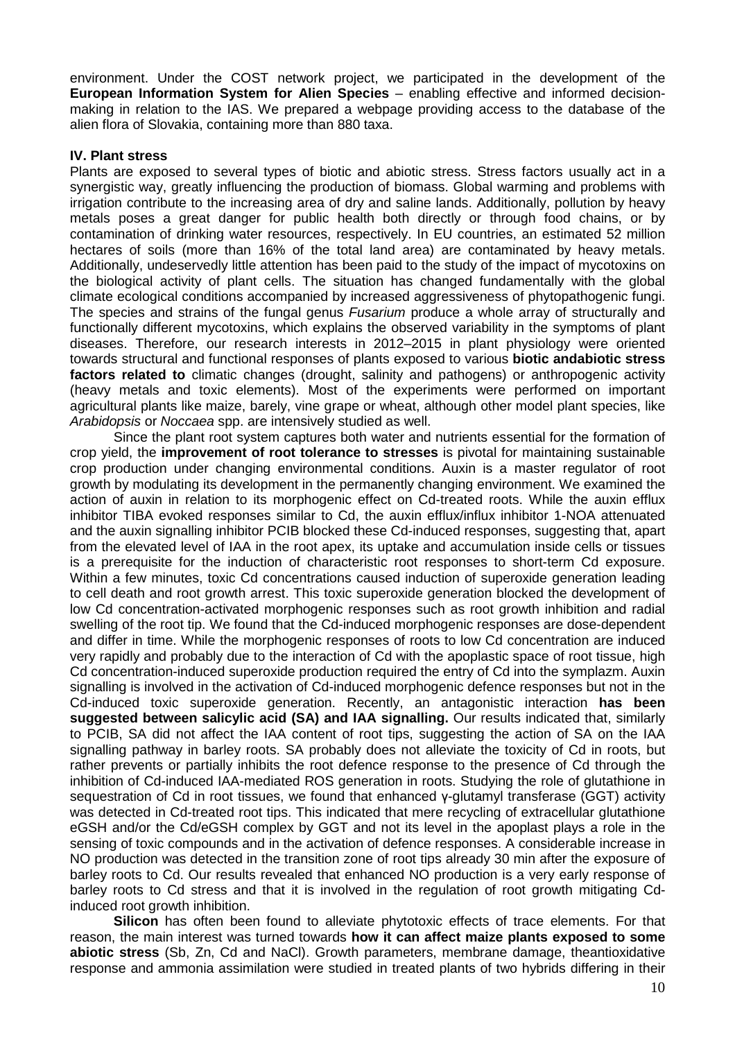environment. Under the COST network project, we participated in the development of the **European Information System for Alien Species** – enabling effective and informed decision-making in relation to the IAS. We prepared a webpage providing access to the database of the alien flora of Slovakia, containing more than 880 taxa.

### IV. Plant stress

Plants are exposed to several types of biotic and abiotic stress. Stress factors usually act in a synergistic way, greatly influencing the production of biomass. Global warming and problems with irrigation contribute to the increasing area of dry and saline lands. Additionally, pollution by heavy metals poses a great danger for public health both directly or through food chains, or by contamination of drinking water resources, respectively. In EU countries, an estimated 52 million hectares of soils (more than 16% of the total land area) are contaminated by heavy metals. Additionally, undeservedly little attention has been paid to the study of the impact of mycotoxins on the biological activity of plant cells. The situation has changed fundamentally with the global climate ecological conditions accompanied by increased aggressiveness of phytopathogenic fungi. The species and strains of the fungal genus *Fusarium* produce a whole array of structurally and functionally different mycotoxins, which explains the observed variability in the symptoms of plant diseases. Therefore, our research interests in 2012–2015 in plant physiology were oriented towards structural and functional responses of plants exposed to various **biotic andabiotic stress factors related to** climatic changes (drought, salinity and pathogens) or anthropogenic activity (heavy metals and toxic elements). Most of the experiments were performed on important agricultural plants like maize, barely, vine grape or wheat, although other model plant species, like *Arabidopsis* or *Noccaea* spp. are intensively studied as well.

Since the plant root system captures both water and nutrients essential for the formation of crop yield, the **improvement of root tolerance to stresses** is pivotal for maintaining sustainable crop production under changing environmental conditions. Auxin is a master regulator of root growth by modulating its development in the permanently changing environment. We examined the action of auxin in relation to its morphogenic effect on Cd-treated roots. While the auxin efflux inhibitor TIBA evoked responses similar to Cd, the auxin efflux/influx inhibitor 1-NOA attenuated and the auxin signalling inhibitor PCIB blocked these Cd-induced responses, suggesting that, apart from the elevated level of IAA in the root apex, its uptake and accumulation inside cells or tissues is a prerequisite for the induction of characteristic root responses to short-term Cd exposure. Within a few minutes, toxic Cd concentrations caused induction of superoxide generation leading to cell death and root growth arrest. This toxic superoxide generation blocked the development of low Cd concentration-activated morphogenic responses such as root growth inhibition and radial swelling of the root tip. We found that the Cd-induced morphogenic responses are dose-dependent and differ in time. While the morphogenic responses of roots to low Cd concentration are induced very rapidly and probably due to the interaction of Cd with the apoplastic space of root tissue, high Cd concentration-induced superoxide production required the entry of Cd into the symplazm. Auxin signalling is involved in the activation of Cd-induced morphogenic defence responses but not in the Cd-induced toxic superoxide generation. Recently, an antagonistic interaction **has been suggested between salicylic acid (SA) and IAA signalling.** Our results indicated that, similarly to PCIB, SA did not affect the IAA content of root tips, suggesting the action of SA on the IAA signalling pathway in barley roots. SA probably does not alleviate the toxicity of Cd in roots, but rather prevents or partially inhibits the root defence response to the presence of Cd through the inhibition of Cd-induced IAA-mediated ROS generation in roots. Studying the role of glutathione in sequestration of Cd in root tissues, we found that enhanced γ-glutamyl transferase (GGT) activity was detected in Cd-treated root tips. This indicated that mere recycling of extracellular glutathione eGSH and/or the Cd/eGSH complex by GGT and not its level in the apoplast plays a role in the sensing of toxic compounds and in the activation of defence responses. A considerable increase in NO production was detected in the transition zone of root tips already 30 min after the exposure of barley roots to Cd. Our results revealed that enhanced NO production is a very early response of barley roots to Cd stress and that it is involved in the regulation of root growth mitigating Cd-induced root growth inhibition.

**Silicon** has often been found to alleviate phytotoxic effects of trace elements. For that reason, the main interest was turned towards **how it can affect maize plants exposed to some abiotic stress** (Sb, Zn, Cd and NaCl). Growth parameters, membrane damage, theantioxidative response and ammonia assimilation were studied in treated plants of two hybrids differing in their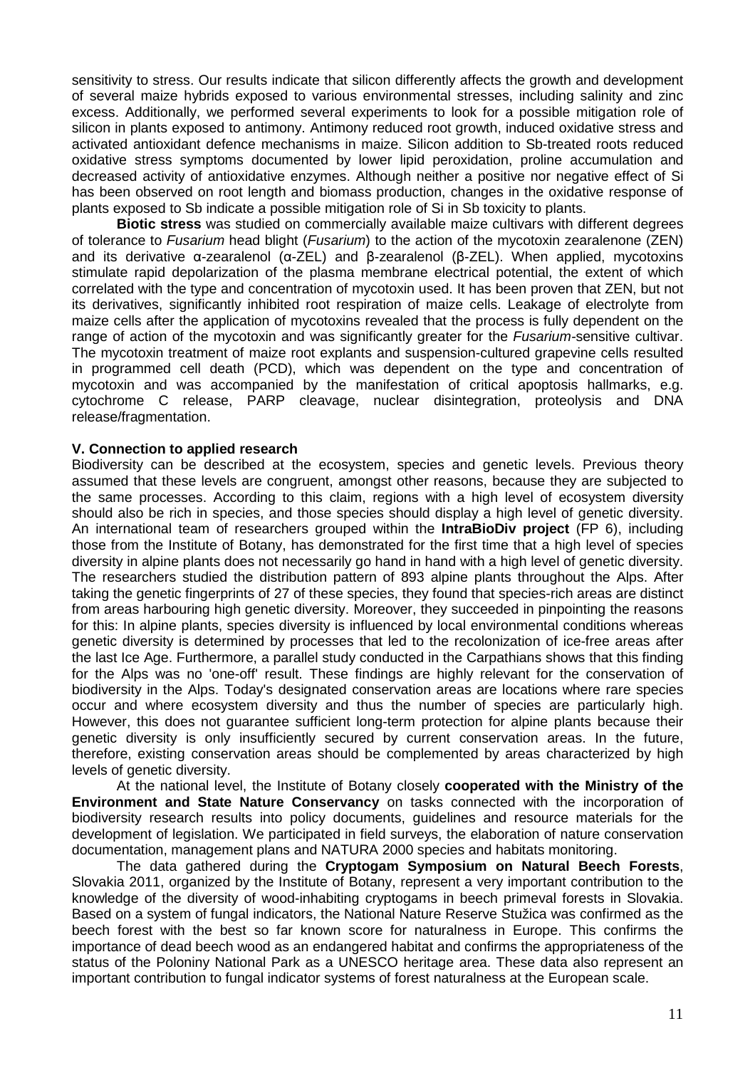sensitivity to stress. Our results indicate that silicon differently affects the growth and development of several maize hybrids exposed to various environmental stresses, including salinity and zinc excess. Additionally, we performed several experiments to look for a possible mitigation role of silicon in plants exposed to antimony. Antimony reduced root growth, induced oxidative stress and activated antioxidant defence mechanisms in maize. Silicon addition to Sb-treated roots reduced oxidative stress symptoms documented by lower lipid peroxidation, proline accumulation and decreased activity of antioxidative enzymes. Although neither a positive nor negative effect of Si has been observed on root length and biomass production, changes in the oxidative response of plants exposed to Sb indicate a possible mitigation role of Si in Sb toxicity to plants.

**Biotic stress** was studied on commercially available maize cultivars with different degrees of tolerance to *Fusarium* head blight (*Fusarium*) to the action of the mycotoxin zearalenone (ZEN) and its derivative α-zearalenol (α-ZEL) and β-zearalenol (β-ZEL). When applied, mycotoxins stimulate rapid depolarization of the plasma membrane electrical potential, the extent of which correlated with the type and concentration of mycotoxin used. It has been proven that ZEN, but not its derivatives, significantly inhibited root respiration of maize cells. Leakage of electrolyte from maize cells after the application of mycotoxins revealed that the process is fully dependent on the range of action of the mycotoxin and was significantly greater for the *Fusarium*-sensitive cultivar. The mycotoxin treatment of maize root explants and suspension-cultured grapevine cells resulted in programmed cell death (PCD), which was dependent on the type and concentration of mycotoxin and was accompanied by the manifestation of critical apoptosis hallmarks, e.g. cytochrome C release, PARP cleavage, nuclear disintegration, proteolysis and DNA release/fragmentation.

### V. Connection to applied research

Biodiversity can be described at the ecosystem, species and genetic levels. Previous theory assumed that these levels are congruent, amongst other reasons, because they are subjected to the same processes. According to this claim, regions with a high level of ecosystem diversity should also be rich in species, and those species should display a high level of genetic diversity. An international team of researchers grouped within the **IntraBioDiv project** (FP 6), including those from the Institute of Botany, has demonstrated for the first time that a high level of species diversity in alpine plants does not necessarily go hand in hand with a high level of genetic diversity. The researchers studied the distribution pattern of 893 alpine plants throughout the Alps. After taking the genetic fingerprints of 27 of these species, they found that species-rich areas are distinct from areas harbouring high genetic diversity. Moreover, they succeeded in pinpointing the reasons for this: In alpine plants, species diversity is influenced by local environmental conditions whereas genetic diversity is determined by processes that led to the recolonization of ice-free areas after the last Ice Age. Furthermore, a parallel study conducted in the Carpathians shows that this finding for the Alps was no 'one-off' result. These findings are highly relevant for the conservation of biodiversity in the Alps. Today's designated conservation areas are locations where rare species occur and where ecosystem diversity and thus the number of species are particularly high. However, this does not guarantee sufficient long-term protection for alpine plants because their genetic diversity is only insufficiently secured by current conservation areas. In the future, therefore, existing conservation areas should be complemented by areas characterized by high levels of genetic diversity.

At the national level, the Institute of Botany closely **cooperated with the Ministry of the Environment and State Nature Conservancy** on tasks connected with the incorporation of biodiversity research results into policy documents, guidelines and resource materials for the development of legislation. We participated in field surveys, the elaboration of nature conservation documentation, management plans and NATURA 2000 species and habitats monitoring.

The data gathered during the **Cryptogam Symposium on Natural Beech Forests**, Slovakia 2011, organized by the Institute of Botany, represent a very important contribution to the knowledge of the diversity of wood-inhabiting cryptogams in beech primeval forests in Slovakia. Based on a system of fungal indicators, the National Nature Reserve Stužica was confirmed as the beech forest with the best so far known score for naturalness in Europe. This confirms the importance of dead beech wood as an endangered habitat and confirms the appropriateness of the status of the Poloniny National Park as a UNESCO heritage area. These data also represent an important contribution to fungal indicator systems of forest naturalness at the European scale.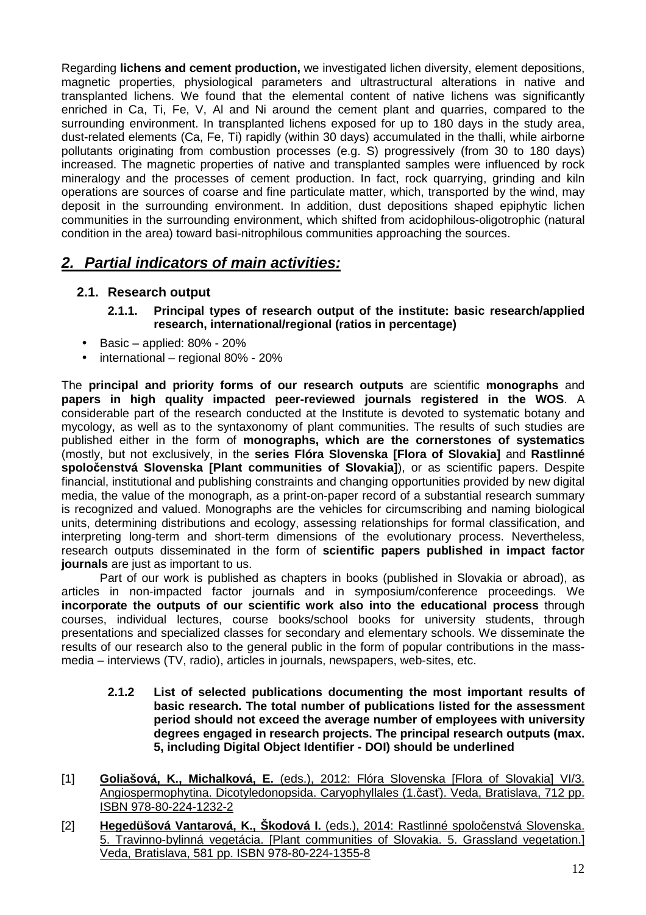Regarding **lichens and cement production,** we investigated lichen diversity, element depositions, magnetic properties, physiological parameters and ultrastructural alterations in native and transplanted lichens. We found that the elemental content of native lichens was significantly enriched in Ca, Ti, Fe, V, Al and Ni around the cement plant and quarries, compared to the surrounding environment. In transplanted lichens exposed for up to 180 days in the study area, dust-related elements (Ca, Fe, Ti) rapidly (within 30 days) accumulated in the thalli, while airborne pollutants originating from combustion processes (e.g. S) progressively (from 30 to 180 days) increased. The magnetic properties of native and transplanted samples were influenced by rock mineralogy and the processes of cement production. In fact, rock quarrying, grinding and kiln operations are sources of coarse and fine particulate matter, which, transported by the wind, may deposit in the surrounding environment. In addition, dust depositions shaped epiphytic lichen communities in the surrounding environment, which shifted from acidophilous-oligotrophic (natural condition in the area) toward basi-nitrophilous communities approaching the sources.

## ***2. Partial indicators of main activities:***

### 2.1. Research output

#### 2.1.1. Principal types of research output of the institute: basic research/applied research, international/regional (ratios in percentage)

- Basic – applied: 80% - 20%
- international – regional 80% - 20%

The **principal and priority forms of our research outputs** are scientific **monographs** and **papers in high quality impacted peer-reviewed journals registered in the WOS**. A considerable part of the research conducted at the Institute is devoted to systematic botany and mycology, as well as to the syntaxonomy of plant communities. The results of such studies are published either in the form of **monographs, which are the cornerstones of systematics** (mostly, but not exclusively, in the **series Flóra Slovenska [Flora of Slovakia]** and **Rastlinné spoločenstvá Slovenska [Plant communities of Slovakia]**), or as scientific papers. Despite financial, institutional and publishing constraints and changing opportunities provided by new digital media, the value of the monograph, as a print-on-paper record of a substantial research summary is recognized and valued. Monographs are the vehicles for circumscribing and naming biological units, determining distributions and ecology, assessing relationships for formal classification, and interpreting long-term and short-term dimensions of the evolutionary process. Nevertheless, research outputs disseminated in the form of **scientific papers published in impact factor journals** are just as important to us.

Part of our work is published as chapters in books (published in Slovakia or abroad), as articles in non-impacted factor journals and in symposium/conference proceedings. We **incorporate the outputs of our scientific work also into the educational process** through courses, individual lectures, course books/school books for university students, through presentations and specialized classes for secondary and elementary schools. We disseminate the results of our research also to the general public in the form of popular contributions in the mass-media – interviews (TV, radio), articles in journals, newspapers, web-sites, etc.

#### 2.1.2 List of selected publications documenting the most important results of basic research. The total number of publications listed for the assessment period should not exceed the average number of employees with university degrees engaged in research projects. The principal research outputs (max. 5, including Digital Object Identifier - DOI) should be underlined

[1] <u>**Goliašová, K., Michalková, E.** (eds.), 2012: Flóra Slovenska [Flora of Slovakia] VI/3. Angiospermophytina. Dicotyledonopsida. Caryophyllales (1.časť). Veda, Bratislava, 712 pp. ISBN 978-80-224-1232-2</u>

[2] <u>**Hegedüšová Vantarová, K., Škodová I.** (eds.), 2014: Rastlinné spoločenstvá Slovenska. 5. Travinno-bylinná vegetácia. [Plant communities of Slovakia. 5. Grassland vegetation.] Veda, Bratislava, 581 pp. ISBN 978-80-224-1355-8</u>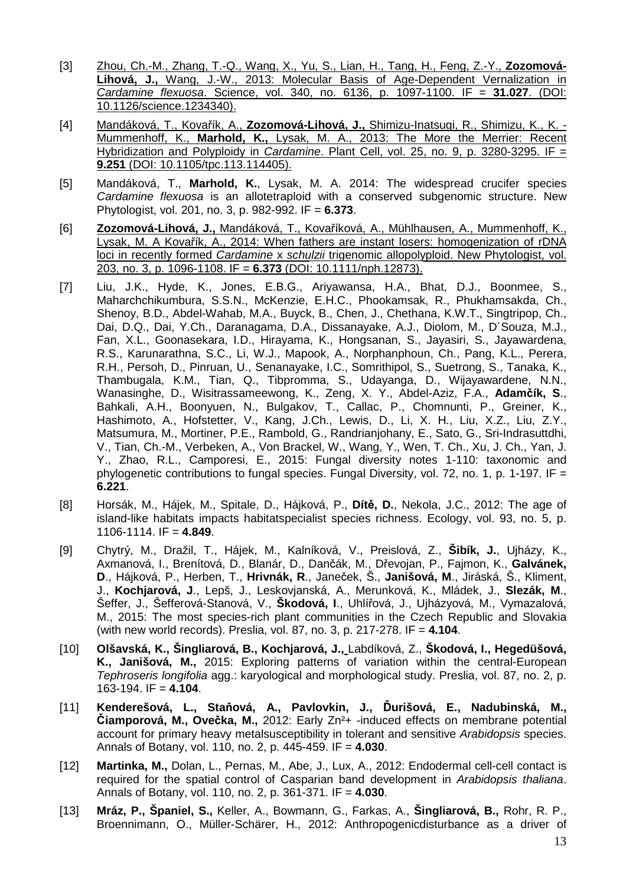[3] Zhou, Ch.-M., Zhang, T.-Q., Wang, X., Yu, S., Lian, H., Tang, H., Feng, Z.-Y., **Zozomová-Lihová, J.,** Wang, J.-W., 2013: Molecular Basis of Age-Dependent Vernalization in *Cardamine flexuosa*. Science, vol. 340, no. 6136, p. 1097-1100. IF = **31.027**. (DOI: 10.1126/science.1234340).

[4] Mandáková, T., Kovařík, A., **Zozomová-Lihová, J.,** Shimizu-Inatsugi, R., Shimizu, K., K. - Mummenhoff, K., **Marhold, K.,** Lysak, M. A., 2013: The More the Merrier: Recent Hybridization and Polyploidy in *Cardamine*. Plant Cell, vol. 25, no. 9, p. 3280-3295. IF = **9.251** (DOI: 10.1105/tpc.113.114405).

[5] Mandáková, T., **Marhold, K.**, Lysak, M. A. 2014: The widespread crucifer species *Cardamine flexuosa* is an allotetraploid with a conserved subgenomic structure. New Phytologist, vol. 201, no. 3, p. 982-992. IF = **6.373**.

[6] **Zozomová-Lihová, J.,** Mandáková, T., Kovaříková, A., Mühlhausen, A., Mummenhoff, K., Lysak, M. A Kovařík, A., 2014: When fathers are instant losers: homogenization of rDNA loci in recently formed *Cardamine* x *schulzii* trigenomic allopolyploid. New Phytologist, vol. 203, no. 3, p. 1096-1108. IF = **6.373** (DOI: 10.1111/nph.12873).

[7] Liu, J.K., Hyde, K., Jones, E.B.G., Ariyawansa, H.A., Bhat, D.J., Boonmee, S., Maharchchikumbura, S.S.N., McKenzie, E.H.C., Phookamsak, R., Phukhamsakda, Ch., Shenoy, B.D., Abdel-Wahab, M.A., Buyck, B., Chen, J., Chethana, K.W.T., Singtripop, Ch., Dai, D.Q., Dai, Y.Ch., Daranagama, D.A., Dissanayake, A.J., Diolom, M., D´Souza, M.J., Fan, X.L., Goonasekara, I.D., Hirayama, K., Hongsanan, S., Jayasiri, S., Jayawardena, R.S., Karunarathna, S.C., Li, W.J., Mapook, A., Norphanphoun, Ch., Pang, K.L., Perera, R.H., Persoh, D., Pinruan, U., Senanayake, I.C., Somrithipol, S., Suetrong, S., Tanaka, K., Thambugala, K.M., Tian, Q., Tibpromma, S., Udayanga, D., Wijayawardene, N.N., Wanasinghe, D., Wisitrassameewong, K., Zeng, X. Y., Abdel-Aziz, F.A., **Adamčík, S**., Bahkali, A.H., Boonyuen, N., Bulgakov, T., Callac, P., Chomnunti, P., Greiner, K., Hashimoto, A., Hofstetter, V., Kang, J.Ch., Lewis, D., Li, X. H., Liu, X.Z., Liu, Z.Y., Matsumura, M., Mortiner, P.E., Rambold, G., Randrianjohany, E., Sato, G., Sri-Indrasuttdhi, V., Tian, Ch.-M., Verbeken, A., Von Brackel, W., Wang, Y., Wen, T. Ch., Xu, J. Ch., Yan, J. Y., Zhao, R.L., Camporesi, E., 2015: Fungal diversity notes 1-110: taxonomic and phylogenetic contributions to fungal species. Fungal Diversity, vol. 72, no. 1, p. 1-197. IF = **6.221**.

[8] Horsák, M., Hájek, M., Spitale, D., Hájková, P., **Dítě, D.**, Nekola, J.C., 2012: The age of island-like habitats impacts habitatspecialist species richness. Ecology, vol. 93, no. 5, p. 1106-1114. IF = **4.849**.

[9] Chytrý, M., Dražil, T., Hájek, M., Kalníková, V., Preislová, Z., **Šibík, J.**, Ujházy, K., Axmanová, I., Brenítová, D., Blanár, D., Dančák, M., Dřevojan, P., Fajmon, K., **Galvánek, D**., Hájková, P., Herben, T., **Hrivnák, R**., Janeček, Š., **Janišová, M**., Jiráská, Š., Kliment, J., **Kochjarová, J**., Lepš, J., Leskovjanská, A., Merunková, K., Mládek, J., **Slezák, M**., Šeffer, J., Šefferová-Stanová, V., **Škodová, I**., Uhlířová, J., Ujházyová, M., Vymazalová, M., 2015: The most species-rich plant communities in the Czech Republic and Slovakia (with new world records). Preslia, vol. 87, no. 3, p. 217-278. IF = **4.104**.

[10] **Olšavská, K., Šingliarová, B., Kochjarová, J.,** Labdíková, Z., **Škodová, I., Hegedüšová, K., Janišová, M.,** 2015: Exploring patterns of variation within the central-European *Tephroseris longifolia* agg.: karyological and morphological study. Preslia, vol. 87, no. 2, p. 163-194. IF = **4.104**.

[11] **Kenderešová, L., Staňová, A., Pavlovkin, J., Ďurišová, E., Nadubinská, M., Čiamporová, M., Ovečka, M.,** 2012: Early $Zn^{2+}$ -induced effects on membrane potential account for primary heavy metalsusceptibility in tolerant and sensitive *Arabidopsis* species. Annals of Botany, vol. 110, no. 2, p. 445-459. IF = **4.030**.

[12] **Martinka, M.,** Dolan, L., Pernas, M., Abe, J., Lux, A., 2012: Endodermal cell-cell contact is required for the spatial control of Casparian band development in *Arabidopsis thaliana*. Annals of Botany, vol. 110, no. 2, p. 361-371. IF = **4.030**.

[13] **Mráz, P., Španiel, S.,** Keller, A., Bowmann, G., Farkas, A., **Šingliarová, B.,** Rohr, R. P., Broennimann, O., Müller-Schärer, H., 2012: Anthropogenicdisturbance as a driver of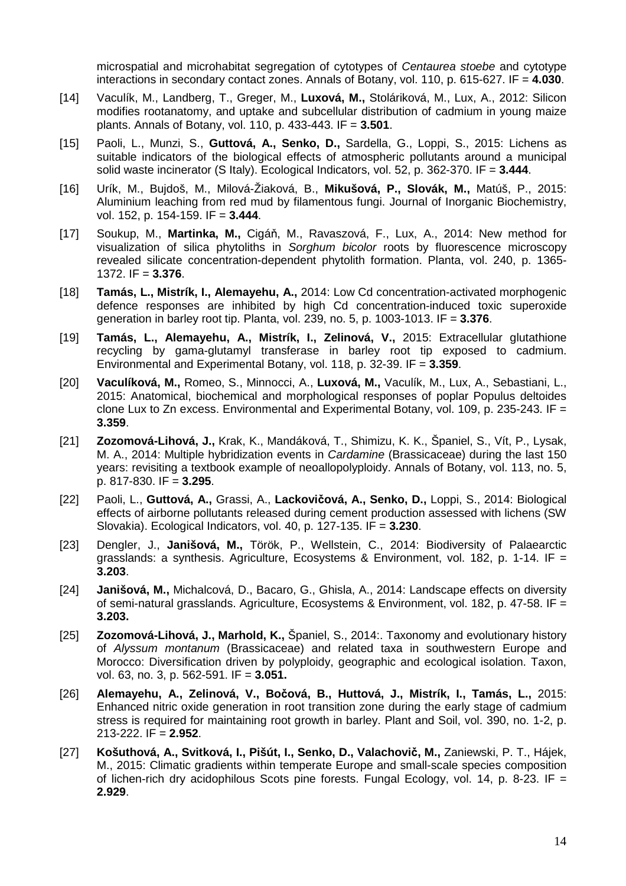microspatial and microhabitat segregation of cytotypes of *Centaurea stoebe* and cytotype interactions in secondary contact zones. Annals of Botany, vol. 110, p. 615-627. IF = **4.030**.

[14] Vaculík, M., Landberg, T., Greger, M., **Luxová, M.,** Stoláriková, M., Lux, A., 2012: Silicon modifies rootanatomy, and uptake and subcellular distribution of cadmium in young maize plants. Annals of Botany, vol. 110, p. 433-443. IF = **3.501**.

[15] Paoli, L., Munzi, S., **Guttová, A., Senko, D.,** Sardella, G., Loppi, S., 2015: Lichens as suitable indicators of the biological effects of atmospheric pollutants around a municipal solid waste incinerator (S Italy). Ecological Indicators, vol. 52, p. 362-370. IF = **3.444**.

[16] Urík, M., Bujdoš, M., Milová-Žiaková, B., **Mikušová, P., Slovák, M.,** Matúš, P., 2015: Aluminium leaching from red mud by filamentous fungi. Journal of Inorganic Biochemistry, vol. 152, p. 154-159. IF = **3.444**.

[17] Soukup, M., **Martinka, M.,** Cigáň, M., Ravaszová, F., Lux, A., 2014: New method for visualization of silica phytoliths in *Sorghum bicolor* roots by fluorescence microscopy revealed silicate concentration-dependent phytolith formation. Planta, vol. 240, p. 1365-1372. IF = **3.376**.

[18] **Tamás, L., Mistrík, I., Alemayehu, A.,** 2014: Low Cd concentration-activated morphogenic defence responses are inhibited by high Cd concentration-induced toxic superoxide generation in barley root tip. Planta, vol. 239, no. 5, p. 1003-1013. IF = **3.376**.

[19] **Tamás, L., Alemayehu, A., Mistrík, I., Zelinová, V.,** 2015: Extracellular glutathione recycling by gama-glutamyl transferase in barley root tip exposed to cadmium. Environmental and Experimental Botany, vol. 118, p. 32-39. IF = **3.359**.

[20] **Vaculíková, M.,** Romeo, S., Minnocci, A., **Luxová, M.,** Vaculík, M., Lux, A., Sebastiani, L., 2015: Anatomical, biochemical and morphological responses of poplar Populus deltoides clone Lux to Zn excess. Environmental and Experimental Botany, vol. 109, p. 235-243. IF = **3.359**.

[21] **Zozomová-Lihová, J.,** Krak, K., Mandáková, T., Shimizu, K. K., Španiel, S., Vít, P., Lysak, M. A., 2014: Multiple hybridization events in *Cardamine* (Brassicaceae) during the last 150 years: revisiting a textbook example of neoallopolyploidy. Annals of Botany, vol. 113, no. 5, p. 817-830. IF = **3.295**.

[22] Paoli, L., **Guttová, A.,** Grassi, A., **Lackovičová, A., Senko, D.,** Loppi, S., 2014: Biological effects of airborne pollutants released during cement production assessed with lichens (SW Slovakia). Ecological Indicators, vol. 40, p. 127-135. IF = **3.230**.

[23] Dengler, J., **Janišová, M.,** Török, P., Wellstein, C., 2014: Biodiversity of Palaearctic grasslands: a synthesis. Agriculture, Ecosystems & Environment, vol. 182, p. 1-14. IF = **3.203**.

[24] **Janišová, M.,** Michalcová, D., Bacaro, G., Ghisla, A., 2014: Landscape effects on diversity of semi-natural grasslands. Agriculture, Ecosystems & Environment, vol. 182, p. 47-58. IF = **3.203.**

[25] **Zozomová-Lihová, J., Marhold, K.,** Španiel, S., 2014:. Taxonomy and evolutionary history of *Alyssum montanum* (Brassicaceae) and related taxa in southwestern Europe and Morocco: Diversification driven by polyploidy, geographic and ecological isolation. Taxon, vol. 63, no. 3, p. 562-591. IF = **3.051.**

[26] **Alemayehu, A., Zelinová, V., Bočová, B., Huttová, J., Mistrík, I., Tamás, L.,** 2015: Enhanced nitric oxide generation in root transition zone during the early stage of cadmium stress is required for maintaining root growth in barley. Plant and Soil, vol. 390, no. 1-2, p. 213-222. IF = **2.952**.

[27] **Košuthová, A., Svitková, I., Pišút, I., Senko, D., Valachovič, M.,** Zaniewski, P. T., Hájek, M., 2015: Climatic gradients within temperate Europe and small-scale species composition of lichen-rich dry acidophilous Scots pine forests. Fungal Ecology, vol. 14, p. 8-23. IF = **2.929**.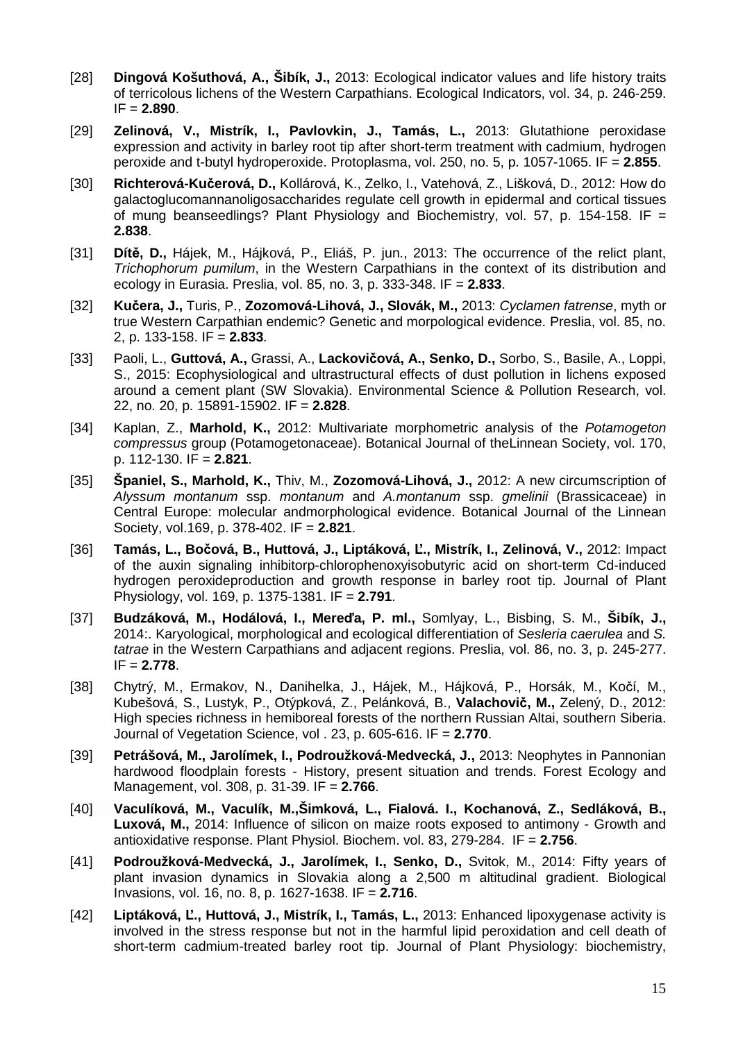[28] **Dingová Košuthová, A., Šibík, J.,** 2013: Ecological indicator values and life history traits of terricolous lichens of the Western Carpathians. Ecological Indicators, vol. 34, p. 246-259. IF = **2.890**.

[29] **Zelinová, V., Mistrík, I., Pavlovkin, J., Tamás, L.,** 2013: Glutathione peroxidase expression and activity in barley root tip after short-term treatment with cadmium, hydrogen peroxide and t-butyl hydroperoxide. Protoplasma, vol. 250, no. 5, p. 1057-1065. IF = **2.855**.

[30] **Richterová-Kučerová, D.,** Kollárová, K., Zelko, I., Vatehová, Z., Lišková, D., 2012: How do galactoglucomannanoligosaccharides regulate cell growth in epidermal and cortical tissues of mung beanseedlings? Plant Physiology and Biochemistry, vol. 57, p. 154-158. IF = **2.838**.

[31] **Dítě, D.,** Hájek, M., Hájková, P., Eliáš, P. jun., 2013: The occurrence of the relict plant, *Trichophorum pumilum*, in the Western Carpathians in the context of its distribution and ecology in Eurasia. Preslia, vol. 85, no. 3, p. 333-348. IF = **2.833**.

[32] **Kučera, J.,** Turis, P., **Zozomová-Lihová, J., Slovák, M.,** 2013: *Cyclamen fatrense*, myth or true Western Carpathian endemic? Genetic and morpological evidence. Preslia, vol. 85, no. 2, p. 133-158. IF = **2.833**.

[33] Paoli, L., **Guttová, A.,** Grassi, A., **Lackovičová, A., Senko, D.,** Sorbo, S., Basile, A., Loppi, S., 2015: Ecophysiological and ultrastructural effects of dust pollution in lichens exposed around a cement plant (SW Slovakia). Environmental Science & Pollution Research, vol. 22, no. 20, p. 15891-15902. IF = **2.828**.

[34] Kaplan, Z., **Marhold, K.,** 2012: Multivariate morphometric analysis of the *Potamogeton compressus* group (Potamogetonaceae). Botanical Journal of theLinnean Society, vol. 170, p. 112-130. IF = **2.821**.

[35] **Španiel, S., Marhold, K.,** Thiv, M., **Zozomová-Lihová, J.,** 2012: A new circumscription of *Alyssum montanum* ssp. *montanum* and *A.montanum* ssp. *gmelinii* (Brassicaceae) in Central Europe: molecular andmorphological evidence. Botanical Journal of the Linnean Society, vol.169, p. 378-402. IF = **2.821**.

[36] **Tamás, L., Bočová, B., Huttová, J., Liptáková, Ľ., Mistrík, I., Zelinová, V.,** 2012: Impact of the auxin signaling inhibitorp-chlorophenoxyisobutyric acid on short-term Cd-induced hydrogen peroxideproduction and growth response in barley root tip. Journal of Plant Physiology, vol. 169, p. 1375-1381. IF = **2.791**.

[37] **Budzáková, M., Hodálová, I., Mereďa, P. ml.,** Somlyay, L., Bisbing, S. M., **Šibík, J.,** 2014:. Karyological, morphological and ecological differentiation of *Sesleria caerulea* and *S. tatrae* in the Western Carpathians and adjacent regions. Preslia, vol. 86, no. 3, p. 245-277. IF = **2.778**.

[38] Chytrý, M., Ermakov, N., Danihelka, J., Hájek, M., Hájková, P., Horsák, M., Kočí, M., Kubešová, S., Lustyk, P., Otýpková, Z., Pelánková, B., **Valachovič, M.,** Zelený, D., 2012: High species richness in hemiboreal forests of the northern Russian Altai, southern Siberia. Journal of Vegetation Science, vol . 23, p. 605-616. IF = **2.770**.

[39] **Petrášová, M., Jarolímek, I., Podroužková-Medvecká, J.,** 2013: Neophytes in Pannonian hardwood floodplain forests - History, present situation and trends. Forest Ecology and Management, vol. 308, p. 31-39. IF = **2.766**.

[40] **Vaculíková, M., Vaculík, M.,Šimková, L., Fialová. I., Kochanová, Z., Sedláková, B., Luxová, M.,** 2014: Influence of silicon on maize roots exposed to antimony - Growth and antioxidative response. Plant Physiol. Biochem. vol. 83, 279-284. IF = **2.756**.

[41] **Podroužková-Medvecká, J., Jarolímek, I., Senko, D.,** Svitok, M., 2014: Fifty years of plant invasion dynamics in Slovakia along a 2,500 m altitudinal gradient. Biological Invasions, vol. 16, no. 8, p. 1627-1638. IF = **2.716**.

[42] **Liptáková, Ľ., Huttová, J., Mistrík, I., Tamás, L.,** 2013: Enhanced lipoxygenase activity is involved in the stress response but not in the harmful lipid peroxidation and cell death of short-term cadmium-treated barley root tip. Journal of Plant Physiology: biochemistry,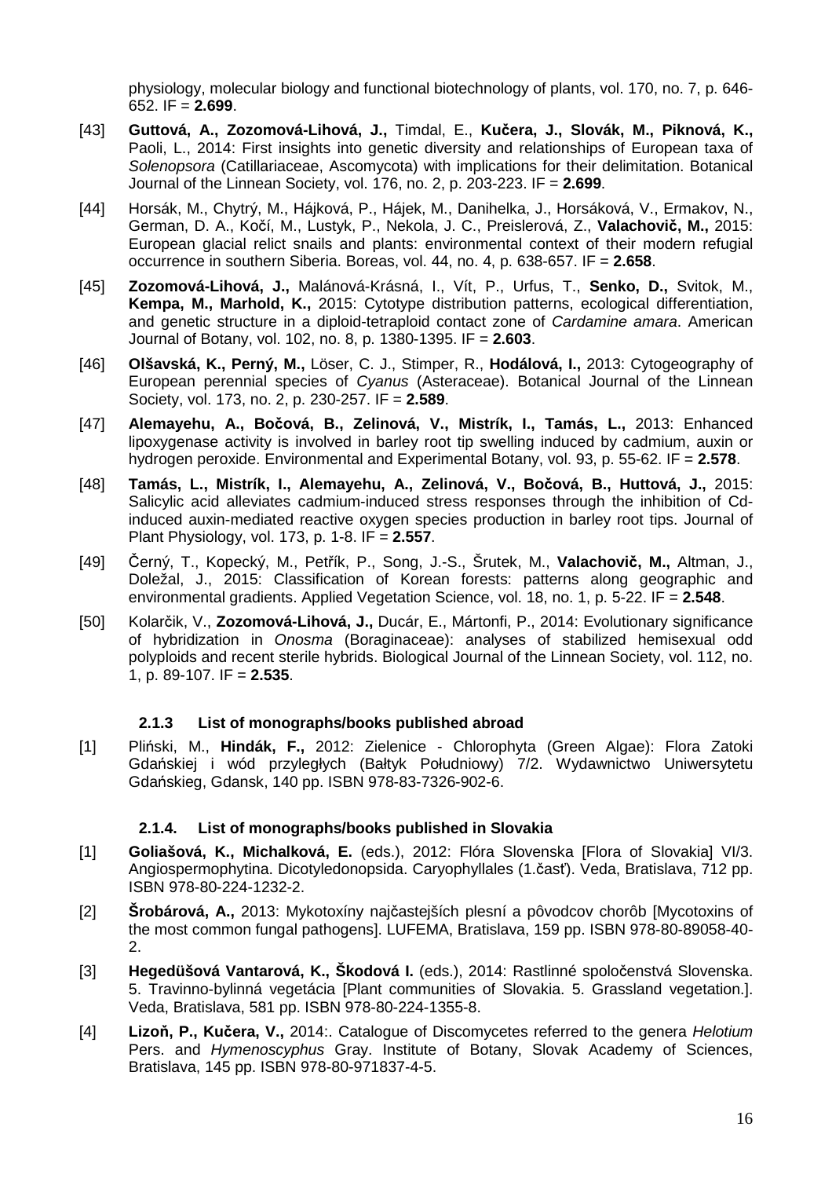physiology, molecular biology and functional biotechnology of plants, vol. 170, no. 7, p. 646-652. IF = **2.699**.

[43] **Guttová, A., Zozomová-Lihová, J.,** Timdal, E., **Kučera, J., Slovák, M., Piknová, K.,** Paoli, L., 2014: First insights into genetic diversity and relationships of European taxa of *Solenopsora* (Catillariaceae, Ascomycota) with implications for their delimitation. Botanical Journal of the Linnean Society, vol. 176, no. 2, p. 203-223. IF = **2.699**.

[44] Horsák, M., Chytrý, M., Hájková, P., Hájek, M., Danihelka, J., Horsáková, V., Ermakov, N., German, D. A., Kočí, M., Lustyk, P., Nekola, J. C., Preislerová, Z., **Valachovič, M.,** 2015: European glacial relict snails and plants: environmental context of their modern refugial occurrence in southern Siberia. Boreas, vol. 44, no. 4, p. 638-657. IF = **2.658**.

[45] **Zozomová-Lihová, J.,** Malánová-Krásná, I., Vít, P., Urfus, T., **Senko, D.,** Svitok, M., **Kempa, M., Marhold, K.,** 2015: Cytotype distribution patterns, ecological differentiation, and genetic structure in a diploid-tetraploid contact zone of *Cardamine amara*. American Journal of Botany, vol. 102, no. 8, p. 1380-1395. IF = **2.603**.

[46] **Olšavská, K., Perný, M.,** Löser, C. J., Stimper, R., **Hodálová, I.,** 2013: Cytogeography of European perennial species of *Cyanus* (Asteraceae). Botanical Journal of the Linnean Society, vol. 173, no. 2, p. 230-257. IF = **2.589**.

[47] **Alemayehu, A., Bočová, B., Zelinová, V., Mistrík, I., Tamás, L.,** 2013: Enhanced lipoxygenase activity is involved in barley root tip swelling induced by cadmium, auxin or hydrogen peroxide. Environmental and Experimental Botany, vol. 93, p. 55-62. IF = **2.578**.

[48] **Tamás, L., Mistrík, I., Alemayehu, A., Zelinová, V., Bočová, B., Huttová, J.,** 2015: Salicylic acid alleviates cadmium-induced stress responses through the inhibition of Cd-induced auxin-mediated reactive oxygen species production in barley root tips. Journal of Plant Physiology, vol. 173, p. 1-8. IF = **2.557**.

[49] Černý, T., Kopecký, M., Petřík, P., Song, J.-S., Šrutek, M., **Valachovič, M.,** Altman, J., Doležal, J., 2015: Classification of Korean forests: patterns along geographic and environmental gradients. Applied Vegetation Science, vol. 18, no. 1, p. 5-22. IF = **2.548**.

[50] Kolarčik, V., **Zozomová-Lihová, J.,** Ducár, E., Mártonfi, P., 2014: Evolutionary significance of hybridization in *Onosma* (Boraginaceae): analyses of stabilized hemisexual odd polyploids and recent sterile hybrids. Biological Journal of the Linnean Society, vol. 112, no. 1, p. 89-107. IF = **2.535**.

### 2.1.3 List of monographs/books published abroad

[1] Pliński, M., **Hindák, F.,** 2012: Zielenice - Chlorophyta (Green Algae): Flora Zatoki Gdańskiej i wód przyległych (Bałtyk Południowy) 7/2. Wydawnictwo Uniwersytetu Gdańskieg, Gdansk, 140 pp. ISBN 978-83-7326-902-6.

### 2.1.4. List of monographs/books published in Slovakia

[1] **Goliašová, K., Michalková, E.** (eds.), 2012: Flóra Slovenska [Flora of Slovakia] VI/3. Angiospermophytina. Dicotyledonopsida. Caryophyllales (1.časť). Veda, Bratislava, 712 pp. ISBN 978-80-224-1232-2.

[2] **Šrobárová, A.,** 2013: Mykotoxíny najčastejších plesní a pôvodcov chorôb [Mycotoxins of the most common fungal pathogens]. LUFEMA, Bratislava, 159 pp. ISBN 978-80-89058-40-2.

[3] **Hegedüšová Vantarová, K., Škodová I.** (eds.), 2014: Rastlinné spoločenstvá Slovenska. 5. Travinno-bylinná vegetácia [Plant communities of Slovakia. 5. Grassland vegetation.]. Veda, Bratislava, 581 pp. ISBN 978-80-224-1355-8.

[4] **Lizoň, P., Kučera, V.,** 2014:. Catalogue of Discomycetes referred to the genera *Helotium* Pers. and *Hymenoscyphus* Gray. Institute of Botany, Slovak Academy of Sciences, Bratislava, 145 pp. ISBN 978-80-971837-4-5.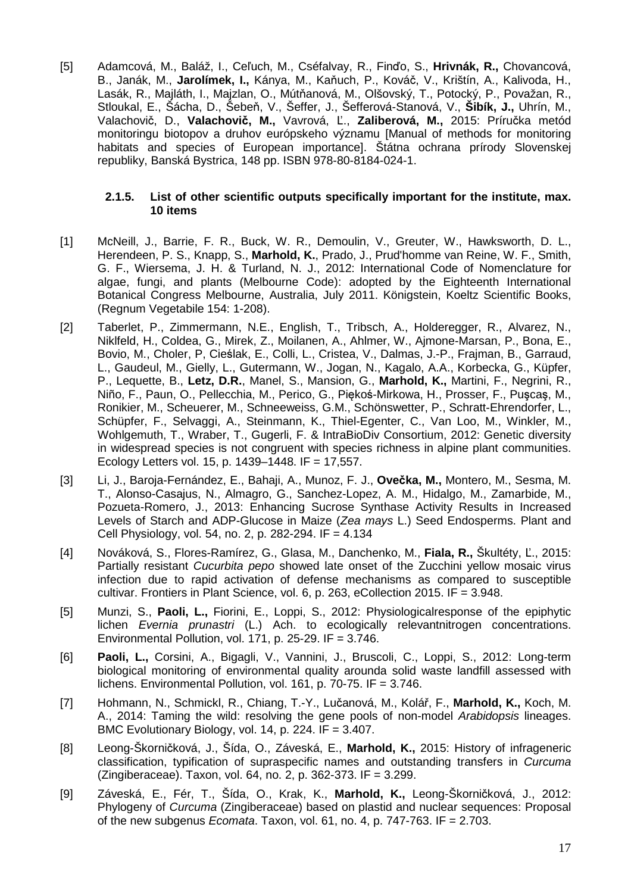[5] Adamcová, M., Baláž, I., Ceľuch, M., Cséfalvay, R., Finďo, S., **Hrivnák, R.,** Chovancová, B., Janák, M., **Jarolímek, I.,** Kánya, M., Kaňuch, P., Kováč, V., Krištín, A., Kalivoda, H., Lasák, R., Majláth, I., Majzlan, O., Mútňanová, M., Olšovský, T., Potocký, P., Považan, R., Stloukal, E., Šácha, D., Šebeň, V., Šeffer, J., Šefferová-Stanová, V., **Šibík, J.,** Uhrín, M., Valachovič, D., **Valachovič, M.,** Vavrová, Ľ., **Zaliberová, M.,** 2015: Príručka metód monitoringu biotopov a druhov európskeho významu [Manual of methods for monitoring habitats and species of European importance]. Štátna ochrana prírody Slovenskej republiky, Banská Bystrica, 148 pp. ISBN 978-80-8184-024-1.

### 2.1.5. List of other scientific outputs specifically important for the institute, max. 10 items

[1] McNeill, J., Barrie, F. R., Buck, W. R., Demoulin, V., Greuter, W., Hawksworth, D. L., Herendeen, P. S., Knapp, S., **Marhold, K.**, Prado, J., Prud'homme van Reine, W. F., Smith, G. F., Wiersema, J. H. & Turland, N. J., 2012: International Code of Nomenclature for algae, fungi, and plants (Melbourne Code): adopted by the Eighteenth International Botanical Congress Melbourne, Australia, July 2011. Königstein, Koeltz Scientific Books, (Regnum Vegetabile 154: 1-208).

[2] Taberlet, P., Zimmermann, N.E., English, T., Tribsch, A., Holderegger, R., Alvarez, N., Niklfeld, H., Coldea, G., Mirek, Z., Moilanen, A., Ahlmer, W., Ajmone-Marsan, P., Bona, E., Bovio, M., Choler, P, Cieślak, E., Colli, L., Cristea, V., Dalmas, J.-P., Frajman, B., Garraud, L., Gaudeul, M., Gielly, L., Gutermann, W., Jogan, N., Kagalo, A.A., Korbecka, G., Küpfer, P., Lequette, B., **Letz, D.R.**, Manel, S., Mansion, G., **Marhold, K.,** Martini, F., Negrini, R., Niño, F., Paun, O., Pellecchia, M., Perico, G., Piękoś-Mirkowa, H., Prosser, F., Puşcaş, M., Ronikier, M., Scheuerer, M., Schneeweiss, G.M., Schönswetter, P., Schratt-Ehrendorfer, L., Schüpfer, F., Selvaggi, A., Steinmann, K., Thiel-Egenter, C., Van Loo, M., Winkler, M., Wohlgemuth, T., Wraber, T., Gugerli, F. & IntraBioDiv Consortium, 2012: Genetic diversity in widespread species is not congruent with species richness in alpine plant communities. Ecology Letters vol. 15, p. 1439–1448. IF = 17,557.

[3] Li, J., Baroja-Fernández, E., Bahaji, A., Munoz, F. J., **Ovečka, M.,** Montero, M., Sesma, M. T., Alonso-Casajus, N., Almagro, G., Sanchez-Lopez, A. M., Hidalgo, M., Zamarbide, M., Pozueta-Romero, J., 2013: Enhancing Sucrose Synthase Activity Results in Increased Levels of Starch and ADP-Glucose in Maize (*Zea mays* L.) Seed Endosperms. Plant and Cell Physiology, vol. 54, no. 2, p. 282-294. IF = 4.134

[4] Nováková, S., Flores-Ramírez, G., Glasa, M., Danchenko, M., **Fiala, R.,** Škultéty, Ľ., 2015: Partially resistant *Cucurbita pepo* showed late onset of the Zucchini yellow mosaic virus infection due to rapid activation of defense mechanisms as compared to susceptible cultivar. Frontiers in Plant Science, vol. 6, p. 263, eCollection 2015. IF = 3.948.

[5] Munzi, S., **Paoli, L.,** Fiorini, E., Loppi, S., 2012: Physiologicalresponse of the epiphytic lichen *Evernia prunastri* (L.) Ach. to ecologically relevantnitrogen concentrations. Environmental Pollution, vol. 171, p. 25-29. IF = 3.746.

[6] **Paoli, L.,** Corsini, A., Bigagli, V., Vannini, J., Bruscoli, C., Loppi, S., 2012: Long-term biological monitoring of environmental quality arounda solid waste landfill assessed with lichens. Environmental Pollution, vol. 161, p. 70-75. IF = 3.746.

[7] Hohmann, N., Schmickl, R., Chiang, T.-Y., Lučanová, M., Kolář, F., **Marhold, K.,** Koch, M. A., 2014: Taming the wild: resolving the gene pools of non-model *Arabidopsis* lineages. BMC Evolutionary Biology, vol. 14, p. 224. IF = 3.407.

[8] Leong-Škorničková, J., Šída, O., Záveská, E., **Marhold, K.,** 2015: History of infrageneric classification, typification of supraspecific names and outstanding transfers in *Curcuma* (Zingiberaceae). Taxon, vol. 64, no. 2, p. 362-373. IF = 3.299.

[9] Záveská, E., Fér, T., Šída, O., Krak, K., **Marhold, K.,** Leong-Škorničková, J., 2012: Phylogeny of *Curcuma* (Zingiberaceae) based on plastid and nuclear sequences: Proposal of the new subgenus *Ecomata*. Taxon, vol. 61, no. 4, p. 747-763. IF = 2.703.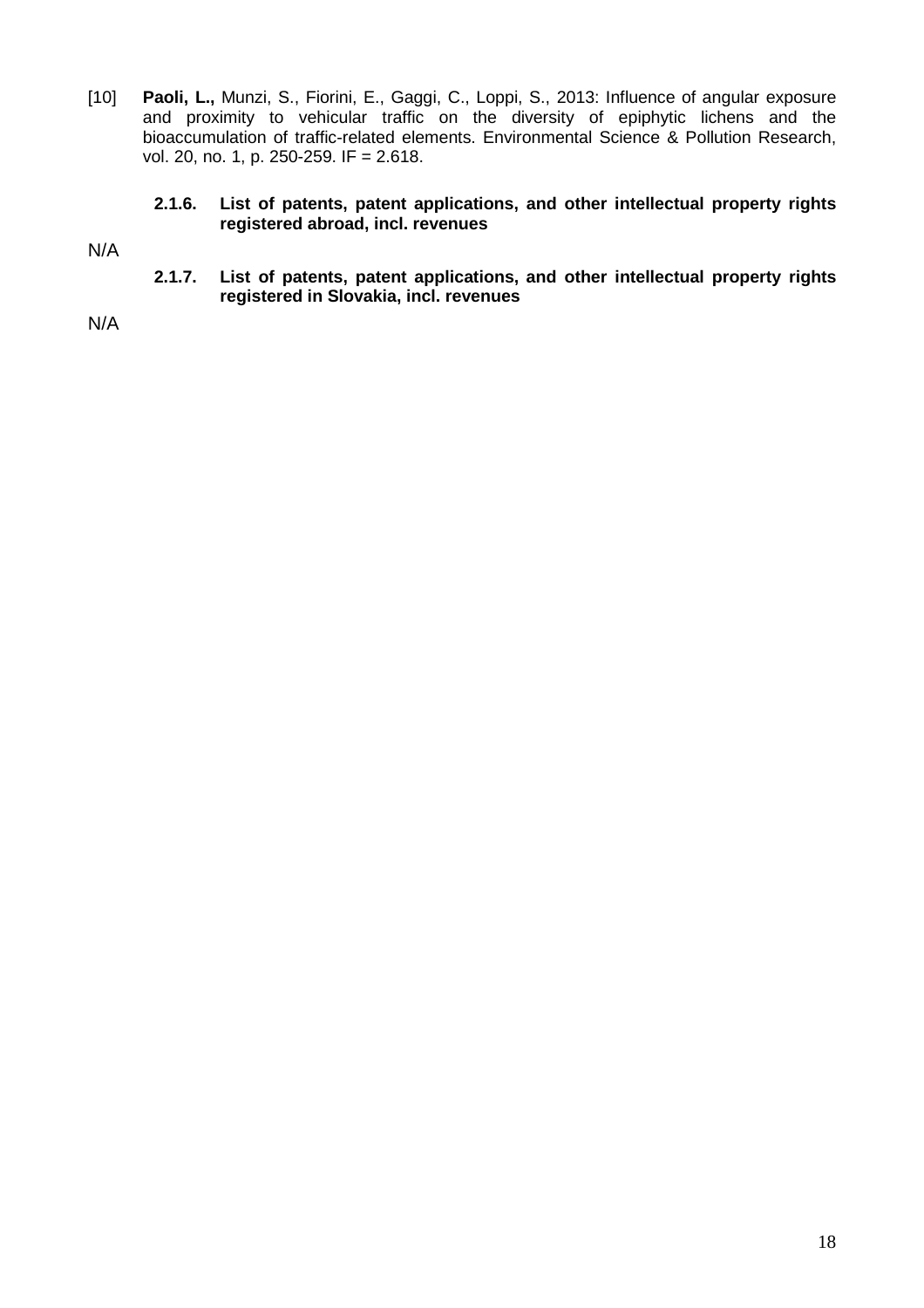[10] **Paoli, L.,** Munzi, S., Fiorini, E., Gaggi, C., Loppi, S., 2013: Influence of angular exposure and proximity to vehicular traffic on the diversity of epiphytic lichens and the bioaccumulation of traffic-related elements. Environmental Science & Pollution Research, vol. 20, no. 1, p. 250-259. IF = 2.618.

#### 2.1.6. List of patents, patent applications, and other intellectual property rights registered abroad, incl. revenues

N/A

#### 2.1.7. List of patents, patent applications, and other intellectual property rights registered in Slovakia, incl. revenues

N/A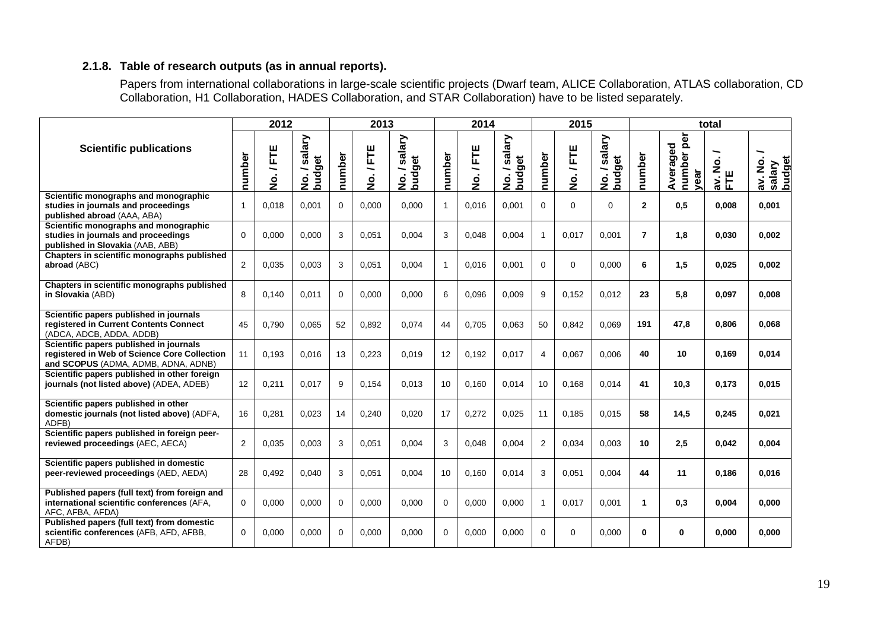### 2.1.8. Table of research outputs (as in annual reports).

Papers from international collaborations in large-scale scientific projects (Dwarf team, ALICE Collaboration, ATLAS collaboration, CD Collaboration, H1 Collaboration, HADES Collaboration, and STAR Collaboration) have to be listed separately.

| Scientific publications | 2012 | | | 2013 | | | 2014 | | | 2015 | | | total | | | |
|---|---|---|---|---|---|---|---|---|---|---|---|---|---|---|---|---|
| | number | No. / FTE | No. / salary budget | number | No. / FTE | No. / salary budget | number | No. / FTE | No. / salary budget | number | No. / FTE | No. / salary budget | number | Averaged number per year | av. No. / FTE | av. No. / salary budget |
| **Scientific monographs and monographic studies in journals and proceedings published abroad** (AAA, ABA) | 1 | 0,018 | 0,001 | 0 | 0,000 | 0,000 | 1 | 0,016 | 0,001 | 0 | 0 | 0 | **2** | **0,5** | **0,008** | **0,001** |
| **Scientific monographs and monographic studies in journals and proceedings published in Slovakia** (AAB, ABB) | 0 | 0,000 | 0,000 | 3 | 0,051 | 0,004 | 3 | 0,048 | 0,004 | 1 | 0,017 | 0,001 | **7** | **1,8** | **0,030** | **0,002** |
| **Chapters in scientific monographs published abroad** (ABC) | 2 | 0,035 | 0,003 | 3 | 0,051 | 0,004 | 1 | 0,016 | 0,001 | 0 | 0 | 0,000 | **6** | **1,5** | **0,025** | **0,002** |
| **Chapters in scientific monographs published in Slovakia** (ABD) | 8 | 0,140 | 0,011 | 0 | 0,000 | 0,000 | 6 | 0,096 | 0,009 | 9 | 0,152 | 0,012 | **23** | **5,8** | **0,097** | **0,008** |
| **Scientific papers published in journals registered in Current Contents Connect** (ADCA, ADCB, ADDA, ADDB) | 45 | 0,790 | 0,065 | 52 | 0,892 | 0,074 | 44 | 0,705 | 0,063 | 50 | 0,842 | 0,069 | **191** | **47,8** | **0,806** | **0,068** |
| **Scientific papers published in journals registered in Web of Science Core Collection and SCOPUS** (ADMA, ADMB, ADNA, ADNB) | 11 | 0,193 | 0,016 | 13 | 0,223 | 0,019 | 12 | 0,192 | 0,017 | 4 | 0,067 | 0,006 | **40** | **10** | **0,169** | **0,014** |
| **Scientific papers published in other foreign journals (not listed above)** (ADEA, ADEB) | 12 | 0,211 | 0,017 | 9 | 0,154 | 0,013 | 10 | 0,160 | 0,014 | 10 | 0,168 | 0,014 | **41** | **10,3** | **0,173** | **0,015** |
| **Scientific papers published in other domestic journals (not listed above)** (ADFA, ADFB) | 16 | 0,281 | 0,023 | 14 | 0,240 | 0,020 | 17 | 0,272 | 0,025 | 11 | 0,185 | 0,015 | **58** | **14,5** | **0,245** | **0,021** |
| **Scientific papers published in foreign peer-reviewed proceedings** (AEC, AECA) | 2 | 0,035 | 0,003 | 3 | 0,051 | 0,004 | 3 | 0,048 | 0,004 | 2 | 0,034 | 0,003 | **10** | **2,5** | **0,042** | **0,004** |
| **Scientific papers published in domestic peer-reviewed proceedings** (AED, AEDA) | 28 | 0,492 | 0,040 | 3 | 0,051 | 0,004 | 10 | 0,160 | 0,014 | 3 | 0,051 | 0,004 | **44** | **11** | **0,186** | **0,016** |
| **Published papers (full text) from foreign and international scientific conferences** (AFA, AFC, AFBA, AFDA) | 0 | 0,000 | 0,000 | 0 | 0,000 | 0,000 | 0 | 0,000 | 0,000 | 1 | 0,017 | 0,001 | **1** | **0,3** | **0,004** | **0,000** |
| **Published papers (full text) from domestic scientific conferences** (AFB, AFD, AFBB, AFDB) | 0 | 0,000 | 0,000 | 0 | 0,000 | 0,000 | 0 | 0,000 | 0,000 | 0 | 0 | 0,000 | **0** | **0** | **0,000** | **0,000** |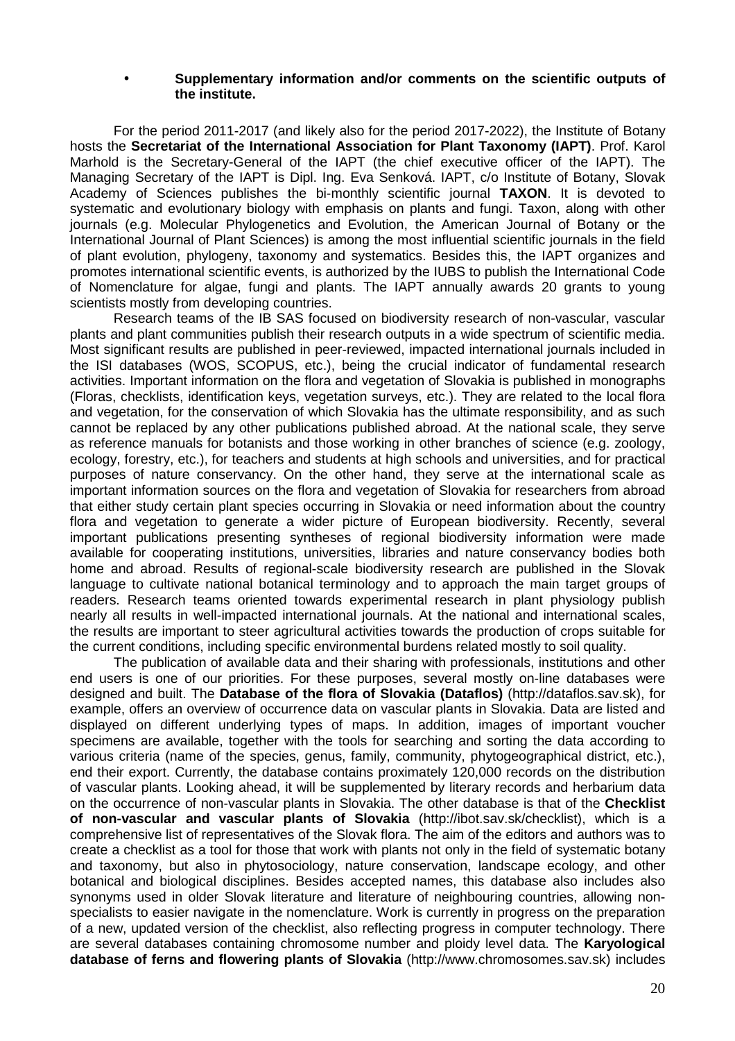- **Supplementary information and/or comments on the scientific outputs of the institute.**

For the period 2011-2017 (and likely also for the period 2017-2022), the Institute of Botany hosts the **Secretariat of the International Association for Plant Taxonomy (IAPT)**. Prof. Karol Marhold is the Secretary-General of the IAPT (the chief executive officer of the IAPT). The Managing Secretary of the IAPT is Dipl. Ing. Eva Senková. IAPT, c/o Institute of Botany, Slovak Academy of Sciences publishes the bi-monthly scientific journal **TAXON**. It is devoted to systematic and evolutionary biology with emphasis on plants and fungi. Taxon, along with other journals (e.g. Molecular Phylogenetics and Evolution, the American Journal of Botany or the International Journal of Plant Sciences) is among the most influential scientific journals in the field of plant evolution, phylogeny, taxonomy and systematics. Besides this, the IAPT organizes and promotes international scientific events, is authorized by the IUBS to publish the International Code of Nomenclature for algae, fungi and plants. The IAPT annually awards 20 grants to young scientists mostly from developing countries.

Research teams of the IB SAS focused on biodiversity research of non-vascular, vascular plants and plant communities publish their research outputs in a wide spectrum of scientific media. Most significant results are published in peer-reviewed, impacted international journals included in the ISI databases (WOS, SCOPUS, etc.), being the crucial indicator of fundamental research activities. Important information on the flora and vegetation of Slovakia is published in monographs (Floras, checklists, identification keys, vegetation surveys, etc.). They are related to the local flora and vegetation, for the conservation of which Slovakia has the ultimate responsibility, and as such cannot be replaced by any other publications published abroad. At the national scale, they serve as reference manuals for botanists and those working in other branches of science (e.g. zoology, ecology, forestry, etc.), for teachers and students at high schools and universities, and for practical purposes of nature conservancy. On the other hand, they serve at the international scale as important information sources on the flora and vegetation of Slovakia for researchers from abroad that either study certain plant species occurring in Slovakia or need information about the country flora and vegetation to generate a wider picture of European biodiversity. Recently, several important publications presenting syntheses of regional biodiversity information were made available for cooperating institutions, universities, libraries and nature conservancy bodies both home and abroad. Results of regional-scale biodiversity research are published in the Slovak language to cultivate national botanical terminology and to approach the main target groups of readers. Research teams oriented towards experimental research in plant physiology publish nearly all results in well-impacted international journals. At the national and international scales, the results are important to steer agricultural activities towards the production of crops suitable for the current conditions, including specific environmental burdens related mostly to soil quality.

The publication of available data and their sharing with professionals, institutions and other end users is one of our priorities. For these purposes, several mostly on-line databases were designed and built. The **Database of the flora of Slovakia (Dataflos)** (http://dataflos.sav.sk), for example, offers an overview of occurrence data on vascular plants in Slovakia. Data are listed and displayed on different underlying types of maps. In addition, images of important voucher specimens are available, together with the tools for searching and sorting the data according to various criteria (name of the species, genus, family, community, phytogeographical district, etc.), end their export. Currently, the database contains proximately 120,000 records on the distribution of vascular plants. Looking ahead, it will be supplemented by literary records and herbarium data on the occurrence of non-vascular plants in Slovakia. The other database is that of the **Checklist of non-vascular and vascular plants of Slovakia** (http://ibot.sav.sk/checklist), which is a comprehensive list of representatives of the Slovak flora. The aim of the editors and authors was to create a checklist as a tool for those that work with plants not only in the field of systematic botany and taxonomy, but also in phytosociology, nature conservation, landscape ecology, and other botanical and biological disciplines. Besides accepted names, this database also includes also synonyms used in older Slovak literature and literature of neighbouring countries, allowing non-specialists to easier navigate in the nomenclature. Work is currently in progress on the preparation of a new, updated version of the checklist, also reflecting progress in computer technology. There are several databases containing chromosome number and ploidy level data. The **Karyological database of ferns and flowering plants of Slovakia** (http://www.chromosomes.sav.sk) includes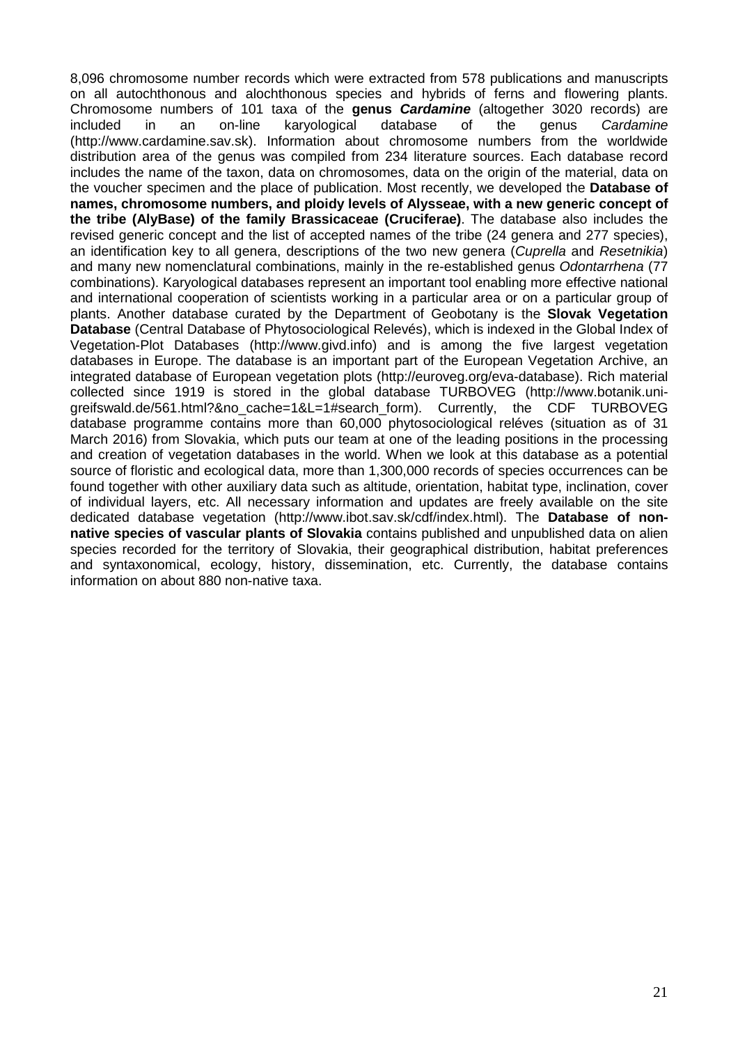8,096 chromosome number records which were extracted from 578 publications and manuscripts on all autochthonous and alochthonous species and hybrids of ferns and flowering plants. Chromosome numbers of 101 taxa of the **genus *Cardamine*** (altogether 3020 records) are included in an on-line karyological database of the genus *Cardamine* (http://www.cardamine.sav.sk). Information about chromosome numbers from the worldwide distribution area of the genus was compiled from 234 literature sources. Each database record includes the name of the taxon, data on chromosomes, data on the origin of the material, data on the voucher specimen and the place of publication. Most recently, we developed the **Database of names, chromosome numbers, and ploidy levels of Alysseae, with a new generic concept of the tribe (AlyBase) of the family Brassicaceae (Cruciferae)**. The database also includes the revised generic concept and the list of accepted names of the tribe (24 genera and 277 species), an identification key to all genera, descriptions of the two new genera (*Cuprella* and *Resetnikia*) and many new nomenclatural combinations, mainly in the re-established genus *Odontarrhena* (77 combinations). Karyological databases represent an important tool enabling more effective national and international cooperation of scientists working in a particular area or on a particular group of plants. Another database curated by the Department of Geobotany is the **Slovak Vegetation Database** (Central Database of Phytosociological Relevés), which is indexed in the Global Index of Vegetation-Plot Databases (http://www.givd.info) and is among the five largest vegetation databases in Europe. The database is an important part of the European Vegetation Archive, an integrated database of European vegetation plots (http://euroveg.org/eva-database). Rich material collected since 1919 is stored in the global database TURBOVEG (http://www.botanik.uni-greifswald.de/561.html?&no_cache=1&L=1#search_form). Currently, the CDF TURBOVEG database programme contains more than 60,000 phytosociological reléves (situation as of 31 March 2016) from Slovakia, which puts our team at one of the leading positions in the processing and creation of vegetation databases in the world. When we look at this database as a potential source of floristic and ecological data, more than 1,300,000 records of species occurrences can be found together with other auxiliary data such as altitude, orientation, habitat type, inclination, cover of individual layers, etc. All necessary information and updates are freely available on the site dedicated database vegetation (http://www.ibot.sav.sk/cdf/index.html). The **Database of non-native species of vascular plants of Slovakia** contains published and unpublished data on alien species recorded for the territory of Slovakia, their geographical distribution, habitat preferences and syntaxonomical, ecology, history, dissemination, etc. Currently, the database contains information on about 880 non-native taxa.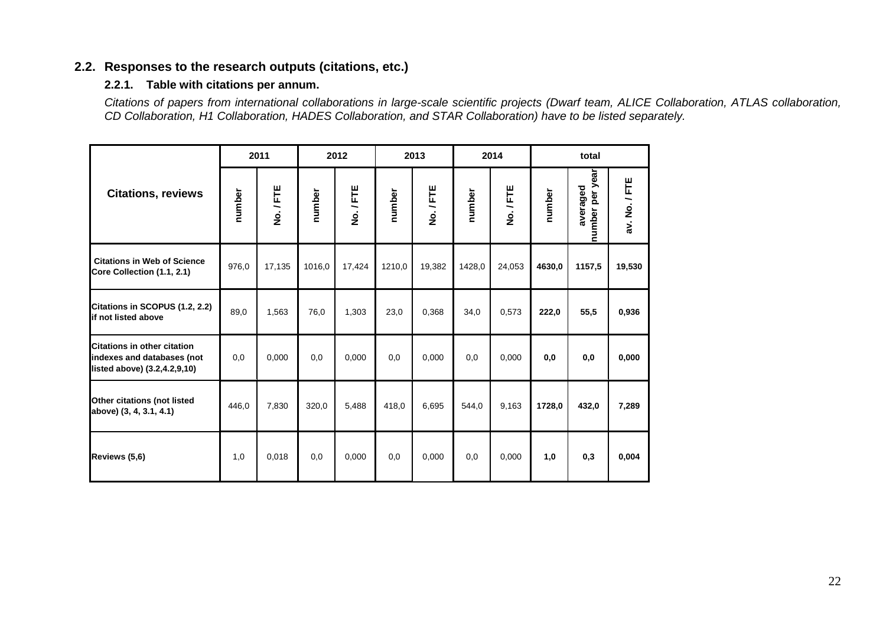## 2.2. Responses to the research outputs (citations, etc.)

### 2.2.1. Table with citations per annum.

*Citations of papers from international collaborations in large-scale scientific projects (Dwarf team, ALICE Collaboration, ATLAS collaboration, CD Collaboration, H1 Collaboration, HADES Collaboration, and STAR Collaboration) have to be listed separately.*

| Citations, reviews | 2011 | | 2012 | | 2013 | | 2014 | | total | | |
|---|---|---|---|---|---|---|---|---|---|---|---|
| | number | No. / FTE | number | No. / FTE | number | No. / FTE | number | No. / FTE | number | averaged number per year | av. No. / FTE |
| Citations in Web of Science Core Collection (1.1, 2.1) | 976,0 | 17,135 | 1016,0 | 17,424 | 1210,0 | 19,382 | 1428,0 | 24,053 | **4630,0** | **1157,5** | **19,530** |
| Citations in SCOPUS (1.2, 2.2) if not listed above | 89,0 | 1,563 | 76,0 | 1,303 | 23,0 | 0,368 | 34,0 | 0,573 | **222,0** | **55,5** | **0,936** |
| Citations in other citation indexes and databases (not listed above) (3.2,4.2,9,10) | 0,0 | 0,000 | 0,0 | 0,000 | 0,0 | 0,000 | 0,0 | 0,000 | **0,0** | **0,0** | **0,000** |
| Other citations (not listed above) (3, 4, 3.1, 4.1) | 446,0 | 7,830 | 320,0 | 5,488 | 418,0 | 6,695 | 544,0 | 9,163 | **1728,0** | **432,0** | **7,289** |
| Reviews (5,6) | 1,0 | 0,018 | 0,0 | 0,000 | 0,0 | 0,000 | 0,0 | 0,000 | **1,0** | **0,3** | **0,004** |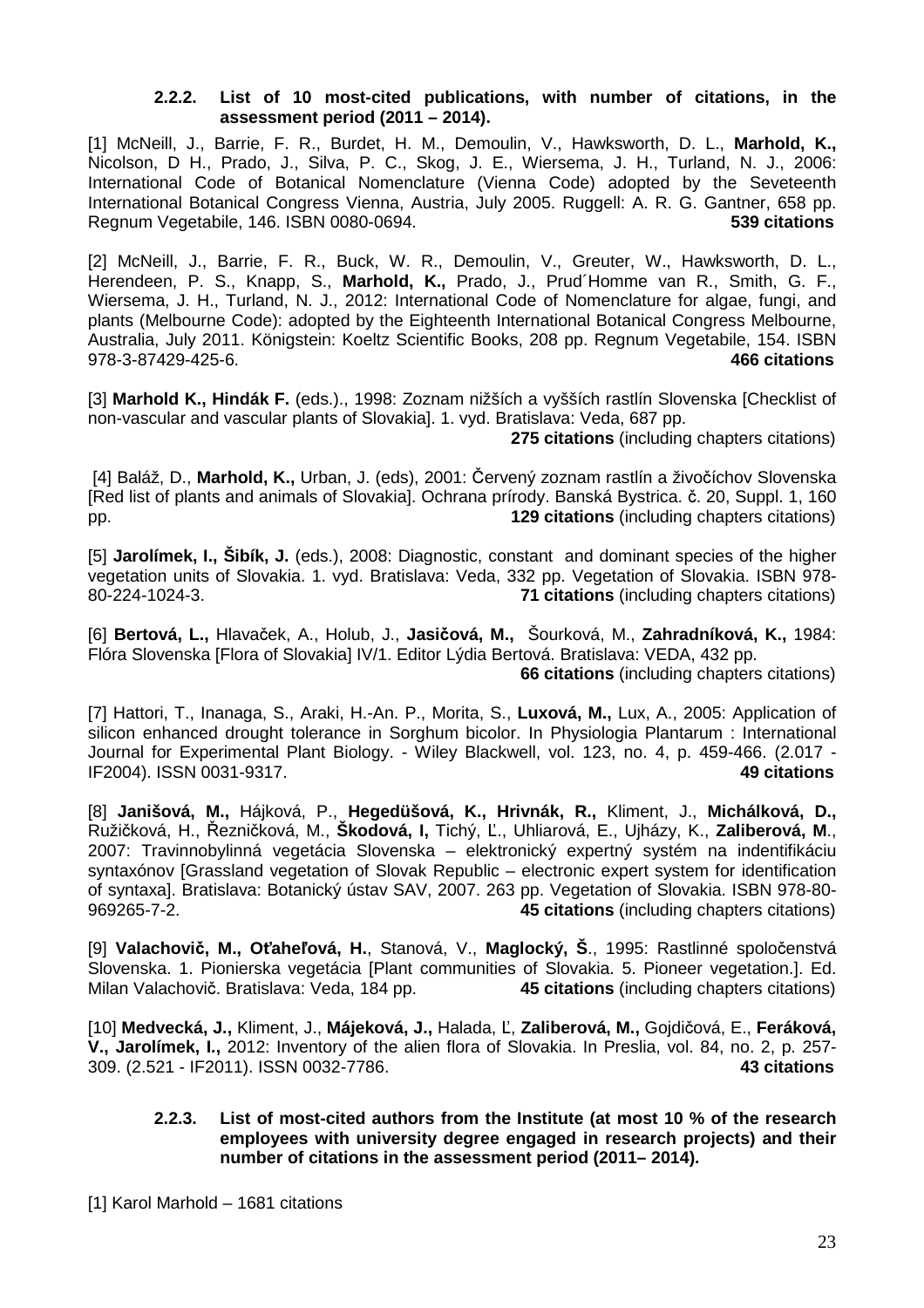### 2.2.2. List of 10 most-cited publications, with number of citations, in the assessment period (2011 – 2014).

[1] McNeill, J., Barrie, F. R., Burdet, H. M., Demoulin, V., Hawksworth, D. L., **Marhold, K.,** Nicolson, D H., Prado, J., Silva, P. C., Skog, J. E., Wiersema, J. H., Turland, N. J., 2006: International Code of Botanical Nomenclature (Vienna Code) adopted by the Seveteenth International Botanical Congress Vienna, Austria, July 2005. Ruggell: A. R. G. Gantner, 658 pp. Regnum Vegetabile, 146. ISBN 0080-0694. **539 citations**

[2] McNeill, J., Barrie, F. R., Buck, W. R., Demoulin, V., Greuter, W., Hawksworth, D. L., Herendeen, P. S., Knapp, S., **Marhold, K.,** Prado, J., Prud´Homme van R., Smith, G. F., Wiersema, J. H., Turland, N. J., 2012: International Code of Nomenclature for algae, fungi, and plants (Melbourne Code): adopted by the Eighteenth International Botanical Congress Melbourne, Australia, July 2011. Königstein: Koeltz Scientific Books, 208 pp. Regnum Vegetabile, 154. ISBN 978-3-87429-425-6. **466 citations**

[3] **Marhold K., Hindák F.** (eds.)., 1998: Zoznam nižších a vyšších rastlín Slovenska [Checklist of non-vascular and vascular plants of Slovakia]. 1. vyd. Bratislava: Veda, 687 pp. **275 citations** (including chapters citations)

[4] Baláž, D., **Marhold, K.,** Urban, J. (eds), 2001: Červený zoznam rastlín a živočíchov Slovenska [Red list of plants and animals of Slovakia]. Ochrana prírody. Banská Bystrica. č. 20, Suppl. 1, 160 pp. **129 citations** (including chapters citations)

[5] **Jarolímek, I., Šibík, J.** (eds.), 2008: Diagnostic, constant and dominant species of the higher vegetation units of Slovakia. 1. vyd. Bratislava: Veda, 332 pp. Vegetation of Slovakia. ISBN 978-80-224-1024-3. **71 citations** (including chapters citations)

[6] **Bertová, L.,** Hlavaček, A., Holub, J., **Jasičová, M.,** Šourková, M., **Zahradníková, K.,** 1984: Flóra Slovenska [Flora of Slovakia] IV/1. Editor Lýdia Bertová. Bratislava: VEDA, 432 pp. **66 citations** (including chapters citations)

[7] Hattori, T., Inanaga, S., Araki, H.-An. P., Morita, S., **Luxová, M.,** Lux, A., 2005: Application of silicon enhanced drought tolerance in Sorghum bicolor. In Physiologia Plantarum : International Journal for Experimental Plant Biology. - Wiley Blackwell, vol. 123, no. 4, p. 459-466. (2.017 - IF2004). ISSN 0031-9317. **49 citations**

[8] **Janišová, M.,** Hájková, P., **Hegedüšová, K., Hrivnák, R.,** Kliment, J., **Michálková, D.,** Ružičková, H., Řezničková, M., **Škodová, I,** Tichý, Ľ., Uhliarová, E., Ujházy, K., **Zaliberová, M**., 2007: Travinnobylinná vegetácia Slovenska – elektronický expertný systém na indentifikáciu syntaxónov [Grassland vegetation of Slovak Republic – electronic expert system for identification of syntaxa]. Bratislava: Botanický ústav SAV, 2007. 263 pp. Vegetation of Slovakia. ISBN 978-80-969265-7-2. **45 citations** (including chapters citations)

[9] **Valachovič, M., Oťaheľová, H.**, Stanová, V., **Maglocký, Š**., 1995: Rastlinné spoločenstvá Slovenska. 1. Pionierska vegetácia [Plant communities of Slovakia. 5. Pioneer vegetation.]. Ed. Milan Valachovič. Bratislava: Veda, 184 pp. **45 citations** (including chapters citations)

[10] **Medvecká, J.,** Kliment, J., **Májeková, J.,** Halada, Ľ, **Zaliberová, M.,** Gojdičová, E., **Feráková, V., Jarolímek, I.,** 2012: Inventory of the alien flora of Slovakia. In Preslia, vol. 84, no. 2, p. 257-309. (2.521 - IF2011). ISSN 0032-7786. **43 citations**

### 2.2.3. List of most-cited authors from the Institute (at most 10 % of the research employees with university degree engaged in research projects) and their number of citations in the assessment period (2011– 2014).

[1] Karol Marhold – 1681 citations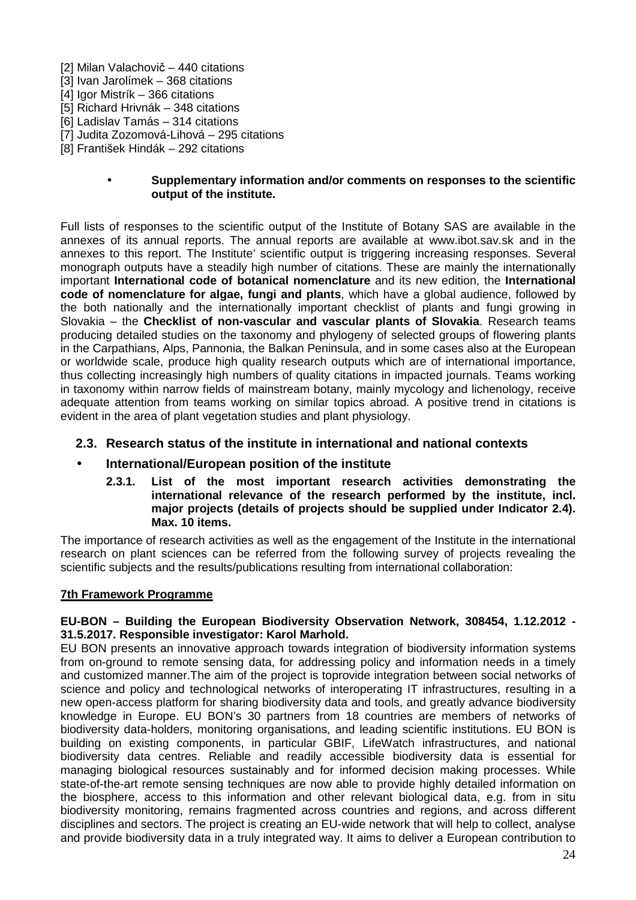[2] Milan Valachovič – 440 citations
[3] Ivan Jarolímek – 368 citations
[4] Igor Mistrík – 366 citations
[5] Richard Hrivnák – 348 citations
[6] Ladislav Tamás – 314 citations
[7] Judita Zozomová-Lihová – 295 citations
[8] František Hindák – 292 citations

- **Supplementary information and/or comments on responses to the scientific output of the institute.**

Full lists of responses to the scientific output of the Institute of Botany SAS are available in the annexes of its annual reports. The annual reports are available at www.ibot.sav.sk and in the annexes to this report. The Institute' scientific output is triggering increasing responses. Several monograph outputs have a steadily high number of citations. These are mainly the internationally important **International code of botanical nomenclature** and its new edition, the **International code of nomenclature for algae, fungi and plants**, which have a global audience, followed by the both nationally and the internationally important checklist of plants and fungi growing in Slovakia – the **Checklist of non-vascular and vascular plants of Slovakia**. Research teams producing detailed studies on the taxonomy and phylogeny of selected groups of flowering plants in the Carpathians, Alps, Pannonia, the Balkan Peninsula, and in some cases also at the European or worldwide scale, produce high quality research outputs which are of international importance, thus collecting increasingly high numbers of quality citations in impacted journals. Teams working in taxonomy within narrow fields of mainstream botany, mainly mycology and lichenology, receive adequate attention from teams working on similar topics abroad. A positive trend in citations is evident in the area of plant vegetation studies and plant physiology.

## 2.3. Research status of the institute in international and national contexts

- **International/European position of the institute**

### 2.3.1. List of the most important research activities demonstrating the international relevance of the research performed by the institute, incl. major projects (details of projects should be supplied under Indicator 2.4). Max. 10 items.

The importance of research activities as well as the engagement of the Institute in the international research on plant sciences can be referred from the following survey of projects revealing the scientific subjects and the results/publications resulting from international collaboration:

**7th Framework Programme**

**EU-BON – Building the European Biodiversity Observation Network, 308454, 1.12.2012 - 31.5.2017. Responsible investigator: Karol Marhold.**

EU BON presents an innovative approach towards integration of biodiversity information systems from on-ground to remote sensing data, for addressing policy and information needs in a timely and customized manner.The aim of the project is toprovide integration between social networks of science and policy and technological networks of interoperating IT infrastructures, resulting in a new open-access platform for sharing biodiversity data and tools, and greatly advance biodiversity knowledge in Europe. EU BON's 30 partners from 18 countries are members of networks of biodiversity data-holders, monitoring organisations, and leading scientific institutions. EU BON is building on existing components, in particular GBIF, LifeWatch infrastructures, and national biodiversity data centres. Reliable and readily accessible biodiversity data is essential for managing biological resources sustainably and for informed decision making processes. While state-of-the-art remote sensing techniques are now able to provide highly detailed information on the biosphere, access to this information and other relevant biological data, e.g. from in situ biodiversity monitoring, remains fragmented across countries and regions, and across different disciplines and sectors. The project is creating an EU-wide network that will help to collect, analyse and provide biodiversity data in a truly integrated way. It aims to deliver a European contribution to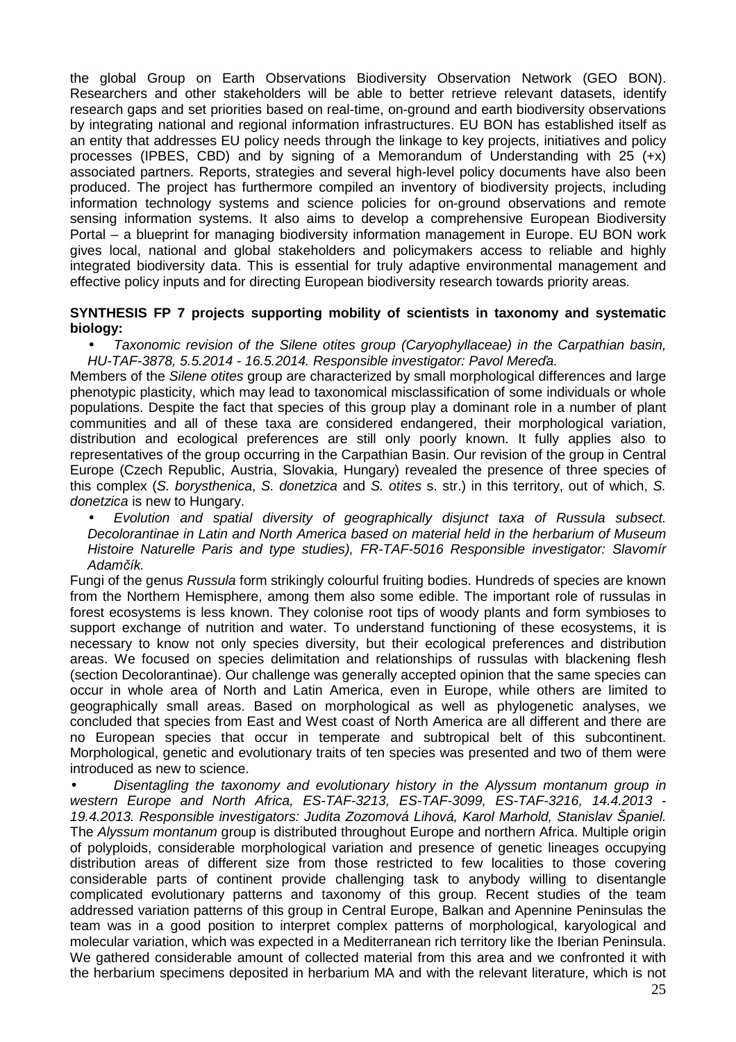the global Group on Earth Observations Biodiversity Observation Network (GEO BON). Researchers and other stakeholders will be able to better retrieve relevant datasets, identify research gaps and set priorities based on real-time, on-ground and earth biodiversity observations by integrating national and regional information infrastructures. EU BON has established itself as an entity that addresses EU policy needs through the linkage to key projects, initiatives and policy processes (IPBES, CBD) and by signing of a Memorandum of Understanding with 25 (+x) associated partners. Reports, strategies and several high-level policy documents have also been produced. The project has furthermore compiled an inventory of biodiversity projects, including information technology systems and science policies for on-ground observations and remote sensing information systems. It also aims to develop a comprehensive European Biodiversity Portal – a blueprint for managing biodiversity information management in Europe. EU BON work gives local, national and global stakeholders and policymakers access to reliable and highly integrated biodiversity data. This is essential for truly adaptive environmental management and effective policy inputs and for directing European biodiversity research towards priority areas.

**SYNTHESIS FP 7 projects supporting mobility of scientists in taxonomy and systematic biology:**

- *Taxonomic revision of the Silene otites group (Caryophyllaceae) in the Carpathian basin, HU-TAF-3878, 5.5.2014 - 16.5.2014. Responsible investigator: Pavol Mereďa.*

Members of the *Silene otites* group are characterized by small morphological differences and large phenotypic plasticity, which may lead to taxonomical misclassification of some individuals or whole populations. Despite the fact that species of this group play a dominant role in a number of plant communities and all of these taxa are considered endangered, their morphological variation, distribution and ecological preferences are still only poorly known. It fully applies also to representatives of the group occurring in the Carpathian Basin. Our revision of the group in Central Europe (Czech Republic, Austria, Slovakia, Hungary) revealed the presence of three species of this complex (*S. borysthenica*, *S. donetzica* and *S. otites* s. str.) in this territory, out of which, *S. donetzica* is new to Hungary.

- *Evolution and spatial diversity of geographically disjunct taxa of Russula subsect. Decolorantinae in Latin and North America based on material held in the herbarium of Museum Histoire Naturelle Paris and type studies), FR-TAF-5016 Responsible investigator: Slavomír Adamčík.*

Fungi of the genus *Russula* form strikingly colourful fruiting bodies. Hundreds of species are known from the Northern Hemisphere, among them also some edible. The important role of russulas in forest ecosystems is less known. They colonise root tips of woody plants and form symbioses to support exchange of nutrition and water. To understand functioning of these ecosystems, it is necessary to know not only species diversity, but their ecological preferences and distribution areas. We focused on species delimitation and relationships of russulas with blackening flesh (section Decolorantinae). Our challenge was generally accepted opinion that the same species can occur in whole area of North and Latin America, even in Europe, while others are limited to geographically small areas. Based on morphological as well as phylogenetic analyses, we concluded that species from East and West coast of North America are all different and there are no European species that occur in temperate and subtropical belt of this subcontinent. Morphological, genetic and evolutionary traits of ten species was presented and two of them were introduced as new to science.

- *Disentagling the taxonomy and evolutionary history in the Alyssum montanum group in western Europe and North Africa, ES-TAF-3213, ES-TAF-3099, ES-TAF-3216, 14.4.2013 - 19.4.2013. Responsible investigators: Judita Zozomová Lihová, Karol Marhold, Stanislav Španiel.*

The *Alyssum montanum* group is distributed throughout Europe and northern Africa. Multiple origin of polyploids, considerable morphological variation and presence of genetic lineages occupying distribution areas of different size from those restricted to few localities to those covering considerable parts of continent provide challenging task to anybody willing to disentangle complicated evolutionary patterns and taxonomy of this group. Recent studies of the team addressed variation patterns of this group in Central Europe, Balkan and Apennine Peninsulas the team was in a good position to interpret complex patterns of morphological, karyological and molecular variation, which was expected in a Mediterranean rich territory like the Iberian Peninsula. We gathered considerable amount of collected material from this area and we confronted it with the herbarium specimens deposited in herbarium MA and with the relevant literature, which is not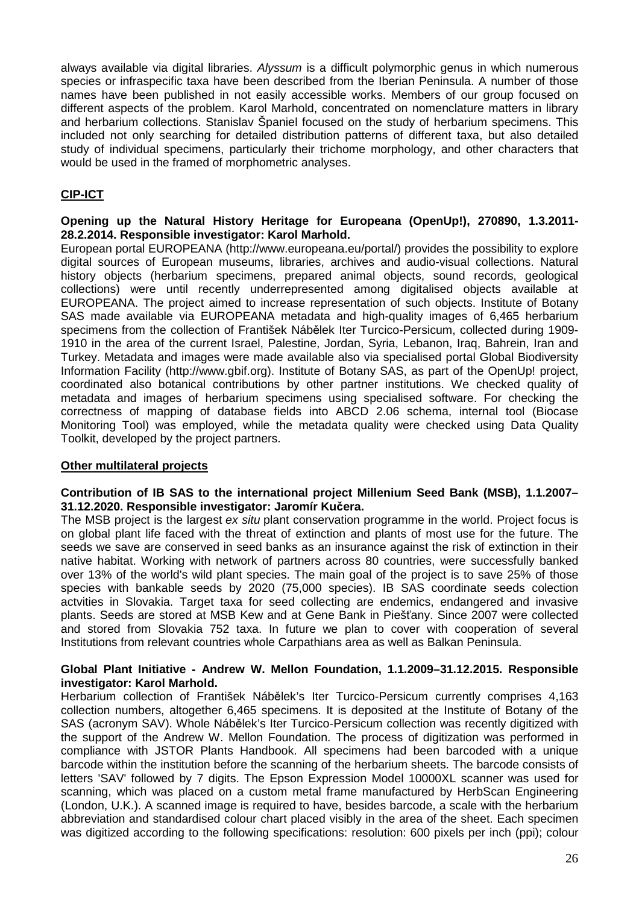always available via digital libraries. *Alyssum* is a difficult polymorphic genus in which numerous species or infraspecific taxa have been described from the Iberian Peninsula. A number of those names have been published in not easily accessible works. Members of our group focused on different aspects of the problem. Karol Marhold, concentrated on nomenclature matters in library and herbarium collections. Stanislav Španiel focused on the study of herbarium specimens. This included not only searching for detailed distribution patterns of different taxa, but also detailed study of individual specimens, particularly their trichome morphology, and other characters that would be used in the framed of morphometric analyses.

## CIP-ICT

**Opening up the Natural History Heritage for Europeana (OpenUp!), 270890, 1.3.2011-28.2.2014. Responsible investigator: Karol Marhold.**

European portal EUROPEANA (http://www.europeana.eu/portal/) provides the possibility to explore digital sources of European museums, libraries, archives and audio-visual collections. Natural history objects (herbarium specimens, prepared animal objects, sound records, geological collections) were until recently underrepresented among digitalised objects available at EUROPEANA. The project aimed to increase representation of such objects. Institute of Botany SAS made available via EUROPEANA metadata and high-quality images of 6,465 herbarium specimens from the collection of František Nábělek Iter Turcico-Persicum, collected during 1909-1910 in the area of the current Israel, Palestine, Jordan, Syria, Lebanon, Iraq, Bahrein, Iran and Turkey. Metadata and images were made available also via specialised portal Global Biodiversity Information Facility (http://www.gbif.org). Institute of Botany SAS, as part of the OpenUp! project, coordinated also botanical contributions by other partner institutions. We checked quality of metadata and images of herbarium specimens using specialised software. For checking the correctness of mapping of database fields into ABCD 2.06 schema, internal tool (Biocase Monitoring Tool) was employed, while the metadata quality were checked using Data Quality Toolkit, developed by the project partners.

## Other multilateral projects

**Contribution of IB SAS to the international project Millenium Seed Bank (MSB), 1.1.2007–31.12.2020. Responsible investigator: Jaromír Kučera.**

The MSB project is the largest *ex situ* plant conservation programme in the world. Project focus is on global plant life faced with the threat of extinction and plants of most use for the future. The seeds we save are conserved in seed banks as an insurance against the risk of extinction in their native habitat. Working with network of partners across 80 countries, were successfully banked over 13% of the world's wild plant species. The main goal of the project is to save 25% of those species with bankable seeds by 2020 (75,000 species). IB SAS coordinate seeds colection actvities in Slovakia. Target taxa for seed collecting are endemics, endangered and invasive plants. Seeds are stored at MSB Kew and at Gene Bank in Piešťany. Since 2007 were collected and stored from Slovakia 752 taxa. In future we plan to cover with cooperation of several Institutions from relevant countries whole Carpathians area as well as Balkan Peninsula.

**Global Plant Initiative - Andrew W. Mellon Foundation, 1.1.2009–31.12.2015. Responsible investigator: Karol Marhold.**

Herbarium collection of František Nábělek's Iter Turcico-Persicum currently comprises 4,163 collection numbers, altogether 6,465 specimens. It is deposited at the Institute of Botany of the SAS (acronym SAV). Whole Nábělek's Iter Turcico-Persicum collection was recently digitized with the support of the Andrew W. Mellon Foundation. The process of digitization was performed in compliance with JSTOR Plants Handbook. All specimens had been barcoded with a unique barcode within the institution before the scanning of the herbarium sheets. The barcode consists of letters 'SAV' followed by 7 digits. The Epson Expression Model 10000XL scanner was used for scanning, which was placed on a custom metal frame manufactured by HerbScan Engineering (London, U.K.). A scanned image is required to have, besides barcode, a scale with the herbarium abbreviation and standardised colour chart placed visibly in the area of the sheet. Each specimen was digitized according to the following specifications: resolution: 600 pixels per inch (ppi); colour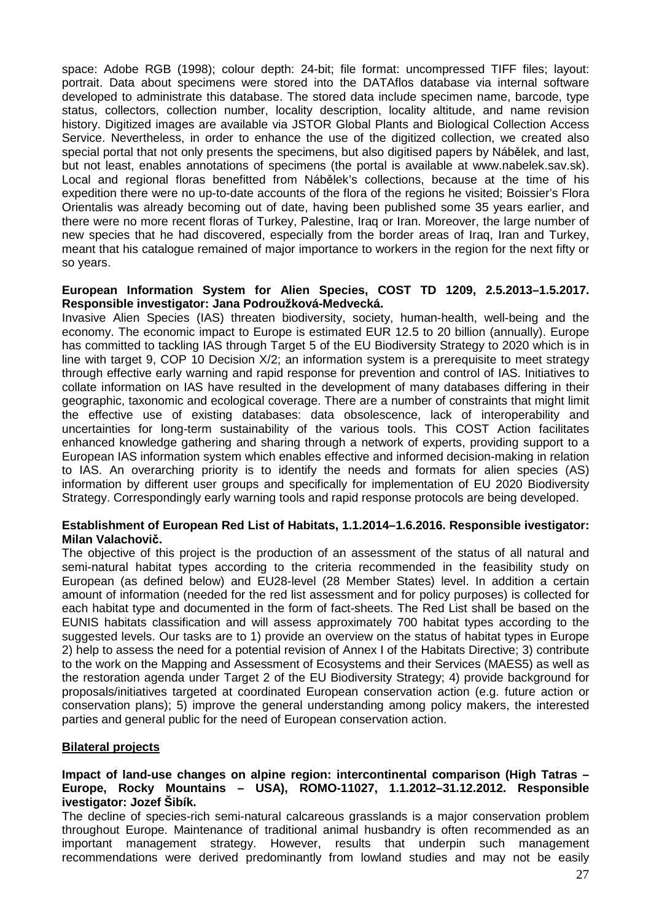space: Adobe RGB (1998); colour depth: 24-bit; file format: uncompressed TIFF files; layout: portrait. Data about specimens were stored into the DATAflos database via internal software developed to administrate this database. The stored data include specimen name, barcode, type status, collectors, collection number, locality description, locality altitude, and name revision history. Digitized images are available via JSTOR Global Plants and Biological Collection Access Service. Nevertheless, in order to enhance the use of the digitized collection, we created also special portal that not only presents the specimens, but also digitised papers by Nábělek, and last, but not least, enables annotations of specimens (the portal is available at www.nabelek.sav.sk). Local and regional floras benefitted from Nábělek's collections, because at the time of his expedition there were no up-to-date accounts of the flora of the regions he visited; Boissier's Flora Orientalis was already becoming out of date, having been published some 35 years earlier, and there were no more recent floras of Turkey, Palestine, Iraq or Iran. Moreover, the large number of new species that he had discovered, especially from the border areas of Iraq, Iran and Turkey, meant that his catalogue remained of major importance to workers in the region for the next fifty or so years.

**European Information System for Alien Species, COST TD 1209, 2.5.2013–1.5.2017. Responsible investigator: Jana Podroužková-Medvecká.**

Invasive Alien Species (IAS) threaten biodiversity, society, human-health, well-being and the economy. The economic impact to Europe is estimated EUR 12.5 to 20 billion (annually). Europe has committed to tackling IAS through Target 5 of the EU Biodiversity Strategy to 2020 which is in line with target 9, COP 10 Decision X/2; an information system is a prerequisite to meet strategy through effective early warning and rapid response for prevention and control of IAS. Initiatives to collate information on IAS have resulted in the development of many databases differing in their geographic, taxonomic and ecological coverage. There are a number of constraints that might limit the effective use of existing databases: data obsolescence, lack of interoperability and uncertainties for long-term sustainability of the various tools. This COST Action facilitates enhanced knowledge gathering and sharing through a network of experts, providing support to a European IAS information system which enables effective and informed decision-making in relation to IAS. An overarching priority is to identify the needs and formats for alien species (AS) information by different user groups and specifically for implementation of EU 2020 Biodiversity Strategy. Correspondingly early warning tools and rapid response protocols are being developed.

**Establishment of European Red List of Habitats, 1.1.2014–1.6.2016. Responsible ivestigator: Milan Valachovič.**

The objective of this project is the production of an assessment of the status of all natural and semi-natural habitat types according to the criteria recommended in the feasibility study on European (as defined below) and EU28-level (28 Member States) level. In addition a certain amount of information (needed for the red list assessment and for policy purposes) is collected for each habitat type and documented in the form of fact-sheets. The Red List shall be based on the EUNIS habitats classification and will assess approximately 700 habitat types according to the suggested levels. Our tasks are to 1) provide an overview on the status of habitat types in Europe 2) help to assess the need for a potential revision of Annex I of the Habitats Directive; 3) contribute to the work on the Mapping and Assessment of Ecosystems and their Services (MAES5) as well as the restoration agenda under Target 2 of the EU Biodiversity Strategy; 4) provide background for proposals/initiatives targeted at coordinated European conservation action (e.g. future action or conservation plans); 5) improve the general understanding among policy makers, the interested parties and general public for the need of European conservation action.

**Bilateral projects**

**Impact of land-use changes on alpine region: intercontinental comparison (High Tatras – Europe, Rocky Mountains – USA), ROMO-11027, 1.1.2012–31.12.2012. Responsible ivestigator: Jozef Šibík.**

The decline of species-rich semi-natural calcareous grasslands is a major conservation problem throughout Europe. Maintenance of traditional animal husbandry is often recommended as an important management strategy. However, results that underpin such management recommendations were derived predominantly from lowland studies and may not be easily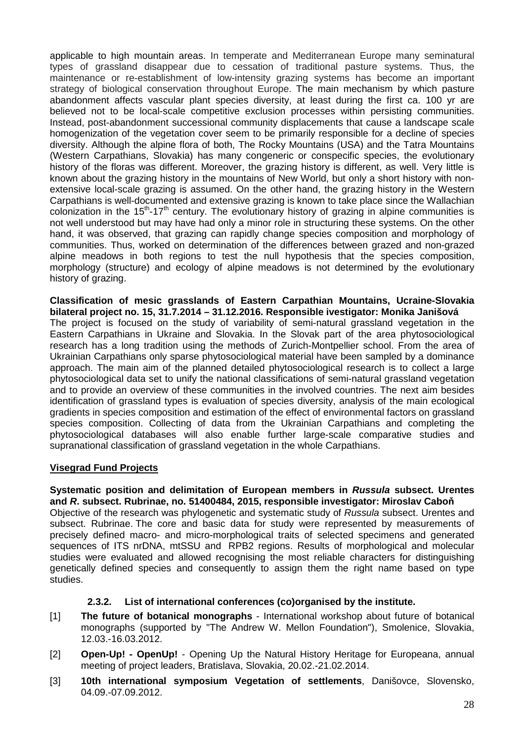applicable to high mountain areas. In temperate and Mediterranean Europe many seminatural types of grassland disappear due to cessation of traditional pasture systems. Thus, the maintenance or re-establishment of low-intensity grazing systems has become an important strategy of biological conservation throughout Europe. The main mechanism by which pasture abandonment affects vascular plant species diversity, at least during the first ca. 100 yr are believed not to be local-scale competitive exclusion processes within persisting communities. Instead, post-abandonment successional community displacements that cause a landscape scale homogenization of the vegetation cover seem to be primarily responsible for a decline of species diversity. Although the alpine flora of both, The Rocky Mountains (USA) and the Tatra Mountains (Western Carpathians, Slovakia) has many congeneric or conspecific species, the evolutionary history of the floras was different. Moreover, the grazing history is different, as well. Very little is known about the grazing history in the mountains of New World, but only a short history with non-extensive local-scale grazing is assumed. On the other hand, the grazing history in the Western Carpathians is well-documented and extensive grazing is known to take place since the Wallachian colonization in the 15$^{th}$-17$^{th}$ century. The evolutionary history of grazing in alpine communities is not well understood but may have had only a minor role in structuring these systems. On the other hand, it was observed, that grazing can rapidly change species composition and morphology of communities. Thus, worked on determination of the differences between grazed and non-grazed alpine meadows in both regions to test the null hypothesis that the species composition, morphology (structure) and ecology of alpine meadows is not determined by the evolutionary history of grazing.

**Classification of mesic grasslands of Eastern Carpathian Mountains, Ucraine-Slovakia bilateral project no. 15, 31.7.2014 – 31.12.2016. Responsible ivestigator: Monika Janišová**

The project is focused on the study of variability of semi-natural grassland vegetation in the Eastern Carpathians in Ukraine and Slovakia. In the Slovak part of the area phytosociological research has a long tradition using the methods of Zurich-Montpellier school. From the area of Ukrainian Carpathians only sparse phytosociological material have been sampled by a dominance approach. The main aim of the planned detailed phytosociological research is to collect a large phytosociological data set to unify the national classifications of semi-natural grassland vegetation and to provide an overview of these communities in the involved countries. The next aim besides identification of grassland types is evaluation of species diversity, analysis of the main ecological gradients in species composition and estimation of the effect of environmental factors on grassland species composition. Collecting of data from the Ukrainian Carpathians and completing the phytosociological databases will also enable further large-scale comparative studies and supranational classification of grassland vegetation in the whole Carpathians.

**<u>Visegrad Fund Projects</u>**

**Systematic position and delimitation of European members in *Russula* subsect. Urentes and *R*. subsect. Rubrinae, no. 51400484, 2015, responsible investigator: Miroslav Caboň**

Objective of the research was phylogenetic and systematic study of *Russula* subsect. Urentes and subsect. Rubrinae. The core and basic data for study were represented by measurements of precisely defined macro- and micro-morphological traits of selected specimens and generated sequences of ITS nrDNA, mtSSU and RPB2 regions. Results of morphological and molecular studies were evaluated and allowed recognising the most reliable characters for distinguishing genetically defined species and consequently to assign them the right name based on type studies.

### 2.3.2. List of international conferences (co)organised by the institute.

[1] **The future of botanical monographs** - International workshop about future of botanical monographs (supported by "The Andrew W. Mellon Foundation"), Smolenice, Slovakia, 12.03.-16.03.2012.

[2] **Open-Up! - OpenUp!** - Opening Up the Natural History Heritage for Europeana, annual meeting of project leaders, Bratislava, Slovakia, 20.02.-21.02.2014.

[3] **10th international symposium Vegetation of settlements**, Danišovce, Slovensko, 04.09.-07.09.2012.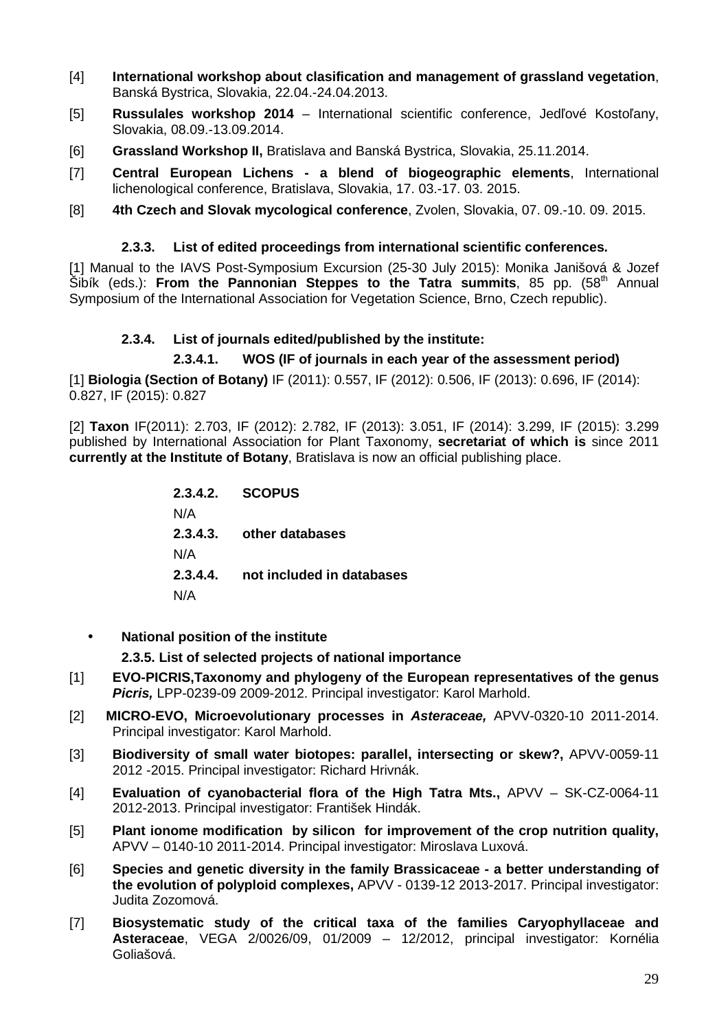[4] **International workshop about clasification and management of grassland vegetation**, Banská Bystrica, Slovakia, 22.04.-24.04.2013.

[5] **Russulales workshop 2014** – International scientific conference, Jedľové Kostoľany, Slovakia, 08.09.-13.09.2014.

[6] **Grassland Workshop II,** Bratislava and Banská Bystrica, Slovakia, 25.11.2014.

[7] **Central European Lichens - a blend of biogeographic elements**, International lichenological conference, Bratislava, Slovakia, 17. 03.-17. 03. 2015.

[8] **4th Czech and Slovak mycological conference**, Zvolen, Slovakia, 07. 09.-10. 09. 2015.

#### 2.3.3. List of edited proceedings from international scientific conferences.

[1] Manual to the IAVS Post-Symposium Excursion (25-30 July 2015): Monika Janišová & Jozef Šibík (eds.): **From the Pannonian Steppes to the Tatra summits**, 85 pp. (58th Annual Symposium of the International Association for Vegetation Science, Brno, Czech republic).

#### 2.3.4. List of journals edited/published by the institute:

##### 2.3.4.1. WOS (IF of journals in each year of the assessment period)

[1] **Biologia (Section of Botany)** IF (2011): 0.557, IF (2012): 0.506, IF (2013): 0.696, IF (2014): 0.827, IF (2015): 0.827

[2] **Taxon** IF(2011): 2.703, IF (2012): 2.782, IF (2013): 3.051, IF (2014): 3.299, IF (2015): 3.299 published by International Association for Plant Taxonomy, **secretariat of which is** since 2011 **currently at the Institute of Botany**, Bratislava is now an official publishing place.

##### 2.3.4.2. SCOPUS

N/A

##### 2.3.4.3. other databases

N/A

##### 2.3.4.4. not included in databases

N/A

- **National position of the institute**

#### 2.3.5. List of selected projects of national importance

[1] **EVO-PICRIS,Taxonomy and phylogeny of the European representatives of the genus *Picris,*** LPP-0239-09 2009-2012. Principal investigator: Karol Marhold.

[2] **MICRO-EVO, Microevolutionary processes in *Asteraceae,*** APVV-0320-10 2011-2014. Principal investigator: Karol Marhold.

[3] **Biodiversity of small water biotopes: parallel, intersecting or skew?,** APVV-0059-11 2012 -2015. Principal investigator: Richard Hrivnák.

[4] **Evaluation of cyanobacterial flora of the High Tatra Mts.,** APVV – SK-CZ-0064-11 2012-2013. Principal investigator: František Hindák.

[5] **Plant ionome modification by silicon for improvement of the crop nutrition quality,** APVV – 0140-10 2011-2014. Principal investigator: Miroslava Luxová.

[6] **Species and genetic diversity in the family Brassicaceae - a better understanding of the evolution of polyploid complexes,** APVV - 0139-12 2013-2017. Principal investigator: Judita Zozomová.

[7] **Biosystematic study of the critical taxa of the families Caryophyllaceae and Asteraceae**, VEGA 2/0026/09, 01/2009 – 12/2012, principal investigator: Kornélia Goliašová.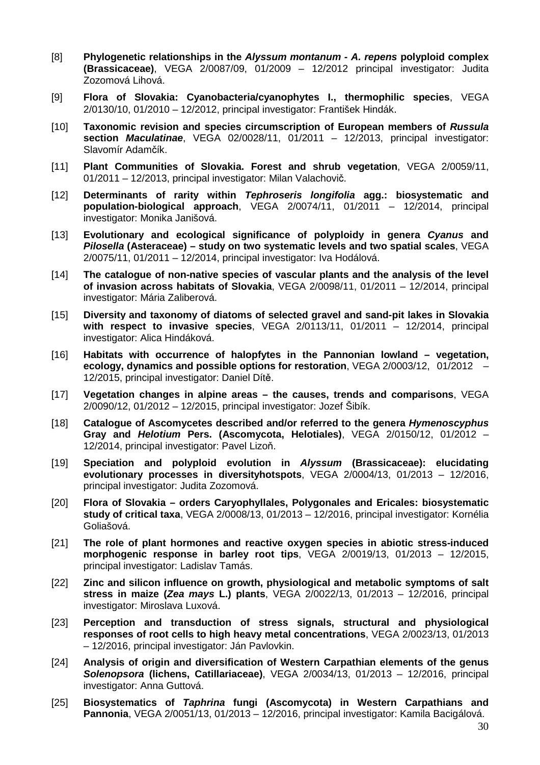[8] **Phylogenetic relationships in the *Alyssum montanum - A. repens* polyploid complex (Brassicaceae)**, VEGA 2/0087/09, 01/2009 – 12/2012 principal investigator: Judita Zozomová Lihová.

[9] **Flora of Slovakia: Cyanobacteria/cyanophytes I., thermophilic species**, VEGA 2/0130/10, 01/2010 – 12/2012, principal investigator: František Hindák.

[10] **Taxonomic revision and species circumscription of European members of *Russula* section *Maculatinae***, VEGA 02/0028/11, 01/2011 – 12/2013, principal investigator: Slavomír Adamčík.

[11] **Plant Communities of Slovakia. Forest and shrub vegetation**, VEGA 2/0059/11, 01/2011 – 12/2013, principal investigator: Milan Valachovič.

[12] **Determinants of rarity within *Tephroseris longifolia* agg.: biosystematic and population-biological approach**, VEGA 2/0074/11, 01/2011 – 12/2014, principal investigator: Monika Janišová.

[13] **Evolutionary and ecological significance of polyploidy in genera *Cyanus* and *Pilosella* (Asteraceae) – study on two systematic levels and two spatial scales**, VEGA 2/0075/11, 01/2011 – 12/2014, principal investigator: Iva Hodálová.

[14] **The catalogue of non-native species of vascular plants and the analysis of the level of invasion across habitats of Slovakia**, VEGA 2/0098/11, 01/2011 – 12/2014, principal investigator: Mária Zaliberová.

[15] **Diversity and taxonomy of diatoms of selected gravel and sand-pit lakes in Slovakia with respect to invasive species**, VEGA 2/0113/11, 01/2011 – 12/2014, principal investigator: Alica Hindáková.

[16] **Habitats with occurrence of halopfytes in the Pannonian lowland – vegetation, ecology, dynamics and possible options for restoration**, VEGA 2/0003/12, 01/2012 – 12/2015, principal investigator: Daniel Dítě.

[17] **Vegetation changes in alpine areas – the causes, trends and comparisons**, VEGA 2/0090/12, 01/2012 – 12/2015, principal investigator: Jozef Šibík.

[18] **Catalogue of Ascomycetes described and/or referred to the genera *Hymenoscyphus* Gray and *Helotium* Pers. (Ascomycota, Helotiales)**, VEGA 2/0150/12, 01/2012 – 12/2014, principal investigator: Pavel Lizoň.

[19] **Speciation and polyploid evolution in *Alyssum* (Brassicaceae): elucidating evolutionary processes in diversityhotspots**, VEGA 2/0004/13, 01/2013 – 12/2016, principal investigator: Judita Zozomová.

[20] **Flora of Slovakia – orders Caryophyllales, Polygonales and Ericales: biosystematic study of critical taxa**, VEGA 2/0008/13, 01/2013 – 12/2016, principal investigator: Kornélia Goliašová.

[21] **The role of plant hormones and reactive oxygen species in abiotic stress-induced morphogenic response in barley root tips**, VEGA 2/0019/13, 01/2013 – 12/2015, principal investigator: Ladislav Tamás.

[22] **Zinc and silicon influence on growth, physiological and metabolic symptoms of salt stress in maize (*Zea mays* L.) plants**, VEGA 2/0022/13, 01/2013 – 12/2016, principal investigator: Miroslava Luxová.

[23] **Perception and transduction of stress signals, structural and physiological responses of root cells to high heavy metal concentrations**, VEGA 2/0023/13, 01/2013 – 12/2016, principal investigator: Ján Pavlovkin.

[24] **Analysis of origin and diversification of Western Carpathian elements of the genus *Solenopsora* (lichens, Catillariaceae)**, VEGA 2/0034/13, 01/2013 – 12/2016, principal investigator: Anna Guttová.

[25] **Biosystematics of *Taphrina* fungi (Ascomycota) in Western Carpathians and Pannonia**, VEGA 2/0051/13, 01/2013 – 12/2016, principal investigator: Kamila Bacigálová.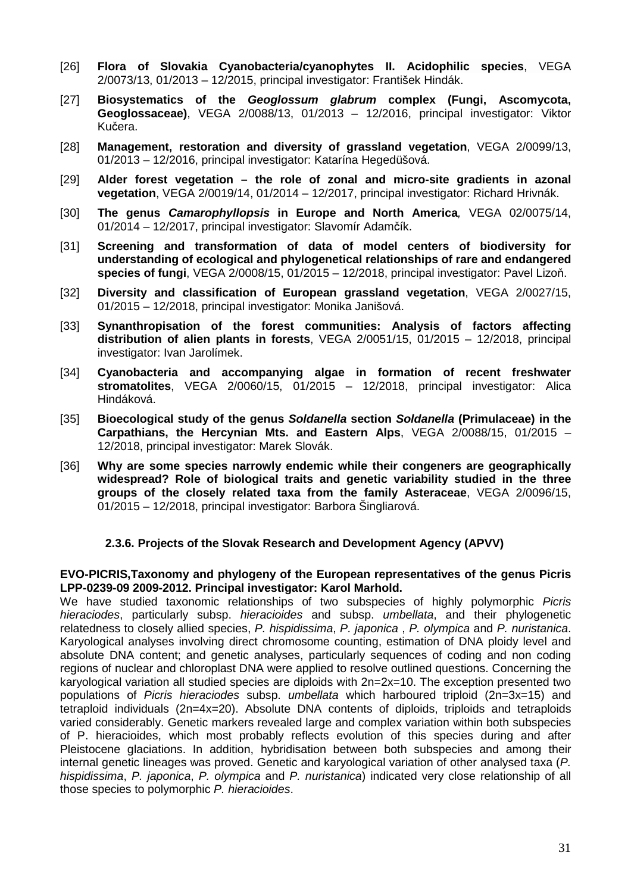[26] **Flora of Slovakia Cyanobacteria/cyanophytes II. Acidophilic species**, VEGA 2/0073/13, 01/2013 – 12/2015, principal investigator: František Hindák.

[27] **Biosystematics of the *Geoglossum glabrum* complex (Fungi, Ascomycota, Geoglossaceae)**, VEGA 2/0088/13, 01/2013 – 12/2016, principal investigator: Viktor Kučera.

[28] **Management, restoration and diversity of grassland vegetation**, VEGA 2/0099/13, 01/2013 – 12/2016, principal investigator: Katarína Hegedüšová.

[29] **Alder forest vegetation – the role of zonal and micro-site gradients in azonal vegetation**, VEGA 2/0019/14, 01/2014 – 12/2017, principal investigator: Richard Hrivnák.

[30] **The genus *Camarophyllopsis* in Europe and North America***,* VEGA 02/0075/14, 01/2014 – 12/2017, principal investigator: Slavomír Adamčík.

[31] **Screening and transformation of data of model centers of biodiversity for understanding of ecological and phylogenetical relationships of rare and endangered species of fungi**, VEGA 2/0008/15, 01/2015 – 12/2018, principal investigator: Pavel Lizoň.

[32] **Diversity and classification of European grassland vegetation**, VEGA 2/0027/15, 01/2015 – 12/2018, principal investigator: Monika Janišová.

[33] **Synanthropisation of the forest communities: Analysis of factors affecting distribution of alien plants in forests**, VEGA 2/0051/15, 01/2015 – 12/2018, principal investigator: Ivan Jarolímek.

[34] **Cyanobacteria and accompanying algae in formation of recent freshwater stromatolites**, VEGA 2/0060/15, 01/2015 – 12/2018, principal investigator: Alica Hindáková.

[35] **Bioecological study of the genus *Soldanella* section *Soldanella* (Primulaceae) in the Carpathians, the Hercynian Mts. and Eastern Alps**, VEGA 2/0088/15, 01/2015 – 12/2018, principal investigator: Marek Slovák.

[36] **Why are some species narrowly endemic while their congeners are geographically widespread? Role of biological traits and genetic variability studied in the three groups of the closely related taxa from the family Asteraceae**, VEGA 2/0096/15, 01/2015 – 12/2018, principal investigator: Barbora Šingliarová.

### 2.3.6. Projects of the Slovak Research and Development Agency (APVV)

**EVO-PICRIS,Taxonomy and phylogeny of the European representatives of the genus Picris LPP-0239-09 2009-2012. Principal investigator: Karol Marhold.**

We have studied taxonomic relationships of two subspecies of highly polymorphic *Picris hieraciodes*, particularly subsp. *hieracioides* and subsp. *umbellata*, and their phylogenetic relatedness to closely allied species, *P. hispidissima*, *P. japonica* , *P. olympica* and *P. nuristanica*. Karyological analyses involving direct chromosome counting, estimation of DNA ploidy level and absolute DNA content; and genetic analyses, particularly sequences of coding and non coding regions of nuclear and chloroplast DNA were applied to resolve outlined questions. Concerning the karyological variation all studied species are diploids with 2n=2x=10. The exception presented two populations of *Picris hieraciodes* subsp. *umbellata* which harboured triploid (2n=3x=15) and tetraploid individuals (2n=4x=20). Absolute DNA contents of diploids, triploids and tetraploids varied considerably. Genetic markers revealed large and complex variation within both subspecies of P. hieracioides, which most probably reflects evolution of this species during and after Pleistocene glaciations. In addition, hybridisation between both subspecies and among their internal genetic lineages was proved. Genetic and karyological variation of other analysed taxa (*P. hispidissima*, *P. japonica*, *P. olympica* and *P. nuristanica*) indicated very close relationship of all those species to polymorphic *P. hieracioides*.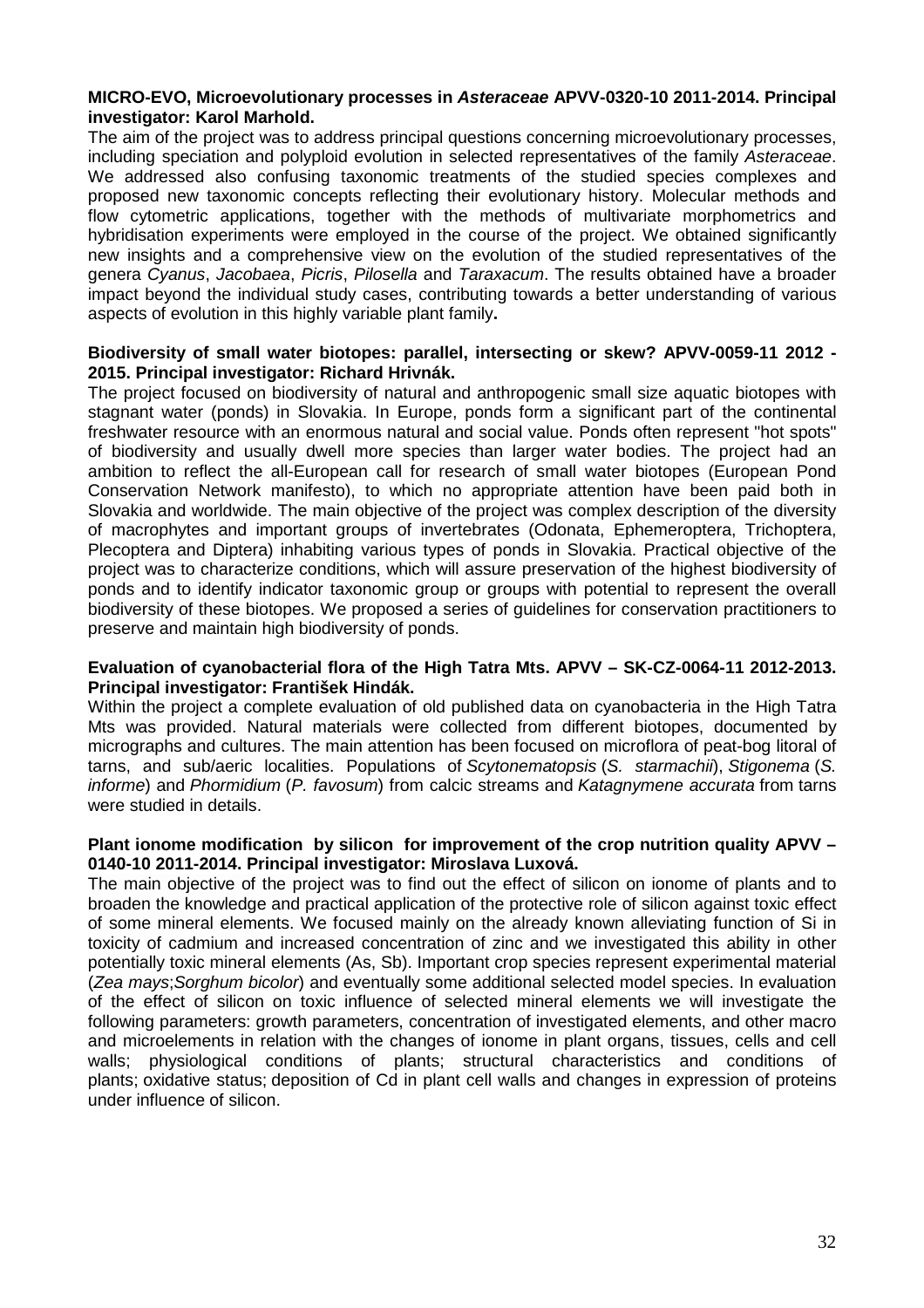**MICRO-EVO, Microevolutionary processes in *Asteraceae* APVV-0320-10 2011-2014. Principal investigator: Karol Marhold.**

The aim of the project was to address principal questions concerning microevolutionary processes, including speciation and polyploid evolution in selected representatives of the family *Asteraceae*. We addressed also confusing taxonomic treatments of the studied species complexes and proposed new taxonomic concepts reflecting their evolutionary history. Molecular methods and flow cytometric applications, together with the methods of multivariate morphometrics and hybridisation experiments were employed in the course of the project. We obtained significantly new insights and a comprehensive view on the evolution of the studied representatives of the genera *Cyanus*, *Jacobaea*, *Picris*, *Pilosella* and *Taraxacum*. The results obtained have a broader impact beyond the individual study cases, contributing towards a better understanding of various aspects of evolution in this highly variable plant family**.**

**Biodiversity of small water biotopes: parallel, intersecting or skew? APVV-0059-11 2012 - 2015. Principal investigator: Richard Hrivnák.**

The project focused on biodiversity of natural and anthropogenic small size aquatic biotopes with stagnant water (ponds) in Slovakia. In Europe, ponds form a significant part of the continental freshwater resource with an enormous natural and social value. Ponds often represent "hot spots" of biodiversity and usually dwell more species than larger water bodies. The project had an ambition to reflect the all-European call for research of small water biotopes (European Pond Conservation Network manifesto), to which no appropriate attention have been paid both in Slovakia and worldwide. The main objective of the project was complex description of the diversity of macrophytes and important groups of invertebrates (Odonata, Ephemeroptera, Trichoptera, Plecoptera and Diptera) inhabiting various types of ponds in Slovakia. Practical objective of the project was to characterize conditions, which will assure preservation of the highest biodiversity of ponds and to identify indicator taxonomic group or groups with potential to represent the overall biodiversity of these biotopes. We proposed a series of guidelines for conservation practitioners to preserve and maintain high biodiversity of ponds.

**Evaluation of cyanobacterial flora of the High Tatra Mts. APVV – SK-CZ-0064-11 2012-2013. Principal investigator: František Hindák.**

Within the project a complete evaluation of old published data on cyanobacteria in the High Tatra Mts was provided. Natural materials were collected from different biotopes, documented by micrographs and cultures. The main attention has been focused on microflora of peat-bog litoral of tarns, and sub/aeric localities. Populations of *Scytonematopsis* (*S. starmachii*), *Stigonema* (*S. informe*) and *Phormidium* (*P. favosum*) from calcic streams and *Katagnymene accurata* from tarns were studied in details.

**Plant ionome modification by silicon for improvement of the crop nutrition quality APVV – 0140-10 2011-2014. Principal investigator: Miroslava Luxová.**

The main objective of the project was to find out the effect of silicon on ionome of plants and to broaden the knowledge and practical application of the protective role of silicon against toxic effect of some mineral elements. We focused mainly on the already known alleviating function of Si in toxicity of cadmium and increased concentration of zinc and we investigated this ability in other potentially toxic mineral elements (As, Sb). Important crop species represent experimental material (*Zea mays*;*Sorghum bicolor*) and eventually some additional selected model species. In evaluation of the effect of silicon on toxic influence of selected mineral elements we will investigate the following parameters: growth parameters, concentration of investigated elements, and other macro and microelements in relation with the changes of ionome in plant organs, tissues, cells and cell walls; physiological conditions of plants; structural characteristics and conditions of plants; oxidative status; deposition of Cd in plant cell walls and changes in expression of proteins under influence of silicon.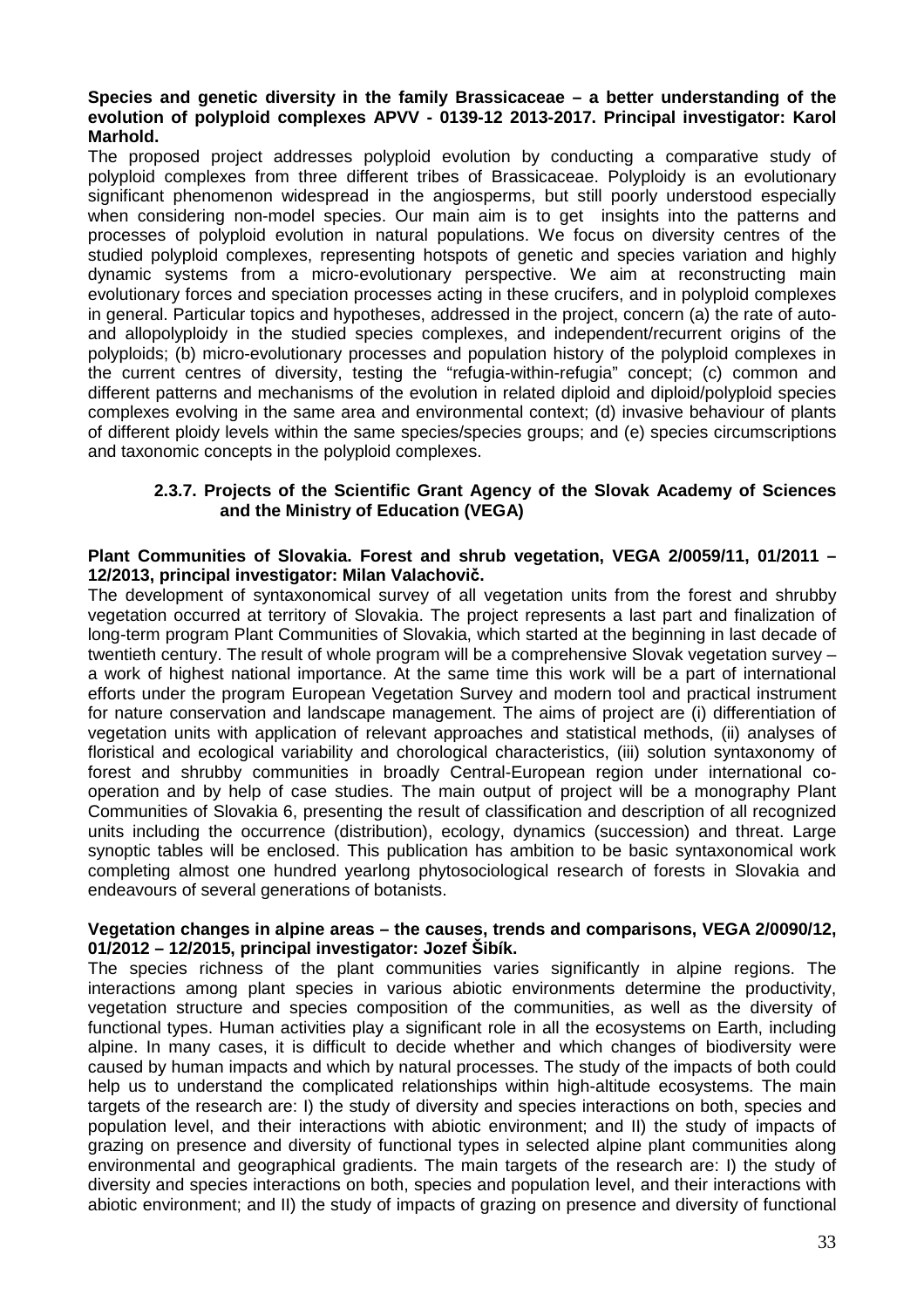**Species and genetic diversity in the family Brassicaceae – a better understanding of the evolution of polyploid complexes APVV - 0139-12 2013-2017. Principal investigator: Karol Marhold.**

The proposed project addresses polyploid evolution by conducting a comparative study of polyploid complexes from three different tribes of Brassicaceae. Polyploidy is an evolutionary significant phenomenon widespread in the angiosperms, but still poorly understood especially when considering non-model species. Our main aim is to get insights into the patterns and processes of polyploid evolution in natural populations. We focus on diversity centres of the studied polyploid complexes, representing hotspots of genetic and species variation and highly dynamic systems from a micro-evolutionary perspective. We aim at reconstructing main evolutionary forces and speciation processes acting in these crucifers, and in polyploid complexes in general. Particular topics and hypotheses, addressed in the project, concern (a) the rate of auto- and allopolyploidy in the studied species complexes, and independent/recurrent origins of the polyploids; (b) micro-evolutionary processes and population history of the polyploid complexes in the current centres of diversity, testing the "refugia-within-refugia" concept; (c) common and different patterns and mechanisms of the evolution in related diploid and diploid/polyploid species complexes evolving in the same area and environmental context; (d) invasive behaviour of plants of different ploidy levels within the same species/species groups; and (e) species circumscriptions and taxonomic concepts in the polyploid complexes.

### 2.3.7. Projects of the Scientific Grant Agency of the Slovak Academy of Sciences and the Ministry of Education (VEGA)

**Plant Communities of Slovakia. Forest and shrub vegetation, VEGA 2/0059/11, 01/2011 – 12/2013, principal investigator: Milan Valachovič.**

The development of syntaxonomical survey of all vegetation units from the forest and shrubby vegetation occurred at territory of Slovakia. The project represents a last part and finalization of long-term program Plant Communities of Slovakia, which started at the beginning in last decade of twentieth century. The result of whole program will be a comprehensive Slovak vegetation survey – a work of highest national importance. At the same time this work will be a part of international efforts under the program European Vegetation Survey and modern tool and practical instrument for nature conservation and landscape management. The aims of project are (i) differentiation of vegetation units with application of relevant approaches and statistical methods, (ii) analyses of floristical and ecological variability and chorological characteristics, (iii) solution syntaxonomy of forest and shrubby communities in broadly Central-European region under international co-operation and by help of case studies. The main output of project will be a monography Plant Communities of Slovakia 6, presenting the result of classification and description of all recognized units including the occurrence (distribution), ecology, dynamics (succession) and threat. Large synoptic tables will be enclosed. This publication has ambition to be basic syntaxonomical work completing almost one hundred yearlong phytosociological research of forests in Slovakia and endeavours of several generations of botanists.

**Vegetation changes in alpine areas – the causes, trends and comparisons, VEGA 2/0090/12, 01/2012 – 12/2015, principal investigator: Jozef Šibík.**

The species richness of the plant communities varies significantly in alpine regions. The interactions among plant species in various abiotic environments determine the productivity, vegetation structure and species composition of the communities, as well as the diversity of functional types. Human activities play a significant role in all the ecosystems on Earth, including alpine. In many cases, it is difficult to decide whether and which changes of biodiversity were caused by human impacts and which by natural processes. The study of the impacts of both could help us to understand the complicated relationships within high-altitude ecosystems. The main targets of the research are: I) the study of diversity and species interactions on both, species and population level, and their interactions with abiotic environment; and II) the study of impacts of grazing on presence and diversity of functional types in selected alpine plant communities along environmental and geographical gradients. The main targets of the research are: I) the study of diversity and species interactions on both, species and population level, and their interactions with abiotic environment; and II) the study of impacts of grazing on presence and diversity of functional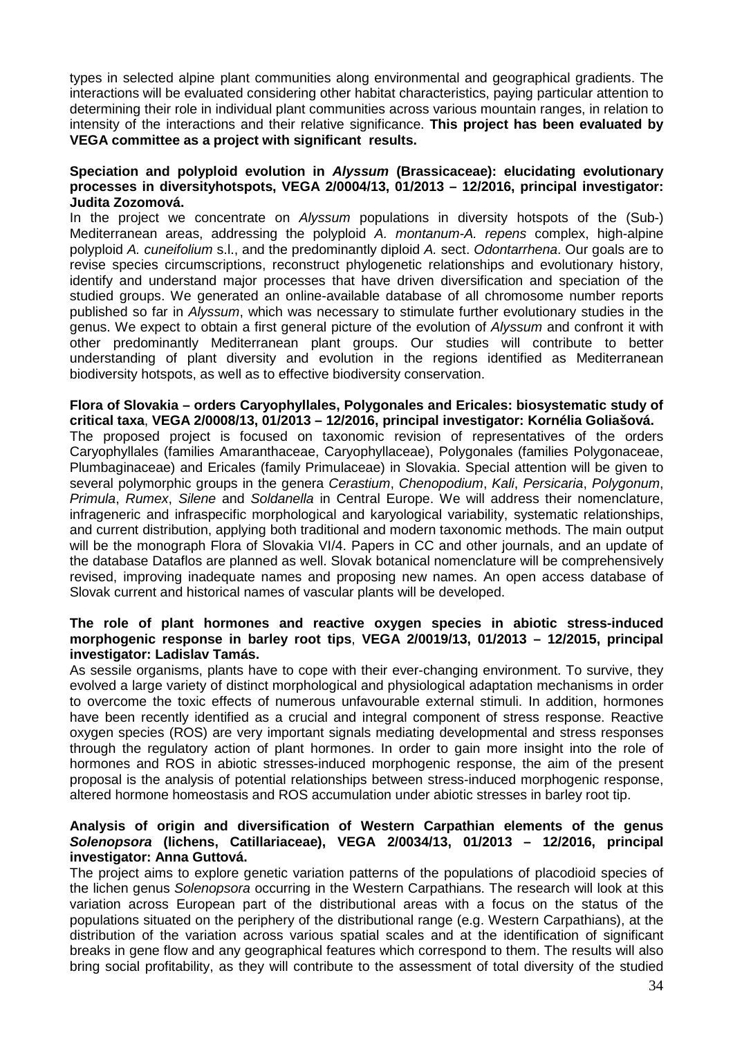types in selected alpine plant communities along environmental and geographical gradients. The interactions will be evaluated considering other habitat characteristics, paying particular attention to determining their role in individual plant communities across various mountain ranges, in relation to intensity of the interactions and their relative significance. **This project has been evaluated by VEGA committee as a project with significant results.**

**Speciation and polyploid evolution in *Alyssum* (Brassicaceae): elucidating evolutionary processes in diversityhotspots, VEGA 2/0004/13, 01/2013 – 12/2016, principal investigator: Judita Zozomová.**

In the project we concentrate on *Alyssum* populations in diversity hotspots of the (Sub-) Mediterranean areas, addressing the polyploid *A. montanum-A. repens* complex, high-alpine polyploid *A. cuneifolium* s.l., and the predominantly diploid *A.* sect. *Odontarrhena*. Our goals are to revise species circumscriptions, reconstruct phylogenetic relationships and evolutionary history, identify and understand major processes that have driven diversification and speciation of the studied groups. We generated an online-available database of all chromosome number reports published so far in *Alyssum*, which was necessary to stimulate further evolutionary studies in the genus. We expect to obtain a first general picture of the evolution of *Alyssum* and confront it with other predominantly Mediterranean plant groups. Our studies will contribute to better understanding of plant diversity and evolution in the regions identified as Mediterranean biodiversity hotspots, as well as to effective biodiversity conservation.

**Flora of Slovakia – orders Caryophyllales, Polygonales and Ericales: biosystematic study of critical taxa, VEGA 2/0008/13, 01/2013 – 12/2016, principal investigator: Kornélia Goliašová.**

The proposed project is focused on taxonomic revision of representatives of the orders Caryophyllales (families Amaranthaceae, Caryophyllaceae), Polygonales (families Polygonaceae, Plumbaginaceae) and Ericales (family Primulaceae) in Slovakia. Special attention will be given to several polymorphic groups in the genera *Cerastium*, *Chenopodium*, *Kali*, *Persicaria*, *Polygonum*, *Primula*, *Rumex*, *Silene* and *Soldanella* in Central Europe. We will address their nomenclature, infrageneric and infraspecific morphological and karyological variability, systematic relationships, and current distribution, applying both traditional and modern taxonomic methods. The main output will be the monograph Flora of Slovakia VI/4. Papers in CC and other journals, and an update of the database Dataflos are planned as well. Slovak botanical nomenclature will be comprehensively revised, improving inadequate names and proposing new names. An open access database of Slovak current and historical names of vascular plants will be developed.

**The role of plant hormones and reactive oxygen species in abiotic stress-induced morphogenic response in barley root tips, VEGA 2/0019/13, 01/2013 – 12/2015, principal investigator: Ladislav Tamás.**

As sessile organisms, plants have to cope with their ever-changing environment. To survive, they evolved a large variety of distinct morphological and physiological adaptation mechanisms in order to overcome the toxic effects of numerous unfavourable external stimuli. In addition, hormones have been recently identified as a crucial and integral component of stress response. Reactive oxygen species (ROS) are very important signals mediating developmental and stress responses through the regulatory action of plant hormones. In order to gain more insight into the role of hormones and ROS in abiotic stresses-induced morphogenic response, the aim of the present proposal is the analysis of potential relationships between stress-induced morphogenic response, altered hormone homeostasis and ROS accumulation under abiotic stresses in barley root tip.

**Analysis of origin and diversification of Western Carpathian elements of the genus *Solenopsora* (lichens, Catillariaceae), VEGA 2/0034/13, 01/2013 – 12/2016, principal investigator: Anna Guttová.**

The project aims to explore genetic variation patterns of the populations of placodioid species of the lichen genus *Solenopsora* occurring in the Western Carpathians. The research will look at this variation across European part of the distributional areas with a focus on the status of the populations situated on the periphery of the distributional range (e.g. Western Carpathians), at the distribution of the variation across various spatial scales and at the identification of significant breaks in gene flow and any geographical features which correspond to them. The results will also bring social profitability, as they will contribute to the assessment of total diversity of the studied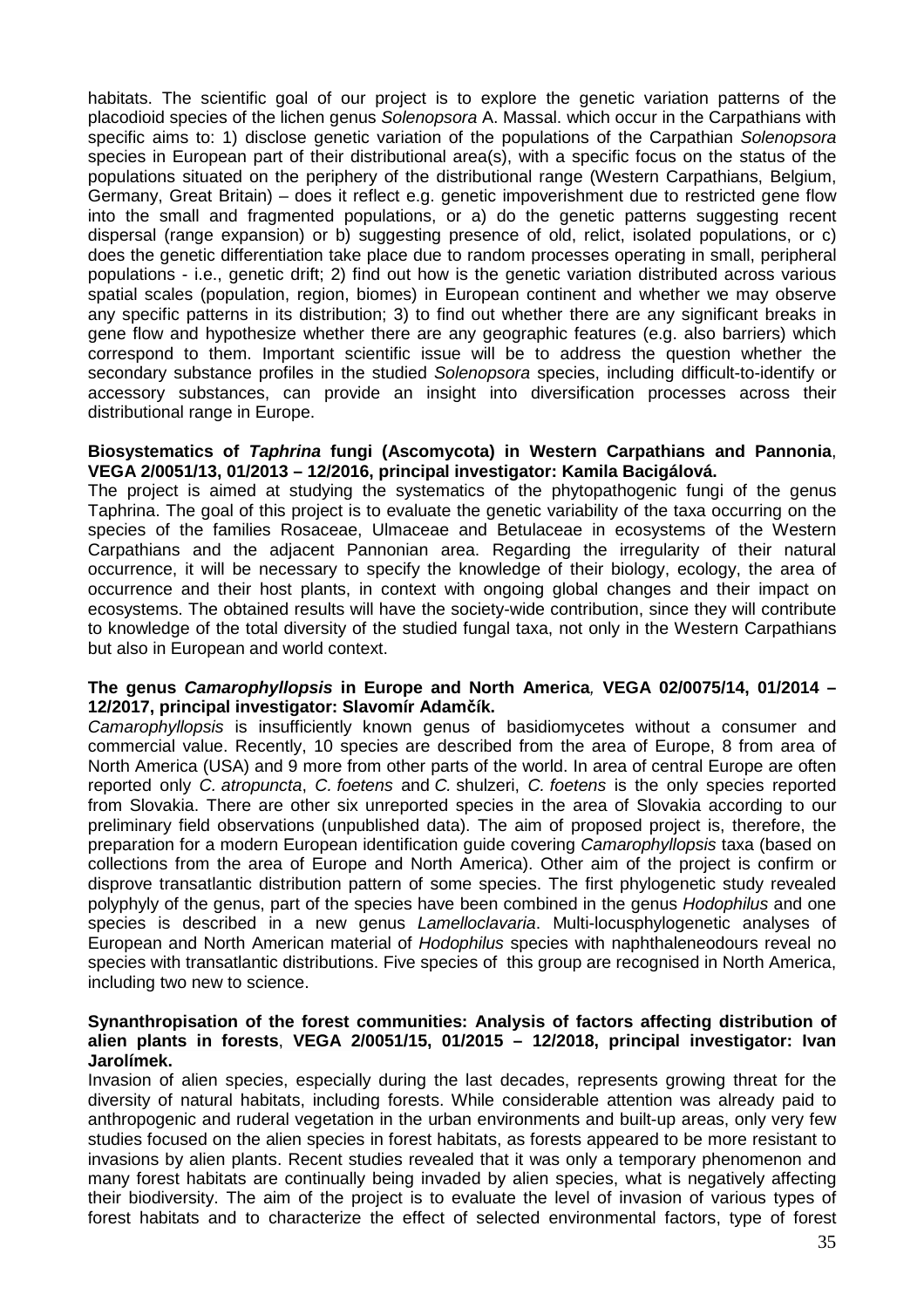habitats. The scientific goal of our project is to explore the genetic variation patterns of the placodioid species of the lichen genus *Solenopsora* A. Massal. which occur in the Carpathians with specific aims to: 1) disclose genetic variation of the populations of the Carpathian *Solenopsora* species in European part of their distributional area(s), with a specific focus on the status of the populations situated on the periphery of the distributional range (Western Carpathians, Belgium, Germany, Great Britain) – does it reflect e.g. genetic impoverishment due to restricted gene flow into the small and fragmented populations, or a) do the genetic patterns suggesting recent dispersal (range expansion) or b) suggesting presence of old, relict, isolated populations, or c) does the genetic differentiation take place due to random processes operating in small, peripheral populations - i.e., genetic drift; 2) find out how is the genetic variation distributed across various spatial scales (population, region, biomes) in European continent and whether we may observe any specific patterns in its distribution; 3) to find out whether there are any significant breaks in gene flow and hypothesize whether there are any geographic features (e.g. also barriers) which correspond to them. Important scientific issue will be to address the question whether the secondary substance profiles in the studied *Solenopsora* species, including difficult-to-identify or accessory substances, can provide an insight into diversification processes across their distributional range in Europe.

**Biosystematics of *Taphrina* fungi (Ascomycota) in Western Carpathians and Pannonia**, **VEGA 2/0051/13, 01/2013 – 12/2016, principal investigator: Kamila Bacigálová.**

The project is aimed at studying the systematics of the phytopathogenic fungi of the genus Taphrina. The goal of this project is to evaluate the genetic variability of the taxa occurring on the species of the families Rosaceae, Ulmaceae and Betulaceae in ecosystems of the Western Carpathians and the adjacent Pannonian area. Regarding the irregularity of their natural occurrence, it will be necessary to specify the knowledge of their biology, ecology, the area of occurrence and their host plants, in context with ongoing global changes and their impact on ecosystems. The obtained results will have the society-wide contribution, since they will contribute to knowledge of the total diversity of the studied fungal taxa, not only in the Western Carpathians but also in European and world context.

**The genus *Camarophyllopsis* in Europe and North America*,* VEGA 02/0075/14, 01/2014 – 12/2017, principal investigator: Slavomír Adamčík.**

*Camarophyllopsis* is insufficiently known genus of basidiomycetes without a consumer and commercial value. Recently, 10 species are described from the area of Europe, 8 from area of North America (USA) and 9 more from other parts of the world. In area of central Europe are often reported only *C. atropuncta*, *C. foetens* and *C.* shulzeri, *C. foetens* is the only species reported from Slovakia. There are other six unreported species in the area of Slovakia according to our preliminary field observations (unpublished data). The aim of proposed project is, therefore, the preparation for a modern European identification guide covering *Camarophyllopsis* taxa (based on collections from the area of Europe and North America). Other aim of the project is confirm or disprove transatlantic distribution pattern of some species. The first phylogenetic study revealed polyphyly of the genus, part of the species have been combined in the genus *Hodophilus* and one species is described in a new genus *Lamelloclavaria*. Multi-locusphylogenetic analyses of European and North American material of *Hodophilus* species with naphthaleneodours reveal no species with transatlantic distributions. Five species of this group are recognised in North America, including two new to science.

**Synanthropisation of the forest communities: Analysis of factors affecting distribution of alien plants in forests**, **VEGA 2/0051/15, 01/2015 – 12/2018, principal investigator: Ivan Jarolímek.**

Invasion of alien species, especially during the last decades, represents growing threat for the diversity of natural habitats, including forests. While considerable attention was already paid to anthropogenic and ruderal vegetation in the urban environments and built-up areas, only very few studies focused on the alien species in forest habitats, as forests appeared to be more resistant to invasions by alien plants. Recent studies revealed that it was only a temporary phenomenon and many forest habitats are continually being invaded by alien species, what is negatively affecting their biodiversity. The aim of the project is to evaluate the level of invasion of various types of forest habitats and to characterize the effect of selected environmental factors, type of forest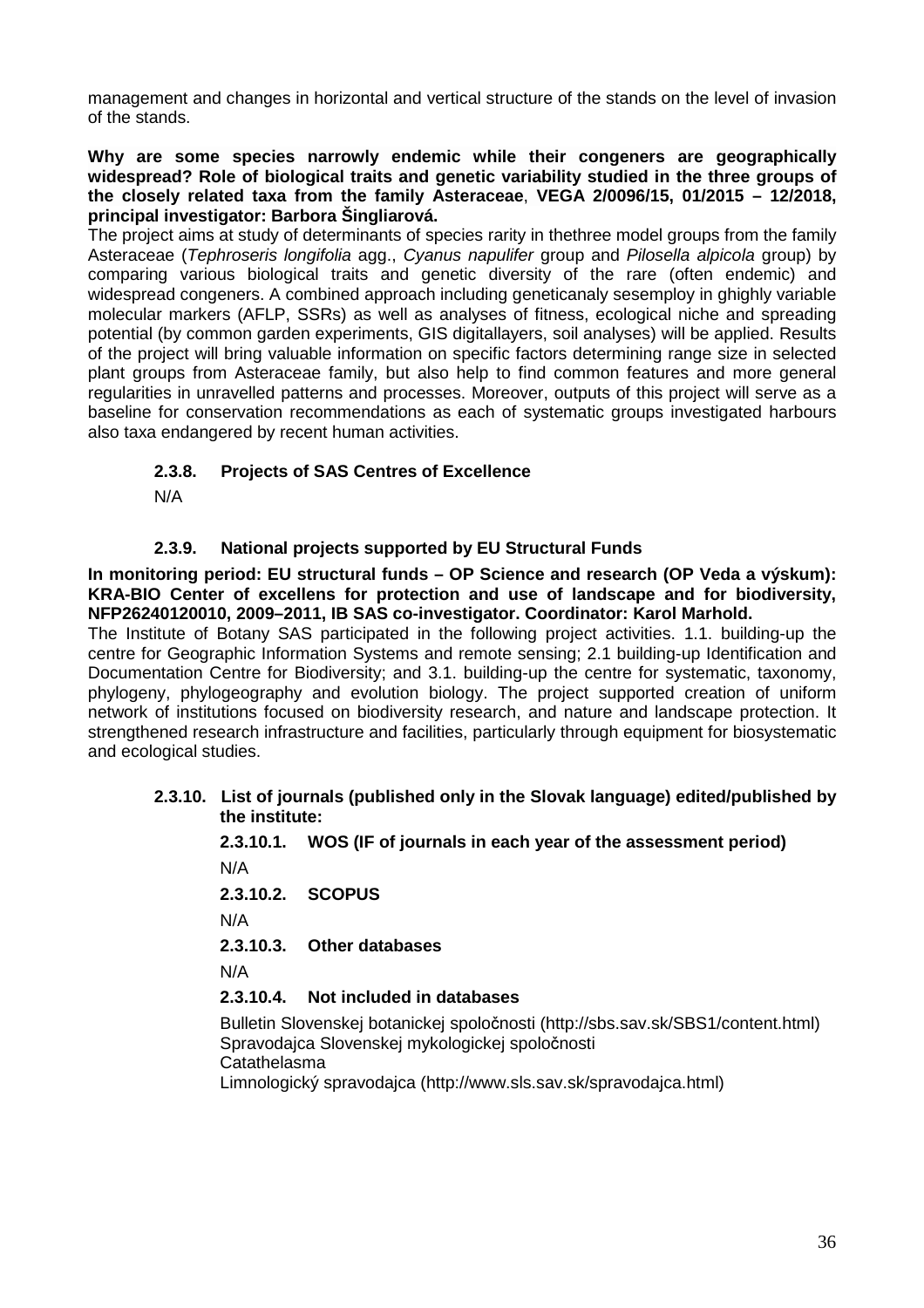management and changes in horizontal and vertical structure of the stands on the level of invasion of the stands.

**Why are some species narrowly endemic while their congeners are geographically widespread? Role of biological traits and genetic variability studied in the three groups of the closely related taxa from the family Asteraceae**, **VEGA 2/0096/15, 01/2015 – 12/2018, principal investigator: Barbora Šingliarová.**

The project aims at study of determinants of species rarity in thethree model groups from the family Asteraceae (*Tephroseris longifolia* agg., *Cyanus napulifer* group and *Pilosella alpicola* group) by comparing various biological traits and genetic diversity of the rare (often endemic) and widespread congeners. A combined approach including geneticanaly sesemploy in ghighly variable molecular markers (AFLP, SSRs) as well as analyses of fitness, ecological niche and spreading potential (by common garden experiments, GIS digitallayers, soil analyses) will be applied. Results of the project will bring valuable information on specific factors determining range size in selected plant groups from Asteraceae family, but also help to find common features and more general regularities in unravelled patterns and processes. Moreover, outputs of this project will serve as a baseline for conservation recommendations as each of systematic groups investigated harbours also taxa endangered by recent human activities.

### 2.3.8. Projects of SAS Centres of Excellence

N/A

### 2.3.9. National projects supported by EU Structural Funds

**In monitoring period: EU structural funds – OP Science and research (OP Veda a výskum): KRA-BIO Center of excellens for protection and use of landscape and for biodiversity, NFP26240120010, 2009–2011, IB SAS co-investigator. Coordinator: Karol Marhold.**

The Institute of Botany SAS participated in the following project activities. 1.1. building-up the centre for Geographic Information Systems and remote sensing; 2.1 building-up Identification and Documentation Centre for Biodiversity; and 3.1. building-up the centre for systematic, taxonomy, phylogeny, phylogeography and evolution biology. The project supported creation of uniform network of institutions focused on biodiversity research, and nature and landscape protection. It strengthened research infrastructure and facilities, particularly through equipment for biosystematic and ecological studies.

### 2.3.10. List of journals (published only in the Slovak language) edited/published by the institute:

#### 2.3.10.1. WOS (IF of journals in each year of the assessment period)

N/A

#### 2.3.10.2. SCOPUS

N/A

#### 2.3.10.3. Other databases

N/A

#### 2.3.10.4. Not included in databases

Bulletin Slovenskej botanickej spoločnosti (http://sbs.sav.sk/SBS1/content.html)
Spravodajca Slovenskej mykologickej spoločnosti
Catathelasma
Limnologický spravodajca (http://www.sls.sav.sk/spravodajca.html)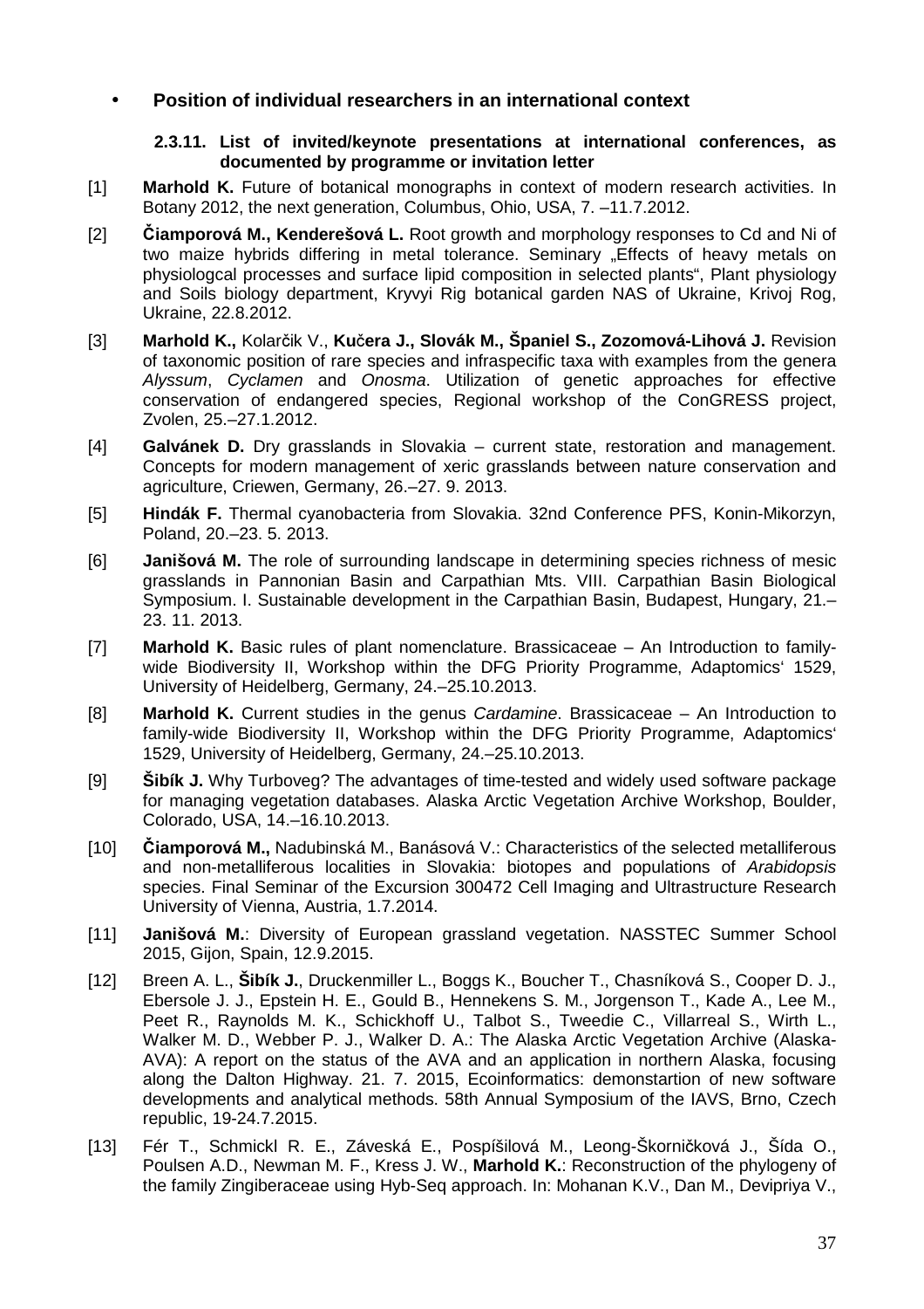- **Position of individual researchers in an international context**

**2.3.11. List of invited/keynote presentations at international conferences, as documented by programme or invitation letter**

[1] **Marhold K.** Future of botanical monographs in context of modern research activities. In Botany 2012, the next generation, Columbus, Ohio, USA, 7. –11.7.2012.

[2] **Čiamporová M., Kenderešová L.** Root growth and morphology responses to Cd and Ni of two maize hybrids differing in metal tolerance. Seminary „Effects of heavy metals on physiologcal processes and surface lipid composition in selected plants", Plant physiology and Soils biology department, Kryvyi Rig botanical garden NAS of Ukraine, Krivoj Rog, Ukraine, 22.8.2012.

[3] **Marhold K.,** Kolarčik V., **Kučera J., Slovák M., Španiel S., Zozomová-Lihová J.** Revision of taxonomic position of rare species and infraspecific taxa with examples from the genera *Alyssum*, *Cyclamen* and *Onosma*. Utilization of genetic approaches for effective conservation of endangered species, Regional workshop of the ConGRESS project, Zvolen, 25.–27.1.2012.

[4] **Galvánek D.** Dry grasslands in Slovakia – current state, restoration and management. Concepts for modern management of xeric grasslands between nature conservation and agriculture, Criewen, Germany, 26.–27. 9. 2013.

[5] **Hindák F.** Thermal cyanobacteria from Slovakia. 32nd Conference PFS, Konin-Mikorzyn, Poland, 20.–23. 5. 2013.

[6] **Janišová M.** The role of surrounding landscape in determining species richness of mesic grasslands in Pannonian Basin and Carpathian Mts. VIII. Carpathian Basin Biological Symposium. I. Sustainable development in the Carpathian Basin, Budapest, Hungary, 21.–23. 11. 2013.

[7] **Marhold K.** Basic rules of plant nomenclature. Brassicaceae – An Introduction to family-wide Biodiversity II, Workshop within the DFG Priority Programme, Adaptomics' 1529, University of Heidelberg, Germany, 24.–25.10.2013.

[8] **Marhold K.** Current studies in the genus *Cardamine*. Brassicaceae – An Introduction to family-wide Biodiversity II, Workshop within the DFG Priority Programme, Adaptomics' 1529, University of Heidelberg, Germany, 24.–25.10.2013.

[9] **Šibík J.** Why Turboveg? The advantages of time-tested and widely used software package for managing vegetation databases. Alaska Arctic Vegetation Archive Workshop, Boulder, Colorado, USA, 14.–16.10.2013.

[10] **Čiamporová M.,** Nadubinská M., Banásová V.: Characteristics of the selected metalliferous and non-metalliferous localities in Slovakia: biotopes and populations of *Arabidopsis* species. Final Seminar of the Excursion 300472 Cell Imaging and Ultrastructure Research University of Vienna, Austria, 1.7.2014.

[11] **Janišová M.**: Diversity of European grassland vegetation. NASSTEC Summer School 2015, Gijon, Spain, 12.9.2015.

[12] Breen A. L., **Šibík J.**, Druckenmiller L., Boggs K., Boucher T., Chasníková S., Cooper D. J., Ebersole J. J., Epstein H. E., Gould B., Hennekens S. M., Jorgenson T., Kade A., Lee M., Peet R., Raynolds M. K., Schickhoff U., Talbot S., Tweedie C., Villarreal S., Wirth L., Walker M. D., Webber P. J., Walker D. A.: The Alaska Arctic Vegetation Archive (Alaska-AVA): A report on the status of the AVA and an application in northern Alaska, focusing along the Dalton Highway. 21. 7. 2015, Ecoinformatics: demonstartion of new software developments and analytical methods. 58th Annual Symposium of the IAVS, Brno, Czech republic, 19-24.7.2015.

[13] Fér T., Schmickl R. E., Záveská E., Pospíšilová M., Leong-Škorničková J., Šída O., Poulsen A.D., Newman M. F., Kress J. W., **Marhold K.**: Reconstruction of the phylogeny of the family Zingiberaceae using Hyb-Seq approach. In: Mohanan K.V., Dan M., Devipriya V.,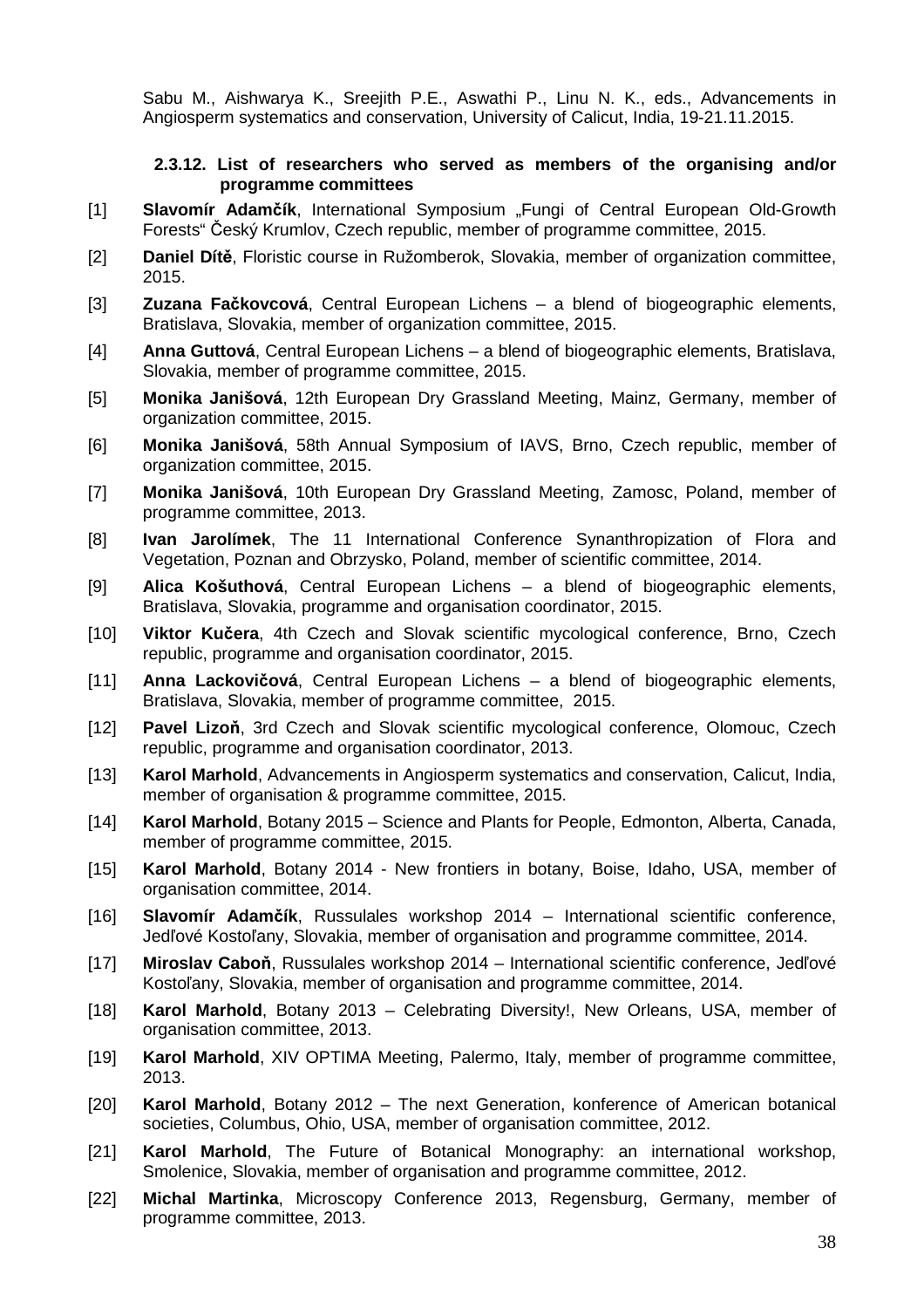Sabu M., Aishwarya K., Sreejith P.E., Aswathi P., Linu N. K., eds., Advancements in Angiosperm systematics and conservation, University of Calicut, India, 19-21.11.2015.

### 2.3.12. List of researchers who served as members of the organising and/or programme committees

[1] **Slavomír Adamčík**, International Symposium „Fungi of Central European Old-Growth Forests“ Český Krumlov, Czech republic, member of programme committee, 2015.

[2] **Daniel Dítě**, Floristic course in Ružomberok, Slovakia, member of organization committee, 2015.

[3] **Zuzana Fačkovcová**, Central European Lichens – a blend of biogeographic elements, Bratislava, Slovakia, member of organization committee, 2015.

[4] **Anna Guttová**, Central European Lichens – a blend of biogeographic elements, Bratislava, Slovakia, member of programme committee, 2015.

[5] **Monika Janišová**, 12th European Dry Grassland Meeting, Mainz, Germany, member of organization committee, 2015.

[6] **Monika Janišová**, 58th Annual Symposium of IAVS, Brno, Czech republic, member of organization committee, 2015.

[7] **Monika Janišová**, 10th European Dry Grassland Meeting, Zamosc, Poland, member of programme committee, 2013.

[8] **Ivan Jarolímek**, The 11 International Conference Synanthropization of Flora and Vegetation, Poznan and Obrzysko, Poland, member of scientific committee, 2014.

[9] **Alica Košuthová**, Central European Lichens – a blend of biogeographic elements, Bratislava, Slovakia, programme and organisation coordinator, 2015.

[10] **Viktor Kučera**, 4th Czech and Slovak scientific mycological conference, Brno, Czech republic, programme and organisation coordinator, 2015.

[11] **Anna Lackovičová**, Central European Lichens – a blend of biogeographic elements, Bratislava, Slovakia, member of programme committee, 2015.

[12] **Pavel Lizoň**, 3rd Czech and Slovak scientific mycological conference, Olomouc, Czech republic, programme and organisation coordinator, 2013.

[13] **Karol Marhold**, Advancements in Angiosperm systematics and conservation, Calicut, India, member of organisation & programme committee, 2015.

[14] **Karol Marhold**, Botany 2015 – Science and Plants for People, Edmonton, Alberta, Canada, member of programme committee, 2015.

[15] **Karol Marhold**, Botany 2014 - New frontiers in botany, Boise, Idaho, USA, member of organisation committee, 2014.

[16] **Slavomír Adamčík**, Russulales workshop 2014 – International scientific conference, Jedľové Kostoľany, Slovakia, member of organisation and programme committee, 2014.

[17] **Miroslav Caboň**, Russulales workshop 2014 – International scientific conference, Jedľové Kostoľany, Slovakia, member of organisation and programme committee, 2014.

[18] **Karol Marhold**, Botany 2013 – Celebrating Diversity!, New Orleans, USA, member of organisation committee, 2013.

[19] **Karol Marhold**, XIV OPTIMA Meeting, Palermo, Italy, member of programme committee, 2013.

[20] **Karol Marhold**, Botany 2012 – The next Generation, konference of American botanical societies, Columbus, Ohio, USA, member of organisation committee, 2012.

[21] **Karol Marhold**, The Future of Botanical Monography: an international workshop, Smolenice, Slovakia, member of organisation and programme committee, 2012.

[22] **Michal Martinka**, Microscopy Conference 2013, Regensburg, Germany, member of programme committee, 2013.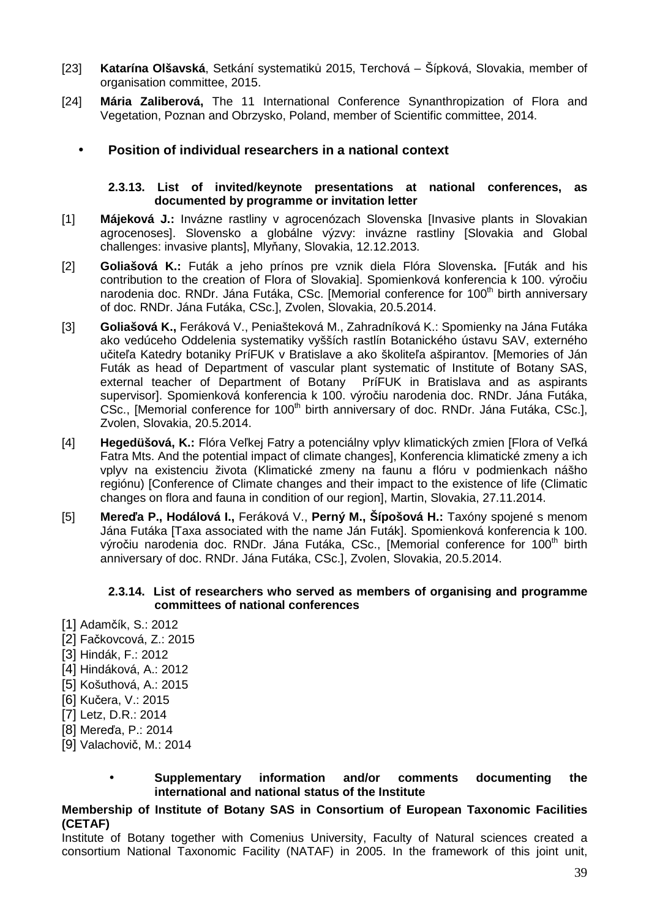[23] **Katarína Olšavská**, Setkání systematiků 2015, Terchová – Šípková, Slovakia, member of organisation committee, 2015.

[24] **Mária Zaliberová,** The 11 International Conference Synanthropization of Flora and Vegetation, Poznan and Obrzysko, Poland, member of Scientific committee, 2014.

- **Position of individual researchers in a national context**

#### 2.3.13. List of invited/keynote presentations at national conferences, as documented by programme or invitation letter

[1] **Májeková J.:** Invázne rastliny v agrocenózach Slovenska [Invasive plants in Slovakian agrocenoses]. Slovensko a globálne výzvy: invázne rastliny [Slovakia and Global challenges: invasive plants], Mlyňany, Slovakia, 12.12.2013.

[2] **Goliašová K.:** Futák a jeho prínos pre vznik diela Flóra Slovenska**.** [Futák and his contribution to the creation of Flora of Slovakia]. Spomienková konferencia k 100. výročiu narodenia doc. RNDr. Jána Futáka, CSc. [Memorial conference for 100th birth anniversary of doc. RNDr. Jána Futáka, CSc.], Zvolen, Slovakia, 20.5.2014.

[3] **Goliašová K.,** Feráková V., Peniašteková M., Zahradníková K.: Spomienky na Jána Futáka ako vedúceho Oddelenia systematiky vyšších rastlín Botanického ústavu SAV, externého učiteľa Katedry botaniky PríFUK v Bratislave a ako školiteľa ašpirantov. [Memories of Ján Futák as head of Department of vascular plant systematic of Institute of Botany SAS, external teacher of Department of Botany PríFUK in Bratislava and as aspirants supervisor]. Spomienková konferencia k 100. výročiu narodenia doc. RNDr. Jána Futáka, CSc., [Memorial conference for 100th birth anniversary of doc. RNDr. Jána Futáka, CSc.], Zvolen, Slovakia, 20.5.2014.

[4] **Hegedüšová, K.:** Flóra Veľkej Fatry a potenciálny vplyv klimatických zmien [Flora of Veľká Fatra Mts. And the potential impact of climate changes], Konferencia klimatické zmeny a ich vplyv na existenciu života (Klimatické zmeny na faunu a flóru v podmienkach nášho regiónu) [Conference of Climate changes and their impact to the existence of life (Climatic changes on flora and fauna in condition of our region], Martin, Slovakia, 27.11.2014.

[5] **Mereďa P., Hodálová I.,** Feráková V., **Perný M., Šípošová H.:** Taxóny spojené s menom Jána Futáka [Taxa associated with the name Ján Futák]. Spomienková konferencia k 100. výročiu narodenia doc. RNDr. Jána Futáka, CSc., [Memorial conference for 100th birth anniversary of doc. RNDr. Jána Futáka, CSc.], Zvolen, Slovakia, 20.5.2014.

#### 2.3.14. List of researchers who served as members of organising and programme committees of national conferences

[1] Adamčík, S.: 2012
[2] Fačkovcová, Z.: 2015
[3] Hindák, F.: 2012
[4] Hindáková, A.: 2012
[5] Košuthová, A.: 2015
[6] Kučera, V.: 2015
[7] Letz, D.R.: 2014
[8] Mereďa, P.: 2014
[9] Valachovič, M.: 2014

- **Supplementary information and/or comments documenting the international and national status of the Institute**

**Membership of Institute of Botany SAS in Consortium of European Taxonomic Facilities (CETAF)**

Institute of Botany together with Comenius University, Faculty of Natural sciences created a consortium National Taxonomic Facility (NATAF) in 2005. In the framework of this joint unit,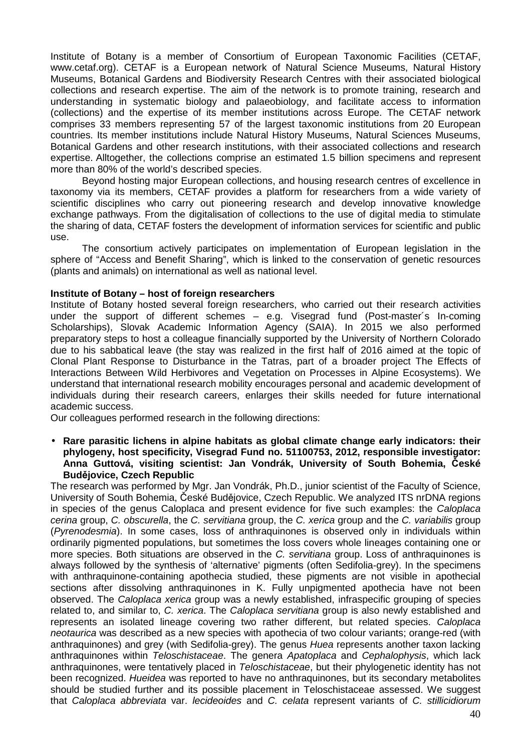Institute of Botany is a member of Consortium of European Taxonomic Facilities (CETAF, www.cetaf.org). CETAF is a European network of Natural Science Museums, Natural History Museums, Botanical Gardens and Biodiversity Research Centres with their associated biological collections and research expertise. The aim of the network is to promote training, research and understanding in systematic biology and palaeobiology, and facilitate access to information (collections) and the expertise of its member institutions across Europe. The CETAF network comprises 33 members representing 57 of the largest taxonomic institutions from 20 European countries. Its member institutions include Natural History Museums, Natural Sciences Museums, Botanical Gardens and other research institutions, with their associated collections and research expertise. Alltogether, the collections comprise an estimated 1.5 billion specimens and represent more than 80% of the world's described species.

Beyond hosting major European collections, and housing research centres of excellence in taxonomy via its members, CETAF provides a platform for researchers from a wide variety of scientific disciplines who carry out pioneering research and develop innovative knowledge exchange pathways. From the digitalisation of collections to the use of digital media to stimulate the sharing of data, CETAF fosters the development of information services for scientific and public use.

The consortium actively participates on implementation of European legislation in the sphere of "Access and Benefit Sharing", which is linked to the conservation of genetic resources (plants and animals) on international as well as national level.

**Institute of Botany – host of foreign researchers**

Institute of Botany hosted several foreign researchers, who carried out their research activities under the support of different schemes – e.g. Visegrad fund (Post-master´s In-coming Scholarships), Slovak Academic Information Agency (SAIA). In 2015 we also performed preparatory steps to host a colleague financially supported by the University of Northern Colorado due to his sabbatical leave (the stay was realized in the first half of 2016 aimed at the topic of Clonal Plant Response to Disturbance in the Tatras, part of a broader project The Effects of Interactions Between Wild Herbivores and Vegetation on Processes in Alpine Ecosystems). We understand that international research mobility encourages personal and academic development of individuals during their research careers, enlarges their skills needed for future international academic success.

Our colleagues performed research in the following directions:

- **Rare parasitic lichens in alpine habitats as global climate change early indicators: their phylogeny, host specificity, Visegrad Fund no. 51100753, 2012, responsible investigator: Anna Guttová, visiting scientist: Jan Vondrák, University of South Bohemia, České Budějovice, Czech Republic**

The research was performed by Mgr. Jan Vondrák, Ph.D., junior scientist of the Faculty of Science, University of South Bohemia, České Budějovice, Czech Republic. We analyzed ITS nrDNA regions in species of the genus Caloplaca and present evidence for five such examples: the *Caloplaca cerina* group, *C. obscurella*, the *C. servitiana* group, the *C. xerica* group and the *C. variabilis* group (*Pyrenodesmia*). In some cases, loss of anthraquinones is observed only in individuals within ordinarily pigmented populations, but sometimes the loss covers whole lineages containing one or more species. Both situations are observed in the *C. servitiana* group. Loss of anthraquinones is always followed by the synthesis of 'alternative' pigments (often Sedifolia-grey). In the specimens with anthraquinone-containing apothecia studied, these pigments are not visible in apothecial sections after dissolving anthraquinones in K. Fully unpigmented apothecia have not been observed. The *Caloplaca xerica* group was a newly established, infraspecific grouping of species related to, and similar to, *C. xerica*. The *Caloplaca servitiana* group is also newly established and represents an isolated lineage covering two rather different, but related species. *Caloplaca neotaurica* was described as a new species with apothecia of two colour variants; orange-red (with anthraquinones) and grey (with Sedifolia-grey). The genus *Huea* represents another taxon lacking anthraquinones within *Teloschistaceae*. The genera *Apatoplaca* and *Cephalophysis*, which lack anthraquinones, were tentatively placed in *Teloschistaceae*, but their phylogenetic identity has not been recognized. *Hueidea* was reported to have no anthraquinones, but its secondary metabolites should be studied further and its possible placement in Teloschistaceae assessed. We suggest that *Caloplaca abbreviata* var. *lecideoides* and *C. celata* represent variants of *C. stillicidiorum*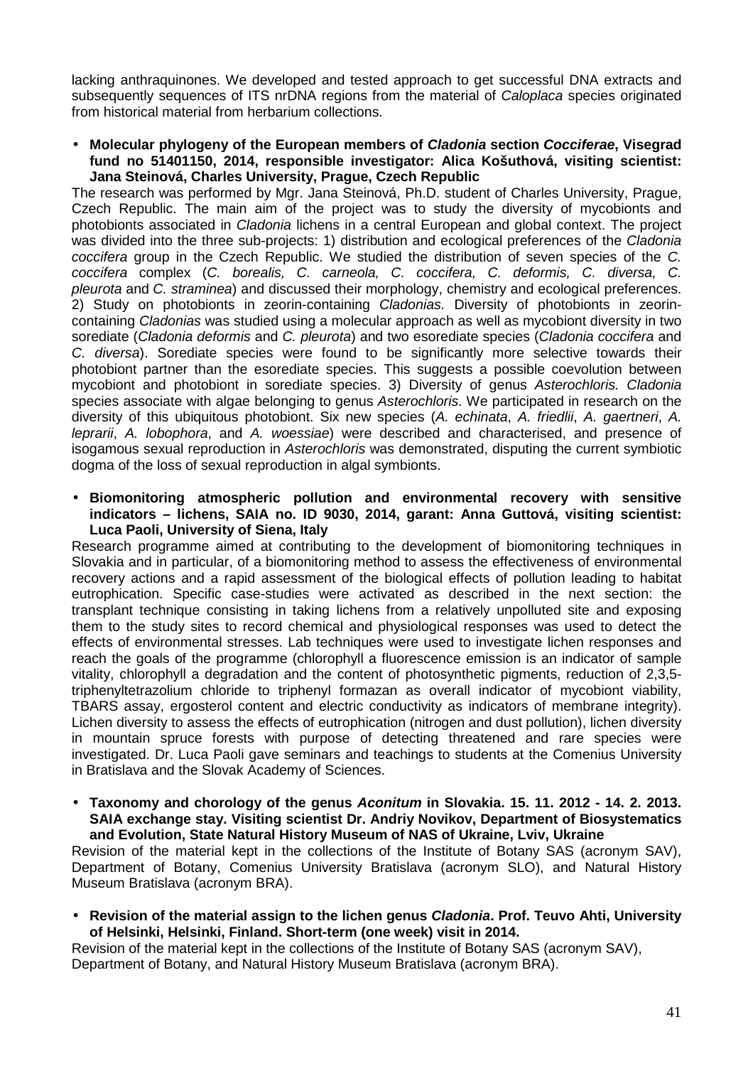lacking anthraquinones. We developed and tested approach to get successful DNA extracts and subsequently sequences of ITS nrDNA regions from the material of *Caloplaca* species originated from historical material from herbarium collections.

- **Molecular phylogeny of the European members of *Cladonia* section *Cocciferae*, Visegrad fund no 51401150, 2014, responsible investigator: Alica Košuthová, visiting scientist: Jana Steinová, Charles University, Prague, Czech Republic**

The research was performed by Mgr. Jana Steinová, Ph.D. student of Charles University, Prague, Czech Republic. The main aim of the project was to study the diversity of mycobionts and photobionts associated in *Cladonia* lichens in a central European and global context. The project was divided into the three sub-projects: 1) distribution and ecological preferences of the *Cladonia coccifera* group in the Czech Republic. We studied the distribution of seven species of the *C. coccifera* complex (*C. borealis, C. carneola, C. coccifera, C. deformis, C. diversa, C. pleurota* and *C. straminea*) and discussed their morphology, chemistry and ecological preferences. 2) Study on photobionts in zeorin-containing *Cladonias.* Diversity of photobionts in zeorin-containing *Cladonias* was studied using a molecular approach as well as mycobiont diversity in two sorediate (*Cladonia deformis* and *C. pleurota*) and two esorediate species (*Cladonia coccifera* and *C. diversa*). Sorediate species were found to be significantly more selective towards their photobiont partner than the esorediate species. This suggests a possible coevolution between mycobiont and photobiont in sorediate species. 3) Diversity of genus *Asterochloris. Cladonia* species associate with algae belonging to genus *Asterochloris*. We participated in research on the diversity of this ubiquitous photobiont. Six new species (*A. echinata*, *A. friedlii*, *A. gaertneri*, *A. leprarii*, *A. lobophora*, and *A. woessiae*) were described and characterised, and presence of isogamous sexual reproduction in *Asterochloris* was demonstrated, disputing the current symbiotic dogma of the loss of sexual reproduction in algal symbionts.

- **Biomonitoring atmospheric pollution and environmental recovery with sensitive indicators – lichens, SAIA no. ID 9030, 2014, garant: Anna Guttová, visiting scientist: Luca Paoli, University of Siena, Italy**

Research programme aimed at contributing to the development of biomonitoring techniques in Slovakia and in particular, of a biomonitoring method to assess the effectiveness of environmental recovery actions and a rapid assessment of the biological effects of pollution leading to habitat eutrophication. Specific case-studies were activated as described in the next section: the transplant technique consisting in taking lichens from a relatively unpolluted site and exposing them to the study sites to record chemical and physiological responses was used to detect the effects of environmental stresses. Lab techniques were used to investigate lichen responses and reach the goals of the programme (chlorophyll a fluorescence emission is an indicator of sample vitality, chlorophyll a degradation and the content of photosynthetic pigments, reduction of 2,3,5-triphenyltetrazolium chloride to triphenyl formazan as overall indicator of mycobiont viability, TBARS assay, ergosterol content and electric conductivity as indicators of membrane integrity). Lichen diversity to assess the effects of eutrophication (nitrogen and dust pollution), lichen diversity in mountain spruce forests with purpose of detecting threatened and rare species were investigated. Dr. Luca Paoli gave seminars and teachings to students at the Comenius University in Bratislava and the Slovak Academy of Sciences.

- **Taxonomy and chorology of the genus *Aconitum* in Slovakia. 15. 11. 2012 - 14. 2. 2013. SAIA exchange stay. Visiting scientist Dr. Andriy Novikov, Department of Biosystematics and Evolution, State Natural History Museum of NAS of Ukraine, Lviv, Ukraine**

Revision of the material kept in the collections of the Institute of Botany SAS (acronym SAV), Department of Botany, Comenius University Bratislava (acronym SLO), and Natural History Museum Bratislava (acronym BRA).

- **Revision of the material assign to the lichen genus *Cladonia*. Prof. Teuvo Ahti, University of Helsinki, Helsinki, Finland. Short-term (one week) visit in 2014.**

Revision of the material kept in the collections of the Institute of Botany SAS (acronym SAV), Department of Botany, and Natural History Museum Bratislava (acronym BRA).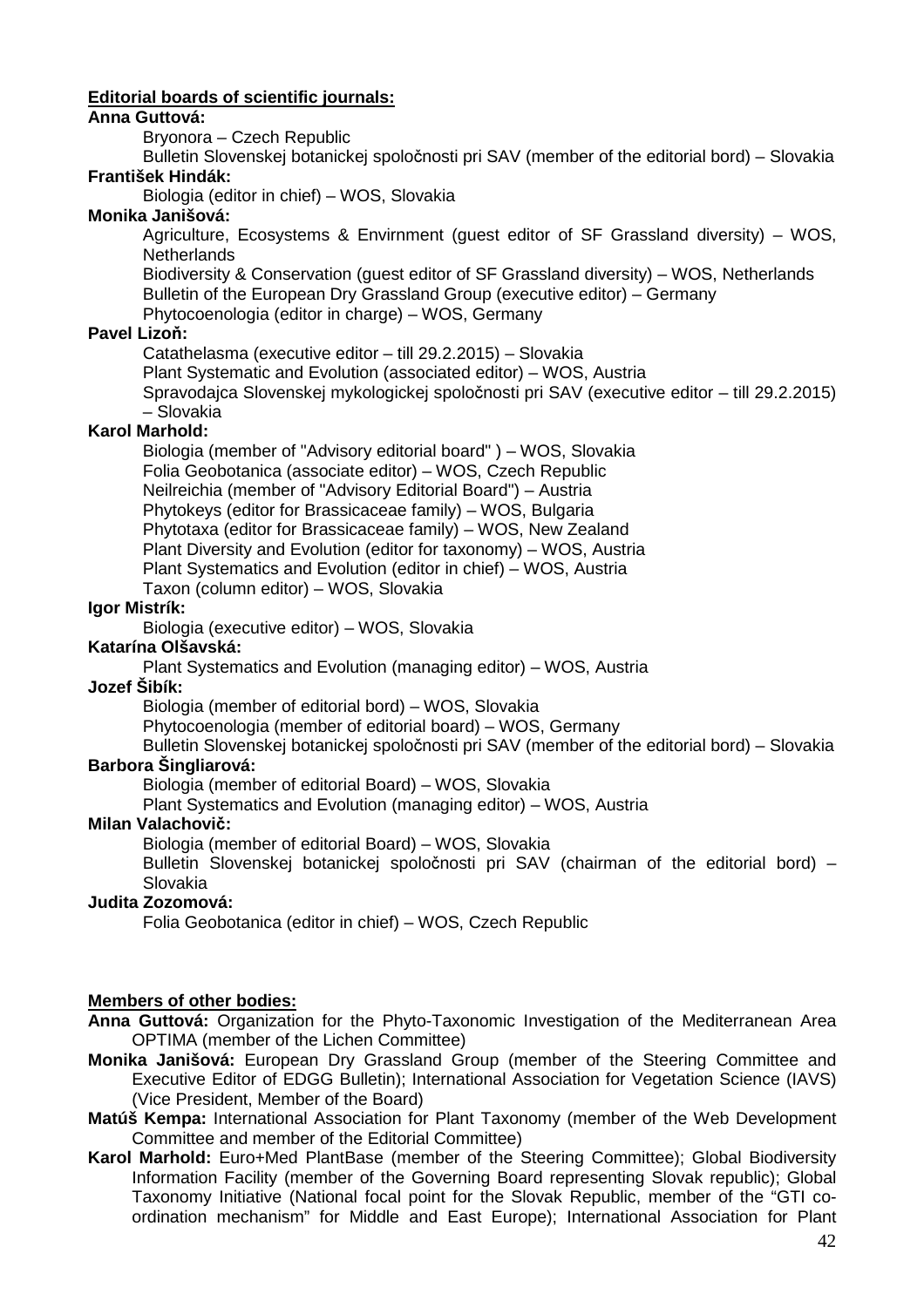**Editorial boards of scientific journals:**

**Anna Guttová:**

Bryonora – Czech Republic

Bulletin Slovenskej botanickej spoločnosti pri SAV (member of the editorial bord) – Slovakia

**František Hindák:**

Biologia (editor in chief) – WOS, Slovakia

**Monika Janišová:**

Agriculture, Ecosystems & Envirnment (guest editor of SF Grassland diversity) – WOS, Netherlands

Biodiversity & Conservation (guest editor of SF Grassland diversity) – WOS, Netherlands

Bulletin of the European Dry Grassland Group (executive editor) – Germany

Phytocoenologia (editor in charge) – WOS, Germany

**Pavel Lizoň:**

Catathelasma (executive editor – till 29.2.2015) – Slovakia

Plant Systematic and Evolution (associated editor) – WOS, Austria

Spravodajca Slovenskej mykologickej spoločnosti pri SAV (executive editor – till 29.2.2015) – Slovakia

**Karol Marhold:**

Biologia (member of "Advisory editorial board" ) – WOS, Slovakia

Folia Geobotanica (associate editor) – WOS, Czech Republic

Neilreichia (member of "Advisory Editorial Board") – Austria

Phytokeys (editor for Brassicaceae family) – WOS, Bulgaria

Phytotaxa (editor for Brassicaceae family) – WOS, New Zealand

Plant Diversity and Evolution (editor for taxonomy) – WOS, Austria

Plant Systematics and Evolution (editor in chief) – WOS, Austria

Taxon (column editor) – WOS, Slovakia

**Igor Mistrík:**

Biologia (executive editor) – WOS, Slovakia

**Katarína Olšavská:**

Plant Systematics and Evolution (managing editor) – WOS, Austria

**Jozef Šibík:**

Biologia (member of editorial bord) – WOS, Slovakia

Phytocoenologia (member of editorial board) – WOS, Germany

Bulletin Slovenskej botanickej spoločnosti pri SAV (member of the editorial bord) – Slovakia

**Barbora Šingliarová:**

Biologia (member of editorial Board) – WOS, Slovakia

Plant Systematics and Evolution (managing editor) – WOS, Austria

**Milan Valachovič:**

Biologia (member of editorial Board) – WOS, Slovakia

Bulletin Slovenskej botanickej spoločnosti pri SAV (chairman of the editorial bord) – Slovakia

**Judita Zozomová:**

Folia Geobotanica (editor in chief) – WOS, Czech Republic

**Members of other bodies:**

**Anna Guttová:** Organization for the Phyto-Taxonomic Investigation of the Mediterranean Area OPTIMA (member of the Lichen Committee)

**Monika Janišová:** European Dry Grassland Group (member of the Steering Committee and Executive Editor of EDGG Bulletin); International Association for Vegetation Science (IAVS) (Vice President, Member of the Board)

**Matúš Kempa:** International Association for Plant Taxonomy (member of the Web Development Committee and member of the Editorial Committee)

**Karol Marhold:** Euro+Med PlantBase (member of the Steering Committee); Global Biodiversity Information Facility (member of the Governing Board representing Slovak republic); Global Taxonomy Initiative (National focal point for the Slovak Republic, member of the "GTI co-ordination mechanism" for Middle and East Europe); International Association for Plant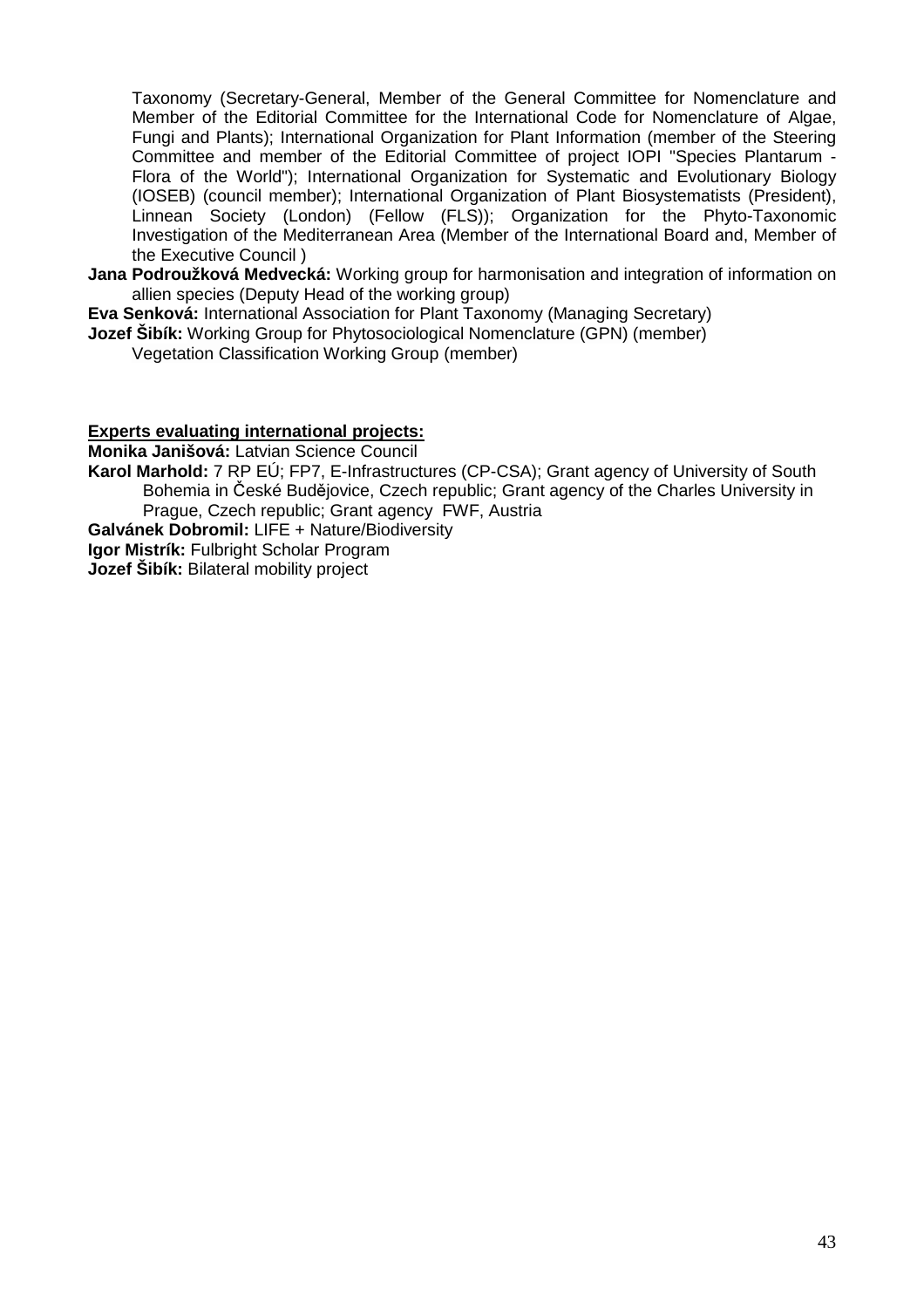Taxonomy (Secretary-General, Member of the General Committee for Nomenclature and Member of the Editorial Committee for the International Code for Nomenclature of Algae, Fungi and Plants); International Organization for Plant Information (member of the Steering Committee and member of the Editorial Committee of project IOPI "Species Plantarum - Flora of the World"); International Organization for Systematic and Evolutionary Biology (IOSEB) (council member); International Organization of Plant Biosystematists (President), Linnean Society (London) (Fellow (FLS)); Organization for the Phyto-Taxonomic Investigation of the Mediterranean Area (Member of the International Board and, Member of the Executive Council )

**Jana Podroužková Medvecká:** Working group for harmonisation and integration of information on allien species (Deputy Head of the working group)

**Eva Senková:** International Association for Plant Taxonomy (Managing Secretary)

**Jozef Šibík:** Working Group for Phytosociological Nomenclature (GPN) (member)
Vegetation Classification Working Group (member)

**Experts evaluating international projects:**

**Monika Janišová:** Latvian Science Council

**Karol Marhold:** 7 RP EÚ; FP7, E-Infrastructures (CP-CSA); Grant agency of University of South Bohemia in České Budějovice, Czech republic; Grant agency of the Charles University in Prague, Czech republic; Grant agency FWF, Austria

**Galvánek Dobromil:** LIFE + Nature/Biodiversity

**Igor Mistrík:** Fulbright Scholar Program

**Jozef Šibík:** Bilateral mobility project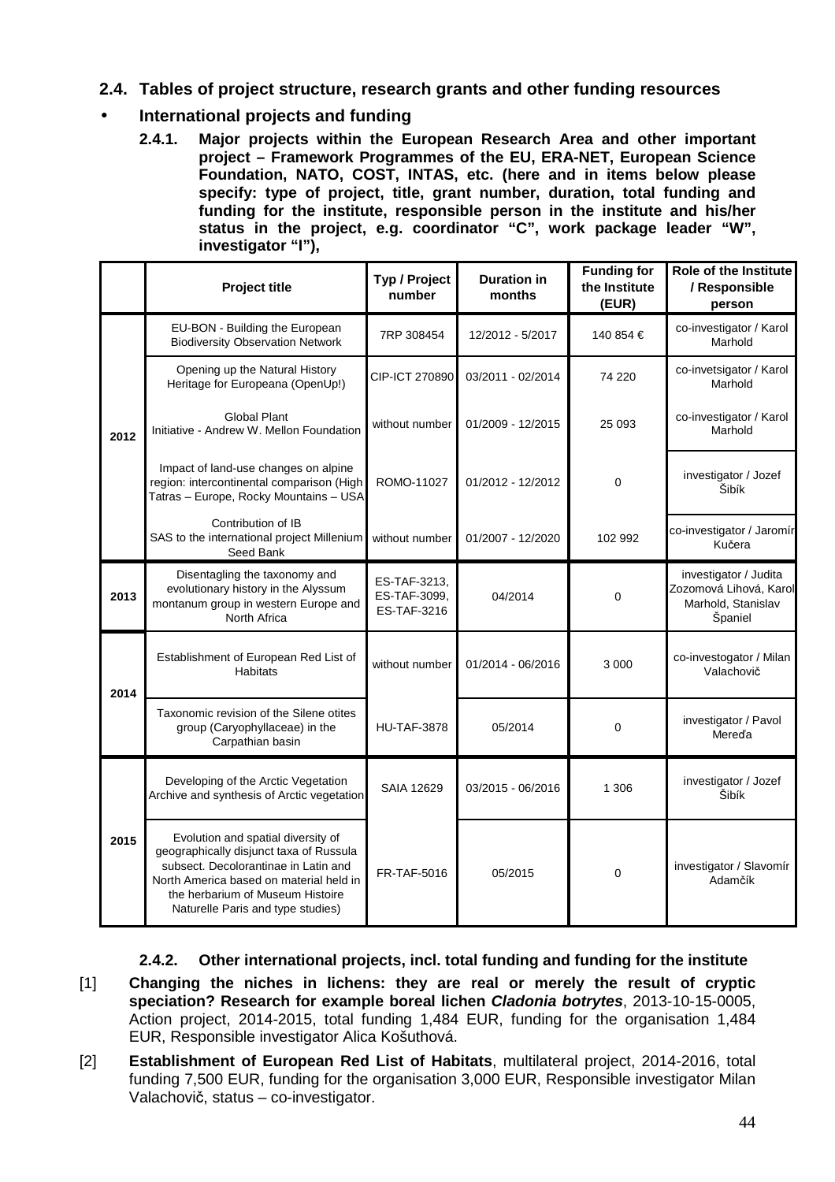### 2.4. Tables of project structure, research grants and other funding resources

- **International projects and funding**

**2.4.1. Major projects within the European Research Area and other important project – Framework Programmes of the EU, ERA-NET, European Science Foundation, NATO, COST, INTAS, etc. (here and in items below please specify: type of project, title, grant number, duration, total funding and funding for the institute, responsible person in the institute and his/her status in the project, e.g. coordinator "C", work package leader "W", investigator "I"),**

| | Project title | Typ / Project number | Duration in months | Funding for the Institute (EUR) | Role of the Institute / Responsible person |
|---|---|---|---|---|---|
| 2012 | EU-BON - Building the European Biodiversity Observation Network | 7RP 308454 | 12/2012 - 5/2017 | 140 854 € | co-investigator / Karol Marhold |
| | Opening up the Natural History Heritage for Europeana (OpenUp!) | CIP-ICT 270890 | 03/2011 - 02/2014 | 74 220 | co-invetsigator / Karol Marhold |
| | Global Plant Initiative - Andrew W. Mellon Foundation | without number | 01/2009 - 12/2015 | 25 093 | co-investigator / Karol Marhold |
| | Impact of land-use changes on alpine region: intercontinental comparison (High Tatras – Europe, Rocky Mountains – USA | ROMO-11027 | 01/2012 - 12/2012 | 0 | investigator / Jozef Šibík |
| | Contribution of IB SAS to the international project Millenium Seed Bank | without number | 01/2007 - 12/2020 | 102 992 | co-investigator / Jaromír Kučera |
| 2013 | Disentagling the taxonomy and evolutionary history in the Alyssum montanum group in western Europe and North Africa | ES-TAF-3213, ES-TAF-3099, ES-TAF-3216 | 04/2014 | 0 | investigator / Judita Zozomová Lihová, Karol Marhold, Stanislav Španiel |
| 2014 | Establishment of European Red List of Habitats | without number | 01/2014 - 06/2016 | 3 000 | co-investogator / Milan Valachovič |
| | Taxonomic revision of the Silene otites group (Caryophyllaceae) in the Carpathian basin | HU-TAF-3878 | 05/2014 | 0 | investigator / Pavol Mereďa |
| 2015 | Developing of the Arctic Vegetation Archive and synthesis of Arctic vegetation | SAIA 12629 | 03/2015 - 06/2016 | 1 306 | investigator / Jozef Šibík |
| | Evolution and spatial diversity of geographically disjunct taxa of Russula subsect. Decolorantinae in Latin and North America based on material held in the herbarium of Museum Histoire Naturelle Paris and type studies) | FR-TAF-5016 | 05/2015 | 0 | investigator / Slavomír Adamčík |

**2.4.2. Other international projects, incl. total funding and funding for the institute**

[1] **Changing the niches in lichens: they are real or merely the result of cryptic speciation? Research for example boreal lichen *Cladonia botrytes***, 2013-10-15-0005, Action project, 2014-2015, total funding 1,484 EUR, funding for the organisation 1,484 EUR, Responsible investigator Alica Košuthová.

[2] **Establishment of European Red List of Habitats**, multilateral project, 2014-2016, total funding 7,500 EUR, funding for the organisation 3,000 EUR, Responsible investigator Milan Valachovič, status – co-investigator.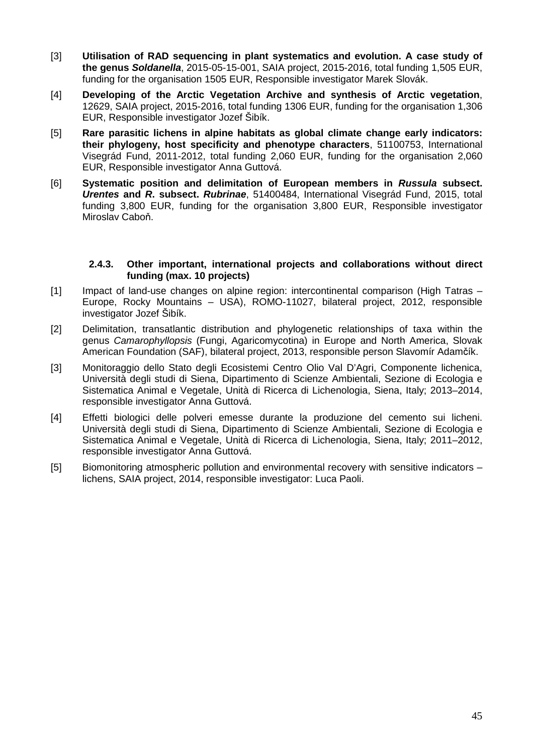[3] **Utilisation of RAD sequencing in plant systematics and evolution. A case study of the genus *Soldanella***, 2015-05-15-001, SAIA project, 2015-2016, total funding 1,505 EUR, funding for the organisation 1505 EUR, Responsible investigator Marek Slovák.

[4] **Developing of the Arctic Vegetation Archive and synthesis of Arctic vegetation**, 12629, SAIA project, 2015-2016, total funding 1306 EUR, funding for the organisation 1,306 EUR, Responsible investigator Jozef Šibík.

[5] **Rare parasitic lichens in alpine habitats as global climate change early indicators: their phylogeny, host specificity and phenotype characters**, 51100753, International Visegrád Fund, 2011-2012, total funding 2,060 EUR, funding for the organisation 2,060 EUR, Responsible investigator Anna Guttová.

[6] **Systematic position and delimitation of European members in *Russula* subsect. *Urentes* and *R.* subsect. *Rubrinae***, 51400484, International Visegrád Fund, 2015, total funding 3,800 EUR, funding for the organisation 3,800 EUR, Responsible investigator Miroslav Caboň.

#### 2.4.3. Other important, international projects and collaborations without direct funding (max. 10 projects)

[1] Impact of land-use changes on alpine region: intercontinental comparison (High Tatras – Europe, Rocky Mountains – USA), ROMO-11027, bilateral project, 2012, responsible investigator Jozef Šibík.

[2] Delimitation, transatlantic distribution and phylogenetic relationships of taxa within the genus *Camarophyllopsis* (Fungi, Agaricomycotina) in Europe and North America, Slovak American Foundation (SAF), bilateral project, 2013, responsible person Slavomír Adamčík.

[3] Monitoraggio dello Stato degli Ecosistemi Centro Olio Val D'Agri, Componente lichenica, Università degli studi di Siena, Dipartimento di Scienze Ambientali, Sezione di Ecologia e Sistematica Animal e Vegetale, Unità di Ricerca di Lichenologia, Siena, Italy; 2013–2014, responsible investigator Anna Guttová.

[4] Effetti biologici delle polveri emesse durante la produzione del cemento sui licheni. Università degli studi di Siena, Dipartimento di Scienze Ambientali, Sezione di Ecologia e Sistematica Animal e Vegetale, Unità di Ricerca di Lichenologia, Siena, Italy; 2011–2012, responsible investigator Anna Guttová.

[5] Biomonitoring atmospheric pollution and environmental recovery with sensitive indicators – lichens, SAIA project, 2014, responsible investigator: Luca Paoli.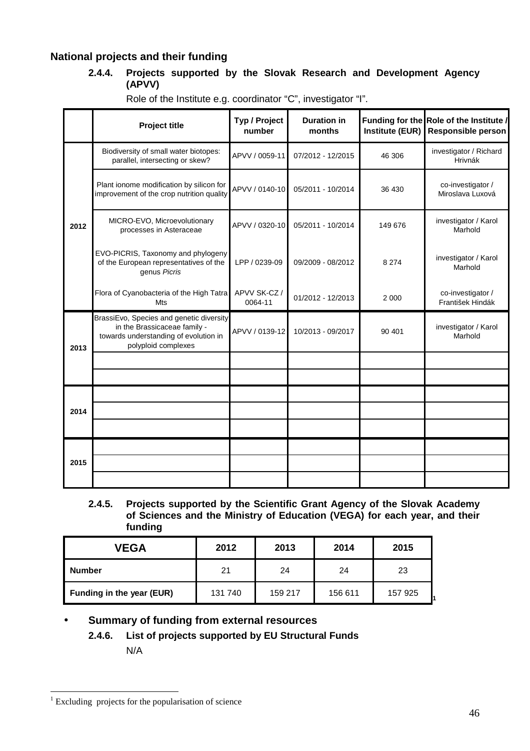## National projects and their funding

### 2.4.4. Projects supported by the Slovak Research and Development Agency (APVV)

Role of the Institute e.g. coordinator "C", investigator "I".

| | Project title | Typ / Project number | Duration in months | Funding for the Institute (EUR) | Role of the Institute / Responsible person |
|---|---|---|---|---|---|
| 2012 | Biodiversity of small water biotopes: parallel, intersecting or skew? | APVV / 0059-11 | 07/2012 - 12/2015 | 46 306 | investigator / Richard Hrivnák |
| | Plant ionome modification by silicon for improvement of the crop nutrition quality | APVV / 0140-10 | 05/2011 - 10/2014 | 36 430 | co-investigator / Miroslava Luxová |
| | MICRO-EVO, Microevolutionary processes in Asteraceae | APVV / 0320-10 | 05/2011 - 10/2014 | 149 676 | investigator / Karol Marhold |
| | EVO-PICRIS, Taxonomy and phylogeny of the European representatives of the genus *Picris* | LPP / 0239-09 | 09/2009 - 08/2012 | 8 274 | investigator / Karol Marhold |
| | Flora of Cyanobacteria of the High Tatra Mts | APVV SK-CZ / 0064-11 | 01/2012 - 12/2013 | 2 000 | co-investigator / František Hindák |
| 2013 | BrassiEvo, Species and genetic diversity in the Brassicaceae family - towards understanding of evolution in polyploid complexes | APVV / 0139-12 | 10/2013 - 09/2017 | 90 401 | investigator / Karol Marhold |
| | | | | | |
| | | | | | |
| 2014 | | | | | |
| | | | | | |
| | | | | | |
| 2015 | | | | | |
| | | | | | |
| | | | | | |

### 2.4.5. Projects supported by the Scientific Grant Agency of the Slovak Academy of Sciences and the Ministry of Education (VEGA) for each year, and their funding

| VEGA | 2012 | 2013 | 2014 | 2015 |
|---|---|---|---|---|
| Number | 21 | 24 | 24 | 23 |
| Funding in the year (EUR) | 131 740 | 159 217 | 156 611 | 157 925 [1] |

- **Summary of funding from external resources**

### 2.4.6. List of projects supported by EU Structural Funds

N/A

[1] Excluding projects for the popularisation of science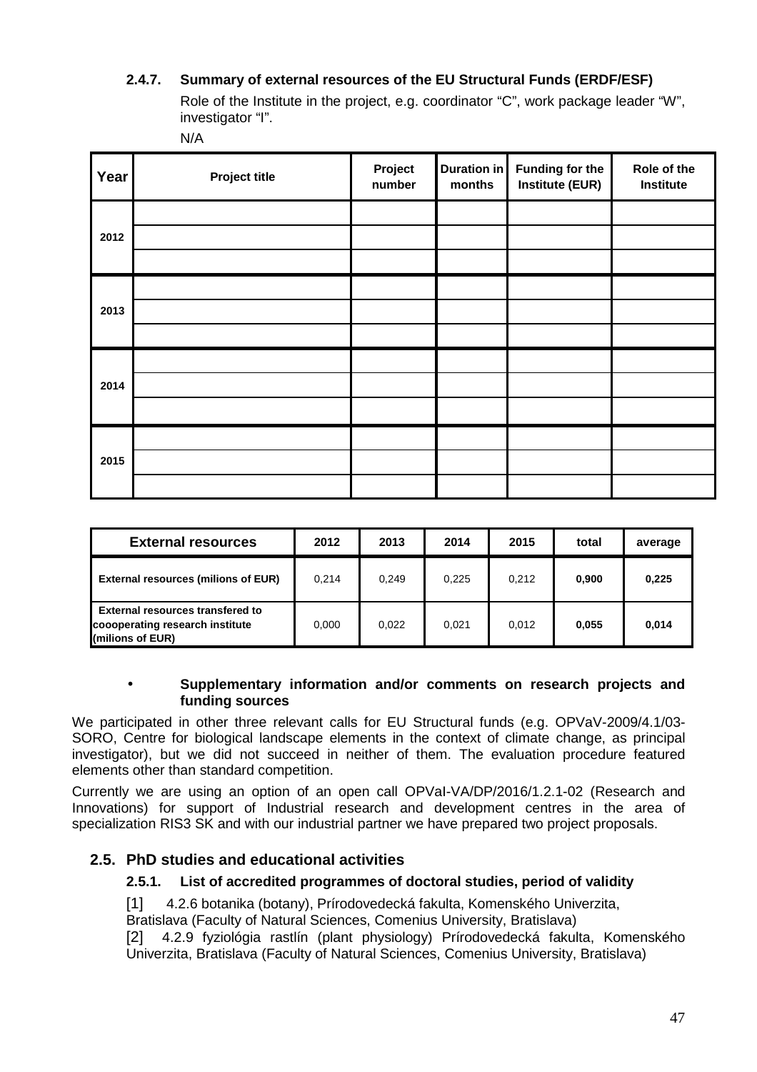#### 2.4.7. Summary of external resources of the EU Structural Funds (ERDF/ESF)

Role of the Institute in the project, e.g. coordinator "C", work package leader "W", investigator "I".

N/A

| Year | Project title | Project number | Duration in months | Funding for the Institute (EUR) | Role of the Institute |
|---|---|---|---|---|---|
| 2012 | | | | | |
| | | | | | |
| | | | | | |
| 2013 | | | | | |
| | | | | | |
| | | | | | |
| 2014 | | | | | |
| | | | | | |
| | | | | | |
| 2015 | | | | | |
| | | | | | |
| | | | | | |

| External resources | 2012 | 2013 | 2014 | 2015 | total | average |
|---|---|---|---|---|---|---|
| External resources (milions of EUR) | 0,214 | 0,249 | 0,225 | 0,212 | **0,900** | **0,225** |
| External resources transfered to coooperating research institute (milions of EUR) | 0,000 | 0,022 | 0,021 | 0,012 | **0,055** | **0,014** |

- **Supplementary information and/or comments on research projects and funding sources**

We participated in other three relevant calls for EU Structural funds (e.g. OPVaV-2009/4.1/03-SORO, Centre for biological landscape elements in the context of climate change, as principal investigator), but we did not succeed in neither of them. The evaluation procedure featured elements other than standard competition.

Currently we are using an option of an open call OPVaI-VA/DP/2016/1.2.1-02 (Research and Innovations) for support of Industrial research and development centres in the area of specialization RIS3 SK and with our industrial partner we have prepared two project proposals.

### 2.5. PhD studies and educational activities

#### 2.5.1. List of accredited programmes of doctoral studies, period of validity

[1] 4.2.6 botanika (botany), Prírodovedecká fakulta, Komenského Univerzita, Bratislava (Faculty of Natural Sciences, Comenius University, Bratislava)

[2] 4.2.9 fyziológia rastlín (plant physiology) Prírodovedecká fakulta, Komenského Univerzita, Bratislava (Faculty of Natural Sciences, Comenius University, Bratislava)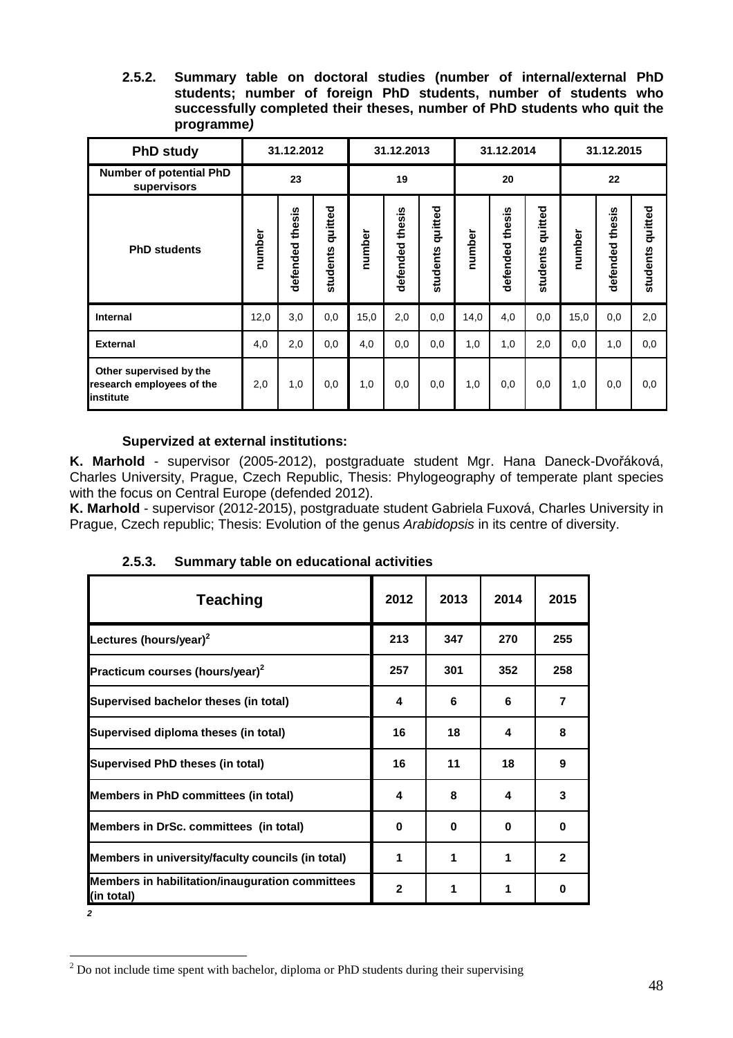**2.5.2. Summary table on doctoral studies (number of internal/external PhD students; number of foreign PhD students, number of students who successfully completed their theses, number of PhD students who quit the programme)**

| PhD study | 31.12.2012 | | | 31.12.2013 | | | 31.12.2014 | | | 31.12.2015 | | |
|---|---|---|---|---|---|---|---|---|---|---|---|---|
| Number of potential PhD supervisors | 23 | | | 19 | | | 20 | | | 22 | | |
| PhD students | number | defended thesis | students quitted | number | defended thesis | students quitted | number | defended thesis | students quitted | number | defended thesis | students quitted |
| Internal | 12,0 | 3,0 | 0,0 | 15,0 | 2,0 | 0,0 | 14,0 | 4,0 | 0,0 | 15,0 | 0,0 | 2,0 |
| External | 4,0 | 2,0 | 0,0 | 4,0 | 0,0 | 0,0 | 1,0 | 1,0 | 2,0 | 0,0 | 1,0 | 0,0 |
| Other supervised by the research employees of the institute | 2,0 | 1,0 | 0,0 | 1,0 | 0,0 | 0,0 | 1,0 | 0,0 | 0,0 | 1,0 | 0,0 | 0,0 |

**Supervized at external institutions:**

**K. Marhold** - supervisor (2005-2012), postgraduate student Mgr. Hana Daneck-Dvořáková, Charles University, Prague, Czech Republic, Thesis: Phylogeography of temperate plant species with the focus on Central Europe (defended 2012).

**K. Marhold** - supervisor (2012-2015), postgraduate student Gabriela Fuxová, Charles University in Prague, Czech republic; Thesis: Evolution of the genus *Arabidopsis* in its centre of diversity.

**2.5.3. Summary table on educational activities**

| Teaching | 2012 | 2013 | 2014 | 2015 |
|---|---|---|---|---|
| Lectures (hours/year)[2] | 213 | 347 | 270 | 255 |
| Practicum courses (hours/year)[2] | 257 | 301 | 352 | 258 |
| Supervised bachelor theses (in total) | 4 | 6 | 6 | 7 |
| Supervised diploma theses (in total) | 16 | 18 | 4 | 8 |
| Supervised PhD theses (in total) | 16 | 11 | 18 | 9 |
| Members in PhD committees (in total) | 4 | 8 | 4 | 3 |
| Members in DrSc. committees (in total) | 0 | 0 | 0 | 0 |
| Members in university/faculty councils (in total) | 1 | 1 | 1 | 2 |
| Members in habilitation/inauguration committees (in total) | 2 | 1 | 1 | 0 |

*2*

[2] Do not include time spent with bachelor, diploma or PhD students during their supervising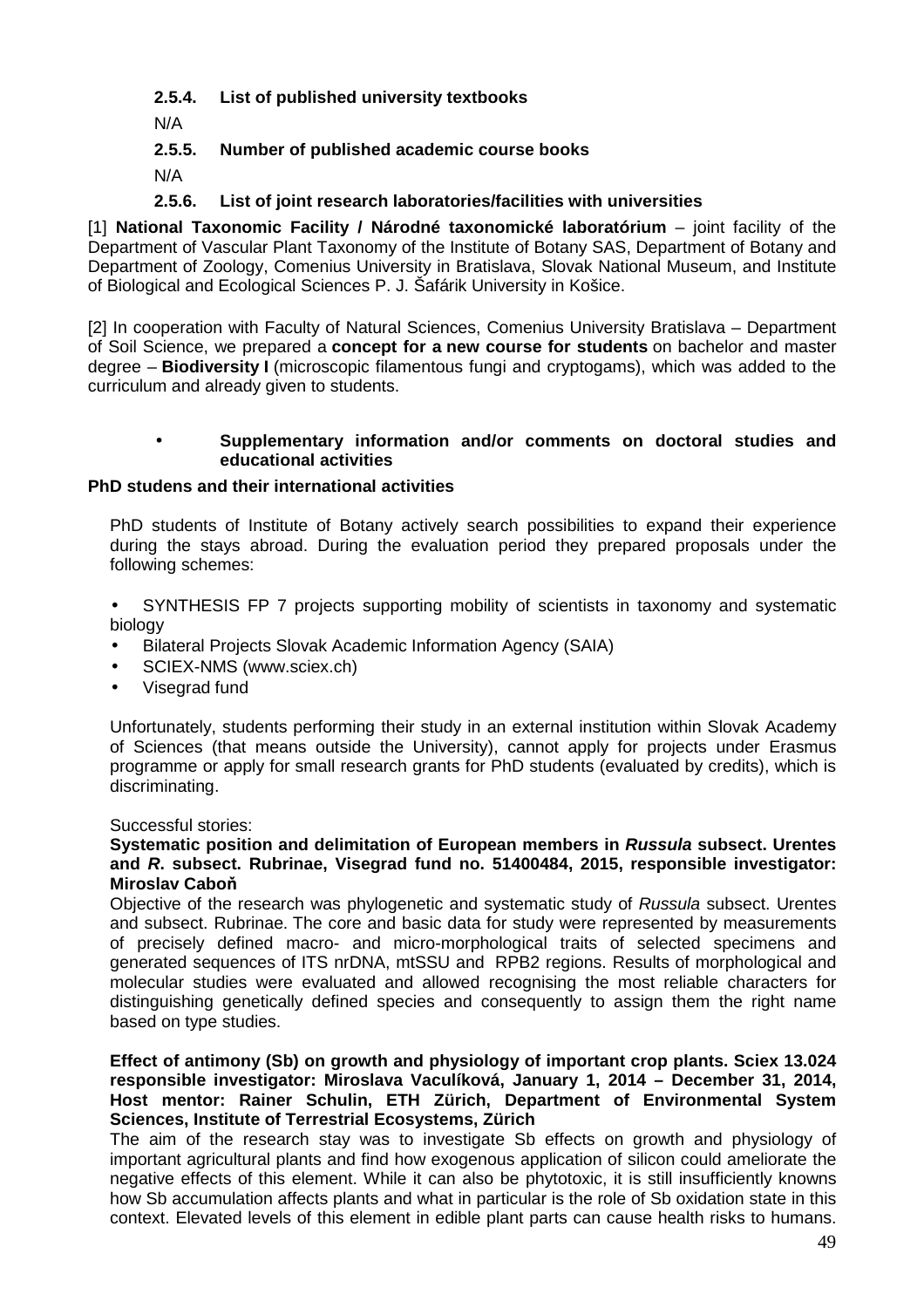### 2.5.4. List of published university textbooks

N/A

### 2.5.5. Number of published academic course books

N/A

### 2.5.6. List of joint research laboratories/facilities with universities

[1] **National Taxonomic Facility / Národné taxonomické laboratórium** – joint facility of the Department of Vascular Plant Taxonomy of the Institute of Botany SAS, Department of Botany and Department of Zoology, Comenius University in Bratislava, Slovak National Museum, and Institute of Biological and Ecological Sciences P. J. Šafárik University in Košice.

[2] In cooperation with Faculty of Natural Sciences, Comenius University Bratislava – Department of Soil Science, we prepared a **concept for a new course for students** on bachelor and master degree – **Biodiversity I** (microscopic filamentous fungi and cryptogams), which was added to the curriculum and already given to students.

- **Supplementary information and/or comments on doctoral studies and educational activities**

**PhD studens and their international activities**

PhD students of Institute of Botany actively search possibilities to expand their experience during the stays abroad. During the evaluation period they prepared proposals under the following schemes:

- SYNTHESIS FP 7 projects supporting mobility of scientists in taxonomy and systematic biology
- Bilateral Projects Slovak Academic Information Agency (SAIA)
- SCIEX-NMS (www.sciex.ch)
- Visegrad fund

Unfortunately, students performing their study in an external institution within Slovak Academy of Sciences (that means outside the University), cannot apply for projects under Erasmus programme or apply for small research grants for PhD students (evaluated by credits), which is discriminating.

Successful stories:

**Systematic position and delimitation of European members in *Russula* subsect. Urentes and *R*. subsect. Rubrinae, Visegrad fund no. 51400484, 2015, responsible investigator: Miroslav Caboň**

Objective of the research was phylogenetic and systematic study of *Russula* subsect. Urentes and subsect. Rubrinae. The core and basic data for study were represented by measurements of precisely defined macro- and micro-morphological traits of selected specimens and generated sequences of ITS nrDNA, mtSSU and RPB2 regions. Results of morphological and molecular studies were evaluated and allowed recognising the most reliable characters for distinguishing genetically defined species and consequently to assign them the right name based on type studies.

**Effect of antimony (Sb) on growth and physiology of important crop plants. Sciex 13.024 responsible investigator: Miroslava Vaculíková, January 1, 2014 – December 31, 2014, Host mentor: Rainer Schulin, ETH Zürich, Department of Environmental System Sciences, Institute of Terrestrial Ecosystems, Zürich**

The aim of the research stay was to investigate Sb effects on growth and physiology of important agricultural plants and find how exogenous application of silicon could ameliorate the negative effects of this element. While it can also be phytotoxic, it is still insufficiently knowns how Sb accumulation affects plants and what in particular is the role of Sb oxidation state in this context. Elevated levels of this element in edible plant parts can cause health risks to humans.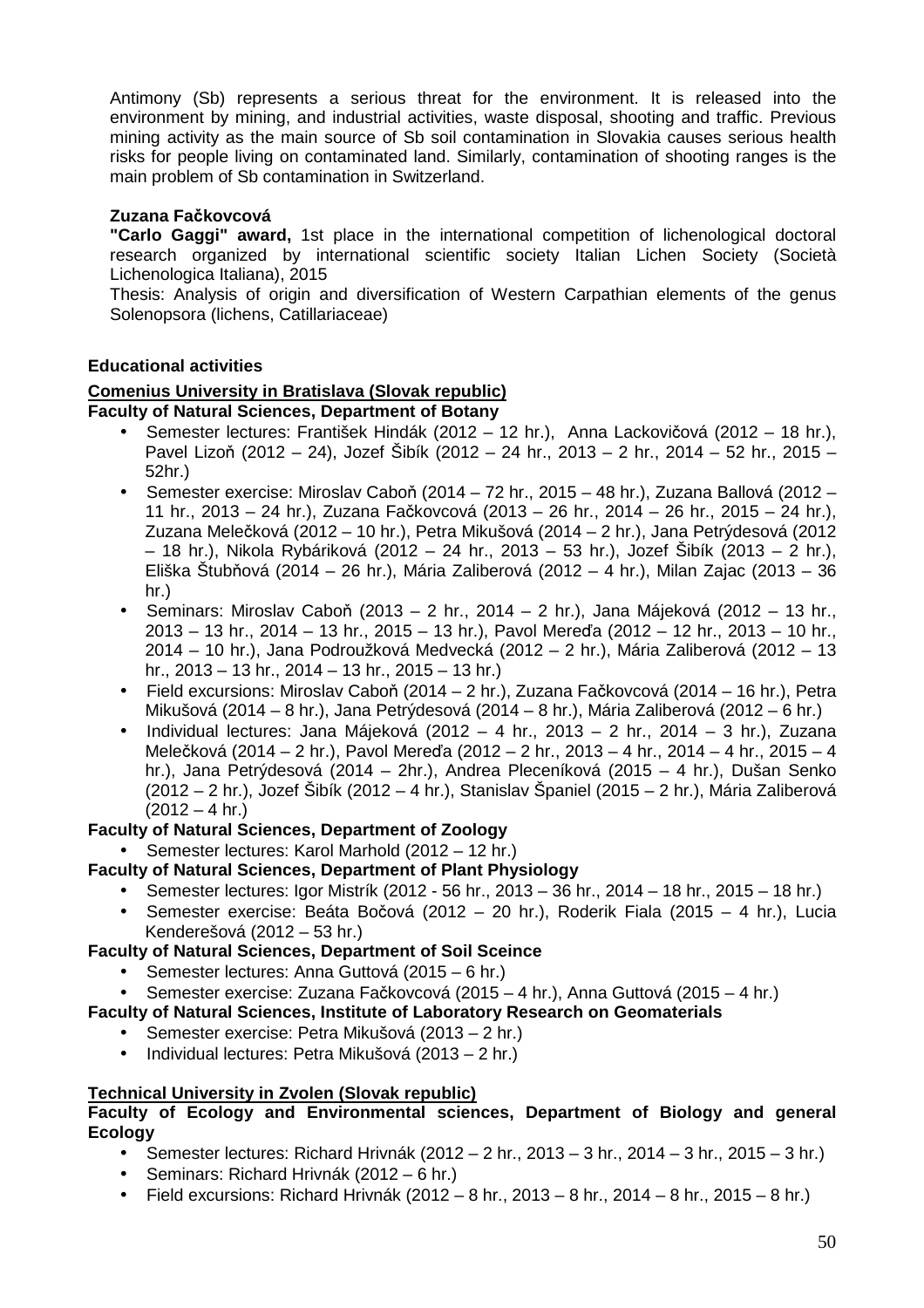Antimony (Sb) represents a serious threat for the environment. It is released into the environment by mining, and industrial activities, waste disposal, shooting and traffic. Previous mining activity as the main source of Sb soil contamination in Slovakia causes serious health risks for people living on contaminated land. Similarly, contamination of shooting ranges is the main problem of Sb contamination in Switzerland.

**Zuzana Fačkovcová**
**"Carlo Gaggi" award,** 1st place in the international competition of lichenological doctoral research organized by international scientific society Italian Lichen Society (Società Lichenologica Italiana), 2015
Thesis: Analysis of origin and diversification of Western Carpathian elements of the genus Solenopsora (lichens, Catillariaceae)

**Educational activities**

**Comenius University in Bratislava (Slovak republic)**
**Faculty of Natural Sciences, Department of Botany**

- Semester lectures: František Hindák (2012 – 12 hr.), Anna Lackovičová (2012 – 18 hr.), Pavel Lizoň (2012 – 24), Jozef Šibík (2012 – 24 hr., 2013 – 2 hr., 2014 – 52 hr., 2015 – 52hr.)
- Semester exercise: Miroslav Caboň (2014 – 72 hr., 2015 – 48 hr.), Zuzana Ballová (2012 – 11 hr., 2013 – 24 hr.), Zuzana Fačkovcová (2013 – 26 hr., 2014 – 26 hr., 2015 – 24 hr.), Zuzana Melečková (2012 – 10 hr.), Petra Mikušová (2014 – 2 hr.), Jana Petrýdesová (2012 – 18 hr.), Nikola Rybáriková (2012 – 24 hr., 2013 – 53 hr.), Jozef Šibík (2013 – 2 hr.), Eliška Štubňová (2014 – 26 hr.), Mária Zaliberová (2012 – 4 hr.), Milan Zajac (2013 – 36 hr.)
- Seminars: Miroslav Caboň (2013 – 2 hr., 2014 – 2 hr.), Jana Májeková (2012 – 13 hr., 2013 – 13 hr., 2014 – 13 hr., 2015 – 13 hr.), Pavol Mereďa (2012 – 12 hr., 2013 – 10 hr., 2014 – 10 hr.), Jana Podroužková Medvecká (2012 – 2 hr.), Mária Zaliberová (2012 – 13 hr., 2013 – 13 hr., 2014 – 13 hr., 2015 – 13 hr.)
- Field excursions: Miroslav Caboň (2014 – 2 hr.), Zuzana Fačkovcová (2014 – 16 hr.), Petra Mikušová (2014 – 8 hr.), Jana Petrýdesová (2014 – 8 hr.), Mária Zaliberová (2012 – 6 hr.)
- Individual lectures: Jana Májeková (2012 – 4 hr., 2013 – 2 hr., 2014 – 3 hr.), Zuzana Melečková (2014 – 2 hr.), Pavol Mereďa (2012 – 2 hr., 2013 – 4 hr., 2014 – 4 hr., 2015 – 4 hr.), Jana Petrýdesová (2014 – 2hr.), Andrea Pleceníková (2015 – 4 hr.), Dušan Senko (2012 – 2 hr.), Jozef Šibík (2012 – 4 hr.), Stanislav Španiel (2015 – 2 hr.), Mária Zaliberová (2012 – 4 hr.)

**Faculty of Natural Sciences, Department of Zoology**

- Semester lectures: Karol Marhold (2012 – 12 hr.)

**Faculty of Natural Sciences, Department of Plant Physiology**

- Semester lectures: Igor Mistrík (2012 - 56 hr., 2013 – 36 hr., 2014 – 18 hr., 2015 – 18 hr.)
- Semester exercise: Beáta Bočová (2012 – 20 hr.), Roderik Fiala (2015 – 4 hr.), Lucia Kenderešová (2012 – 53 hr.)

**Faculty of Natural Sciences, Department of Soil Sceince**

- Semester lectures: Anna Guttová (2015 – 6 hr.)
- Semester exercise: Zuzana Fačkovcová (2015 – 4 hr.), Anna Guttová (2015 – 4 hr.)

**Faculty of Natural Sciences, Institute of Laboratory Research on Geomaterials**

- Semester exercise: Petra Mikušová (2013 – 2 hr.)
- Individual lectures: Petra Mikušová (2013 – 2 hr.)

**Technical University in Zvolen (Slovak republic)**
**Faculty of Ecology and Environmental sciences, Department of Biology and general Ecology**

- Semester lectures: Richard Hrivnák (2012 – 2 hr., 2013 – 3 hr., 2014 – 3 hr., 2015 – 3 hr.)
- Seminars: Richard Hrivnák (2012 – 6 hr.)
- Field excursions: Richard Hrivnák (2012 – 8 hr., 2013 – 8 hr., 2014 – 8 hr., 2015 – 8 hr.)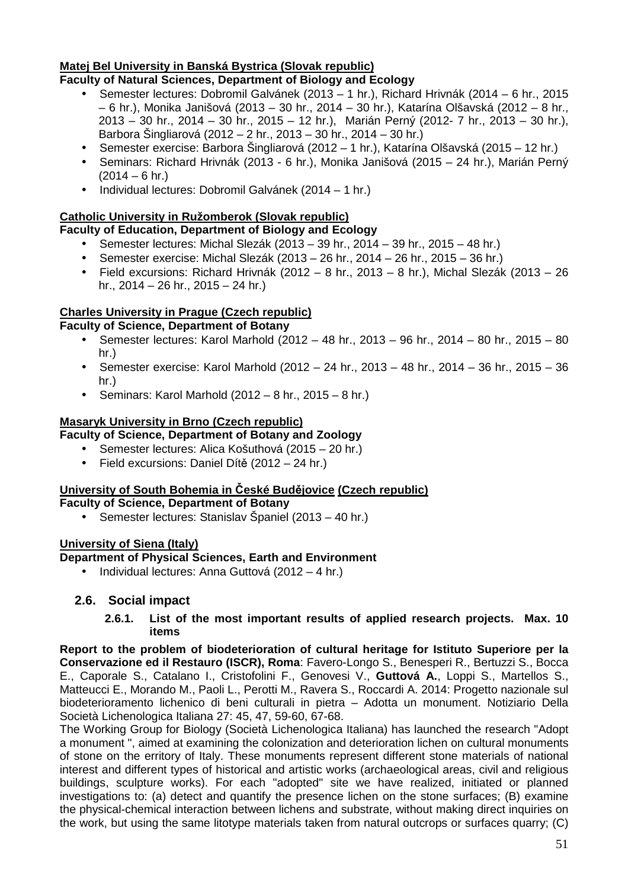**Matej Bel University in Banská Bystrica (Slovak republic)**
**Faculty of Natural Sciences, Department of Biology and Ecology**

- Semester lectures: Dobromil Galvánek (2013 – 1 hr.), Richard Hrivnák (2014 – 6 hr., 2015 – 6 hr.), Monika Janišová (2013 – 30 hr., 2014 – 30 hr.), Katarína Olšavská (2012 – 8 hr., 2013 – 30 hr., 2014 – 30 hr., 2015 – 12 hr.), Marián Perný (2012- 7 hr., 2013 – 30 hr.), Barbora Šingliarová (2012 – 2 hr., 2013 – 30 hr., 2014 – 30 hr.)
- Semester exercise: Barbora Šingliarová (2012 – 1 hr.), Katarína Olšavská (2015 – 12 hr.)
- Seminars: Richard Hrivnák (2013 - 6 hr.), Monika Janišová (2015 – 24 hr.), Marián Perný (2014 – 6 hr.)
- Individual lectures: Dobromil Galvánek (2014 – 1 hr.)

**Catholic University in Ružomberok (Slovak republic)**
**Faculty of Education, Department of Biology and Ecology**

- Semester lectures: Michal Slezák (2013 – 39 hr., 2014 – 39 hr., 2015 – 48 hr.)
- Semester exercise: Michal Slezák (2013 – 26 hr., 2014 – 26 hr., 2015 – 36 hr.)
- Field excursions: Richard Hrivnák (2012 – 8 hr., 2013 – 8 hr.), Michal Slezák (2013 – 26 hr., 2014 – 26 hr., 2015 – 24 hr.)

**Charles University in Prague (Czech republic)**
**Faculty of Science, Department of Botany**

- Semester lectures: Karol Marhold (2012 – 48 hr., 2013 – 96 hr., 2014 – 80 hr., 2015 – 80 hr.)
- Semester exercise: Karol Marhold (2012 – 24 hr., 2013 – 48 hr., 2014 – 36 hr., 2015 – 36 hr.)
- Seminars: Karol Marhold (2012 – 8 hr., 2015 – 8 hr.)

**Masaryk University in Brno (Czech republic)**
**Faculty of Science, Department of Botany and Zoology**

- Semester lectures: Alica Košuthová (2015 – 20 hr.)
- Field excursions: Daniel Dítě (2012 – 24 hr.)

**University of South Bohemia in České Budějovice (Czech republic)**
**Faculty of Science, Department of Botany**

- Semester lectures: Stanislav Španiel (2013 – 40 hr.)

**University of Siena (Italy)**
**Department of Physical Sciences, Earth and Environment**

- Individual lectures: Anna Guttová (2012 – 4 hr.)

## 2.6. Social impact

### 2.6.1. List of the most important results of applied research projects. Max. 10 items

**Report to the problem of biodeterioration of cultural heritage for Istituto Superiore per la Conservazione ed il Restauro (ISCR), Roma**: Favero-Longo S., Benesperi R., Bertuzzi S., Bocca E., Caporale S., Catalano I., Cristofolini F., Genovesi V., **Guttová A.**, Loppi S., Martellos S., Matteucci E., Morando M., Paoli L., Perotti M., Ravera S., Roccardi A. 2014: Progetto nazionale sul biodeterioramento lichenico di beni culturali in pietra – Adotta un monument. Notiziario Della Società Lichenologica Italiana 27: 45, 47, 59-60, 67-68.

The Working Group for Biology (Società Lichenologica Italiana) has launched the research "Adopt a monument ", aimed at examining the colonization and deterioration lichen on cultural monuments of stone on the erritory of Italy. These monuments represent different stone materials of national interest and different types of historical and artistic works (archaeological areas, civil and religious buildings, sculpture works). For each "adopted" site we have realized, initiated or planned investigations to: (a) detect and quantify the presence lichen on the stone surfaces; (B) examine the physical-chemical interaction between lichens and substrate, without making direct inquiries on the work, but using the same litotype materials taken from natural outcrops or surfaces quarry; (C)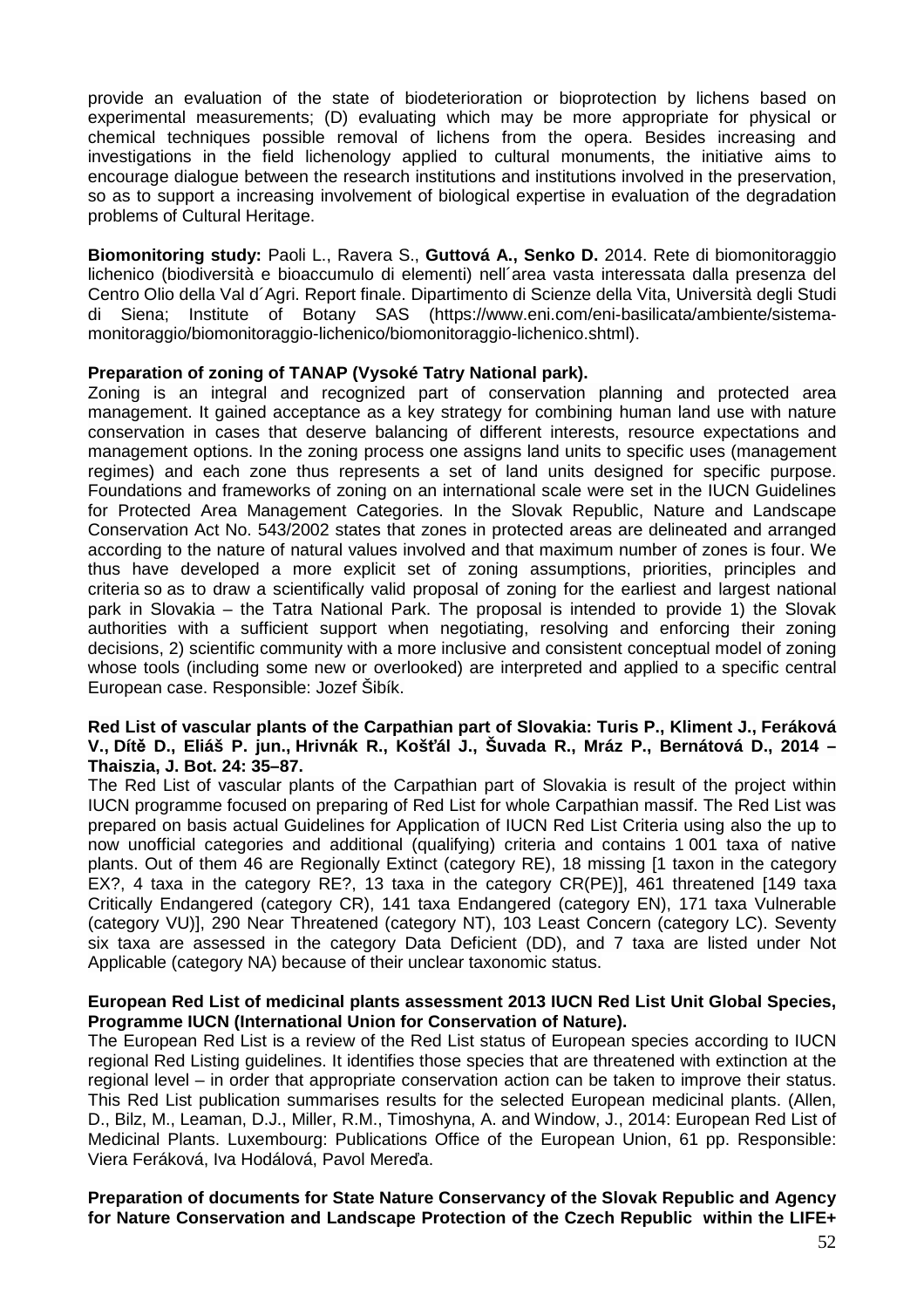provide an evaluation of the state of biodeterioration or bioprotection by lichens based on experimental measurements; (D) evaluating which may be more appropriate for physical or chemical techniques possible removal of lichens from the opera. Besides increasing and investigations in the field lichenology applied to cultural monuments, the initiative aims to encourage dialogue between the research institutions and institutions involved in the preservation, so as to support a increasing involvement of biological expertise in evaluation of the degradation problems of Cultural Heritage.

**Biomonitoring study:** Paoli L., Ravera S., **Guttová A., Senko D.** 2014. Rete di biomonitoraggio lichenico (biodiversità e bioaccumulo di elementi) nell´area vasta interessata dalla presenza del Centro Olio della Val d´Agri. Report finale. Dipartimento di Scienze della Vita, Università degli Studi di Siena; Institute of Botany SAS (https://www.eni.com/eni-basilicata/ambiente/sistema-monitoraggio/biomonitoraggio-lichenico/biomonitoraggio-lichenico.shtml).

**Preparation of zoning of TANAP (Vysoké Tatry National park).**

Zoning is an integral and recognized part of conservation planning and protected area management. It gained acceptance as a key strategy for combining human land use with nature conservation in cases that deserve balancing of different interests, resource expectations and management options. In the zoning process one assigns land units to specific uses (management regimes) and each zone thus represents a set of land units designed for specific purpose. Foundations and frameworks of zoning on an international scale were set in the IUCN Guidelines for Protected Area Management Categories. In the Slovak Republic, Nature and Landscape Conservation Act No. 543/2002 states that zones in protected areas are delineated and arranged according to the nature of natural values involved and that maximum number of zones is four. We thus have developed a more explicit set of zoning assumptions, priorities, principles and criteria so as to draw a scientifically valid proposal of zoning for the earliest and largest national park in Slovakia – the Tatra National Park. The proposal is intended to provide 1) the Slovak authorities with a sufficient support when negotiating, resolving and enforcing their zoning decisions, 2) scientific community with a more inclusive and consistent conceptual model of zoning whose tools (including some new or overlooked) are interpreted and applied to a specific central European case. Responsible: Jozef Šibík.

**Red List of vascular plants of the Carpathian part of Slovakia: Turis P., Kliment J., Feráková V., Dítě D., Eliáš P. jun., Hrivnák R., Košťál J., Šuvada R., Mráz P., Bernátová D., 2014 – Thaiszia, J. Bot. 24: 35–87.**

The Red List of vascular plants of the Carpathian part of Slovakia is result of the project within IUCN programme focused on preparing of Red List for whole Carpathian massif. The Red List was prepared on basis actual Guidelines for Application of IUCN Red List Criteria using also the up to now unofficial categories and additional (qualifying) criteria and contains 1 001 taxa of native plants. Out of them 46 are Regionally Extinct (category RE), 18 missing [1 taxon in the category EX?, 4 taxa in the category RE?, 13 taxa in the category CR(PE)], 461 threatened [149 taxa Critically Endangered (category CR), 141 taxa Endangered (category EN), 171 taxa Vulnerable (category VU)], 290 Near Threatened (category NT), 103 Least Concern (category LC). Seventy six taxa are assessed in the category Data Deficient (DD), and 7 taxa are listed under Not Applicable (category NA) because of their unclear taxonomic status.

**European Red List of medicinal plants assessment 2013 IUCN Red List Unit Global Species, Programme IUCN (International Union for Conservation of Nature).**

The European Red List is a review of the Red List status of European species according to IUCN regional Red Listing guidelines. It identifies those species that are threatened with extinction at the regional level – in order that appropriate conservation action can be taken to improve their status. This Red List publication summarises results for the selected European medicinal plants. (Allen, D., Bilz, M., Leaman, D.J., Miller, R.M., Timoshyna, A. and Window, J., 2014: European Red List of Medicinal Plants. Luxembourg: Publications Office of the European Union, 61 pp. Responsible: Viera Feráková, Iva Hodálová, Pavol Mereďa.

**Preparation of documents for State Nature Conservancy of the Slovak Republic and Agency for Nature Conservation and Landscape Protection of the Czech Republic within the LIFE+**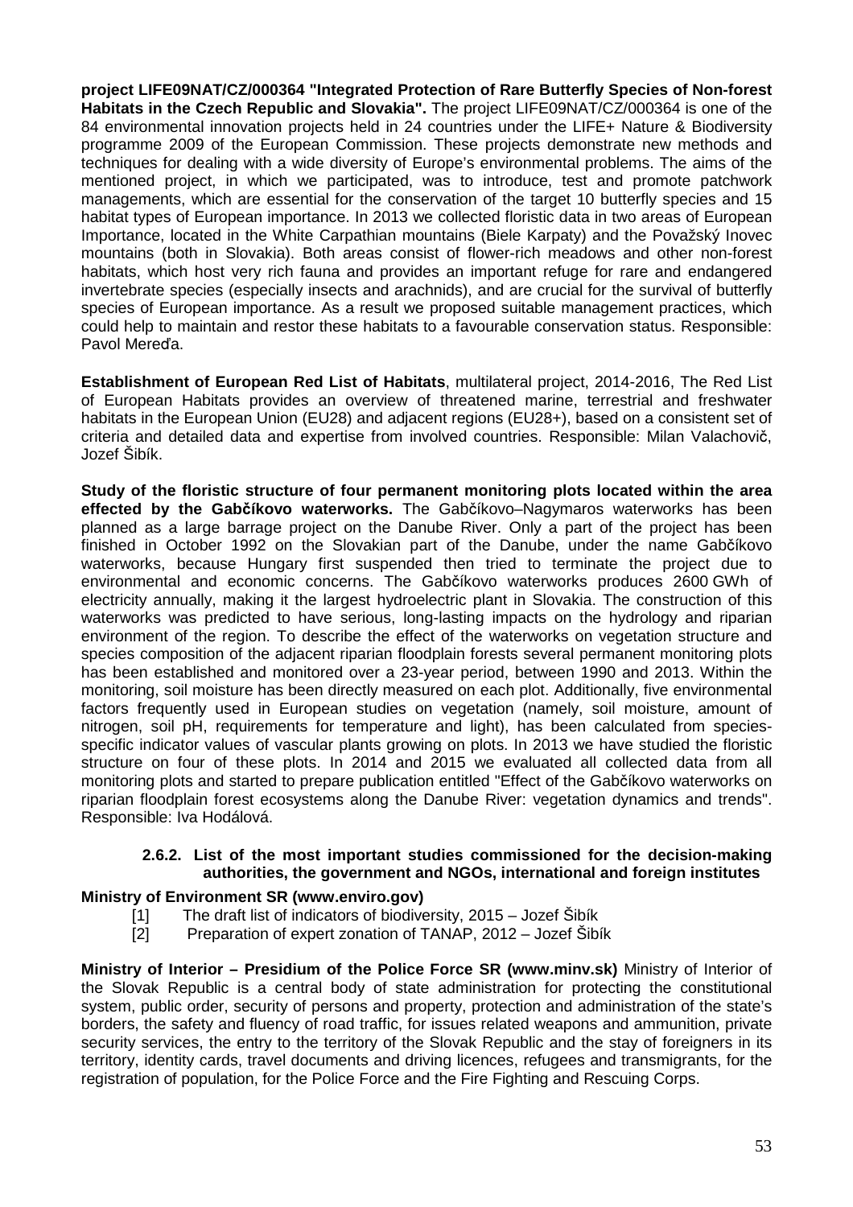**project LIFE09NAT/CZ/000364 "Integrated Protection of Rare Butterfly Species of Non-forest Habitats in the Czech Republic and Slovakia".** The project LIFE09NAT/CZ/000364 is one of the 84 environmental innovation projects held in 24 countries under the LIFE+ Nature & Biodiversity programme 2009 of the European Commission. These projects demonstrate new methods and techniques for dealing with a wide diversity of Europe's environmental problems. The aims of the mentioned project, in which we participated, was to introduce, test and promote patchwork managements, which are essential for the conservation of the target 10 butterfly species and 15 habitat types of European importance. In 2013 we collected floristic data in two areas of European Importance, located in the White Carpathian mountains (Biele Karpaty) and the Považský Inovec mountains (both in Slovakia). Both areas consist of flower-rich meadows and other non-forest habitats, which host very rich fauna and provides an important refuge for rare and endangered invertebrate species (especially insects and arachnids), and are crucial for the survival of butterfly species of European importance. As a result we proposed suitable management practices, which could help to maintain and restor these habitats to a favourable conservation status. Responsible: Pavol Mereďa.

**Establishment of European Red List of Habitats**, multilateral project, 2014-2016, The Red List of European Habitats provides an overview of threatened marine, terrestrial and freshwater habitats in the European Union (EU28) and adjacent regions (EU28+), based on a consistent set of criteria and detailed data and expertise from involved countries. Responsible: Milan Valachovič, Jozef Šibík.

**Study of the floristic structure of four permanent monitoring plots located within the area effected by the Gabčíkovo waterworks.** The Gabčíkovo–Nagymaros waterworks has been planned as a large barrage project on the Danube River. Only a part of the project has been finished in October 1992 on the Slovakian part of the Danube, under the name Gabčíkovo waterworks, because Hungary first suspended then tried to terminate the project due to environmental and economic concerns. The Gabčíkovo waterworks produces 2600 GWh of electricity annually, making it the largest hydroelectric plant in Slovakia. The construction of this waterworks was predicted to have serious, long-lasting impacts on the hydrology and riparian environment of the region. To describe the effect of the waterworks on vegetation structure and species composition of the adjacent riparian floodplain forests several permanent monitoring plots has been established and monitored over a 23-year period, between 1990 and 2013. Within the monitoring, soil moisture has been directly measured on each plot. Additionally, five environmental factors frequently used in European studies on vegetation (namely, soil moisture, amount of nitrogen, soil pH, requirements for temperature and light), has been calculated from species-specific indicator values of vascular plants growing on plots. In 2013 we have studied the floristic structure on four of these plots. In 2014 and 2015 we evaluated all collected data from all monitoring plots and started to prepare publication entitled "Effect of the Gabčíkovo waterworks on riparian floodplain forest ecosystems along the Danube River: vegetation dynamics and trends". Responsible: Iva Hodálová.

### 2.6.2. List of the most important studies commissioned for the decision-making authorities, the government and NGOs, international and foreign institutes

**Ministry of Environment SR (www.enviro.gov)**

[1] The draft list of indicators of biodiversity, 2015 – Jozef Šibík
[2] Preparation of expert zonation of TANAP, 2012 – Jozef Šibík

**Ministry of Interior – Presidium of the Police Force SR (www.minv.sk)** Ministry of Interior of the Slovak Republic is a central body of state administration for protecting the constitutional system, public order, security of persons and property, protection and administration of the state's borders, the safety and fluency of road traffic, for issues related weapons and ammunition, private security services, the entry to the territory of the Slovak Republic and the stay of foreigners in its territory, identity cards, travel documents and driving licences, refugees and transmigrants, for the registration of population, for the Police Force and the Fire Fighting and Rescuing Corps.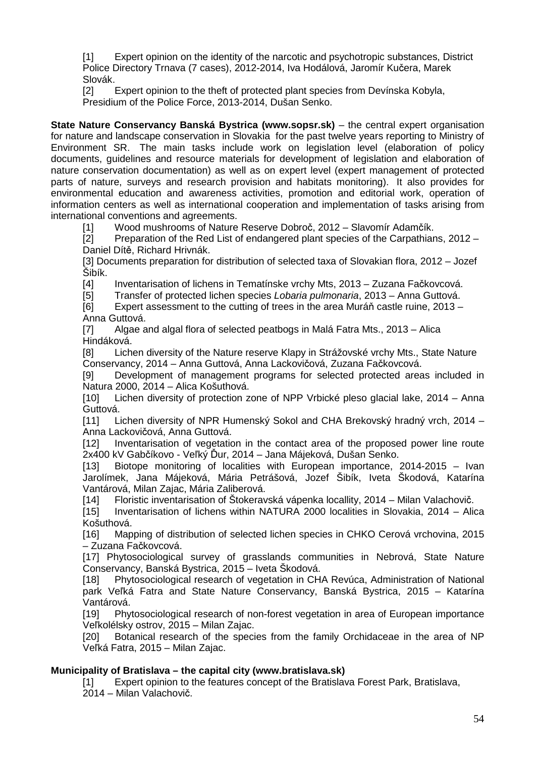[1] Expert opinion on the identity of the narcotic and psychotropic substances, District Police Directory Trnava (7 cases), 2012-2014, Iva Hodálová, Jaromír Kučera, Marek Slovák.

[2] Expert opinion to the theft of protected plant species from Devínska Kobyla, Presidium of the Police Force, 2013-2014, Dušan Senko.

**State Nature Conservancy Banská Bystrica (www.sopsr.sk)** – the central expert organisation for nature and landscape conservation in Slovakia for the past twelve years reporting to Ministry of Environment SR. The main tasks include work on legislation level (elaboration of policy documents, guidelines and resource materials for development of legislation and elaboration of nature conservation documentation) as well as on expert level (expert management of protected parts of nature, surveys and research provision and habitats monitoring). It also provides for environmental education and awareness activities, promotion and editorial work, operation of information centers as well as international cooperation and implementation of tasks arising from international conventions and agreements.

[1] Wood mushrooms of Nature Reserve Dobroč, 2012 – Slavomír Adamčík.

[2] Preparation of the Red List of endangered plant species of the Carpathians, 2012 – Daniel Dítě, Richard Hrivnák.

[3] Documents preparation for distribution of selected taxa of Slovakian flora, 2012 – Jozef Šibík.

[4] Inventarisation of lichens in Tematínske vrchy Mts, 2013 – Zuzana Fačkovcová.

[5] Transfer of protected lichen species *Lobaria pulmonaria*, 2013 – Anna Guttová.

[6] Expert assessment to the cutting of trees in the area Muráň castle ruine, 2013 – Anna Guttová.

[7] Algae and algal flora of selected peatbogs in Malá Fatra Mts., 2013 – Alica Hindáková.

[8] Lichen diversity of the Nature reserve Klapy in Strážovské vrchy Mts., State Nature Conservancy, 2014 – Anna Guttová, Anna Lackovičová, Zuzana Fačkovcová.

[9] Development of management programs for selected protected areas included in Natura 2000, 2014 – Alica Košuthová.

[10] Lichen diversity of protection zone of NPP Vrbické pleso glacial lake, 2014 – Anna Guttová.

[11] Lichen diversity of NPR Humenský Sokol and CHA Brekovský hradný vrch, 2014 – Anna Lackovičová, Anna Guttová.

[12] Inventarisation of vegetation in the contact area of the proposed power line route 2x400 kV Gabčíkovo - Veľký Ďur, 2014 – Jana Májeková, Dušan Senko.

[13] Biotope monitoring of localities with European importance, 2014-2015 – Ivan Jarolímek, Jana Májeková, Mária Petrášová, Jozef Šibík, Iveta Škodová, Katarína Vantárová, Milan Zajac, Mária Zaliberová.

[14] Floristic inventarisation of Štokeravská vápenka locallity, 2014 – Milan Valachovič.

[15] Inventarisation of lichens within NATURA 2000 localities in Slovakia, 2014 – Alica Košuthová.

[16] Mapping of distribution of selected lichen species in CHKO Cerová vrchovina, 2015 – Zuzana Fačkovcová.

[17] Phytosociological survey of grasslands communities in Nebrová, State Nature Conservancy, Banská Bystrica, 2015 – Iveta Škodová.

[18] Phytosociological research of vegetation in CHA Revúca, Administration of National park Veľká Fatra and State Nature Conservancy, Banská Bystrica, 2015 – Katarína Vantárová.

[19] Phytosociological research of non-forest vegetation in area of European importance Veľkolélsky ostrov, 2015 – Milan Zajac.

[20] Botanical research of the species from the family Orchidaceae in the area of NP Veľká Fatra, 2015 – Milan Zajac.

**Municipality of Bratislava – the capital city (www.bratislava.sk)**

[1] Expert opinion to the features concept of the Bratislava Forest Park, Bratislava, 2014 – Milan Valachovič.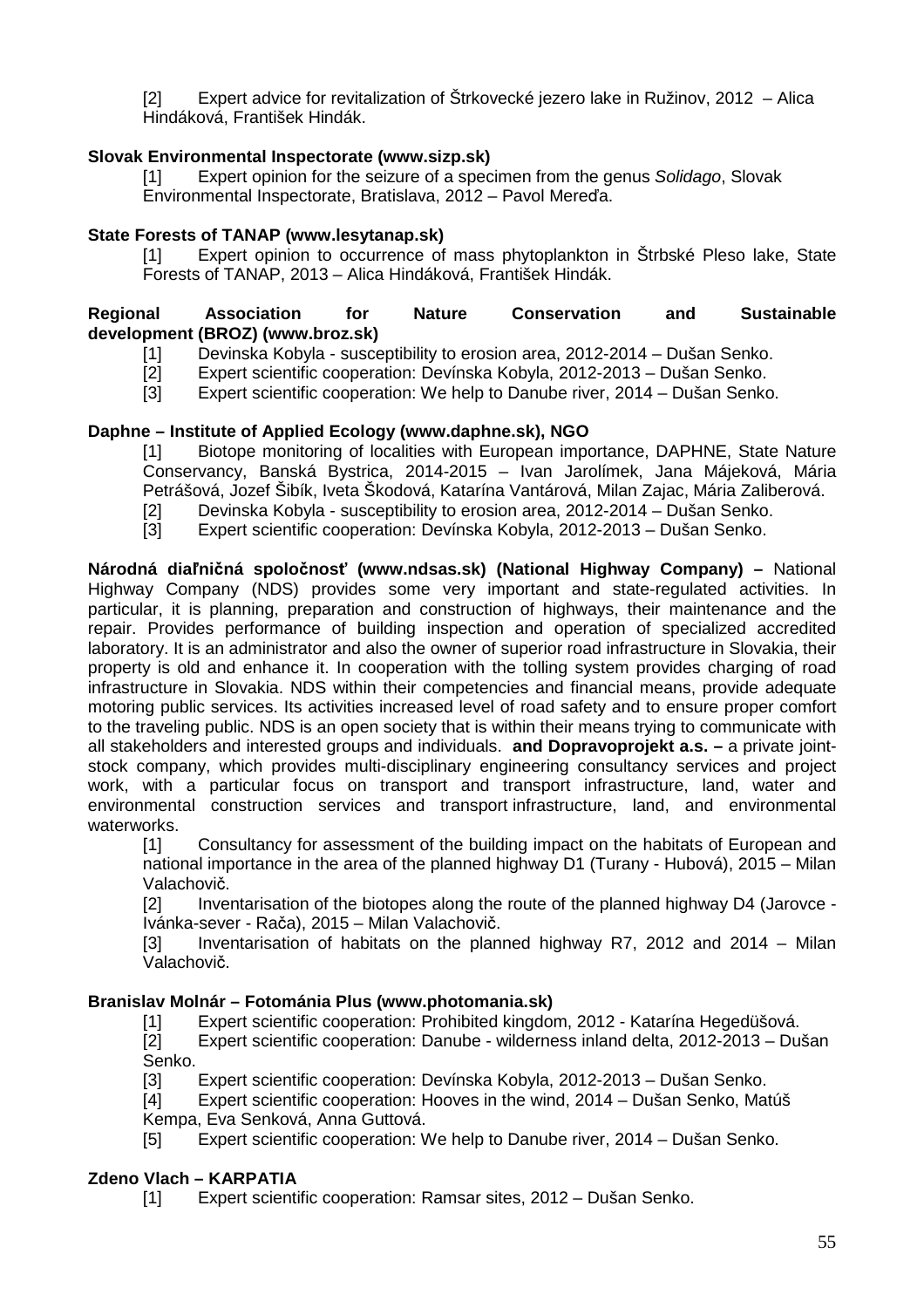[2] Expert advice for revitalization of Štrkovecké jezero lake in Ružinov, 2012 – Alica Hindáková, František Hindák.

**Slovak Environmental Inspectorate (www.sizp.sk)**

[1] Expert opinion for the seizure of a specimen from the genus *Solidago*, Slovak Environmental Inspectorate, Bratislava, 2012 – Pavol Mereďa.

**State Forests of TANAP (www.lesytanap.sk)**

[1] Expert opinion to occurrence of mass phytoplankton in Štrbské Pleso lake, State Forests of TANAP, 2013 – Alica Hindáková, František Hindák.

**Regional Association for Nature Conservation and Sustainable development (BROZ) (www.broz.sk)**

[1] Devinska Kobyla - susceptibility to erosion area, 2012-2014 – Dušan Senko.
[2] Expert scientific cooperation: Devínska Kobyla, 2012-2013 – Dušan Senko.
[3] Expert scientific cooperation: We help to Danube river, 2014 – Dušan Senko.

**Daphne – Institute of Applied Ecology (www.daphne.sk), NGO**

[1] Biotope monitoring of localities with European importance, DAPHNE, State Nature Conservancy, Banská Bystrica, 2014-2015 – Ivan Jarolímek, Jana Májeková, Mária Petrášová, Jozef Šibík, Iveta Škodová, Katarína Vantárová, Milan Zajac, Mária Zaliberová.
[2] Devinska Kobyla - susceptibility to erosion area, 2012-2014 – Dušan Senko.
[3] Expert scientific cooperation: Devínska Kobyla, 2012-2013 – Dušan Senko.

**Národná diaľničná spoločnosť (www.ndsas.sk) (National Highway Company) –** National Highway Company (NDS) provides some very important and state-regulated activities. In particular, it is planning, preparation and construction of highways, their maintenance and the repair. Provides performance of building inspection and operation of specialized accredited laboratory. It is an administrator and also the owner of superior road infrastructure in Slovakia, their property is old and enhance it. In cooperation with the tolling system provides charging of road infrastructure in Slovakia. NDS within their competencies and financial means, provide adequate motoring public services. Its activities increased level of road safety and to ensure proper comfort to the traveling public. NDS is an open society that is within their means trying to communicate with all stakeholders and interested groups and individuals. **and Dopravoprojekt a.s. –** a private joint-stock company, which provides multi-disciplinary engineering consultancy services and project work, with a particular focus on transport and transport infrastructure, land, water and environmental construction services and transport infrastructure, land, and environmental waterworks.

[1] Consultancy for assessment of the building impact on the habitats of European and national importance in the area of the planned highway D1 (Turany - Hubová), 2015 – Milan Valachovič.
[2] Inventarisation of the biotopes along the route of the planned highway D4 (Jarovce - Ivánka-sever - Rača), 2015 – Milan Valachovič.
[3] Inventarisation of habitats on the planned highway R7, 2012 and 2014 – Milan Valachovič.

**Branislav Molnár – Fotománia Plus (www.photomania.sk)**

[1] Expert scientific cooperation: Prohibited kingdom, 2012 - Katarína Hegedüšová.
[2] Expert scientific cooperation: Danube - wilderness inland delta, 2012-2013 – Dušan Senko.
[3] Expert scientific cooperation: Devínska Kobyla, 2012-2013 – Dušan Senko.
[4] Expert scientific cooperation: Hooves in the wind, 2014 – Dušan Senko, Matúš Kempa, Eva Senková, Anna Guttová.
[5] Expert scientific cooperation: We help to Danube river, 2014 – Dušan Senko.

**Zdeno Vlach – KARPATIA**

[1] Expert scientific cooperation: Ramsar sites, 2012 – Dušan Senko.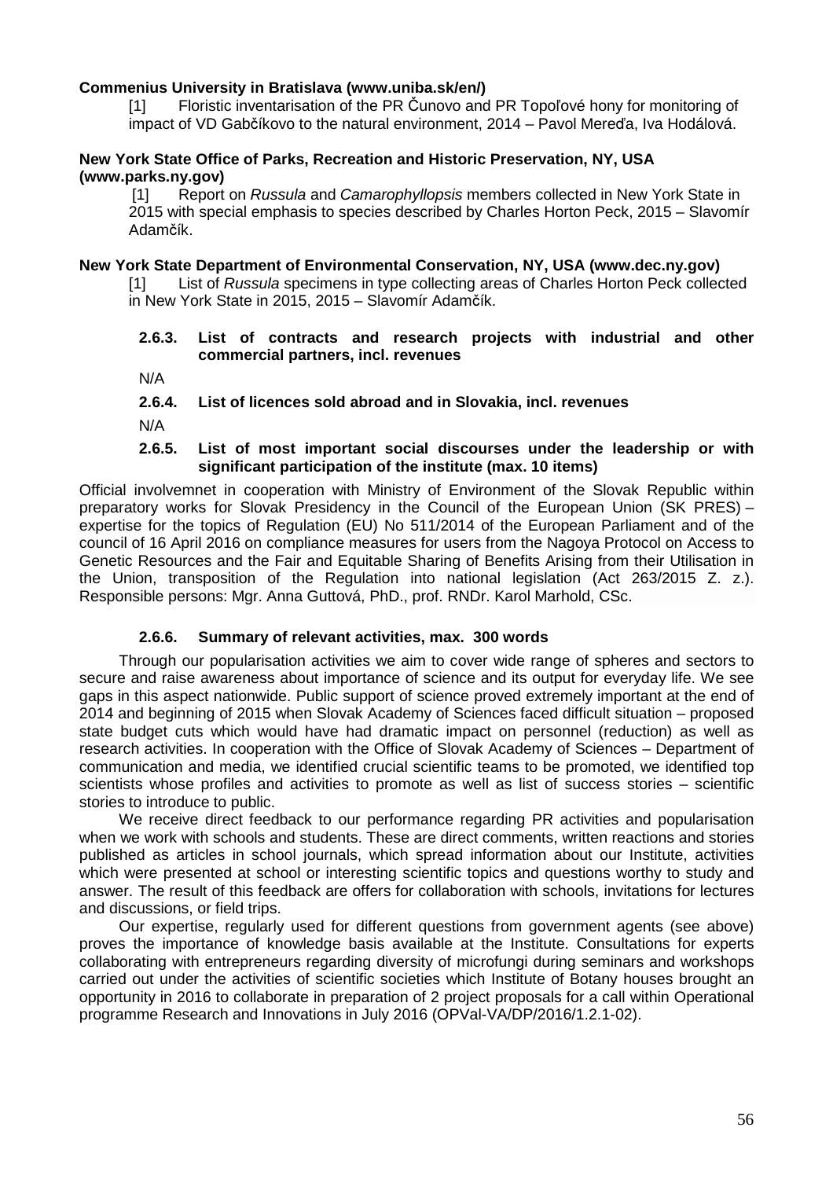**Commenius University in Bratislava (www.uniba.sk/en/)**

[1] Floristic inventarisation of the PR Čunovo and PR Topoľové hony for monitoring of impact of VD Gabčíkovo to the natural environment, 2014 – Pavol Mereďa, Iva Hodálová.

**New York State Office of Parks, Recreation and Historic Preservation, NY, USA (www.parks.ny.gov)**

[1] Report on *Russula* and *Camarophyllopsis* members collected in New York State in 2015 with special emphasis to species described by Charles Horton Peck, 2015 – Slavomír Adamčík.

**New York State Department of Environmental Conservation, NY, USA (www.dec.ny.gov)**

[1] List of *Russula* specimens in type collecting areas of Charles Horton Peck collected in New York State in 2015, 2015 – Slavomír Adamčík.

#### 2.6.3. List of contracts and research projects with industrial and other commercial partners, incl. revenues

N/A

#### 2.6.4. List of licences sold abroad and in Slovakia, incl. revenues

N/A

#### 2.6.5. List of most important social discourses under the leadership or with significant participation of the institute (max. 10 items)

Official involvemnet in cooperation with Ministry of Environment of the Slovak Republic within preparatory works for Slovak Presidency in the Council of the European Union (SK PRES) – expertise for the topics of Regulation (EU) No 511/2014 of the European Parliament and of the council of 16 April 2016 on compliance measures for users from the Nagoya Protocol on Access to Genetic Resources and the Fair and Equitable Sharing of Benefits Arising from their Utilisation in the Union, transposition of the Regulation into national legislation (Act 263/2015 Z. z.). Responsible persons: Mgr. Anna Guttová, PhD., prof. RNDr. Karol Marhold, CSc.

#### 2.6.6. Summary of relevant activities, max. 300 words

Through our popularisation activities we aim to cover wide range of spheres and sectors to secure and raise awareness about importance of science and its output for everyday life. We see gaps in this aspect nationwide. Public support of science proved extremely important at the end of 2014 and beginning of 2015 when Slovak Academy of Sciences faced difficult situation – proposed state budget cuts which would have had dramatic impact on personnel (reduction) as well as research activities. In cooperation with the Office of Slovak Academy of Sciences – Department of communication and media, we identified crucial scientific teams to be promoted, we identified top scientists whose profiles and activities to promote as well as list of success stories – scientific stories to introduce to public.

We receive direct feedback to our performance regarding PR activities and popularisation when we work with schools and students. These are direct comments, written reactions and stories published as articles in school journals, which spread information about our Institute, activities which were presented at school or interesting scientific topics and questions worthy to study and answer. The result of this feedback are offers for collaboration with schools, invitations for lectures and discussions, or field trips.

Our expertise, regularly used for different questions from government agents (see above) proves the importance of knowledge basis available at the Institute. Consultations for experts collaborating with entrepreneurs regarding diversity of microfungi during seminars and workshops carried out under the activities of scientific societies which Institute of Botany houses brought an opportunity in 2016 to collaborate in preparation of 2 project proposals for a call within Operational programme Research and Innovations in July 2016 (OPVal-VA/DP/2016/1.2.1-02).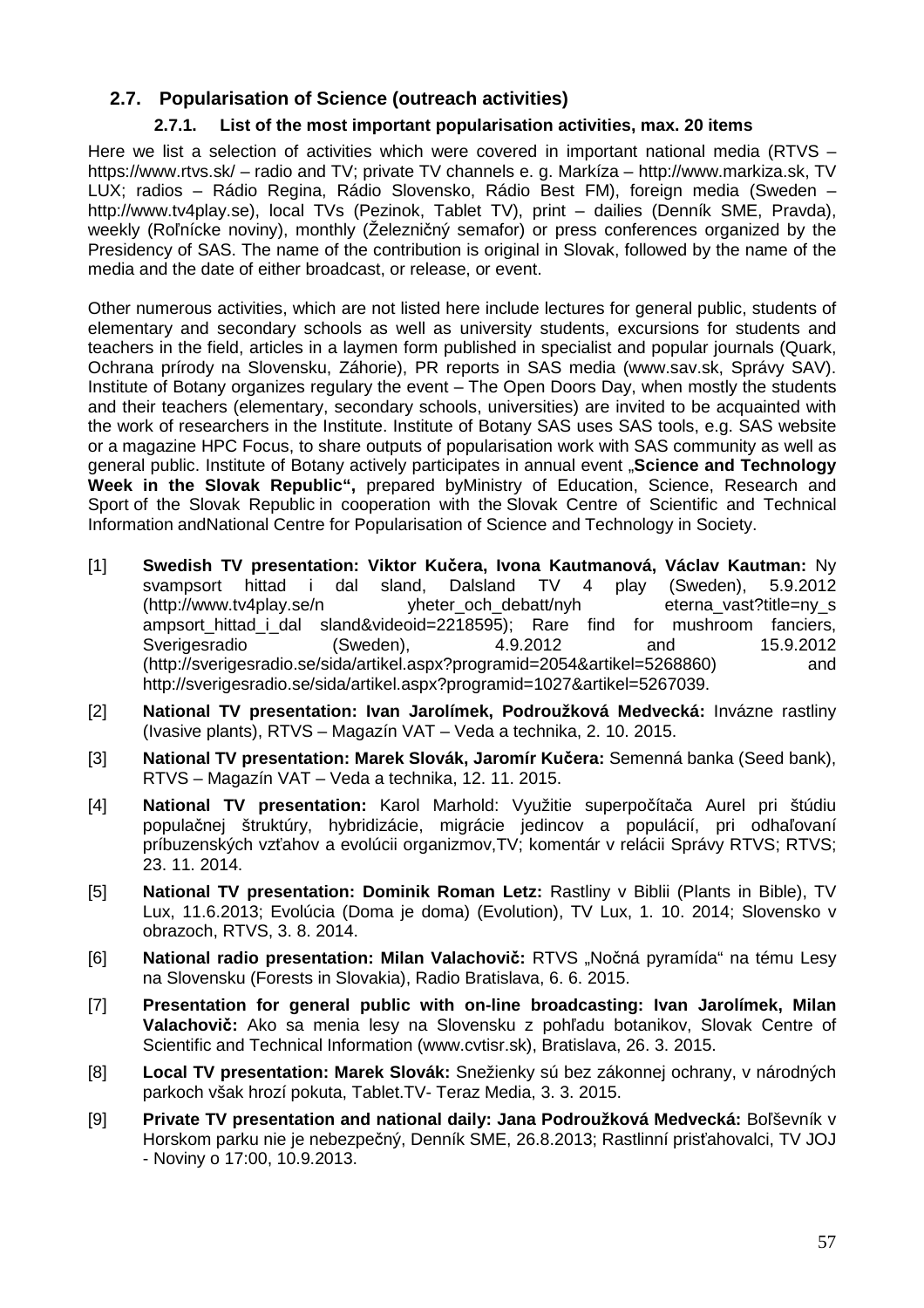## 2.7. Popularisation of Science (outreach activities)

### 2.7.1. List of the most important popularisation activities, max. 20 items

Here we list a selection of activities which were covered in important national media (RTVS – https://www.rtvs.sk/ – radio and TV; private TV channels e. g. Markíza – http://www.markiza.sk, TV LUX; radios – Rádio Regina, Rádio Slovensko, Rádio Best FM), foreign media (Sweden – http://www.tv4play.se), local TVs (Pezinok, Tablet TV), print – dailies (Denník SME, Pravda), weekly (Roľnícke noviny), monthly (Železničný semafor) or press conferences organized by the Presidency of SAS. The name of the contribution is original in Slovak, followed by the name of the media and the date of either broadcast, or release, or event.

Other numerous activities, which are not listed here include lectures for general public, students of elementary and secondary schools as well as university students, excursions for students and teachers in the field, articles in a laymen form published in specialist and popular journals (Quark, Ochrana prírody na Slovensku, Záhorie), PR reports in SAS media (www.sav.sk, Správy SAV). Institute of Botany organizes regulary the event – The Open Doors Day, when mostly the students and their teachers (elementary, secondary schools, universities) are invited to be acquainted with the work of researchers in the Institute. Institute of Botany SAS uses SAS tools, e.g. SAS website or a magazine HPC Focus, to share outputs of popularisation work with SAS community as well as general public. Institute of Botany actively participates in annual event „**Science and Technology Week in the Slovak Republic“,** prepared byMinistry of Education, Science, Research and Sport of the Slovak Republic in cooperation with the Slovak Centre of Scientific and Technical Information andNational Centre for Popularisation of Science and Technology in Society.

[1] **Swedish TV presentation: Viktor Kučera, Ivona Kautmanová, Václav Kautman:** Ny svampsort hittad i dal sland, Dalsland TV 4 play (Sweden), 5.9.2012 (http://www.tv4play.se/n yheter_och_debatt/nyh eterna_vast?title=ny_s ampsort_hittad_i_dal sland&videoid=2218595); Rare find for mushroom fanciers, Sverigesradio (Sweden), 4.9.2012 and 15.9.2012 (http://sverigesradio.se/sida/artikel.aspx?programid=2054&artikel=5268860) and http://sverigesradio.se/sida/artikel.aspx?programid=1027&artikel=5267039.

[2] **National TV presentation: Ivan Jarolímek, Podroužková Medvecká:** Invázne rastliny (Ivasive plants), RTVS – Magazín VAT – Veda a technika, 2. 10. 2015.

[3] **National TV presentation: Marek Slovák, Jaromír Kučera:** Semenná banka (Seed bank), RTVS – Magazín VAT – Veda a technika, 12. 11. 2015.

[4] **National TV presentation:** Karol Marhold: Využitie superpočítača Aurel pri štúdiu populačnej štruktúry, hybridizácie, migrácie jedincov a populácií, pri odhaľovaní príbuzenských vzťahov a evolúcii organizmov,TV; komentár v relácii Správy RTVS; RTVS; 23. 11. 2014.

[5] **National TV presentation: Dominik Roman Letz:** Rastliny v Biblii (Plants in Bible), TV Lux, 11.6.2013; Evolúcia (Doma je doma) (Evolution), TV Lux, 1. 10. 2014; Slovensko v obrazoch, RTVS, 3. 8. 2014.

[6] **National radio presentation: Milan Valachovič:** RTVS „Nočná pyramída“ na tému Lesy na Slovensku (Forests in Slovakia), Radio Bratislava, 6. 6. 2015.

[7] **Presentation for general public with on-line broadcasting: Ivan Jarolímek, Milan Valachovič:** Ako sa menia lesy na Slovensku z pohľadu botanikov, Slovak Centre of Scientific and Technical Information (www.cvtisr.sk), Bratislava, 26. 3. 2015.

[8] **Local TV presentation: Marek Slovák:** Snežienky sú bez zákonnej ochrany, v národných parkoch však hrozí pokuta, Tablet.TV- Teraz Media, 3. 3. 2015.

[9] **Private TV presentation and national daily: Jana Podroužková Medvecká:** Boľševník v Horskom parku nie je nebezpečný, Denník SME, 26.8.2013; Rastlinní prisťahovalci, TV JOJ - Noviny o 17:00, 10.9.2013.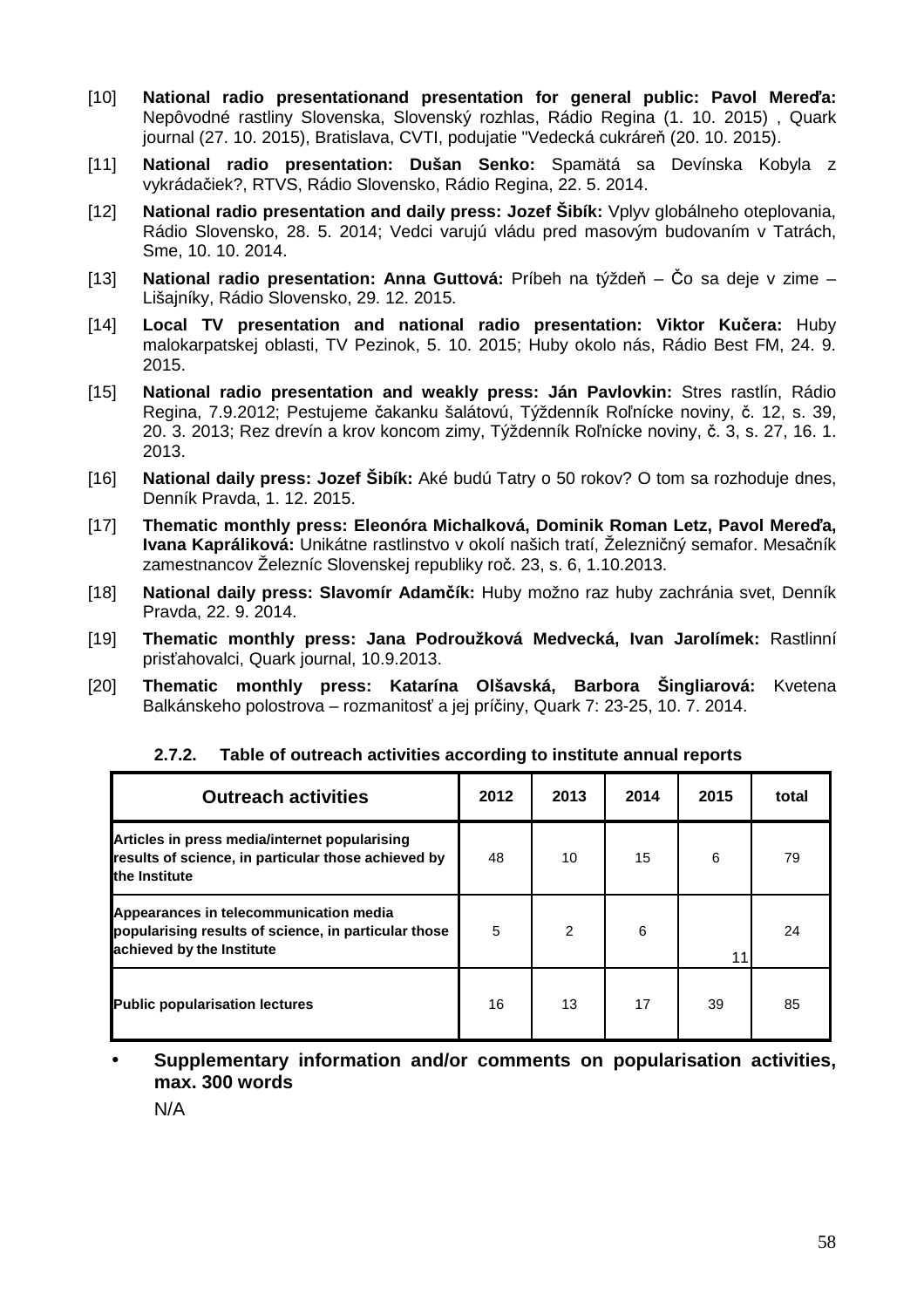[10] **National radio presentationand presentation for general public: Pavol Mereďa:** Nepôvodné rastliny Slovenska, Slovenský rozhlas, Rádio Regina (1. 10. 2015) , Quark journal (27. 10. 2015), Bratislava, CVTI, podujatie "Vedecká cukráreň (20. 10. 2015).

[11] **National radio presentation: Dušan Senko:** Spamätá sa Devínska Kobyla z vykrádačiek?, RTVS, Rádio Slovensko, Rádio Regina, 22. 5. 2014.

[12] **National radio presentation and daily press: Jozef Šibík:** Vplyv globálneho oteplovania, Rádio Slovensko, 28. 5. 2014; Vedci varujú vládu pred masovým budovaním v Tatrách, Sme, 10. 10. 2014.

[13] **National radio presentation: Anna Guttová:** Príbeh na týždeň – Čo sa deje v zime – Lišajníky, Rádio Slovensko, 29. 12. 2015.

[14] **Local TV presentation and national radio presentation: Viktor Kučera:** Huby malokarpatskej oblasti, TV Pezinok, 5. 10. 2015; Huby okolo nás, Rádio Best FM, 24. 9. 2015.

[15] **National radio presentation and weakly press: Ján Pavlovkin:** Stres rastlín, Rádio Regina, 7.9.2012; Pestujeme čakanku šalátovú, Týždenník Roľnícke noviny, č. 12, s. 39, 20. 3. 2013; Rez drevín a krov koncom zimy, Týždenník Roľnícke noviny, č. 3, s. 27, 16. 1. 2013.

[16] **National daily press: Jozef Šibík:** Aké budú Tatry o 50 rokov? O tom sa rozhoduje dnes, Denník Pravda, 1. 12. 2015.

[17] **Thematic monthly press: Eleonóra Michalková, Dominik Roman Letz, Pavol Mereďa, Ivana Kapráliková:** Unikátne rastlinstvo v okolí našich tratí, Železničný semafor. Mesačník zamestnancov Železníc Slovenskej republiky roč. 23, s. 6, 1.10.2013.

[18] **National daily press: Slavomír Adamčík:** Huby možno raz huby zachránia svet, Denník Pravda, 22. 9. 2014.

[19] **Thematic monthly press: Jana Podroužková Medvecká, Ivan Jarolímek:** Rastlinní prisťahovalci, Quark journal, 10.9.2013.

[20] **Thematic monthly press: Katarína Olšavská, Barbora Šingliarová:** Kvetena Balkánskeho polostrova – rozmanitosť a jej príčiny, Quark 7: 23-25, 10. 7. 2014.

#### 2.7.2. Table of outreach activities according to institute annual reports

| Outreach activities | 2012 | 2013 | 2014 | 2015 | total |
|---|---|---|---|---|---|
| Articles in press media/internet popularising results of science, in particular those achieved by the Institute | 48 | 10 | 15 | 6 | 79 |
| Appearances in telecommunication media popularising results of science, in particular those achieved by the Institute | 5 | 2 | 6 | 11 | 24 |
| Public popularisation lectures | 16 | 13 | 17 | 39 | 85 |

- **Supplementary information and/or comments on popularisation activities, max. 300 words**

  N/A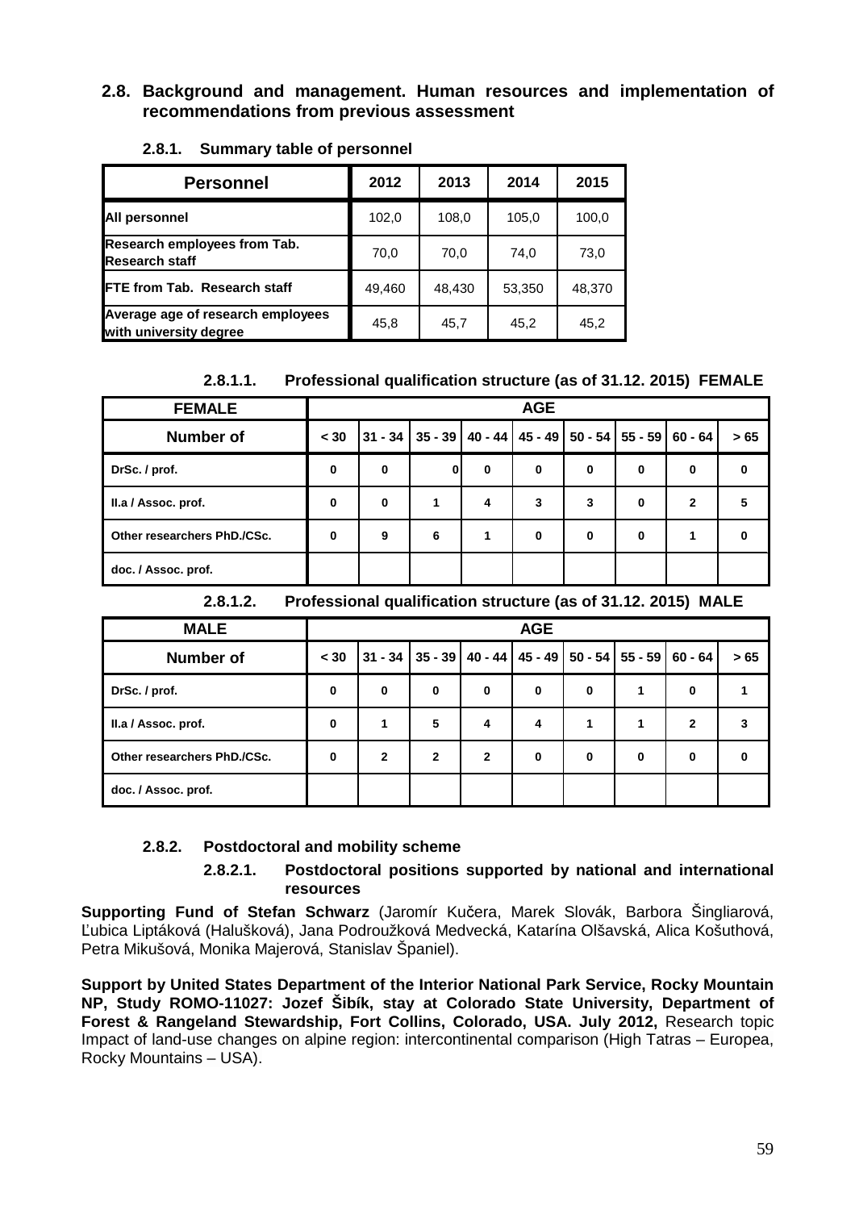## 2.8. Background and management. Human resources and implementation of recommendations from previous assessment

### 2.8.1. Summary table of personnel

| Personnel | 2012 | 2013 | 2014 | 2015 |
|---|---|---|---|---|
| **All personnel** | 102,0 | 108,0 | 105,0 | 100,0 |
| **Research employees from Tab. Research staff** | 70,0 | 70,0 | 74,0 | 73,0 |
| **FTE from Tab. Research staff** | 49,460 | 48,430 | 53,350 | 48,370 |
| **Average age of research employees with university degree** | 45,8 | 45,7 | 45,2 | 45,2 |

#### 2.8.1.1. Professional qualification structure (as of 31.12. 2015) FEMALE

| FEMALE | AGE | | | | | | | | |
|---|---|---|---|---|---|---|---|---|---|
| **Number of** | **< 30** | **31 - 34** | **35 - 39** | **40 - 44** | **45 - 49** | **50 - 54** | **55 - 59** | **60 - 64** | **> 65** |
| **DrSc. / prof.** | 0 | 0 | 0 | 0 | 0 | 0 | 0 | 0 | 0 |
| **II.a / Assoc. prof.** | 0 | 0 | 1 | 4 | 3 | 3 | 0 | 2 | 5 |
| **Other researchers PhD./CSc.** | 0 | 9 | 6 | 1 | 0 | 0 | 0 | 1 | 0 |
| **doc. / Assoc. prof.** | | | | | | | | | |

#### 2.8.1.2. Professional qualification structure (as of 31.12. 2015) MALE

| MALE | AGE | | | | | | | | |
|---|---|---|---|---|---|---|---|---|---|
| **Number of** | **< 30** | **31 - 34** | **35 - 39** | **40 - 44** | **45 - 49** | **50 - 54** | **55 - 59** | **60 - 64** | **> 65** |
| **DrSc. / prof.** | 0 | 0 | 0 | 0 | 0 | 0 | 1 | 0 | 1 |
| **II.a / Assoc. prof.** | 0 | 1 | 5 | 4 | 4 | 1 | 1 | 2 | 3 |
| **Other researchers PhD./CSc.** | 0 | 2 | 2 | 2 | 0 | 0 | 0 | 0 | 0 |
| **doc. / Assoc. prof.** | | | | | | | | | |

### 2.8.2. Postdoctoral and mobility scheme

#### 2.8.2.1. Postdoctoral positions supported by national and international resources

**Supporting Fund of Stefan Schwarz** (Jaromír Kučera, Marek Slovák, Barbora Šingliarová, Ľubica Liptáková (Halušková), Jana Podroužková Medvecká, Katarína Olšavská, Alica Košuthová, Petra Mikušová, Monika Majerová, Stanislav Španiel).

**Support by United States Department of the Interior National Park Service, Rocky Mountain NP, Study ROMO-11027: Jozef Šibík, stay at Colorado State University, Department of Forest & Rangeland Stewardship, Fort Collins, Colorado, USA. July 2012,** Research topic Impact of land-use changes on alpine region: intercontinental comparison (High Tatras – Europea, Rocky Mountains – USA).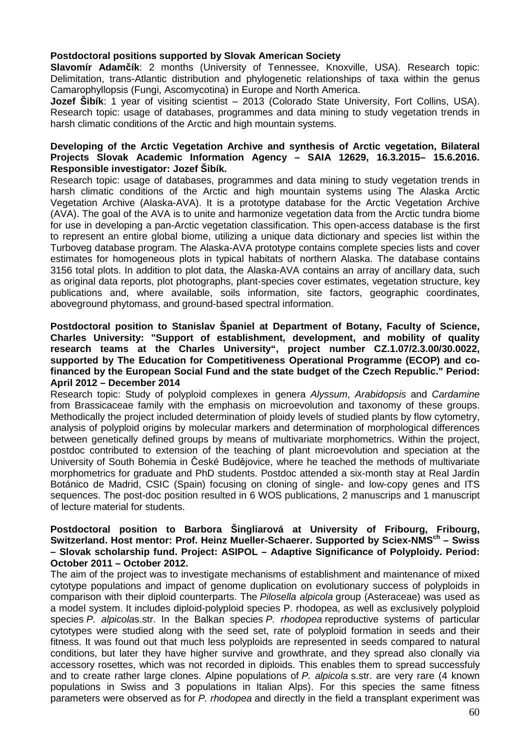**Postdoctoral positions supported by Slovak American Society**

**Slavomír Adamčík**: 2 months (University of Tennessee, Knoxville, USA). Research topic: Delimitation, trans-Atlantic distribution and phylogenetic relationships of taxa within the genus Camarophyllopsis (Fungi, Ascomycotina) in Europe and North America.

**Jozef Šibík**: 1 year of visiting scientist – 2013 (Colorado State University, Fort Collins, USA). Research topic: usage of databases, programmes and data mining to study vegetation trends in harsh climatic conditions of the Arctic and high mountain systems.

**Developing of the Arctic Vegetation Archive and synthesis of Arctic vegetation, Bilateral Projects Slovak Academic Information Agency – SAIA 12629, 16.3.2015– 15.6.2016. Responsible investigator: Jozef Šibík.**

Research topic: usage of databases, programmes and data mining to study vegetation trends in harsh climatic conditions of the Arctic and high mountain systems using The Alaska Arctic Vegetation Archive (Alaska-AVA). It is a prototype database for the Arctic Vegetation Archive (AVA). The goal of the AVA is to unite and harmonize vegetation data from the Arctic tundra biome for use in developing a pan-Arctic vegetation classification. This open-access database is the first to represent an entire global biome, utilizing a unique data dictionary and species list within the Turboveg database program. The Alaska-AVA prototype contains complete species lists and cover estimates for homogeneous plots in typical habitats of northern Alaska. The database contains 3156 total plots. In addition to plot data, the Alaska-AVA contains an array of ancillary data, such as original data reports, plot photographs, plant-species cover estimates, vegetation structure, key publications and, where available, soils information, site factors, geographic coordinates, aboveground phytomass, and ground-based spectral information.

**Postdoctoral position to Stanislav Španiel at Department of Botany, Faculty of Science, Charles University: "Support of establishment, development, and mobility of quality research teams at the Charles University", project number CZ.1.07/2.3.00/30.0022, supported by The Education for Competitiveness Operational Programme (ECOP) and co-financed by the European Social Fund and the state budget of the Czech Republic." Period: April 2012 – December 2014**

Research topic: Study of polyploid complexes in genera *Alyssum*, *Arabidopsis* and *Cardamine* from Brassicaceae family with the emphasis on microevolution and taxonomy of these groups. Methodically the project included determination of ploidy levels of studied plants by flow cytometry, analysis of polyploid origins by molecular markers and determination of morphological differences between genetically defined groups by means of multivariate morphometrics. Within the project, postdoc contributed to extension of the teaching of plant microevolution and speciation at the University of South Bohemia in České Budějovice, where he teached the methods of multivariate morphometrics for graduate and PhD students. Postdoc attended a six-month stay at Real Jardín Botánico de Madrid, CSIC (Spain) focusing on cloning of single- and low-copy genes and ITS sequences. The post-doc position resulted in 6 WOS publications, 2 manuscrips and 1 manuscript of lecture material for students.

**Postdoctoral position to Barbora Šingliarová at University of Fribourg, Fribourg, Switzerland. Host mentor: Prof. Heinz Mueller-Schaerer. Supported by Sciex-NMS[ch] – Swiss – Slovak scholarship fund. Project: ASIPOL – Adaptive Significance of Polyploidy. Period: October 2011 – October 2012.**

The aim of the project was to investigate mechanisms of establishment and maintenance of mixed cytotype populations and impact of genome duplication on evolutionary success of polyploids in comparison with their diploid counterparts. The *Pilosella alpicola* group (Asteraceae) was used as a model system. It includes diploid-polyploid species P. rhodopea, as well as exclusively polyploid species *P. alpicola*s.str. In the Balkan species *P. rhodopea* reproductive systems of particular cytotypes were studied along with the seed set, rate of polyploid formation in seeds and their fitness. It was found out that much less polyploids are represented in seeds compared to natural conditions, but later they have higher survive and growthrate, and they spread also clonally via accessory rosettes, which was not recorded in diploids. This enables them to spread successfuly and to create rather large clones. Alpine populations of *P. alpicola* s.str. are very rare (4 known populations in Swiss and 3 populations in Italian Alps). For this species the same fitness parameters were observed as for *P. rhodopea* and directly in the field a transplant experiment was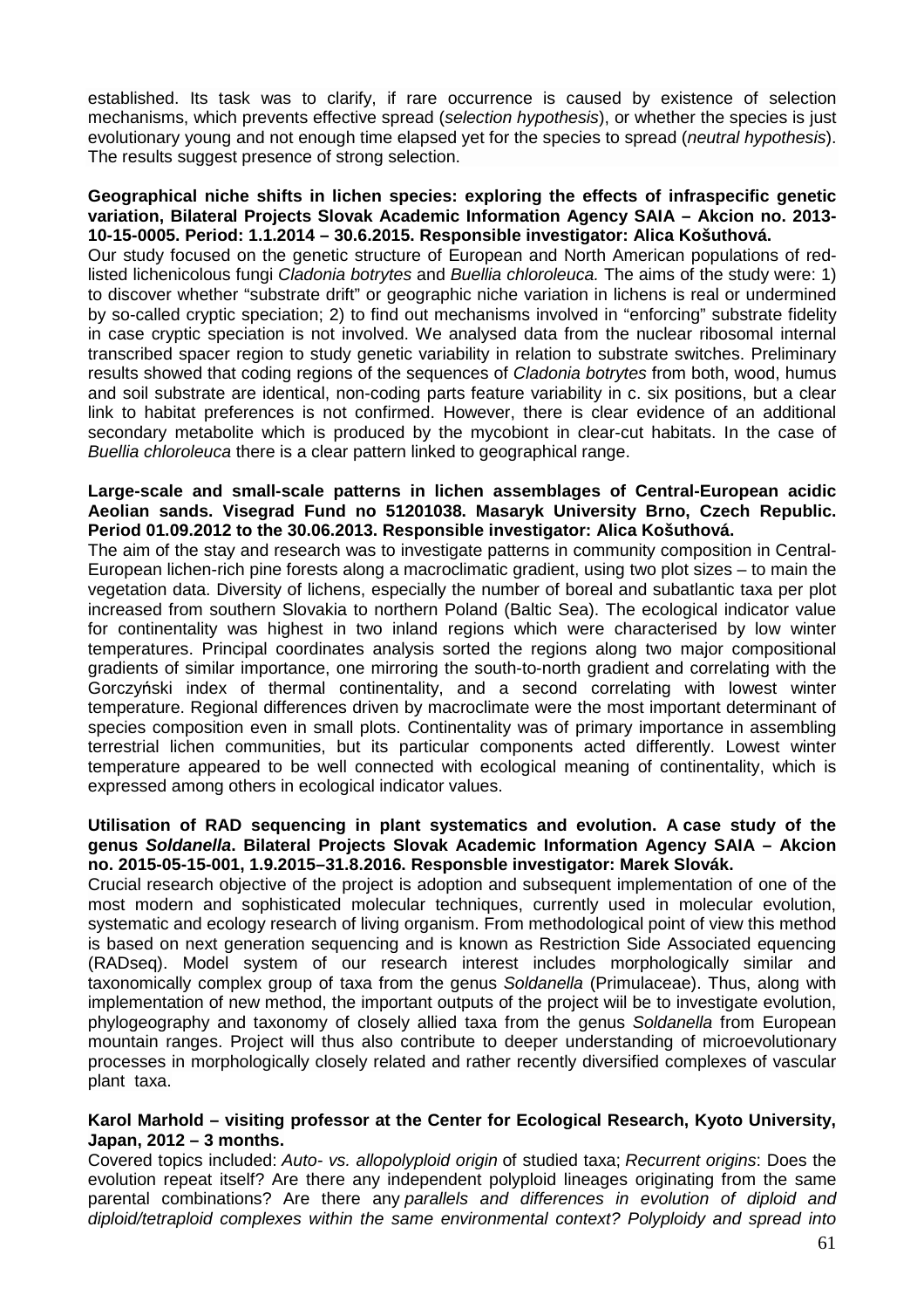established. Its task was to clarify, if rare occurrence is caused by existence of selection mechanisms, which prevents effective spread (*selection hypothesis*), or whether the species is just evolutionary young and not enough time elapsed yet for the species to spread (*neutral hypothesis*). The results suggest presence of strong selection.

**Geographical niche shifts in lichen species: exploring the effects of infraspecific genetic variation, Bilateral Projects Slovak Academic Information Agency SAIA – Akcion no. 2013-10-15-0005. Period: 1.1.2014 – 30.6.2015. Responsible investigator: Alica Košuthová.**

Our study focused on the genetic structure of European and North American populations of red-listed lichenicolous fungi *Cladonia botrytes* and *Buellia chloroleuca.* The aims of the study were: 1) to discover whether "substrate drift" or geographic niche variation in lichens is real or undermined by so-called cryptic speciation; 2) to find out mechanisms involved in "enforcing" substrate fidelity in case cryptic speciation is not involved. We analysed data from the nuclear ribosomal internal transcribed spacer region to study genetic variability in relation to substrate switches. Preliminary results showed that coding regions of the sequences of *Cladonia botrytes* from both, wood, humus and soil substrate are identical, non-coding parts feature variability in c. six positions, but a clear link to habitat preferences is not confirmed. However, there is clear evidence of an additional secondary metabolite which is produced by the mycobiont in clear-cut habitats. In the case of *Buellia chloroleuca* there is a clear pattern linked to geographical range.

**Large-scale and small-scale patterns in lichen assemblages of Central-European acidic Aeolian sands. Visegrad Fund no 51201038. Masaryk University Brno, Czech Republic. Period 01.09.2012 to the 30.06.2013. Responsible investigator: Alica Košuthová.**

The aim of the stay and research was to investigate patterns in community composition in Central-European lichen-rich pine forests along a macroclimatic gradient, using two plot sizes – to main the vegetation data. Diversity of lichens, especially the number of boreal and subatlantic taxa per plot increased from southern Slovakia to northern Poland (Baltic Sea). The ecological indicator value for continentality was highest in two inland regions which were characterised by low winter temperatures. Principal coordinates analysis sorted the regions along two major compositional gradients of similar importance, one mirroring the south-to-north gradient and correlating with the Gorczyński index of thermal continentality, and a second correlating with lowest winter temperature. Regional differences driven by macroclimate were the most important determinant of species composition even in small plots. Continentality was of primary importance in assembling terrestrial lichen communities, but its particular components acted differently. Lowest winter temperature appeared to be well connected with ecological meaning of continentality, which is expressed among others in ecological indicator values.

**Utilisation of RAD sequencing in plant systematics and evolution. A case study of the genus *Soldanella*. Bilateral Projects Slovak Academic Information Agency SAIA – Akcion no. 2015-05-15-001, 1.9.2015–31.8.2016. Responsble investigator: Marek Slovák.**

Crucial research objective of the project is adoption and subsequent implementation of one of the most modern and sophisticated molecular techniques, currently used in molecular evolution, systematic and ecology research of living organism. From methodological point of view this method is based on next generation sequencing and is known as Restriction Side Associated equencing (RADseq). Model system of our research interest includes morphologically similar and taxonomically complex group of taxa from the genus *Soldanella* (Primulaceae). Thus, along with implementation of new method, the important outputs of the project wiil be to investigate evolution, phylogeography and taxonomy of closely allied taxa from the genus *Soldanella* from European mountain ranges. Project will thus also contribute to deeper understanding of microevolutionary processes in morphologically closely related and rather recently diversified complexes of vascular plant taxa.

**Karol Marhold – visiting professor at the Center for Ecological Research, Kyoto University, Japan, 2012 – 3 months.**

Covered topics included: *Auto- vs. allopolyploid origin* of studied taxa; *Recurrent origins*: Does the evolution repeat itself? Are there any independent polyploid lineages originating from the same parental combinations? Are there any *parallels and differences in evolution of diploid and diploid/tetraploid complexes within the same environmental context? Polyploidy and spread into*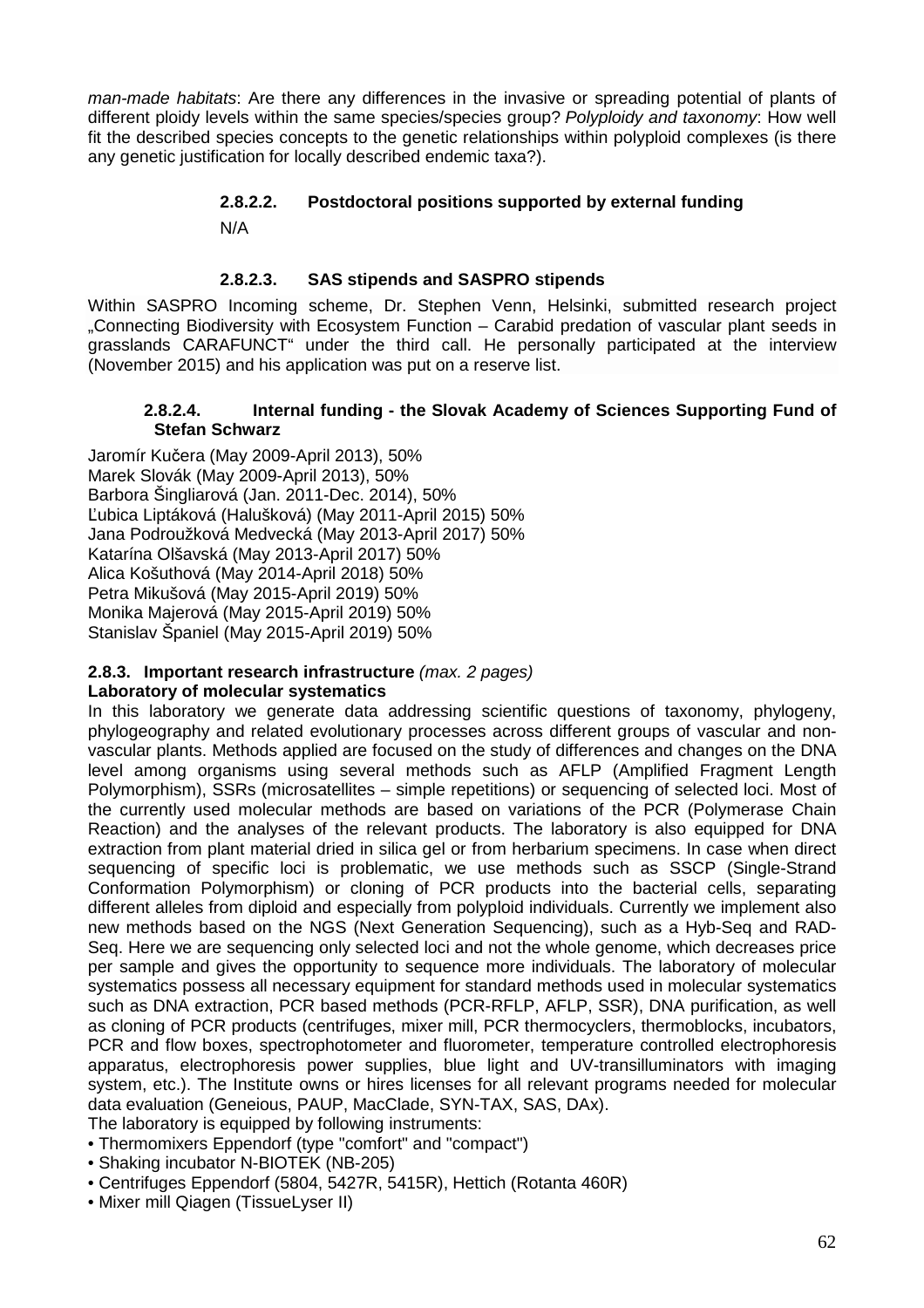*man-made habitats*: Are there any differences in the invasive or spreading potential of plants of different ploidy levels within the same species/species group? *Polyploidy and taxonomy*: How well fit the described species concepts to the genetic relationships within polyploid complexes (is there any genetic justification for locally described endemic taxa?).

#### 2.8.2.2. Postdoctoral positions supported by external funding

N/A

#### 2.8.2.3. SAS stipends and SASPRO stipends

Within SASPRO Incoming scheme, Dr. Stephen Venn, Helsinki, submitted research project „Connecting Biodiversity with Ecosystem Function – Carabid predation of vascular plant seeds in grasslands CARAFUNCT" under the third call. He personally participated at the interview (November 2015) and his application was put on a reserve list.

#### 2.8.2.4. Internal funding - the Slovak Academy of Sciences Supporting Fund of Stefan Schwarz

Jaromír Kučera (May 2009-April 2013), 50%
Marek Slovák (May 2009-April 2013), 50%
Barbora Šingliarová (Jan. 2011-Dec. 2014), 50%
Ľubica Liptáková (Halušková) (May 2011-April 2015) 50%
Jana Podroužková Medvecká (May 2013-April 2017) 50%
Katarína Olšavská (May 2013-April 2017) 50%
Alica Košuthová (May 2014-April 2018) 50%
Petra Mikušová (May 2015-April 2019) 50%
Monika Majerová (May 2015-April 2019) 50%
Stanislav Španiel (May 2015-April 2019) 50%

### 2.8.3. Important research infrastructure *(max. 2 pages)*

**Laboratory of molecular systematics**

In this laboratory we generate data addressing scientific questions of taxonomy, phylogeny, phylogeography and related evolutionary processes across different groups of vascular and non-vascular plants. Methods applied are focused on the study of differences and changes on the DNA level among organisms using several methods such as AFLP (Amplified Fragment Length Polymorphism), SSRs (microsatellites – simple repetitions) or sequencing of selected loci. Most of the currently used molecular methods are based on variations of the PCR (Polymerase Chain Reaction) and the analyses of the relevant products. The laboratory is also equipped for DNA extraction from plant material dried in silica gel or from herbarium specimens. In case when direct sequencing of specific loci is problematic, we use methods such as SSCP (Single-Strand Conformation Polymorphism) or cloning of PCR products into the bacterial cells, separating different alleles from diploid and especially from polyploid individuals. Currently we implement also new methods based on the NGS (Next Generation Sequencing), such as a Hyb-Seq and RAD-Seq. Here we are sequencing only selected loci and not the whole genome, which decreases price per sample and gives the opportunity to sequence more individuals. The laboratory of molecular systematics possess all necessary equipment for standard methods used in molecular systematics such as DNA extraction, PCR based methods (PCR-RFLP, AFLP, SSR), DNA purification, as well as cloning of PCR products (centrifuges, mixer mill, PCR thermocyclers, thermoblocks, incubators, PCR and flow boxes, spectrophotometer and fluorometer, temperature controlled electrophoresis apparatus, electrophoresis power supplies, blue light and UV-transilluminators with imaging system, etc.). The Institute owns or hires licenses for all relevant programs needed for molecular data evaluation (Geneious, PAUP, MacClade, SYN-TAX, SAS, DAx).

The laboratory is equipped by following instruments:

- Thermomixers Eppendorf (type "comfort" and "compact")
- Shaking incubator N-BIOTEK (NB-205)
- Centrifuges Eppendorf (5804, 5427R, 5415R), Hettich (Rotanta 460R)
- Mixer mill Qiagen (TissueLyser II)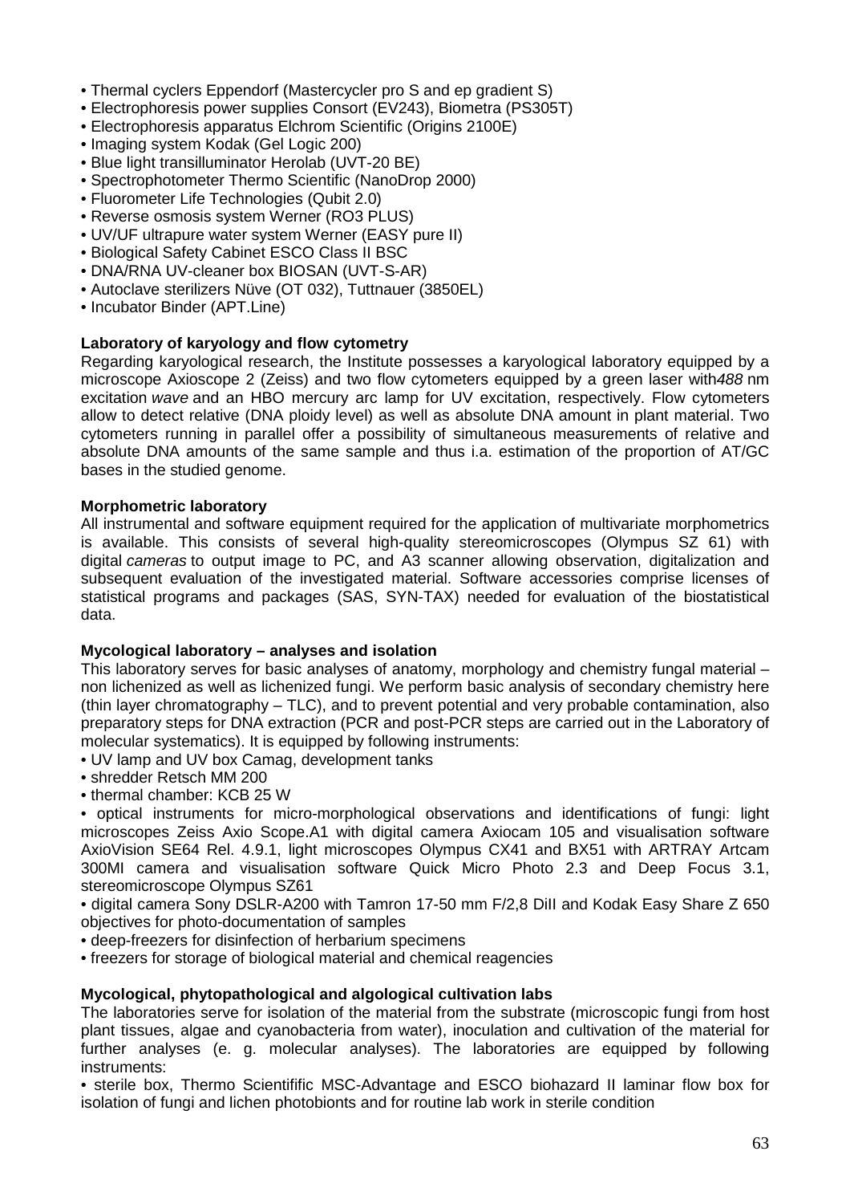- Thermal cyclers Eppendorf (Mastercycler pro S and ep gradient S)
- Electrophoresis power supplies Consort (EV243), Biometra (PS305T)
- Electrophoresis apparatus Elchrom Scientific (Origins 2100E)
- Imaging system Kodak (Gel Logic 200)
- Blue light transilluminator Herolab (UVT-20 BE)
- Spectrophotometer Thermo Scientific (NanoDrop 2000)
- Fluorometer Life Technologies (Qubit 2.0)
- Reverse osmosis system Werner (RO3 PLUS)
- UV/UF ultrapure water system Werner (EASY pure II)
- Biological Safety Cabinet ESCO Class II BSC
- DNA/RNA UV-cleaner box BIOSAN (UVT-S-AR)
- Autoclave sterilizers Nüve (OT 032), Tuttnauer (3850EL)
- Incubator Binder (APT.Line)

**Laboratory of karyology and flow cytometry**

Regarding karyological research, the Institute possesses a karyological laboratory equipped by a microscope Axioscope 2 (Zeiss) and two flow cytometers equipped by a green laser with*488* nm excitation *wave* and an HBO mercury arc lamp for UV excitation, respectively. Flow cytometers allow to detect relative (DNA ploidy level) as well as absolute DNA amount in plant material. Two cytometers running in parallel offer a possibility of simultaneous measurements of relative and absolute DNA amounts of the same sample and thus i.a. estimation of the proportion of AT/GC bases in the studied genome.

**Morphometric laboratory**

All instrumental and software equipment required for the application of multivariate morphometrics is available. This consists of several high-quality stereomicroscopes (Olympus SZ 61) with digital *cameras* to output image to PC, and A3 scanner allowing observation, digitalization and subsequent evaluation of the investigated material. Software accessories comprise licenses of statistical programs and packages (SAS, SYN-TAX) needed for evaluation of the biostatistical data.

**Mycological laboratory – analyses and isolation**

This laboratory serves for basic analyses of anatomy, morphology and chemistry fungal material – non lichenized as well as lichenized fungi. We perform basic analysis of secondary chemistry here (thin layer chromatography – TLC), and to prevent potential and very probable contamination, also preparatory steps for DNA extraction (PCR and post-PCR steps are carried out in the Laboratory of molecular systematics). It is equipped by following instruments:

- UV lamp and UV box Camag, development tanks
- shredder Retsch MM 200
- thermal chamber: KCB 25 W
- optical instruments for micro-morphological observations and identifications of fungi: light microscopes Zeiss Axio Scope.A1 with digital camera Axiocam 105 and visualisation software AxioVision SE64 Rel. 4.9.1, light microscopes Olympus CX41 and BX51 with ARTRAY Artcam 300MI camera and visualisation software Quick Micro Photo 2.3 and Deep Focus 3.1, stereomicroscope Olympus SZ61
- digital camera Sony DSLR-A200 with Tamron 17-50 mm F/2,8 DiII and Kodak Easy Share Z 650 objectives for photo-documentation of samples
- deep-freezers for disinfection of herbarium specimens
- freezers for storage of biological material and chemical reagencies

**Mycological, phytopathological and algological cultivation labs**

The laboratories serve for isolation of the material from the substrate (microscopic fungi from host plant tissues, algae and cyanobacteria from water), inoculation and cultivation of the material for further analyses (e. g. molecular analyses). The laboratories are equipped by following instruments:

- sterile box, Thermo Scientifific MSC-Advantage and ESCO biohazard II laminar flow box for isolation of fungi and lichen photobionts and for routine lab work in sterile condition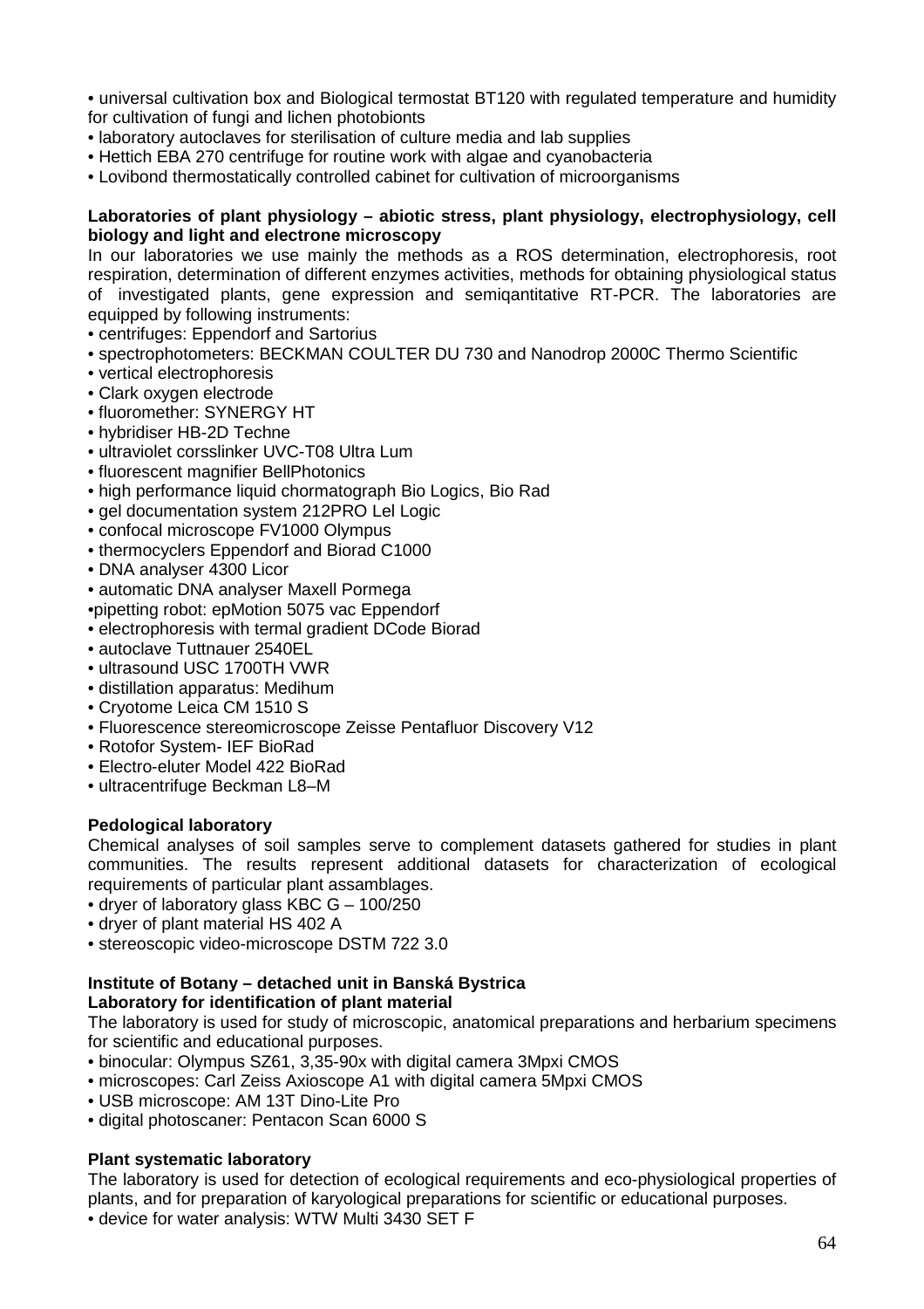- universal cultivation box and Biological termostat BT120 with regulated temperature and humidity for cultivation of fungi and lichen photobionts
- laboratory autoclaves for sterilisation of culture media and lab supplies
- Hettich EBA 270 centrifuge for routine work with algae and cyanobacteria
- Lovibond thermostatically controlled cabinet for cultivation of microorganisms

**Laboratories of plant physiology – abiotic stress, plant physiology, electrophysiology, cell biology and light and electrone microscopy**

In our laboratories we use mainly the methods as a ROS determination, electrophoresis, root respiration, determination of different enzymes activities, methods for obtaining physiological status of investigated plants, gene expression and semiqantitative RT-PCR. The laboratories are equipped by following instruments:

- centrifuges: Eppendorf and Sartorius
- spectrophotometers: BECKMAN COULTER DU 730 and Nanodrop 2000C Thermo Scientific
- vertical electrophoresis
- Clark oxygen electrode
- fluoromether: SYNERGY HT
- hybridiser HB-2D Techne
- ultraviolet corsslinker UVC-T08 Ultra Lum
- fluorescent magnifier BellPhotonics
- high performance liquid chormatograph Bio Logics, Bio Rad
- gel documentation system 212PRO Lel Logic
- confocal microscope FV1000 Olympus
- thermocyclers Eppendorf and Biorad C1000
- DNA analyser 4300 Licor
- automatic DNA analyser Maxell Pormega
- pipetting robot: epMotion 5075 vac Eppendorf
- electrophoresis with termal gradient DCode Biorad
- autoclave Tuttnauer 2540EL
- ultrasound USC 1700TH VWR
- distillation apparatus: Medihum
- Cryotome Leica CM 1510 S
- Fluorescence stereomicroscope Zeisse Pentafluor Discovery V12
- Rotofor System- IEF BioRad
- Electro-eluter Model 422 BioRad
- ultracentrifuge Beckman L8–M

**Pedological laboratory**

Chemical analyses of soil samples serve to complement datasets gathered for studies in plant communities. The results represent additional datasets for characterization of ecological requirements of particular plant assamblages.

- dryer of laboratory glass KBC G – 100/250
- dryer of plant material HS 402 A
- stereoscopic video-microscope DSTM 722 3.0

**Institute of Botany – detached unit in Banská Bystrica**
**Laboratory for identification of plant material**

The laboratory is used for study of microscopic, anatomical preparations and herbarium specimens for scientific and educational purposes.

- binocular: Olympus SZ61, 3,35-90x with digital camera 3Mpxi CMOS
- microscopes: Carl Zeiss Axioscope A1 with digital camera 5Mpxi CMOS
- USB microscope: AM 13T Dino-Lite Pro
- digital photoscaner: Pentacon Scan 6000 S

**Plant systematic laboratory**

The laboratory is used for detection of ecological requirements and eco-physiological properties of plants, and for preparation of karyological preparations for scientific or educational purposes.

- device for water analysis: WTW Multi 3430 SET F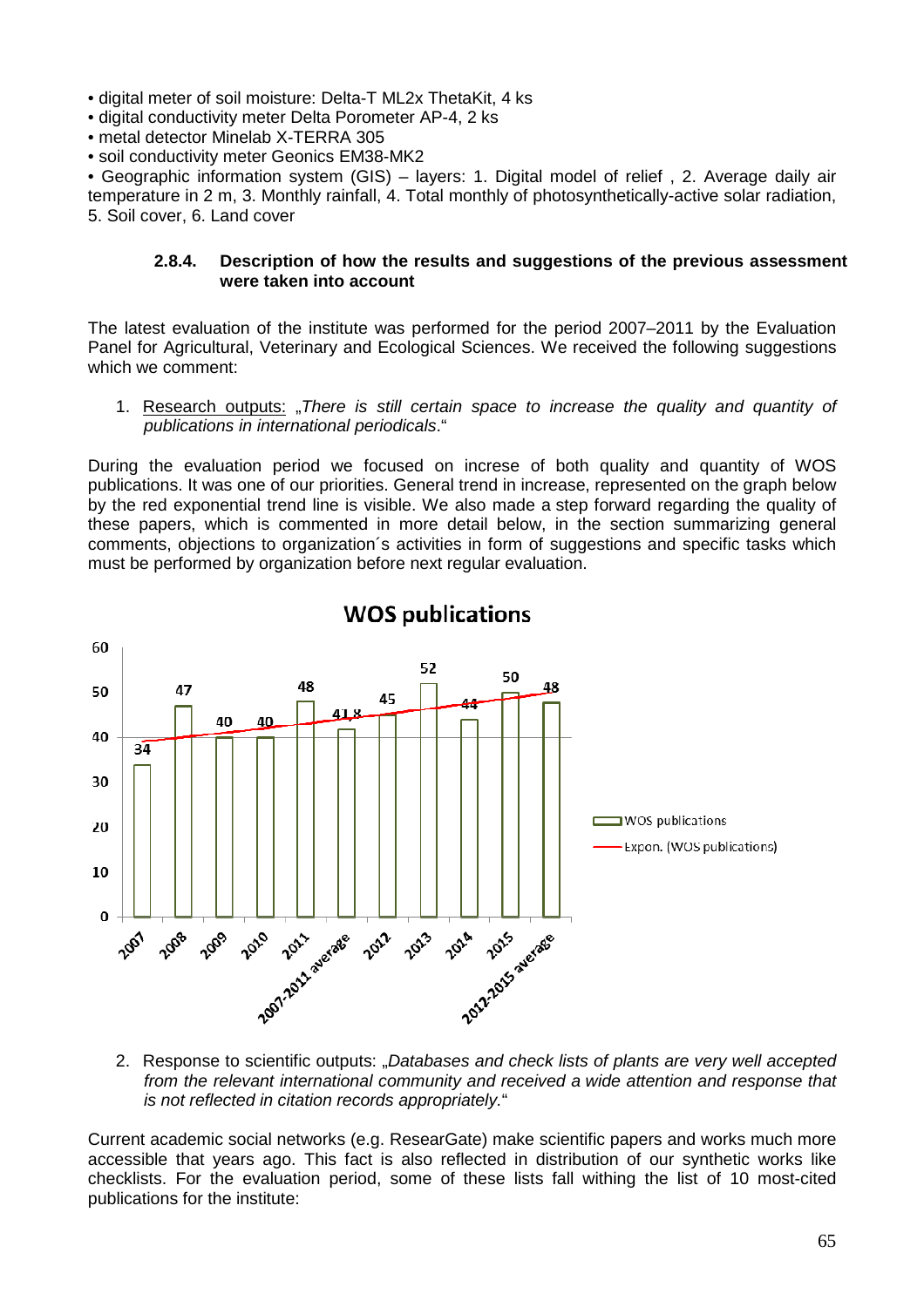- digital meter of soil moisture: Delta-T ML2x ThetaKit, 4 ks
- digital conductivity meter Delta Porometer AP-4, 2 ks
- metal detector Minelab X-TERRA 305
- soil conductivity meter Geonics EM38-MK2
- Geographic information system (GIS) – layers: 1. Digital model of relief , 2. Average daily air temperature in 2 m, 3. Monthly rainfall, 4. Total monthly of photosynthetically-active solar radiation, 5. Soil cover, 6. Land cover

#### 2.8.4. Description of how the results and suggestions of the previous assessment were taken into account

The latest evaluation of the institute was performed for the period 2007–2011 by the Evaluation Panel for Agricultural, Veterinary and Ecological Sciences. We received the following suggestions which we comment:

1. Research outputs: „*There is still certain space to increase the quality and quantity of publications in international periodicals*."

During the evaluation period we focused on increse of both quality and quantity of WOS publications. It was one of our priorities. General trend in increase, represented on the graph below by the red exponential trend line is visible. We also made a step forward regarding the quality of these papers, which is commented in more detail below, in the section summarizing general comments, objections to organization´s activities in form of suggestions and specific tasks which must be performed by organization before next regular evaluation.

WOS publications

60
50
40
30
20
10
0

34
47
40
40
48
41.8
45
52
44
50
48

2007
2008
2009
2010
2011
2007-2011 average
2012
2013
2014
2015
2012-2015 average

WOS publications
Expon. (WOS publications)

2. Response to scientific outputs: „*Databases and check lists of plants are very well accepted from the relevant international community and received a wide attention and response that is not reflected in citation records appropriately.*"

Current academic social networks (e.g. ResearGate) make scientific papers and works much more accessible that years ago. This fact is also reflected in distribution of our synthetic works like checklists. For the evaluation period, some of these lists fall withing the list of 10 most-cited publications for the institute: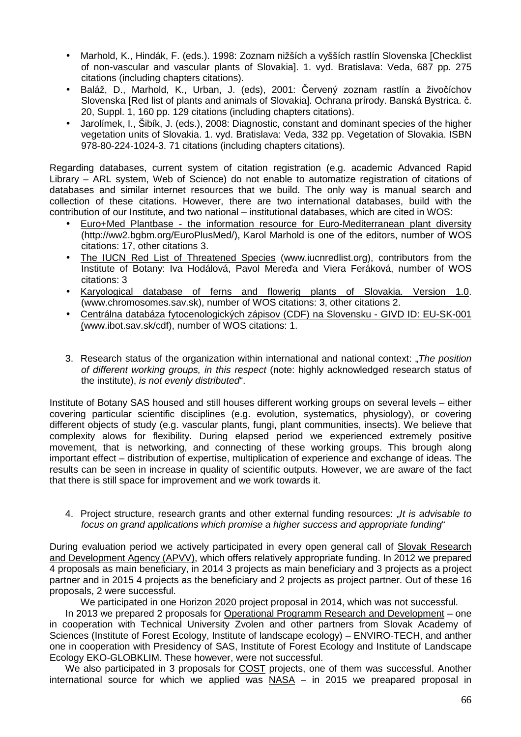- Marhold, K., Hindák, F. (eds.). 1998: Zoznam nižších a vyšších rastlín Slovenska [Checklist of non-vascular and vascular plants of Slovakia]. 1. vyd. Bratislava: Veda, 687 pp. 275 citations (including chapters citations).
- Baláž, D., Marhold, K., Urban, J. (eds), 2001: Červený zoznam rastlín a živočíchov Slovenska [Red list of plants and animals of Slovakia]. Ochrana prírody. Banská Bystrica. č. 20, Suppl. 1, 160 pp. 129 citations (including chapters citations).
- Jarolímek, I., Šibík, J. (eds.), 2008: Diagnostic, constant and dominant species of the higher vegetation units of Slovakia. 1. vyd. Bratislava: Veda, 332 pp. Vegetation of Slovakia. ISBN 978-80-224-1024-3. 71 citations (including chapters citations).

Regarding databases, current system of citation registration (e.g. academic Advanced Rapid Library – ARL system, Web of Science) do not enable to automatize registration of citations of databases and similar internet resources that we build. The only way is manual search and collection of these citations. However, there are two international databases, build with the contribution of our Institute, and two national – institutional databases, which are cited in WOS:

- Euro+Med Plantbase - the information resource for Euro-Mediterranean plant diversity (http://ww2.bgbm.org/EuroPlusMed/), Karol Marhold is one of the editors, number of WOS citations: 17, other citations 3.
- The IUCN Red List of Threatened Species (www.iucnredlist.org), contributors from the Institute of Botany: Iva Hodálová, Pavol Mereďa and Viera Feráková, number of WOS citations: 3
- Karyological database of ferns and flowerig plants of Slovakia. Version 1.0. (www.chromosomes.sav.sk), number of WOS citations: 3, other citations 2.
- Centrálna databáza fytocenologických zápisov (CDF) na Slovensku - GIVD ID: EU-SK-001 (www.ibot.sav.sk/cdf), number of WOS citations: 1.

3. Research status of the organization within international and national context: „*The position of different working groups, in this respect* (note: highly acknowledged research status of the institute), *is not evenly distributed*".

Institute of Botany SAS housed and still houses different working groups on several levels – either covering particular scientific disciplines (e.g. evolution, systematics, physiology), or covering different objects of study (e.g. vascular plants, fungi, plant communities, insects). We believe that complexity alows for flexibility. During elapsed period we experienced extremely positive movement, that is networking, and connecting of these working groups. This brough along important effect – distribution of expertise, multiplication of experience and exchange of ideas. The results can be seen in increase in quality of scientific outputs. However, we are aware of the fact that there is still space for improvement and we work towards it.

4. Project structure, research grants and other external funding resources: „*It is advisable to focus on grand applications which promise a higher success and appropriate funding*"

During evaluation period we actively participated in every open general call of Slovak Research and Development Agency (APVV), which offers relatively appropriate funding. In 2012 we prepared 4 proposals as main beneficiary, in 2014 3 projects as main beneficiary and 3 projects as a project partner and in 2015 4 projects as the beneficiary and 2 projects as project partner. Out of these 16 proposals, 2 were successful.

We participated in one Horizon 2020 project proposal in 2014, which was not successful.

In 2013 we prepared 2 proposals for Operational Programm Research and Development – one in cooperation with Technical University Zvolen and other partners from Slovak Academy of Sciences (Institute of Forest Ecology, Institute of landscape ecology) – ENVIRO-TECH, and anther one in cooperation with Presidency of SAS, Institute of Forest Ecology and Institute of Landscape Ecology EKO-GLOBKLIM. These however, were not successful.

We also participated in 3 proposals for COST projects, one of them was successful. Another international source for which we applied was NASA – in 2015 we preapared proposal in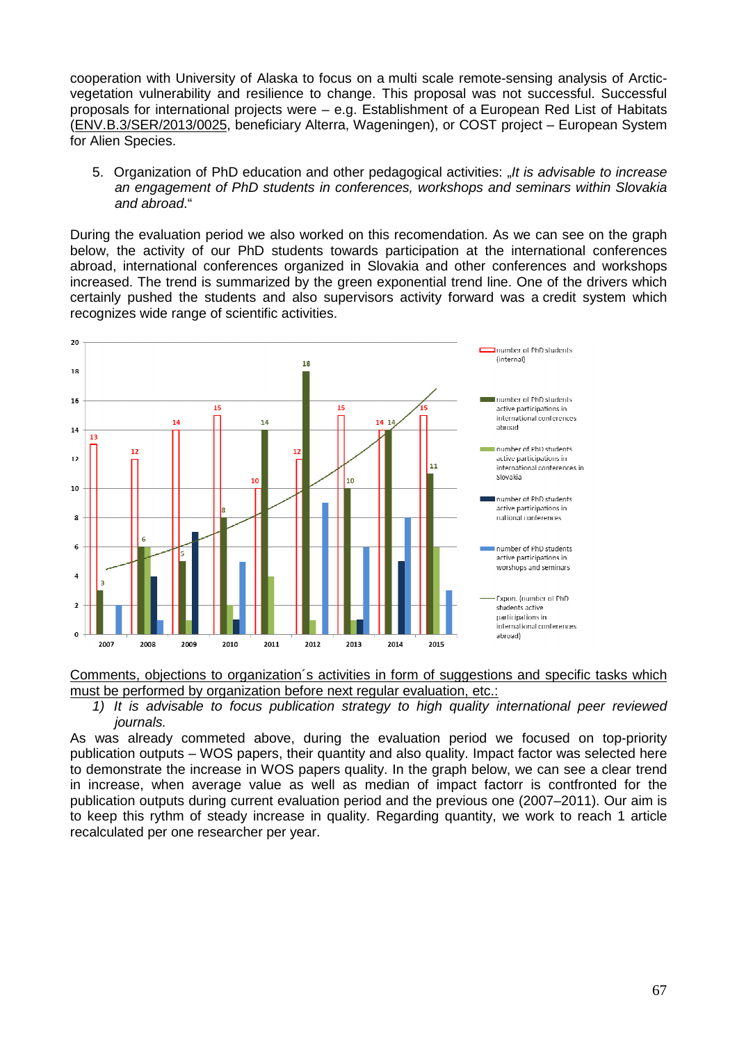cooperation with University of Alaska to focus on a multi scale remote-sensing analysis of Arctic-vegetation vulnerability and resilience to change. This proposal was not successful. Successful proposals for international projects were – e.g. Establishment of a European Red List of Habitats (ENV.B.3/SER/2013/0025, beneficiary Alterra, Wageningen), or COST project – European System for Alien Species.

5. Organization of PhD education and other pedagogical activities: „*It is advisable to increase an engagement of PhD students in conferences, workshops and seminars within Slovakia and abroad*."

During the evaluation period we also worked on this recomendation. As we can see on the graph below, the activity of our PhD students towards participation at the international conferences abroad, international conferences organized in Slovakia and other conferences and workshops increased. The trend is summarized by the green exponential trend line. One of the drivers which certainly pushed the students and also supervisors activity forward was a credit system which recognizes wide range of scientific activities.

20
18
16
14
12
10
8
6
4
2
0

13, 3, 12, 6, 6, 14, 5, 15, 8, 10, 14, 12, 18, 15, 10, 14, 14, 15, 11

2007 2008 2009 2010 2011 2012 2013 2014 2015

number of PhD students (internal)
number of PhD students active participations in international conferences abroad
number of PhD students active participations in international conferences in Slovakia
number of PhD students active participations in national conferences
number of PhD students active participations in worshops and seminars
Expon. (number of PhD students active participations in international conferences abroad)

Comments, objections to organization´s activities in form of suggestions and specific tasks which must be performed by organization before next regular evaluation, etc.:

1) *It is advisable to focus publication strategy to high quality international peer reviewed journals.*

As was already commeted above, during the evaluation period we focused on top-priority publication outputs – WOS papers, their quantity and also quality. Impact factor was selected here to demonstrate the increase in WOS papers quality. In the graph below, we can see a clear trend in increase, when average value as well as median of impact factorr is contfronted for the publication outputs during current evaluation period and the previous one (2007–2011). Our aim is to keep this rythm of steady increase in quality. Regarding quantity, we work to reach 1 article recalculated per one researcher per year.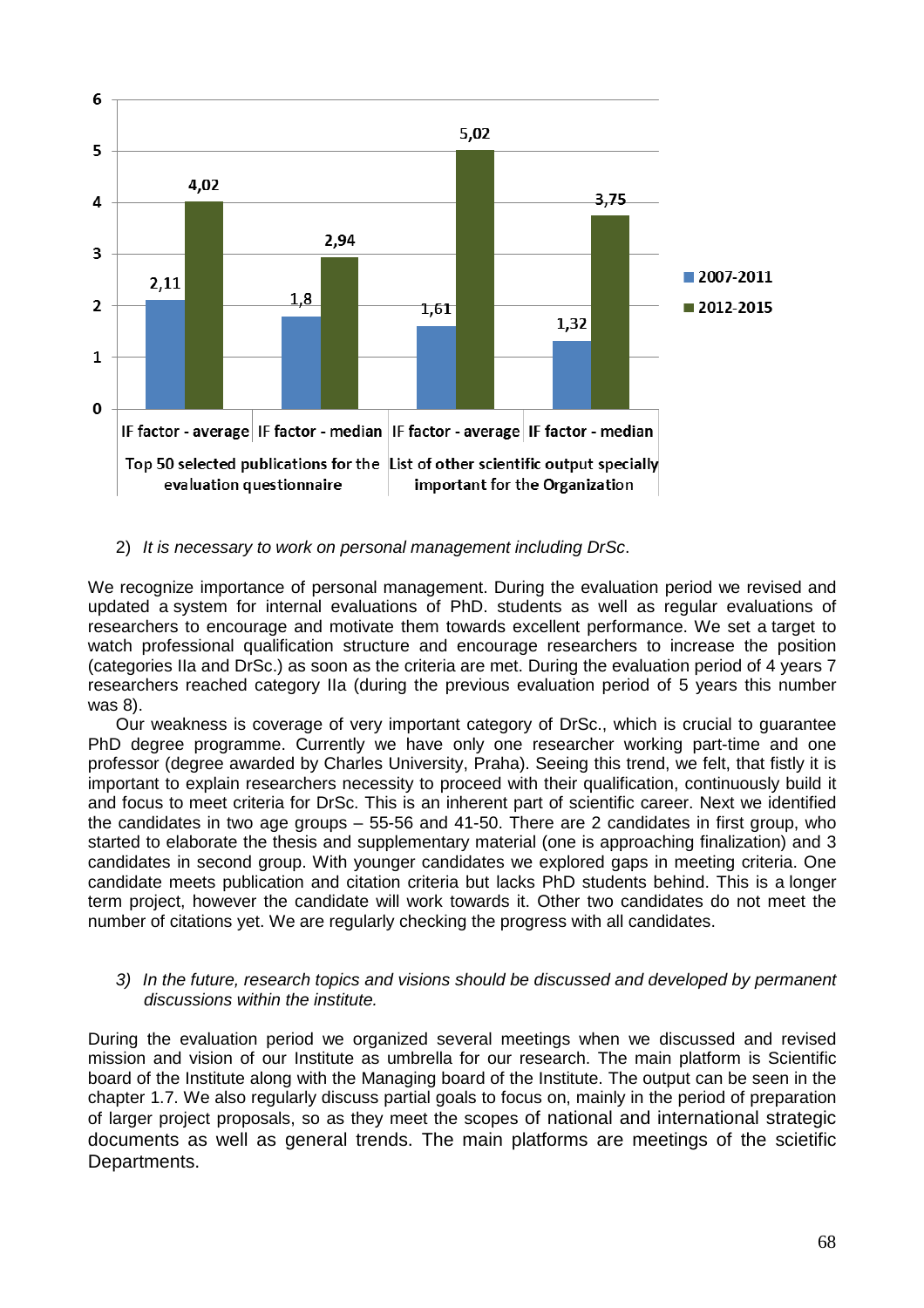6
5
4
3
2
1
0

4,02
2,11
2,94
1,8
5,02
1,61
3,75
1,32

IF factor - average | IF factor - median | IF factor - average | IF factor - median

Top 50 selected publications for the evaluation questionnaire

List of other scientific output specially important for the Organization

2007-2011
2012-2015

2) *It is necessary to work on personal management including DrSc*.

We recognize importance of personal management. During the evaluation period we revised and updated a system for internal evaluations of PhD. students as well as regular evaluations of researchers to encourage and motivate them towards excellent performance. We set a target to watch professional qualification structure and encourage researchers to increase the position (categories IIa and DrSc.) as soon as the criteria are met. During the evaluation period of 4 years 7 researchers reached category IIa (during the previous evaluation period of 5 years this number was 8).

Our weakness is coverage of very important category of DrSc., which is crucial to guarantee PhD degree programme. Currently we have only one researcher working part-time and one professor (degree awarded by Charles University, Praha). Seeing this trend, we felt, that fistly it is important to explain researchers necessity to proceed with their qualification, continuously build it and focus to meet criteria for DrSc. This is an inherent part of scientific career. Next we identified the candidates in two age groups – 55-56 and 41-50. There are 2 candidates in first group, who started to elaborate the thesis and supplementary material (one is approaching finalization) and 3 candidates in second group. With younger candidates we explored gaps in meeting criteria. One candidate meets publication and citation criteria but lacks PhD students behind. This is a longer term project, however the candidate will work towards it. Other two candidates do not meet the number of citations yet. We are regularly checking the progress with all candidates.

3) *In the future, research topics and visions should be discussed and developed by permanent discussions within the institute.*

During the evaluation period we organized several meetings when we discussed and revised mission and vision of our Institute as umbrella for our research. The main platform is Scientific board of the Institute along with the Managing board of the Institute. The output can be seen in the chapter 1.7. We also regularly discuss partial goals to focus on, mainly in the period of preparation of larger project proposals, so as they meet the scopes of national and international strategic documents as well as general trends. The main platforms are meetings of the scietific Departments.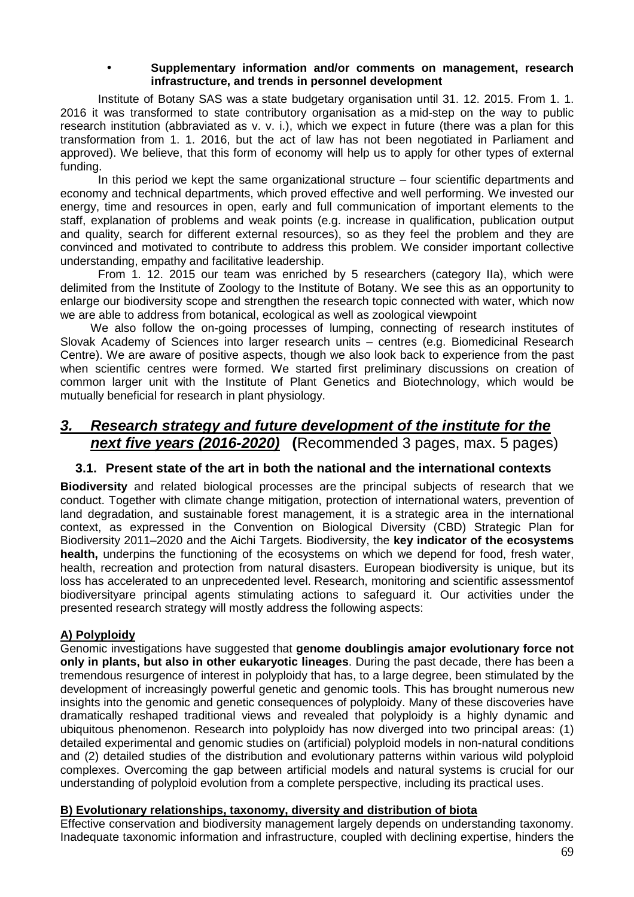- **Supplementary information and/or comments on management, research infrastructure, and trends in personnel development**

Institute of Botany SAS was a state budgetary organisation until 31. 12. 2015. From 1. 1. 2016 it was transformed to state contributory organisation as a mid-step on the way to public research institution (abbraviated as v. v. i.), which we expect in future (there was a plan for this transformation from 1. 1. 2016, but the act of law has not been negotiated in Parliament and approved). We believe, that this form of economy will help us to apply for other types of external funding.

In this period we kept the same organizational structure – four scientific departments and economy and technical departments, which proved effective and well performing. We invested our energy, time and resources in open, early and full communication of important elements to the staff, explanation of problems and weak points (e.g. increase in qualification, publication output and quality, search for different external resources), so as they feel the problem and they are convinced and motivated to contribute to address this problem. We consider important collective understanding, empathy and facilitative leadership.

From 1. 12. 2015 our team was enriched by 5 researchers (category IIa), which were delimited from the Institute of Zoology to the Institute of Botany. We see this as an opportunity to enlarge our biodiversity scope and strengthen the research topic connected with water, which now we are able to address from botanical, ecological as well as zoological viewpoint

We also follow the on-going processes of lumping, connecting of research institutes of Slovak Academy of Sciences into larger research units – centres (e.g. Biomedicinal Research Centre). We are aware of positive aspects, though we also look back to experience from the past when scientific centres were formed. We started first preliminary discussions on creation of common larger unit with the Institute of Plant Genetics and Biotechnology, which would be mutually beneficial for research in plant physiology.

# 3. Research strategy and future development of the institute for the next five years (2016-2020) (Recommended 3 pages, max. 5 pages)

## 3.1. Present state of the art in both the national and the international contexts

**Biodiversity** and related biological processes are the principal subjects of research that we conduct. Together with climate change mitigation, protection of international waters, prevention of land degradation, and sustainable forest management, it is a strategic area in the international context, as expressed in the Convention on Biological Diversity (CBD) Strategic Plan for Biodiversity 2011–2020 and the Aichi Targets. Biodiversity, the **key indicator of the ecosystems health,** underpins the functioning of the ecosystems on which we depend for food, fresh water, health, recreation and protection from natural disasters. European biodiversity is unique, but its loss has accelerated to an unprecedented level. Research, monitoring and scientific assessmentof biodiversityare principal agents stimulating actions to safeguard it. Our activities under the presented research strategy will mostly address the following aspects:

**A) Polyploidy**

Genomic investigations have suggested that **genome doublingis amajor evolutionary force not only in plants, but also in other eukaryotic lineages**. During the past decade, there has been a tremendous resurgence of interest in polyploidy that has, to a large degree, been stimulated by the development of increasingly powerful genetic and genomic tools. This has brought numerous new insights into the genomic and genetic consequences of polyploidy. Many of these discoveries have dramatically reshaped traditional views and revealed that polyploidy is a highly dynamic and ubiquitous phenomenon. Research into polyploidy has now diverged into two principal areas: (1) detailed experimental and genomic studies on (artificial) polyploid models in non-natural conditions and (2) detailed studies of the distribution and evolutionary patterns within various wild polyploid complexes. Overcoming the gap between artificial models and natural systems is crucial for our understanding of polyploid evolution from a complete perspective, including its practical uses.

**B) Evolutionary relationships, taxonomy, diversity and distribution of biota**

Effective conservation and biodiversity management largely depends on understanding taxonomy. Inadequate taxonomic information and infrastructure, coupled with declining expertise, hinders the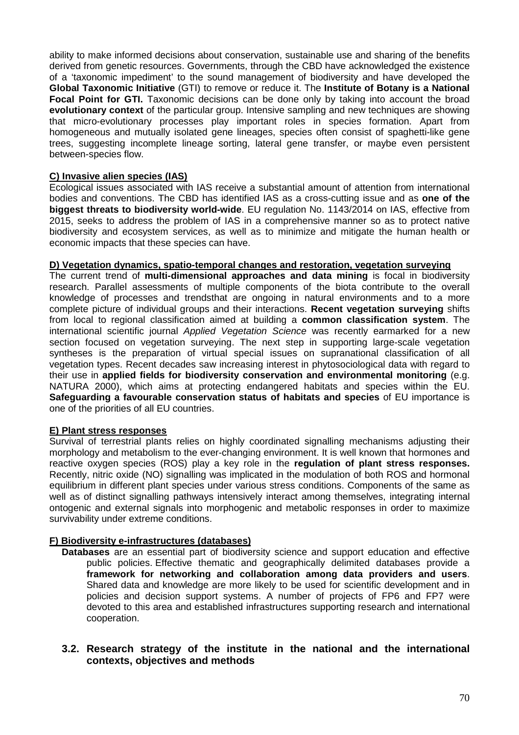ability to make informed decisions about conservation, sustainable use and sharing of the benefits derived from genetic resources. Governments, through the CBD have acknowledged the existence of a 'taxonomic impediment' to the sound management of biodiversity and have developed the **Global Taxonomic Initiative** (GTI) to remove or reduce it. The **Institute of Botany is a National Focal Point for GTI.** Taxonomic decisions can be done only by taking into account the broad **evolutionary context** of the particular group. Intensive sampling and new techniques are showing that micro-evolutionary processes play important roles in species formation. Apart from homogeneous and mutually isolated gene lineages, species often consist of spaghetti-like gene trees, suggesting incomplete lineage sorting, lateral gene transfer, or maybe even persistent between-species flow.

**C) Invasive alien species (IAS)**

Ecological issues associated with IAS receive a substantial amount of attention from international bodies and conventions. The CBD has identified IAS as a cross-cutting issue and as **one of the biggest threats to biodiversity world-wide**. EU regulation No. 1143/2014 on IAS, effective from 2015, seeks to address the problem of IAS in a comprehensive manner so as to protect native biodiversity and ecosystem services, as well as to minimize and mitigate the human health or economic impacts that these species can have.

**D) Vegetation dynamics, spatio-temporal changes and restoration, vegetation surveying**

The current trend of **multi-dimensional approaches and data mining** is focal in biodiversity research. Parallel assessments of multiple components of the biota contribute to the overall knowledge of processes and trendsthat are ongoing in natural environments and to a more complete picture of individual groups and their interactions. **Recent vegetation surveying** shifts from local to regional classification aimed at building a **common classification system**. The international scientific journal *Applied Vegetation Science* was recently earmarked for a new section focused on vegetation surveying. The next step in supporting large-scale vegetation syntheses is the preparation of virtual special issues on supranational classification of all vegetation types. Recent decades saw increasing interest in phytosociological data with regard to their use in **applied fields for biodiversity conservation and environmental monitoring** (e.g. NATURA 2000), which aims at protecting endangered habitats and species within the EU. **Safeguarding a favourable conservation status of habitats and species** of EU importance is one of the priorities of all EU countries.

**E) Plant stress responses**

Survival of terrestrial plants relies on highly coordinated signalling mechanisms adjusting their morphology and metabolism to the ever-changing environment. It is well known that hormones and reactive oxygen species (ROS) play a key role in the **regulation of plant stress responses.** Recently, nitric oxide (NO) signalling was implicated in the modulation of both ROS and hormonal equilibrium in different plant species under various stress conditions. Components of the same as well as of distinct signalling pathways intensively interact among themselves, integrating internal ontogenic and external signals into morphogenic and metabolic responses in order to maximize survivability under extreme conditions.

**F) Biodiversity e-infrastructures (databases)**

**Databases** are an essential part of biodiversity science and support education and effective public policies. Effective thematic and geographically delimited databases provide a **framework for networking and collaboration among data providers and users**. Shared data and knowledge are more likely to be used for scientific development and in policies and decision support systems. A number of projects of FP6 and FP7 were devoted to this area and established infrastructures supporting research and international cooperation.

### 3.2. Research strategy of the institute in the national and the international contexts, objectives and methods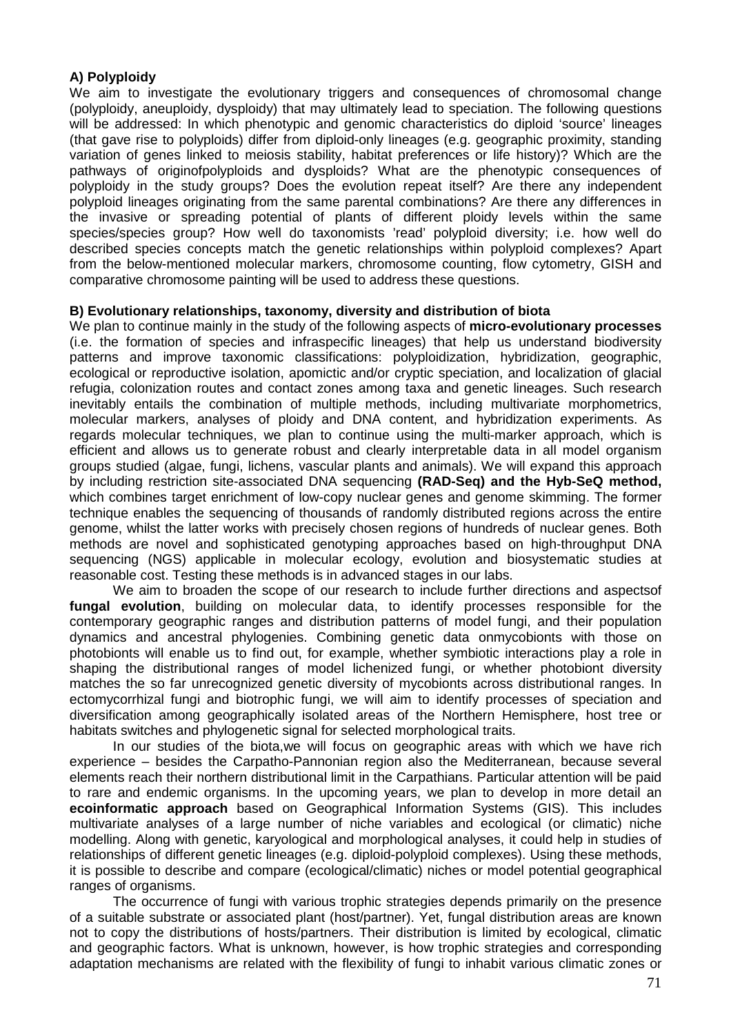**A) Polyploidy**

We aim to investigate the evolutionary triggers and consequences of chromosomal change (polyploidy, aneuploidy, dysploidy) that may ultimately lead to speciation. The following questions will be addressed: In which phenotypic and genomic characteristics do diploid 'source' lineages (that gave rise to polyploids) differ from diploid-only lineages (e.g. geographic proximity, standing variation of genes linked to meiosis stability, habitat preferences or life history)? Which are the pathways of originofpolyploids and dysploids? What are the phenotypic consequences of polyploidy in the study groups? Does the evolution repeat itself? Are there any independent polyploid lineages originating from the same parental combinations? Are there any differences in the invasive or spreading potential of plants of different ploidy levels within the same species/species group? How well do taxonomists 'read' polyploid diversity; i.e. how well do described species concepts match the genetic relationships within polyploid complexes? Apart from the below-mentioned molecular markers, chromosome counting, flow cytometry, GISH and comparative chromosome painting will be used to address these questions.

**B) Evolutionary relationships, taxonomy, diversity and distribution of biota**

We plan to continue mainly in the study of the following aspects of **micro-evolutionary processes** (i.e. the formation of species and infraspecific lineages) that help us understand biodiversity patterns and improve taxonomic classifications: polyploidization, hybridization, geographic, ecological or reproductive isolation, apomictic and/or cryptic speciation, and localization of glacial refugia, colonization routes and contact zones among taxa and genetic lineages. Such research inevitably entails the combination of multiple methods, including multivariate morphometrics, molecular markers, analyses of ploidy and DNA content, and hybridization experiments. As regards molecular techniques, we plan to continue using the multi-marker approach, which is efficient and allows us to generate robust and clearly interpretable data in all model organism groups studied (algae, fungi, lichens, vascular plants and animals). We will expand this approach by including restriction site-associated DNA sequencing **(RAD-Seq) and the Hyb-SeQ method,** which combines target enrichment of low-copy nuclear genes and genome skimming. The former technique enables the sequencing of thousands of randomly distributed regions across the entire genome, whilst the latter works with precisely chosen regions of hundreds of nuclear genes. Both methods are novel and sophisticated genotyping approaches based on high-throughput DNA sequencing (NGS) applicable in molecular ecology, evolution and biosystematic studies at reasonable cost. Testing these methods is in advanced stages in our labs.

We aim to broaden the scope of our research to include further directions and aspectsof **fungal evolution**, building on molecular data, to identify processes responsible for the contemporary geographic ranges and distribution patterns of model fungi, and their population dynamics and ancestral phylogenies. Combining genetic data onmycobionts with those on photobionts will enable us to find out, for example, whether symbiotic interactions play a role in shaping the distributional ranges of model lichenized fungi, or whether photobiont diversity matches the so far unrecognized genetic diversity of mycobionts across distributional ranges. In ectomycorrhizal fungi and biotrophic fungi, we will aim to identify processes of speciation and diversification among geographically isolated areas of the Northern Hemisphere, host tree or habitats switches and phylogenetic signal for selected morphological traits.

In our studies of the biota,we will focus on geographic areas with which we have rich experience – besides the Carpatho-Pannonian region also the Mediterranean, because several elements reach their northern distributional limit in the Carpathians. Particular attention will be paid to rare and endemic organisms. In the upcoming years, we plan to develop in more detail an **ecoinformatic approach** based on Geographical Information Systems (GIS). This includes multivariate analyses of a large number of niche variables and ecological (or climatic) niche modelling. Along with genetic, karyological and morphological analyses, it could help in studies of relationships of different genetic lineages (e.g. diploid-polyploid complexes). Using these methods, it is possible to describe and compare (ecological/climatic) niches or model potential geographical ranges of organisms.

The occurrence of fungi with various trophic strategies depends primarily on the presence of a suitable substrate or associated plant (host/partner). Yet, fungal distribution areas are known not to copy the distributions of hosts/partners. Their distribution is limited by ecological, climatic and geographic factors. What is unknown, however, is how trophic strategies and corresponding adaptation mechanisms are related with the flexibility of fungi to inhabit various climatic zones or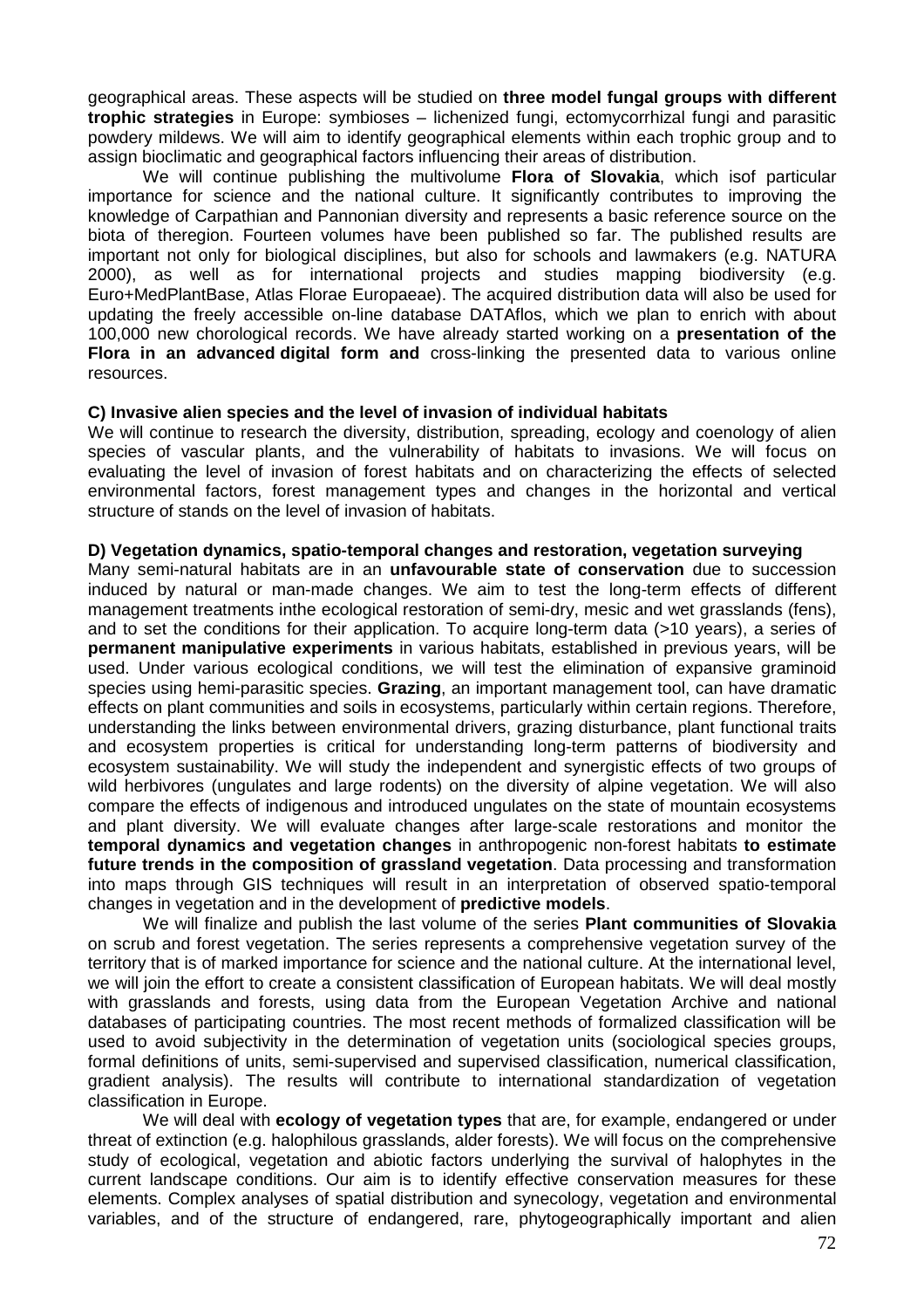geographical areas. These aspects will be studied on **three model fungal groups with different trophic strategies** in Europe: symbioses – lichenized fungi, ectomycorrhizal fungi and parasitic powdery mildews. We will aim to identify geographical elements within each trophic group and to assign bioclimatic and geographical factors influencing their areas of distribution.

We will continue publishing the multivolume **Flora of Slovakia**, which isof particular importance for science and the national culture. It significantly contributes to improving the knowledge of Carpathian and Pannonian diversity and represents a basic reference source on the biota of theregion. Fourteen volumes have been published so far. The published results are important not only for biological disciplines, but also for schools and lawmakers (e.g. NATURA 2000), as well as for international projects and studies mapping biodiversity (e.g. Euro+MedPlantBase, Atlas Florae Europaeae). The acquired distribution data will also be used for updating the freely accessible on-line database DATAflos, which we plan to enrich with about 100,000 new chorological records. We have already started working on a **presentation of the Flora in an advanced digital form and** cross-linking the presented data to various online resources.

**C) Invasive alien species and the level of invasion of individual habitats**

We will continue to research the diversity, distribution, spreading, ecology and coenology of alien species of vascular plants, and the vulnerability of habitats to invasions. We will focus on evaluating the level of invasion of forest habitats and on characterizing the effects of selected environmental factors, forest management types and changes in the horizontal and vertical structure of stands on the level of invasion of habitats.

**D) Vegetation dynamics, spatio-temporal changes and restoration, vegetation surveying**

Many semi-natural habitats are in an **unfavourable state of conservation** due to succession induced by natural or man-made changes. We aim to test the long-term effects of different management treatments inthe ecological restoration of semi-dry, mesic and wet grasslands (fens), and to set the conditions for their application. To acquire long-term data (>10 years), a series of **permanent manipulative experiments** in various habitats, established in previous years, will be used. Under various ecological conditions, we will test the elimination of expansive graminoid species using hemi-parasitic species. **Grazing**, an important management tool, can have dramatic effects on plant communities and soils in ecosystems, particularly within certain regions. Therefore, understanding the links between environmental drivers, grazing disturbance, plant functional traits and ecosystem properties is critical for understanding long-term patterns of biodiversity and ecosystem sustainability. We will study the independent and synergistic effects of two groups of wild herbivores (ungulates and large rodents) on the diversity of alpine vegetation. We will also compare the effects of indigenous and introduced ungulates on the state of mountain ecosystems and plant diversity. We will evaluate changes after large-scale restorations and monitor the **temporal dynamics and vegetation changes** in anthropogenic non-forest habitats **to estimate future trends in the composition of grassland vegetation**. Data processing and transformation into maps through GIS techniques will result in an interpretation of observed spatio-temporal changes in vegetation and in the development of **predictive models**.

We will finalize and publish the last volume of the series **Plant communities of Slovakia** on scrub and forest vegetation. The series represents a comprehensive vegetation survey of the territory that is of marked importance for science and the national culture. At the international level, we will join the effort to create a consistent classification of European habitats. We will deal mostly with grasslands and forests, using data from the European Vegetation Archive and national databases of participating countries. The most recent methods of formalized classification will be used to avoid subjectivity in the determination of vegetation units (sociological species groups, formal definitions of units, semi-supervised and supervised classification, numerical classification, gradient analysis). The results will contribute to international standardization of vegetation classification in Europe.

We will deal with **ecology of vegetation types** that are, for example, endangered or under threat of extinction (e.g. halophilous grasslands, alder forests). We will focus on the comprehensive study of ecological, vegetation and abiotic factors underlying the survival of halophytes in the current landscape conditions. Our aim is to identify effective conservation measures for these elements. Complex analyses of spatial distribution and synecology, vegetation and environmental variables, and of the structure of endangered, rare, phytogeographically important and alien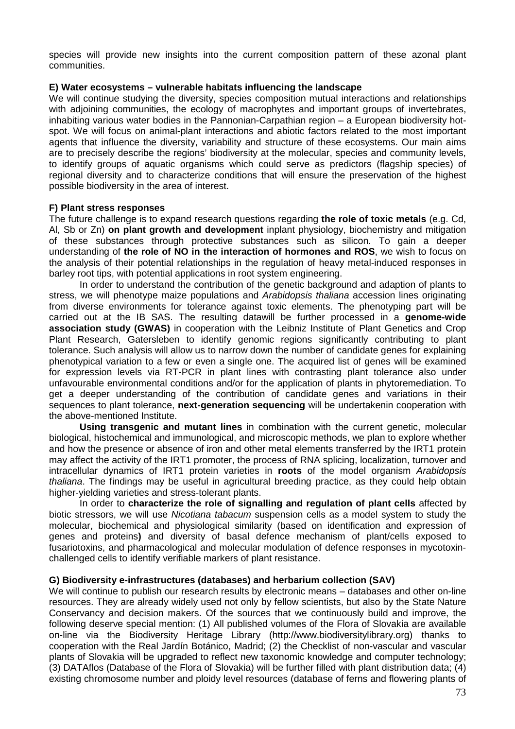species will provide new insights into the current composition pattern of these azonal plant communities.

**E) Water ecosystems – vulnerable habitats influencing the landscape**

We will continue studying the diversity, species composition mutual interactions and relationships with adjoining communities, the ecology of macrophytes and important groups of invertebrates, inhabiting various water bodies in the Pannonian-Carpathian region – a European biodiversity hot-spot. We will focus on animal-plant interactions and abiotic factors related to the most important agents that influence the diversity, variability and structure of these ecosystems. Our main aims are to precisely describe the regions' biodiversity at the molecular, species and community levels, to identify groups of aquatic organisms which could serve as predictors (flagship species) of regional diversity and to characterize conditions that will ensure the preservation of the highest possible biodiversity in the area of interest.

**F) Plant stress responses**

The future challenge is to expand research questions regarding **the role of toxic metals** (e.g. Cd, Al, Sb or Zn) **on plant growth and development** inplant physiology, biochemistry and mitigation of these substances through protective substances such as silicon. To gain a deeper understanding of **the role of NO in the interaction of hormones and ROS**, we wish to focus on the analysis of their potential relationships in the regulation of heavy metal-induced responses in barley root tips, with potential applications in root system engineering.

In order to understand the contribution of the genetic background and adaption of plants to stress, we will phenotype maize populations and *Arabidopsis thaliana* accession lines originating from diverse environments for tolerance against toxic elements. The phenotyping part will be carried out at the IB SAS. The resulting datawill be further processed in a **genome-wide association study (GWAS)** in cooperation with the Leibniz Institute of Plant Genetics and Crop Plant Research, Gatersleben to identify genomic regions significantly contributing to plant tolerance. Such analysis will allow us to narrow down the number of candidate genes for explaining phenotypical variation to a few or even a single one. The acquired list of genes will be examined for expression levels via RT-PCR in plant lines with contrasting plant tolerance also under unfavourable environmental conditions and/or for the application of plants in phytoremediation. To get a deeper understanding of the contribution of candidate genes and variations in their sequences to plant tolerance, **next-generation sequencing** will be undertakenin cooperation with the above-mentioned Institute.

**Using transgenic and mutant lines** in combination with the current genetic, molecular biological, histochemical and immunological, and microscopic methods, we plan to explore whether and how the presence or absence of iron and other metal elements transferred by the IRT1 protein may affect the activity of the IRT1 promoter, the process of RNA splicing, localization, turnover and intracellular dynamics of IRT1 protein varieties in **roots** of the model organism *Arabidopsis thaliana*. The findings may be useful in agricultural breeding practice, as they could help obtain higher-yielding varieties and stress-tolerant plants.

In order to **characterize the role of signalling and regulation of plant cells** affected by biotic stressors, we will use *Nicotiana tabacum* suspension cells as a model system to study the molecular, biochemical and physiological similarity (based on identification and expression of genes and proteins**)** and diversity of basal defence mechanism of plant/cells exposed to fusariotoxins, and pharmacological and molecular modulation of defence responses in mycotoxin-challenged cells to identify verifiable markers of plant resistance.

**G) Biodiversity e-infrastructures (databases) and herbarium collection (SAV)**

We will continue to publish our research results by electronic means – databases and other on-line resources. They are already widely used not only by fellow scientists, but also by the State Nature Conservancy and decision makers. Of the sources that we continuously build and improve, the following deserve special mention: (1) All published volumes of the Flora of Slovakia are available on-line via the Biodiversity Heritage Library (http://www.biodiversitylibrary.org) thanks to cooperation with the Real Jardín Botánico, Madrid; (2) the Checklist of non-vascular and vascular plants of Slovakia will be upgraded to reflect new taxonomic knowledge and computer technology; (3) DATAflos (Database of the Flora of Slovakia) will be further filled with plant distribution data; (4) existing chromosome number and ploidy level resources (database of ferns and flowering plants of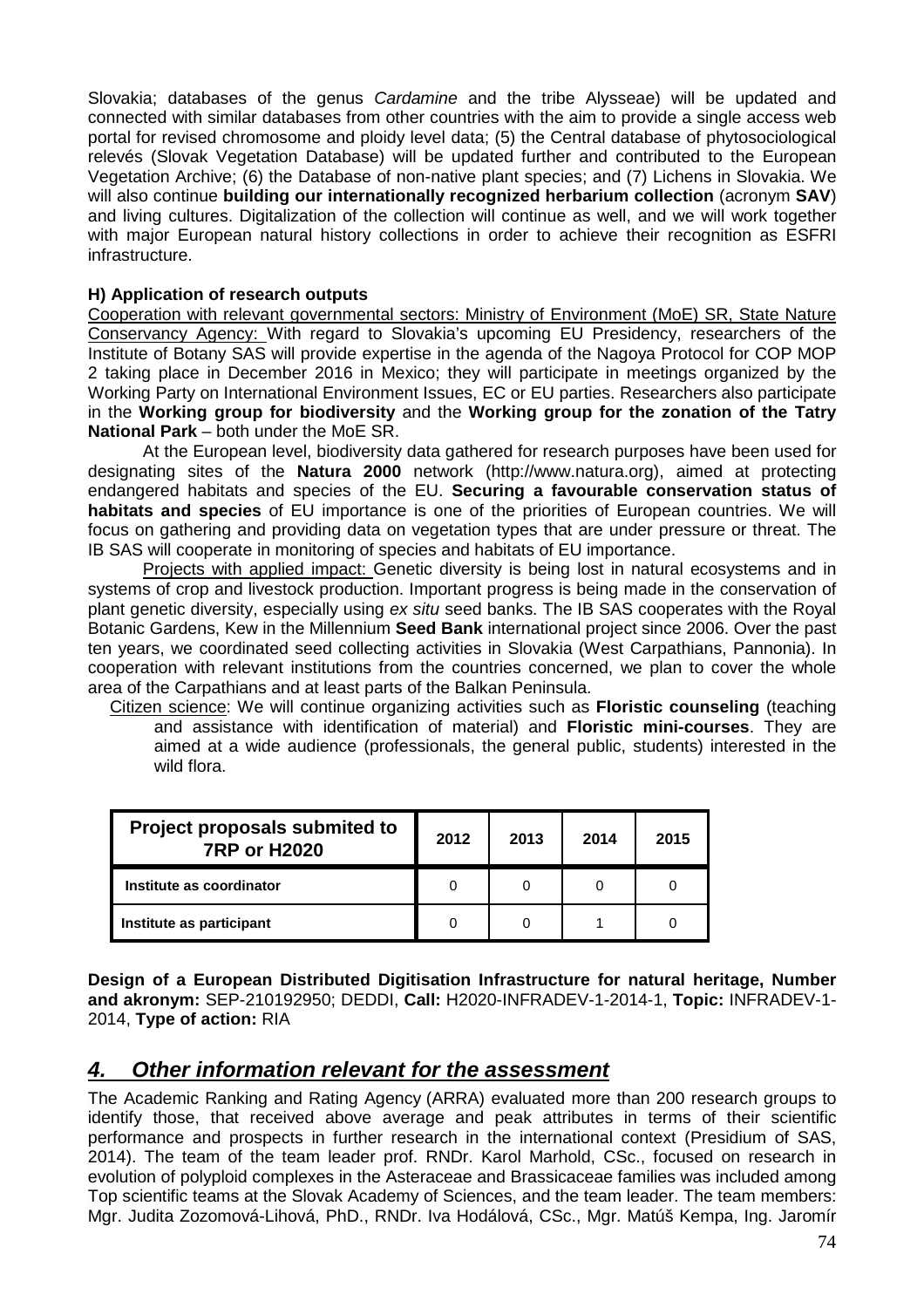Slovakia; databases of the genus *Cardamine* and the tribe Alysseae) will be updated and connected with similar databases from other countries with the aim to provide a single access web portal for revised chromosome and ploidy level data; (5) the Central database of phytosociological relevés (Slovak Vegetation Database) will be updated further and contributed to the European Vegetation Archive; (6) the Database of non-native plant species; and (7) Lichens in Slovakia. We will also continue **building our internationally recognized herbarium collection** (acronym **SAV**) and living cultures. Digitalization of the collection will continue as well, and we will work together with major European natural history collections in order to achieve their recognition as ESFRI infrastructure.

**H) Application of research outputs**

Cooperation with relevant governmental sectors: Ministry of Environment (MoE) SR, State Nature Conservancy Agency: With regard to Slovakia's upcoming EU Presidency, researchers of the Institute of Botany SAS will provide expertise in the agenda of the Nagoya Protocol for COP MOP 2 taking place in December 2016 in Mexico; they will participate in meetings organized by the Working Party on International Environment Issues, EC or EU parties. Researchers also participate in the **Working group for biodiversity** and the **Working group for the zonation of the Tatry National Park** – both under the MoE SR.

At the European level, biodiversity data gathered for research purposes have been used for designating sites of the **Natura 2000** network (http://www.natura.org), aimed at protecting endangered habitats and species of the EU. **Securing a favourable conservation status of habitats and species** of EU importance is one of the priorities of European countries. We will focus on gathering and providing data on vegetation types that are under pressure or threat. The IB SAS will cooperate in monitoring of species and habitats of EU importance.

Projects with applied impact: Genetic diversity is being lost in natural ecosystems and in systems of crop and livestock production. Important progress is being made in the conservation of plant genetic diversity, especially using *ex situ* seed banks. The IB SAS cooperates with the Royal Botanic Gardens, Kew in the Millennium **Seed Bank** international project since 2006. Over the past ten years, we coordinated seed collecting activities in Slovakia (West Carpathians, Pannonia). In cooperation with relevant institutions from the countries concerned, we plan to cover the whole area of the Carpathians and at least parts of the Balkan Peninsula.

Citizen science: We will continue organizing activities such as **Floristic counseling** (teaching and assistance with identification of material) and **Floristic mini-courses**. They are aimed at a wide audience (professionals, the general public, students) interested in the wild flora.

| Project proposals submited to 7RP or H2020 | 2012 | 2013 | 2014 | 2015 |
|---|---|---|---|---|
| Institute as coordinator | 0 | 0 | 0 | 0 |
| Institute as participant | 0 | 0 | 1 | 0 |

**Design of a European Distributed Digitisation Infrastructure for natural heritage, Number and akronym:** SEP-210192950; DEDDI, **Call:** H2020-INFRADEV-1-2014-1, **Topic:** INFRADEV-1-2014, **Type of action:** RIA

## *4. Other information relevant for the assessment*

The Academic Ranking and Rating Agency (ARRA) evaluated more than 200 research groups to identify those, that received above average and peak attributes in terms of their scientific performance and prospects in further research in the international context (Presidium of SAS, 2014). The team of the team leader prof. RNDr. Karol Marhold, CSc., focused on research in evolution of polyploid complexes in the Asteraceae and Brassicaceae families was included among Top scientific teams at the Slovak Academy of Sciences, and the team leader. The team members: Mgr. Judita Zozomová-Lihová, PhD., RNDr. Iva Hodálová, CSc., Mgr. Matúš Kempa, Ing. Jaromír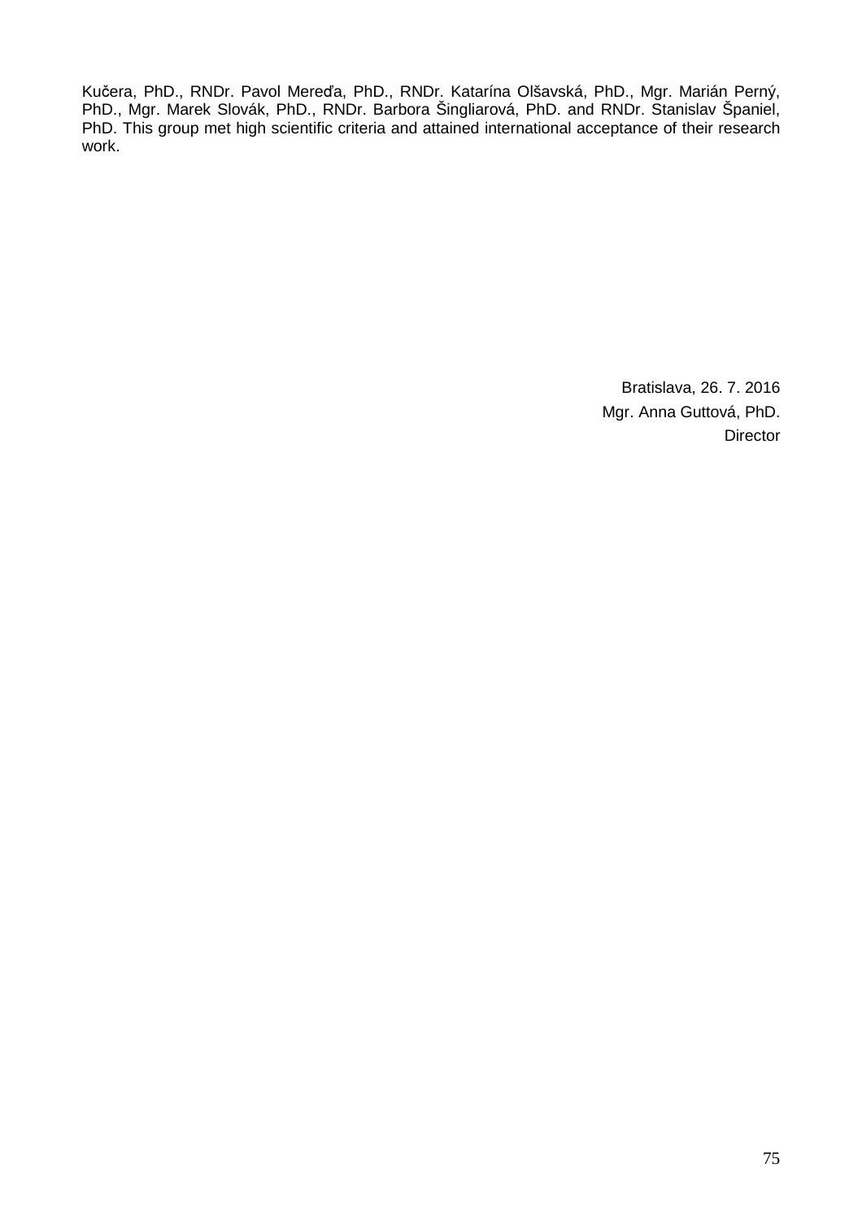Kučera, PhD., RNDr. Pavol Mereďa, PhD., RNDr. Katarína Olšavská, PhD., Mgr. Marián Perný, PhD., Mgr. Marek Slovák, PhD., RNDr. Barbora Šingliarová, PhD. and RNDr. Stanislav Španiel, PhD. This group met high scientific criteria and attained international acceptance of their research work.

Bratislava, 26. 7. 2016

Mgr. Anna Guttová, PhD.

Director